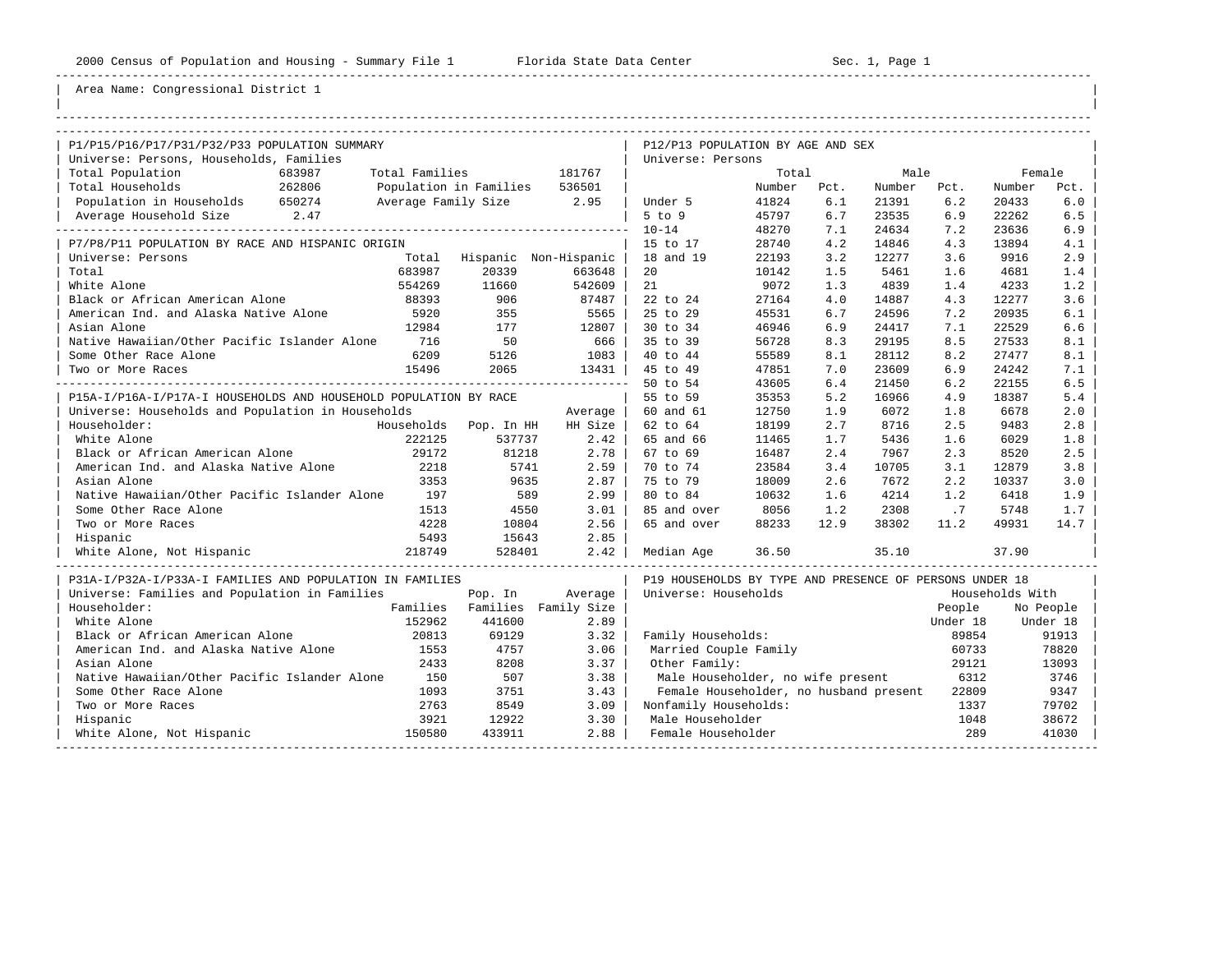Area Name: Congressional District 1

## P1/P15/P16/P17/P31/P32/P33 POPULATION SUMMARY

Universe: Persons, Households, Families

| | | | |
|---|---|---|---|
| Total Population | 683987 | Total Families | 181767 |
| Total Households | 262806 | Population in Families | 536501 |
| Population in Households | 650274 | Average Family Size | 2.95 |
| Average Household Size | 2.47 | | |

## P7/P8/P11 POPULATION BY RACE AND HISPANIC ORIGIN

Universe: Persons

| | Total | Hispanic | Non-Hispanic |
|---|---|---|---|
| Total | 683987 | 20339 | 663648 |
| White Alone | 554269 | 11660 | 542609 |
| Black or African American Alone | 88393 | 906 | 87487 |
| American Ind. and Alaska Native Alone | 5920 | 355 | 5565 |
| Asian Alone | 12984 | 177 | 12807 |
| Native Hawaiian/Other Pacific Islander Alone | 716 | 50 | 666 |
| Some Other Race Alone | 6209 | 5126 | 1083 |
| Two or More Races | 15496 | 2065 | 13431 |

## P15A-I/P16A-I/P17A-I HOUSEHOLDS AND HOUSEHOLD POPULATION BY RACE

Universe: Households and Population in Households

| Householder: | Households | Pop. In HH | Average HH Size |
|---|---|---|---|
| White Alone | 222125 | 537737 | 2.42 |
| Black or African American Alone | 29172 | 81218 | 2.78 |
| American Ind. and Alaska Native Alone | 2218 | 5741 | 2.59 |
| Asian Alone | 3353 | 9635 | 2.87 |
| Native Hawaiian/Other Pacific Islander Alone | 197 | 589 | 2.99 |
| Some Other Race Alone | 1513 | 4550 | 3.01 |
| Two or More Races | 4228 | 10804 | 2.56 |
| Hispanic | 5493 | 15643 | 2.85 |
| White Alone, Not Hispanic | 218749 | 528401 | 2.42 |

## P31A-I/P32A-I/P33A-I FAMILIES AND POPULATION IN FAMILIES

Universe: Families and Population in Families

| Householder: | Families | Pop. In Families | Average Family Size |
|---|---|---|---|
| White Alone | 152962 | 441600 | 2.89 |
| Black or African American Alone | 20813 | 69129 | 3.32 |
| American Ind. and Alaska Native Alone | 1553 | 4757 | 3.06 |
| Asian Alone | 2433 | 8208 | 3.37 |
| Native Hawaiian/Other Pacific Islander Alone | 150 | 507 | 3.38 |
| Some Other Race Alone | 1093 | 3751 | 3.43 |
| Two or More Races | 2763 | 8549 | 3.09 |
| Hispanic | 3921 | 12922 | 3.30 |
| White Alone, Not Hispanic | 150580 | 433911 | 2.88 |

## P12/P13 POPULATION BY AGE AND SEX

Universe: Persons

| | Total | | Male | | Female | |
|---|---|---|---|---|---|---|
| | Number | Pct. | Number | Pct. | Number | Pct. |
| Under 5 | 41824 | 6.1 | 21391 | 6.2 | 20433 | 6.0 |
| 5 to 9 | 45797 | 6.7 | 23535 | 6.9 | 22262 | 6.5 |
| 10-14 | 48270 | 7.1 | 24634 | 7.2 | 23636 | 6.9 |
| 15 to 17 | 28740 | 4.2 | 14846 | 4.3 | 13894 | 4.1 |
| 18 and 19 | 22193 | 3.2 | 12277 | 3.6 | 9916 | 2.9 |
| 20 | 10142 | 1.5 | 5461 | 1.6 | 4681 | 1.4 |
| 21 | 9072 | 1.3 | 4839 | 1.4 | 4233 | 1.2 |
| 22 to 24 | 27164 | 4.0 | 14887 | 4.3 | 12277 | 3.6 |
| 25 to 29 | 45531 | 6.7 | 24596 | 7.2 | 20935 | 6.1 |
| 30 to 34 | 46946 | 6.9 | 24417 | 7.1 | 22529 | 6.6 |
| 35 to 39 | 56728 | 8.3 | 29195 | 8.5 | 27533 | 8.1 |
| 40 to 44 | 55589 | 8.1 | 28112 | 8.2 | 27477 | 8.1 |
| 45 to 49 | 47851 | 7.0 | 23609 | 6.9 | 24242 | 7.1 |
| 50 to 54 | 43605 | 6.4 | 21450 | 6.2 | 22155 | 6.5 |
| 55 to 59 | 35353 | 5.2 | 16966 | 4.9 | 18387 | 5.4 |
| 60 and 61 | 12750 | 1.9 | 6072 | 1.8 | 6678 | 2.0 |
| 62 to 64 | 18199 | 2.7 | 8716 | 2.5 | 9483 | 2.8 |
| 65 and 66 | 11465 | 1.7 | 5436 | 1.6 | 6029 | 1.8 |
| 67 to 69 | 16487 | 2.4 | 7967 | 2.3 | 8520 | 2.5 |
| 70 to 74 | 23584 | 3.4 | 10705 | 3.1 | 12879 | 3.8 |
| 75 to 79 | 18009 | 2.6 | 7672 | 2.2 | 10337 | 3.0 |
| 80 to 84 | 10632 | 1.6 | 4214 | 1.2 | 6418 | 1.9 |
| 85 and over | 8056 | 1.2 | 2308 | .7 | 5748 | 1.7 |
| 65 and over | 88233 | 12.9 | 38302 | 11.2 | 49931 | 14.7 |
| Median Age | 36.50 | | 35.10 | | 37.90 | |

## P19 HOUSEHOLDS BY TYPE AND PRESENCE OF PERSONS UNDER 18

Universe: Households

| | Households With People Under 18 | Households With No People Under 18 |
|---|---|---|
| Family Households: | 89854 | 91913 |
| Married Couple Family | 60733 | 78820 |
| Other Family: | 29121 | 13093 |
| Male Householder, no wife present | 6312 | 3746 |
| Female Householder, no husband present | 22809 | 9347 |
| Nonfamily Households: | 1337 | 79702 |
| Male Householder | 1048 | 38672 |
| Female Householder | 289 | 41030 |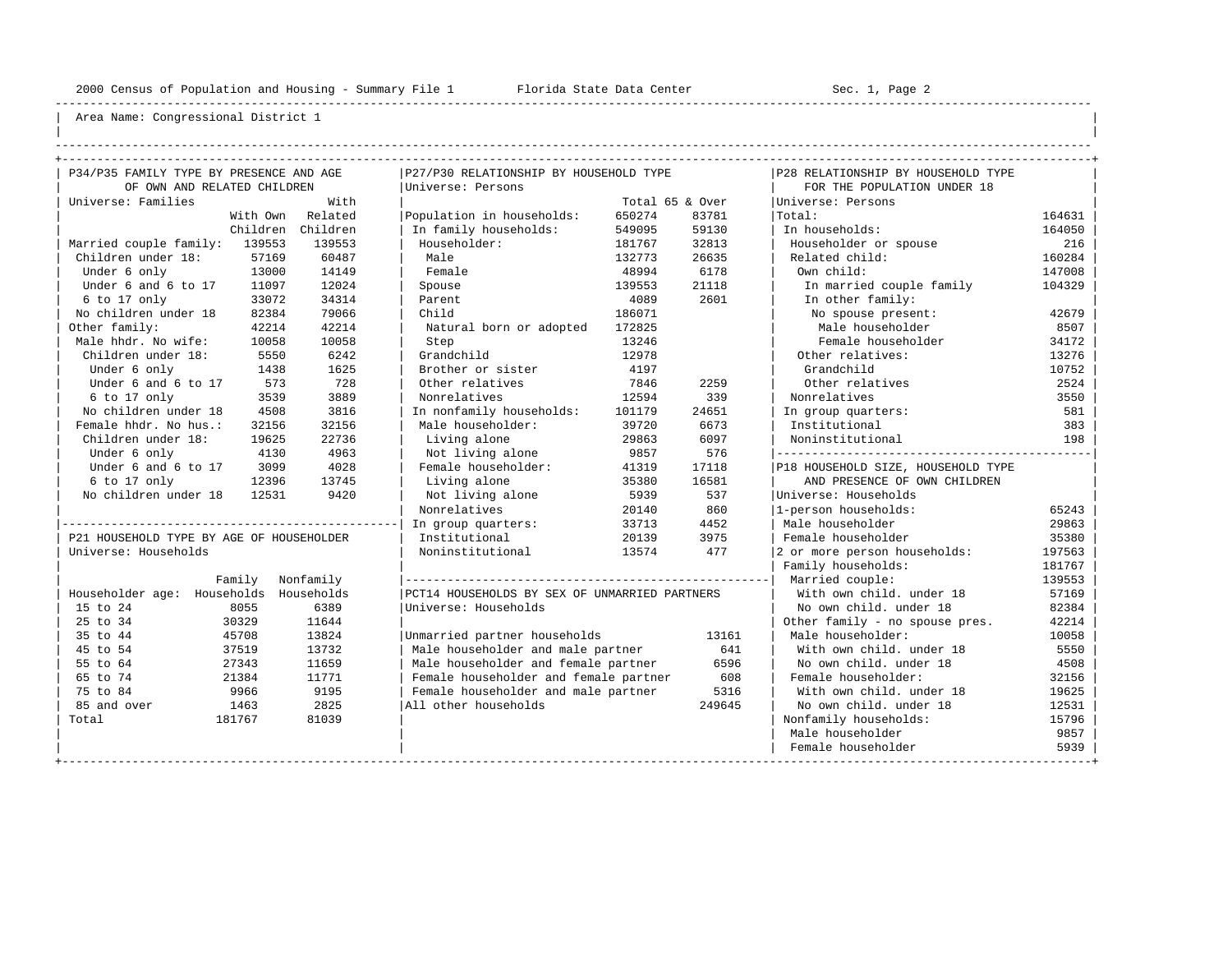Area Name: Congressional District 1

## P34/P35 FAMILY TYPE BY PRESENCE AND AGE OF OWN AND RELATED CHILDREN

Universe: Families

| | With Own Children | With Related Children |
|---|---|---|
| Married couple family: | 139553 | 139553 |
| Children under 18: | 57169 | 60487 |
| Under 6 only | 13000 | 14149 |
| Under 6 and 6 to 17 | 11097 | 12024 |
| 6 to 17 only | 33072 | 34314 |
| No children under 18 | 82384 | 79066 |
| Other family: | 42214 | 42214 |
| Male hhdr. No wife: | 10058 | 10058 |
| Children under 18: | 5550 | 6242 |
| Under 6 only | 1438 | 1625 |
| Under 6 and 6 to 17 | 573 | 728 |
| 6 to 17 only | 3539 | 3889 |
| No children under 18 | 4508 | 3816 |
| Female hhdr. No hus.: | 32156 | 32156 |
| Children under 18: | 19625 | 22736 |
| Under 6 only | 4130 | 4963 |
| Under 6 and 6 to 17 | 3099 | 4028 |
| 6 to 17 only | 12396 | 13745 |
| No children under 18 | 12531 | 9420 |

## P21 HOUSEHOLD TYPE BY AGE OF HOUSEHOLDER

Universe: Households

| Householder age: | Family Households | Nonfamily Households |
|---|---|---|
| 15 to 24 | 8055 | 6389 |
| 25 to 34 | 30329 | 11644 |
| 35 to 44 | 45708 | 13824 |
| 45 to 54 | 37519 | 13732 |
| 55 to 64 | 27343 | 11659 |
| 65 to 74 | 21384 | 11771 |
| 75 to 84 | 9966 | 9195 |
| 85 and over | 1463 | 2825 |
| Total | 181767 | 81039 |

## P27/P30 RELATIONSHIP BY HOUSEHOLD TYPE

Universe: Persons

| | Total | 65 & Over |
|---|---|---|
| Population in households: | 650274 | 83781 |
| In family households: | 549095 | 59130 |
| Householder: | 181767 | 32813 |
| Male | 132773 | 26635 |
| Female | 48994 | 6178 |
| Spouse | 139553 | 21118 |
| Parent | 4089 | 2601 |
| Child | 186071 | |
| Natural born or adopted | 172825 | |
| Step | 13246 | |
| Grandchild | 12978 | |
| Brother or sister | 4197 | |
| Other relatives | 7846 | 2259 |
| Nonrelatives | 12594 | 339 |
| In nonfamily households: | 101179 | 24651 |
| Male householder: | 39720 | 6673 |
| Living alone | 29863 | 6097 |
| Not living alone | 9857 | 576 |
| Female householder: | 41319 | 17118 |
| Living alone | 35380 | 16581 |
| Not living alone | 5939 | 537 |
| Nonrelatives | 20140 | 860 |
| In group quarters: | 33713 | 4452 |
| Institutional | 20139 | 3975 |
| Noninstitutional | 13574 | 477 |

## PCT14 HOUSEHOLDS BY SEX OF UNMARRIED PARTNERS

Universe: Households

| | |
|---|---|
| Unmarried partner households | 13161 |
| Male householder and male partner | 641 |
| Male householder and female partner | 6596 |
| Female householder and female partner | 608 |
| Female householder and male partner | 5316 |
| All other households | 249645 |

## P28 RELATIONSHIP BY HOUSEHOLD TYPE FOR THE POPULATION UNDER 18

Universe: Persons

| | |
|---|---|
| Total: | 164631 |
| In households: | 164050 |
| Householder or spouse | 216 |
| Related child: | 160284 |
| Own child: | 147008 |
| In married couple family | 104329 |
| In other family: | |
| No spouse present: | 42679 |
| Male householder | 8507 |
| Female householder | 34172 |
| Other relatives: | 13276 |
| Grandchild | 10752 |
| Other relatives | 2524 |
| Nonrelatives | 3550 |
| In group quarters: | 581 |
| Institutional | 383 |
| Noninstitutional | 198 |

## P18 HOUSEHOLD SIZE, HOUSEHOLD TYPE AND PRESENCE OF OWN CHILDREN

Universe: Households

| | |
|---|---|
| 1-person households: | 65243 |
| Male householder | 29863 |
| Female householder | 35380 |
| 2 or more person households: | 197563 |
| Family households: | 181767 |
| Married couple: | 139553 |
| With own child. under 18 | 57169 |
| No own child. under 18 | 82384 |
| Other family - no spouse pres. | 42214 |
| Male householder: | 10058 |
| With own child. under 18 | 5550 |
| No own child. under 18 | 4508 |
| Female householder: | 32156 |
| With own child. under 18 | 19625 |
| No own child. under 18 | 12531 |
| Nonfamily households: | 15796 |
| Male householder | 9857 |
| Female householder | 5939 |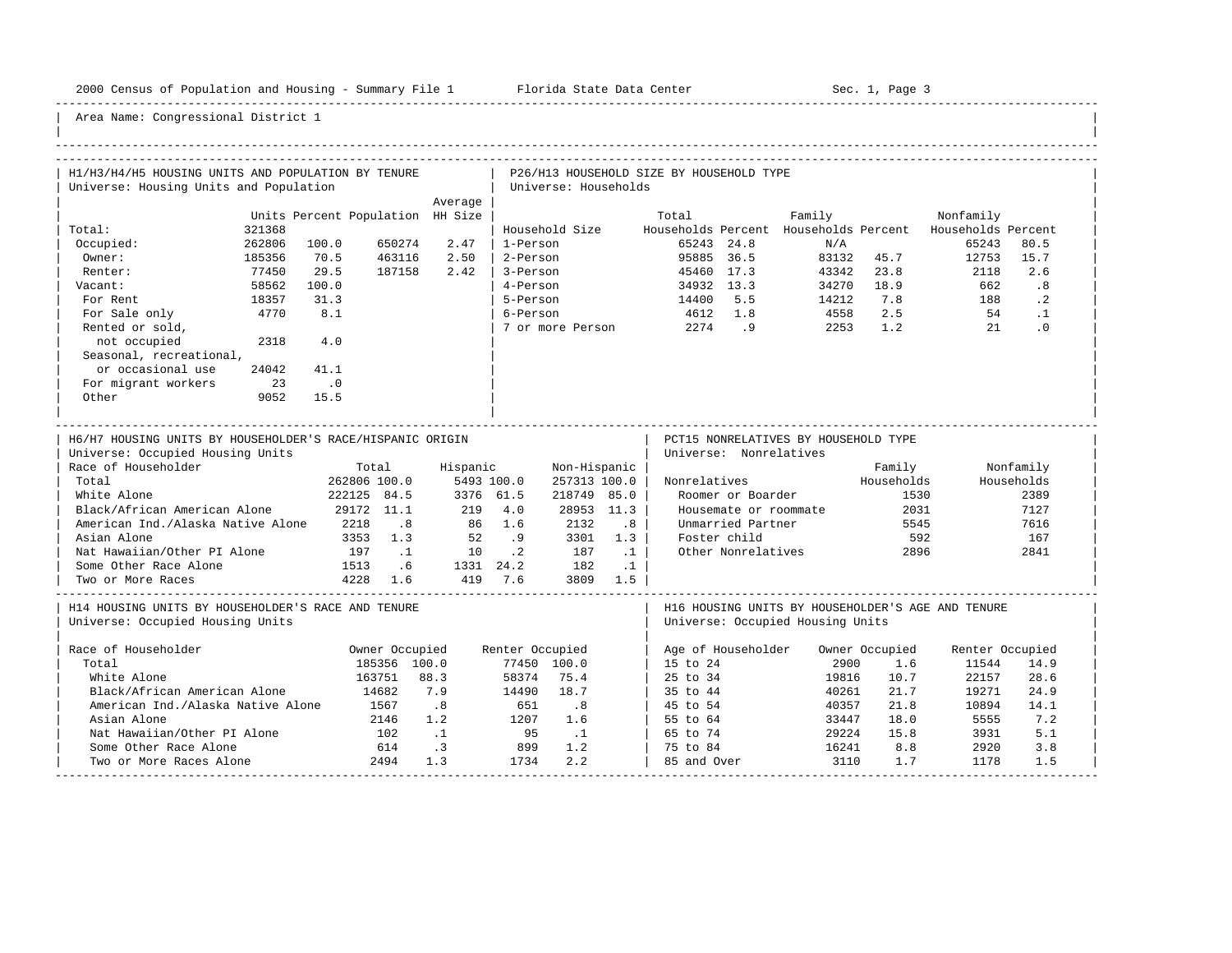Area Name: Congressional District 1

### H1/H3/H4/H5 HOUSING UNITS AND POPULATION BY TENURE
Universe: Housing Units and Population

| | Units | Percent | Population | Average HH Size |
|---|---|---|---|---|
| Total: | 321368 | | | |
| Occupied: | 262806 | 100.0 | 650274 | 2.47 |
| Owner: | 185356 | 70.5 | 463116 | 2.50 |
| Renter: | 77450 | 29.5 | 187158 | 2.42 |
| Vacant: | 58562 | 100.0 | | |
| For Rent | 18357 | 31.3 | | |
| For Sale only | 4770 | 8.1 | | |
| Rented or sold, not occupied | 2318 | 4.0 | | |
| Seasonal, recreational, or occasional use | 24042 | 41.1 | | |
| For migrant workers | 23 | .0 | | |
| Other | 9052 | 15.5 | | |

### P26/H13 HOUSEHOLD SIZE BY HOUSEHOLD TYPE
Universe: Households

| Household Size | Total Households | Percent | Family Households | Percent | Nonfamily Households | Percent |
|---|---|---|---|---|---|---|
| 1-Person | 65243 | 24.8 | N/A | | 65243 | 80.5 |
| 2-Person | 95885 | 36.5 | 83132 | 45.7 | 12753 | 15.7 |
| 3-Person | 45460 | 17.3 | 43342 | 23.8 | 2118 | 2.6 |
| 4-Person | 34932 | 13.3 | 34270 | 18.9 | 662 | .8 |
| 5-Person | 14400 | 5.5 | 14212 | 7.8 | 188 | .2 |
| 6-Person | 4612 | 1.8 | 4558 | 2.5 | 54 | .1 |
| 7 or more Person | 2274 | .9 | 2253 | 1.2 | 21 | .0 |

### H6/H7 HOUSING UNITS BY HOUSEHOLDER'S RACE/HISPANIC ORIGIN
Universe: Occupied Housing Units

| Race of Householder | Total | | Hispanic | | Non-Hispanic | |
|---|---|---|---|---|---|---|
| Total | 262806 | 100.0 | 5493 | 100.0 | 257313 | 100.0 |
| White Alone | 222125 | 84.5 | 3376 | 61.5 | 218749 | 85.0 |
| Black/African American Alone | 29172 | 11.1 | 219 | 4.0 | 28953 | 11.3 |
| American Ind./Alaska Native Alone | 2218 | .8 | 86 | 1.6 | 2132 | .8 |
| Asian Alone | 3353 | 1.3 | 52 | .9 | 3301 | 1.3 |
| Nat Hawaiian/Other PI Alone | 197 | .1 | 10 | .2 | 187 | .1 |
| Some Other Race Alone | 1513 | .6 | 1331 | 24.2 | 182 | .1 |
| Two or More Races | 4228 | 1.6 | 419 | 7.6 | 3809 | 1.5 |

### PCT15 NONRELATIVES BY HOUSEHOLD TYPE
Universe: Nonrelatives

| Nonrelatives | Family Households | Nonfamily Households |
|---|---|---|
| Roomer or Boarder | 1530 | 2389 |
| Housemate or roommate | 2031 | 7127 |
| Unmarried Partner | 5545 | 7616 |
| Foster child | 592 | 167 |
| Other Nonrelatives | 2896 | 2841 |

### H14 HOUSING UNITS BY HOUSEHOLDER'S RACE AND TENURE
Universe: Occupied Housing Units

| Race of Householder | Owner Occupied | | Renter Occupied | |
|---|---|---|---|---|
| Total | 185356 | 100.0 | 77450 | 100.0 |
| White Alone | 163751 | 88.3 | 58374 | 75.4 |
| Black/African American Alone | 14682 | 7.9 | 14490 | 18.7 |
| American Ind./Alaska Native Alone | 1567 | .8 | 651 | .8 |
| Asian Alone | 2146 | 1.2 | 1207 | 1.6 |
| Nat Hawaiian/Other PI Alone | 102 | .1 | 95 | .1 |
| Some Other Race Alone | 614 | .3 | 899 | 1.2 |
| Two or More Races Alone | 2494 | 1.3 | 1734 | 2.2 |

### H16 HOUSING UNITS BY HOUSEHOLDER'S AGE AND TENURE
Universe: Occupied Housing Units

| Age of Householder | Owner Occupied | | Renter Occupied | |
|---|---|---|---|---|
| 15 to 24 | 2900 | 1.6 | 11544 | 14.9 |
| 25 to 34 | 19816 | 10.7 | 22157 | 28.6 |
| 35 to 44 | 40261 | 21.7 | 19271 | 24.9 |
| 45 to 54 | 40357 | 21.8 | 10894 | 14.1 |
| 55 to 64 | 33447 | 18.0 | 5555 | 7.2 |
| 65 to 74 | 29224 | 15.8 | 3931 | 5.1 |
| 75 to 84 | 16241 | 8.8 | 2920 | 3.8 |
| 85 and Over | 3110 | 1.7 | 1178 | 1.5 |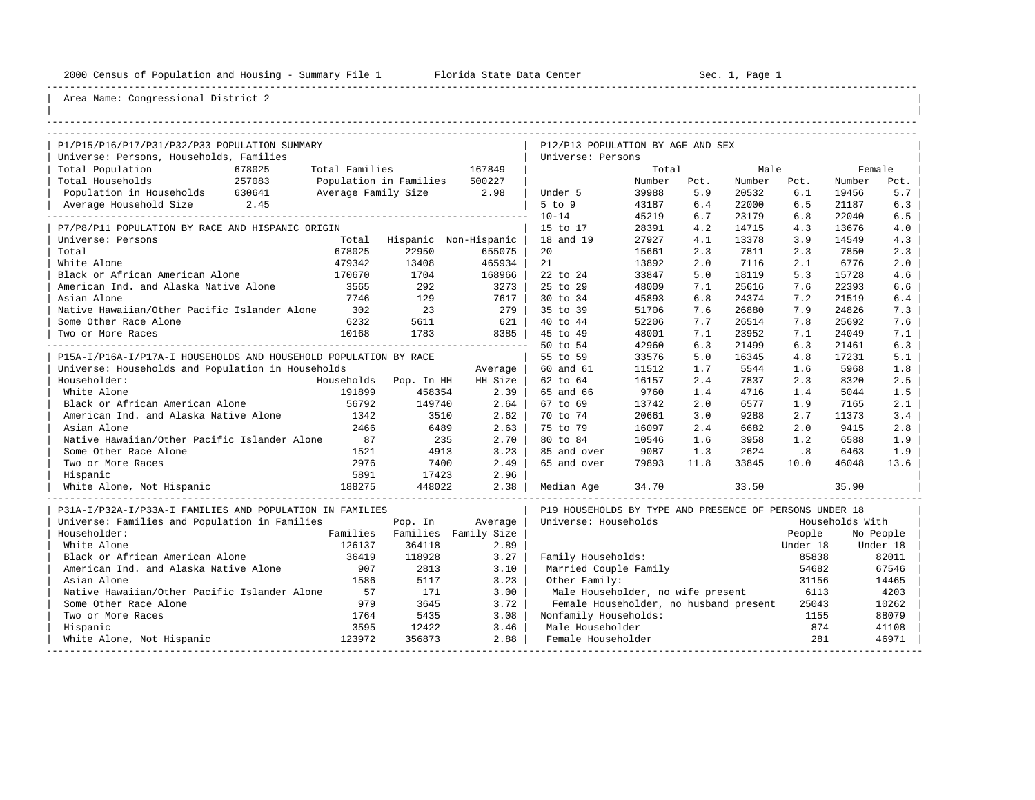Area Name: Congressional District 2

## P1/P15/P16/P17/P31/P32/P33 POPULATION SUMMARY

Universe: Persons, Households, Families

| | | | |
|---|---|---|---|
| Total Population | 678025 | Total Families | 167849 |
| Total Households | 257083 | Population in Families | 500227 |
| Population in Households | 630641 | Average Family Size | 2.98 |
| Average Household Size | 2.45 | | |

## P7/P8/P11 POPULATION BY RACE AND HISPANIC ORIGIN

Universe: Persons

| | Total | Hispanic | Non-Hispanic |
|---|---|---|---|
| Total | 678025 | 22950 | 655075 |
| White Alone | 479342 | 13408 | 465934 |
| Black or African American Alone | 170670 | 1704 | 168966 |
| American Ind. and Alaska Native Alone | 3565 | 292 | 3273 |
| Asian Alone | 7746 | 129 | 7617 |
| Native Hawaiian/Other Pacific Islander Alone | 302 | 23 | 279 |
| Some Other Race Alone | 6232 | 5611 | 621 |
| Two or More Races | 10168 | 1783 | 8385 |

## P15A-I/P16A-I/P17A-I HOUSEHOLDS AND HOUSEHOLD POPULATION BY RACE

Universe: Households and Population in Households

| Householder: | Households | Pop. In HH | Average HH Size |
|---|---|---|---|
| White Alone | 191899 | 458354 | 2.39 |
| Black or African American Alone | 56792 | 149740 | 2.64 |
| American Ind. and Alaska Native Alone | 1342 | 3510 | 2.62 |
| Asian Alone | 2466 | 6489 | 2.63 |
| Native Hawaiian/Other Pacific Islander Alone | 87 | 235 | 2.70 |
| Some Other Race Alone | 1521 | 4913 | 3.23 |
| Two or More Races | 2976 | 7400 | 2.49 |
| Hispanic | 5891 | 17423 | 2.96 |
| White Alone, Not Hispanic | 188275 | 448022 | 2.38 |

## P31A-I/P32A-I/P33A-I FAMILIES AND POPULATION IN FAMILIES

Universe: Families and Population in Families

| Householder: | Families | Pop. In Families | Average Family Size |
|---|---|---|---|
| White Alone | 126137 | 364118 | 2.89 |
| Black or African American Alone | 36419 | 118928 | 3.27 |
| American Ind. and Alaska Native Alone | 907 | 2813 | 3.10 |
| Asian Alone | 1586 | 5117 | 3.23 |
| Native Hawaiian/Other Pacific Islander Alone | 57 | 171 | 3.00 |
| Some Other Race Alone | 979 | 3645 | 3.72 |
| Two or More Races | 1764 | 5435 | 3.08 |
| Hispanic | 3595 | 12422 | 3.46 |
| White Alone, Not Hispanic | 123972 | 356873 | 2.88 |

## P12/P13 POPULATION BY AGE AND SEX

Universe: Persons

| | Total Number | Total Pct. | Male Number | Male Pct. | Female Number | Female Pct. |
|---|---|---|---|---|---|---|
| Under 5 | 39988 | 5.9 | 20532 | 6.1 | 19456 | 5.7 |
| 5 to 9 | 43187 | 6.4 | 22000 | 6.5 | 21187 | 6.3 |
| 10-14 | 45219 | 6.7 | 23179 | 6.8 | 22040 | 6.5 |
| 15 to 17 | 28391 | 4.2 | 14715 | 4.3 | 13676 | 4.0 |
| 18 and 19 | 27927 | 4.1 | 13378 | 3.9 | 14549 | 4.3 |
| 20 | 15661 | 2.3 | 7811 | 2.3 | 7850 | 2.3 |
| 21 | 13892 | 2.0 | 7116 | 2.1 | 6776 | 2.0 |
| 22 to 24 | 33847 | 5.0 | 18119 | 5.3 | 15728 | 4.6 |
| 25 to 29 | 48009 | 7.1 | 25616 | 7.6 | 22393 | 6.6 |
| 30 to 34 | 45893 | 6.8 | 24374 | 7.2 | 21519 | 6.4 |
| 35 to 39 | 51706 | 7.6 | 26880 | 7.9 | 24826 | 7.3 |
| 40 to 44 | 52206 | 7.7 | 26514 | 7.8 | 25692 | 7.6 |
| 45 to 49 | 48001 | 7.1 | 23952 | 7.1 | 24049 | 7.1 |
| 50 to 54 | 42960 | 6.3 | 21499 | 6.3 | 21461 | 6.3 |
| 55 to 59 | 33576 | 5.0 | 16345 | 4.8 | 17231 | 5.1 |
| 60 and 61 | 11512 | 1.7 | 5544 | 1.6 | 5968 | 1.8 |
| 62 to 64 | 16157 | 2.4 | 7837 | 2.3 | 8320 | 2.5 |
| 65 and 66 | 9760 | 1.4 | 4716 | 1.4 | 5044 | 1.5 |
| 67 to 69 | 13742 | 2.0 | 6577 | 1.9 | 7165 | 2.1 |
| 70 to 74 | 20661 | 3.0 | 9288 | 2.7 | 11373 | 3.4 |
| 75 to 79 | 16097 | 2.4 | 6682 | 2.0 | 9415 | 2.8 |
| 80 to 84 | 10546 | 1.6 | 3958 | 1.2 | 6588 | 1.9 |
| 85 and over | 9087 | 1.3 | 2624 | .8 | 6463 | 1.9 |
| 65 and over | 79893 | 11.8 | 33845 | 10.0 | 46048 | 13.6 |
| Median Age | 34.70 | | 33.50 | | 35.90 | |

## P19 HOUSEHOLDS BY TYPE AND PRESENCE OF PERSONS UNDER 18

Universe: Households

| | Households With People Under 18 | Households With No People Under 18 |
|---|---|---|
| Family Households: | 85838 | 82011 |
| Married Couple Family | 54682 | 67546 |
| Other Family: | 31156 | 14465 |
| Male Householder, no wife present | 6113 | 4203 |
| Female Householder, no husband present | 25043 | 10262 |
| Nonfamily Households: | 1155 | 88079 |
| Male Householder | 874 | 41108 |
| Female Householder | 281 | 46971 |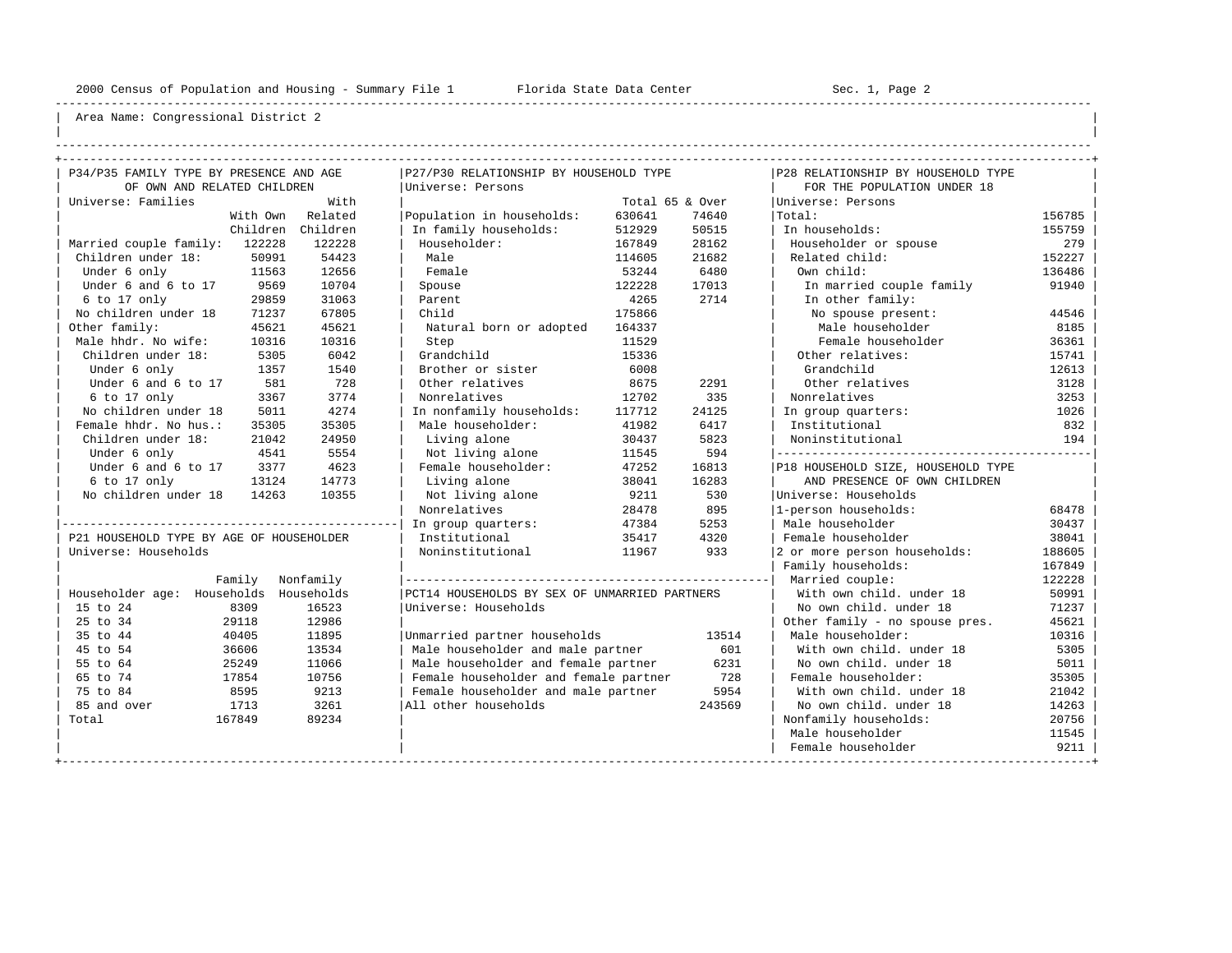Area Name: Congressional District 2

## P34/P35 FAMILY TYPE BY PRESENCE AND AGE OF OWN AND RELATED CHILDREN

Universe: Families

| | With Own Children | With Related Children |
|---|---|---|
| Married couple family: | 122228 | 122228 |
| Children under 18: | 50991 | 54423 |
| Under 6 only | 11563 | 12656 |
| Under 6 and 6 to 17 | 9569 | 10704 |
| 6 to 17 only | 29859 | 31063 |
| No children under 18 | 71237 | 67805 |
| Other family: | 45621 | 45621 |
| Male hhdr. No wife: | 10316 | 10316 |
| Children under 18: | 5305 | 6042 |
| Under 6 only | 1357 | 1540 |
| Under 6 and 6 to 17 | 581 | 728 |
| 6 to 17 only | 3367 | 3774 |
| No children under 18 | 5011 | 4274 |
| Female hhdr. No hus.: | 35305 | 35305 |
| Children under 18: | 21042 | 24950 |
| Under 6 only | 4541 | 5554 |
| Under 6 and 6 to 17 | 3377 | 4623 |
| 6 to 17 only | 13124 | 14773 |
| No children under 18 | 14263 | 10355 |

## P21 HOUSEHOLD TYPE BY AGE OF HOUSEHOLDER

Universe: Households

| Householder age: | Family Households | Nonfamily Households |
|---|---|---|
| 15 to 24 | 8309 | 16523 |
| 25 to 34 | 29118 | 12986 |
| 35 to 44 | 40405 | 11895 |
| 45 to 54 | 36606 | 13534 |
| 55 to 64 | 25249 | 11066 |
| 65 to 74 | 17854 | 10756 |
| 75 to 84 | 8595 | 9213 |
| 85 and over | 1713 | 3261 |
| Total | 167849 | 89234 |

## P27/P30 RELATIONSHIP BY HOUSEHOLD TYPE

Universe: Persons

| | Total | 65 & Over |
|---|---|---|
| Population in households: | 630641 | 74640 |
| In family households: | 512929 | 50515 |
| Householder: | 167849 | 28162 |
| Male | 114605 | 21682 |
| Female | 53244 | 6480 |
| Spouse | 122228 | 17013 |
| Parent | 4265 | 2714 |
| Child | 175866 | |
| Natural born or adopted | 164337 | |
| Step | 11529 | |
| Grandchild | 15336 | |
| Brother or sister | 6008 | |
| Other relatives | 8675 | 2291 |
| Nonrelatives | 12702 | 335 |
| In nonfamily households: | 117712 | 24125 |
| Male householder: | 41982 | 6417 |
| Living alone | 30437 | 5823 |
| Not living alone | 11545 | 594 |
| Female householder: | 47252 | 16813 |
| Living alone | 38041 | 16283 |
| Not living alone | 9211 | 530 |
| Nonrelatives | 28478 | 895 |
| In group quarters: | 47384 | 5253 |
| Institutional | 35417 | 4320 |
| Noninstitutional | 11967 | 933 |

## PCT14 HOUSEHOLDS BY SEX OF UNMARRIED PARTNERS

Universe: Households

| | |
|---|---|
| Unmarried partner households | 13514 |
| Male householder and male partner | 601 |
| Male householder and female partner | 6231 |
| Female householder and female partner | 728 |
| Female householder and male partner | 5954 |
| All other households | 243569 |

## P28 RELATIONSHIP BY HOUSEHOLD TYPE FOR THE POPULATION UNDER 18

Universe: Persons

| | |
|---|---|
| Total: | 156785 |
| In households: | 155759 |
| Householder or spouse | 279 |
| Related child: | 152227 |
| Own child: | 136486 |
| In married couple family | 91940 |
| In other family: | |
| No spouse present: | 44546 |
| Male householder | 8185 |
| Female householder | 36361 |
| Other relatives: | 15741 |
| Grandchild | 12613 |
| Other relatives | 3128 |
| Nonrelatives | 3253 |
| In group quarters: | 1026 |
| Institutional | 832 |
| Noninstitutional | 194 |

## P18 HOUSEHOLD SIZE, HOUSEHOLD TYPE AND PRESENCE OF OWN CHILDREN

Universe: Households

| | |
|---|---|
| 1-person households: | 68478 |
| Male householder | 30437 |
| Female householder | 38041 |
| 2 or more person households: | 188605 |
| Family households: | 167849 |
| Married couple: | 122228 |
| With own child. under 18 | 50991 |
| No own child. under 18 | 71237 |
| Other family - no spouse pres. | 45621 |
| Male householder: | 10316 |
| With own child. under 18 | 5305 |
| No own child. under 18 | 5011 |
| Female householder: | 35305 |
| With own child. under 18 | 21042 |
| No own child. under 18 | 14263 |
| Nonfamily households: | 20756 |
| Male householder | 11545 |
| Female householder | 9211 |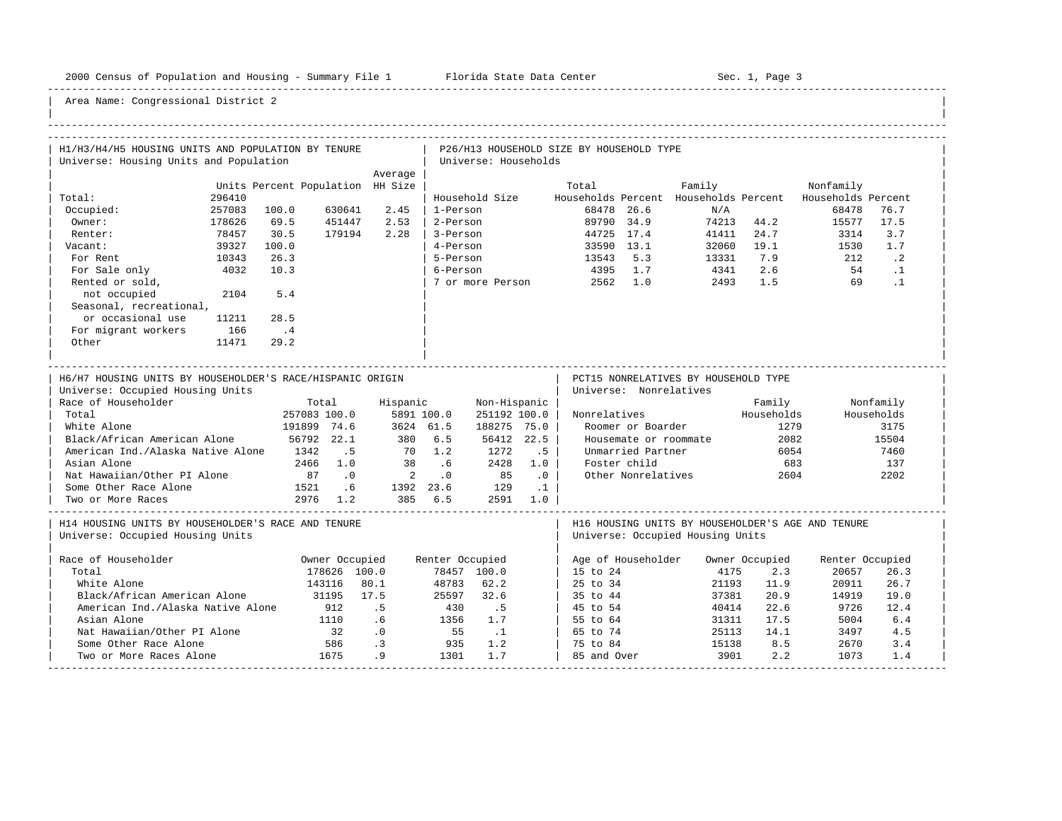Area Name: Congressional District 2

## H1/H3/H4/H5 HOUSING UNITS AND POPULATION BY TENURE

Universe: Housing Units and Population

| | Units | Percent | Population | Average HH Size |
|---|---|---|---|---|
| Total: | 296410 | | | |
| Occupied: | 257083 | 100.0 | 630641 | 2.45 |
| Owner: | 178626 | 69.5 | 451447 | 2.53 |
| Renter: | 78457 | 30.5 | 179194 | 2.28 |
| Vacant: | 39327 | 100.0 | | |
| For Rent | 10343 | 26.3 | | |
| For Sale only | 4032 | 10.3 | | |
| Rented or sold, not occupied | 2104 | 5.4 | | |
| Seasonal, recreational, or occasional use | 11211 | 28.5 | | |
| For migrant workers | 166 | .4 | | |
| Other | 11471 | 29.2 | | |

## P26/H13 HOUSEHOLD SIZE BY HOUSEHOLD TYPE

Universe: Households

| Household Size | Total Households | Percent | Family Households | Percent | Nonfamily Households | Percent |
|---|---|---|---|---|---|---|
| 1-Person | 68478 | 26.6 | N/A | | 68478 | 76.7 |
| 2-Person | 89790 | 34.9 | 74213 | 44.2 | 15577 | 17.5 |
| 3-Person | 44725 | 17.4 | 41411 | 24.7 | 3314 | 3.7 |
| 4-Person | 33590 | 13.1 | 32060 | 19.1 | 1530 | 1.7 |
| 5-Person | 13543 | 5.3 | 13331 | 7.9 | 212 | .2 |
| 6-Person | 4395 | 1.7 | 4341 | 2.6 | 54 | .1 |
| 7 or more Person | 2562 | 1.0 | 2493 | 1.5 | 69 | .1 |

## H6/H7 HOUSING UNITS BY HOUSEHOLDER'S RACE/HISPANIC ORIGIN

Universe: Occupied Housing Units

| Race of Householder | Total | | Hispanic | | Non-Hispanic | |
|---|---|---|---|---|---|---|
| Total | 257083 | 100.0 | 5891 | 100.0 | 251192 | 100.0 |
| White Alone | 191899 | 74.6 | 3624 | 61.5 | 188275 | 75.0 |
| Black/African American Alone | 56792 | 22.1 | 380 | 6.5 | 56412 | 22.5 |
| American Ind./Alaska Native Alone | 1342 | .5 | 70 | 1.2 | 1272 | .5 |
| Asian Alone | 2466 | 1.0 | 38 | .6 | 2428 | 1.0 |
| Nat Hawaiian/Other PI Alone | 87 | .0 | 2 | .0 | 85 | .0 |
| Some Other Race Alone | 1521 | .6 | 1392 | 23.6 | 129 | .1 |
| Two or More Races | 2976 | 1.2 | 385 | 6.5 | 2591 | 1.0 |

## PCT15 NONRELATIVES BY HOUSEHOLD TYPE

Universe: Nonrelatives

| Nonrelatives | Family Households | Nonfamily Households |
|---|---|---|
| Roomer or Boarder | 1279 | 3175 |
| Housemate or roommate | 2082 | 15504 |
| Unmarried Partner | 6054 | 7460 |
| Foster child | 683 | 137 |
| Other Nonrelatives | 2604 | 2202 |

## H14 HOUSING UNITS BY HOUSEHOLDER'S RACE AND TENURE

Universe: Occupied Housing Units

| Race of Householder | Owner Occupied | | Renter Occupied | |
|---|---|---|---|---|
| Total | 178626 | 100.0 | 78457 | 100.0 |
| White Alone | 143116 | 80.1 | 48783 | 62.2 |
| Black/African American Alone | 31195 | 17.5 | 25597 | 32.6 |
| American Ind./Alaska Native Alone | 912 | .5 | 430 | .5 |
| Asian Alone | 1110 | .6 | 1356 | 1.7 |
| Nat Hawaiian/Other PI Alone | 32 | .0 | 55 | .1 |
| Some Other Race Alone | 586 | .3 | 935 | 1.2 |
| Two or More Races Alone | 1675 | .9 | 1301 | 1.7 |

## H16 HOUSING UNITS BY HOUSEHOLDER'S AGE AND TENURE

Universe: Occupied Housing Units

| Age of Householder | Owner Occupied | | Renter Occupied | |
|---|---|---|---|---|
| 15 to 24 | 4175 | 2.3 | 20657 | 26.3 |
| 25 to 34 | 21193 | 11.9 | 20911 | 26.7 |
| 35 to 44 | 37381 | 20.9 | 14919 | 19.0 |
| 45 to 54 | 40414 | 22.6 | 9726 | 12.4 |
| 55 to 64 | 31311 | 17.5 | 5004 | 6.4 |
| 65 to 74 | 25113 | 14.1 | 3497 | 4.5 |
| 75 to 84 | 15138 | 8.5 | 2670 | 3.4 |
| 85 and Over | 3901 | 2.2 | 1073 | 1.4 |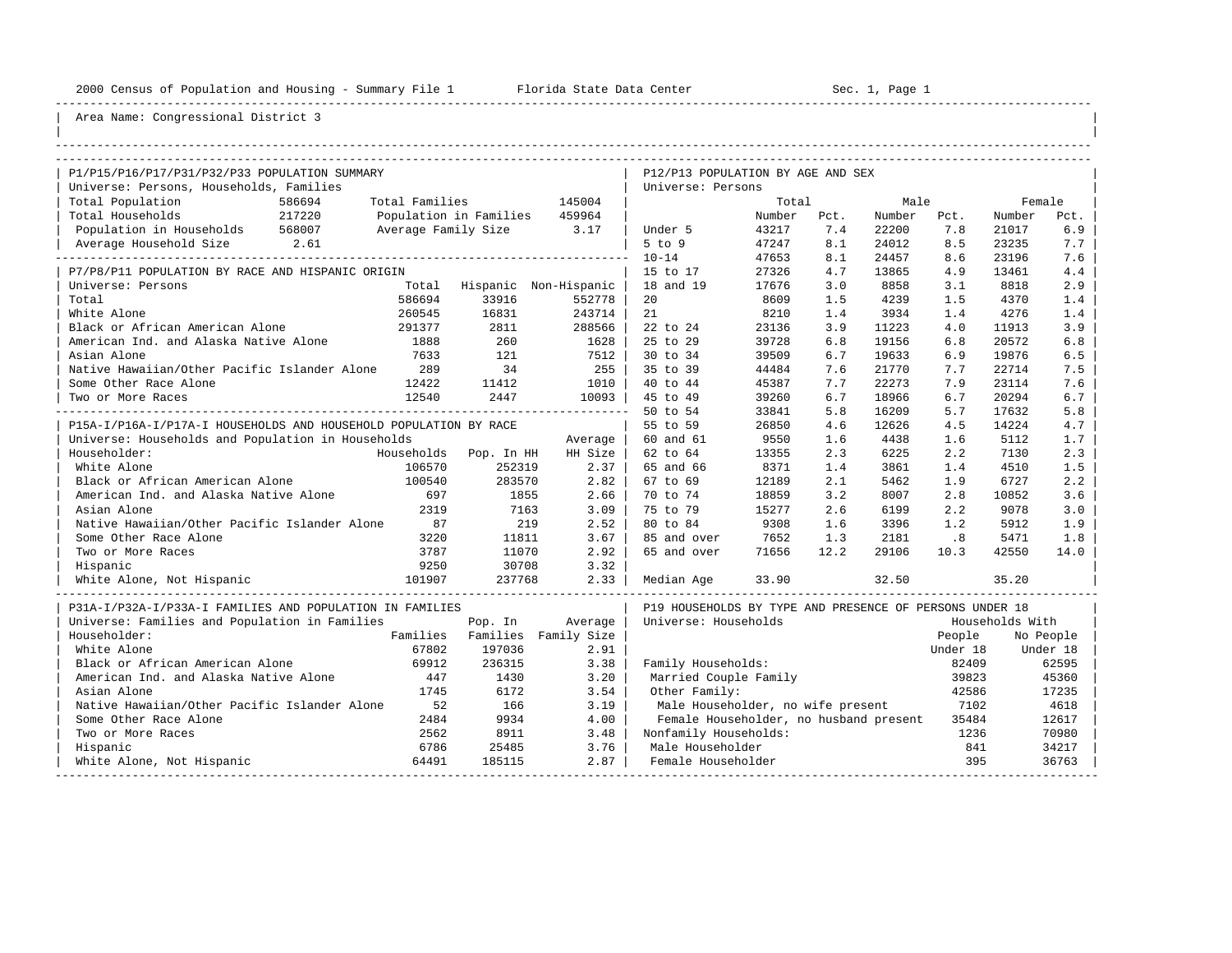2000 Census of Population and Housing - Summary File 1 — Florida State Data Center — Sec. 1, Page 1

Area Name: Congressional District 3

## P1/P15/P16/P17/P31/P32/P33 POPULATION SUMMARY

Universe: Persons, Households, Families

| | | | |
|---|---|---|---|
| Total Population | 586694 | Total Families | 145004 |
| Total Households | 217220 | Population in Families | 459964 |
| Population in Households | 568007 | Average Family Size | 3.17 |
| Average Household Size | 2.61 | | |

## P7/P8/P11 POPULATION BY RACE AND HISPANIC ORIGIN

Universe: Persons

| | Total | Hispanic | Non-Hispanic |
|---|---|---|---|
| Total | 586694 | 33916 | 552778 |
| White Alone | 260545 | 16831 | 243714 |
| Black or African American Alone | 291377 | 2811 | 288566 |
| American Ind. and Alaska Native Alone | 1888 | 260 | 1628 |
| Asian Alone | 7633 | 121 | 7512 |
| Native Hawaiian/Other Pacific Islander Alone | 289 | 34 | 255 |
| Some Other Race Alone | 12422 | 11412 | 1010 |
| Two or More Races | 12540 | 2447 | 10093 |

## P15A-I/P16A-I/P17A-I HOUSEHOLDS AND HOUSEHOLD POPULATION BY RACE

Universe: Households and Population in Households

| Householder: | Households | Pop. In HH | Average HH Size |
|---|---|---|---|
| White Alone | 106570 | 252319 | 2.37 |
| Black or African American Alone | 100540 | 283570 | 2.82 |
| American Ind. and Alaska Native Alone | 697 | 1855 | 2.66 |
| Asian Alone | 2319 | 7163 | 3.09 |
| Native Hawaiian/Other Pacific Islander Alone | 87 | 219 | 2.52 |
| Some Other Race Alone | 3220 | 11811 | 3.67 |
| Two or More Races | 3787 | 11070 | 2.92 |
| Hispanic | 9250 | 30708 | 3.32 |
| White Alone, Not Hispanic | 101907 | 237768 | 2.33 |

## P31A-I/P32A-I/P33A-I FAMILIES AND POPULATION IN FAMILIES

Universe: Families and Population in Families

| Householder: | Families | Pop. In Families | Average Family Size |
|---|---|---|---|
| White Alone | 67802 | 197036 | 2.91 |
| Black or African American Alone | 69912 | 236315 | 3.38 |
| American Ind. and Alaska Native Alone | 447 | 1430 | 3.20 |
| Asian Alone | 1745 | 6172 | 3.54 |
| Native Hawaiian/Other Pacific Islander Alone | 52 | 166 | 3.19 |
| Some Other Race Alone | 2484 | 9934 | 4.00 |
| Two or More Races | 2562 | 8911 | 3.48 |
| Hispanic | 6786 | 25485 | 3.76 |
| White Alone, Not Hispanic | 64491 | 185115 | 2.87 |

## P12/P13 POPULATION BY AGE AND SEX

Universe: Persons

| | Total Number | Total Pct. | Male Number | Male Pct. | Female Number | Female Pct. |
|---|---|---|---|---|---|---|
| Under 5 | 43217 | 7.4 | 22200 | 7.8 | 21017 | 6.9 |
| 5 to 9 | 47247 | 8.1 | 24012 | 8.5 | 23235 | 7.7 |
| 10-14 | 47653 | 8.1 | 24457 | 8.6 | 23196 | 7.6 |
| 15 to 17 | 27326 | 4.7 | 13865 | 4.9 | 13461 | 4.4 |
| 18 and 19 | 17676 | 3.0 | 8858 | 3.1 | 8818 | 2.9 |
| 20 | 8609 | 1.5 | 4239 | 1.5 | 4370 | 1.4 |
| 21 | 8210 | 1.4 | 3934 | 1.4 | 4276 | 1.4 |
| 22 to 24 | 23136 | 3.9 | 11223 | 4.0 | 11913 | 3.9 |
| 25 to 29 | 39728 | 6.8 | 19156 | 6.8 | 20572 | 6.8 |
| 30 to 34 | 39509 | 6.7 | 19633 | 6.9 | 19876 | 6.5 |
| 35 to 39 | 44484 | 7.6 | 21770 | 7.7 | 22714 | 7.5 |
| 40 to 44 | 45387 | 7.7 | 22273 | 7.9 | 23114 | 7.6 |
| 45 to 49 | 39260 | 6.7 | 18966 | 6.7 | 20294 | 6.7 |
| 50 to 54 | 33841 | 5.8 | 16209 | 5.7 | 17632 | 5.8 |
| 55 to 59 | 26850 | 4.6 | 12626 | 4.5 | 14224 | 4.7 |
| 60 and 61 | 9550 | 1.6 | 4438 | 1.6 | 5112 | 1.7 |
| 62 to 64 | 13355 | 2.3 | 6225 | 2.2 | 7130 | 2.3 |
| 65 and 66 | 8371 | 1.4 | 3861 | 1.4 | 4510 | 1.5 |
| 67 to 69 | 12189 | 2.1 | 5462 | 1.9 | 6727 | 2.2 |
| 70 to 74 | 18859 | 3.2 | 8007 | 2.8 | 10852 | 3.6 |
| 75 to 79 | 15277 | 2.6 | 6199 | 2.2 | 9078 | 3.0 |
| 80 to 84 | 9308 | 1.6 | 3396 | 1.2 | 5912 | 1.9 |
| 85 and over | 7652 | 1.3 | 2181 | .8 | 5471 | 1.8 |
| 65 and over | 71656 | 12.2 | 29106 | 10.3 | 42550 | 14.0 |
| Median Age | 33.90 | | 32.50 | | 35.20 | |

## P19 HOUSEHOLDS BY TYPE AND PRESENCE OF PERSONS UNDER 18

Universe: Households

| | Households With People Under 18 | Households With No People Under 18 |
|---|---|---|
| Family Households: | 82409 | 62595 |
| Married Couple Family | 39823 | 45360 |
| Other Family: | 42586 | 17235 |
| Male Householder, no wife present | 7102 | 4618 |
| Female Householder, no husband present | 35484 | 12617 |
| Nonfamily Households: | 1236 | 70980 |
| Male Householder | 841 | 34217 |
| Female Householder | 395 | 36763 |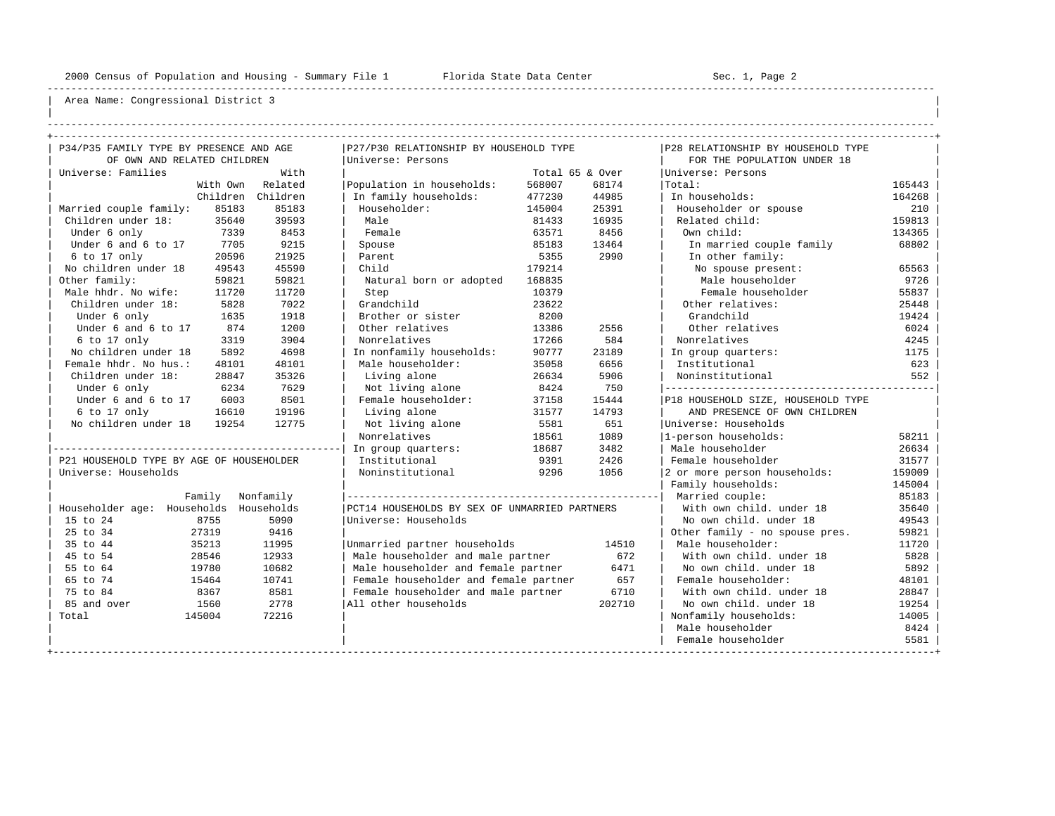Area Name: Congressional District 3

## P34/P35 FAMILY TYPE BY PRESENCE AND AGE OF OWN AND RELATED CHILDREN

Universe: Families

| | With Own Children | With Related Children |
|---|---|---|
| Married couple family: | 85183 | 85183 |
| Children under 18: | 35640 | 39593 |
| Under 6 only | 7339 | 8453 |
| Under 6 and 6 to 17 | 7705 | 9215 |
| 6 to 17 only | 20596 | 21925 |
| No children under 18 | 49543 | 45590 |
| Other family: | 59821 | 59821 |
| Male hhdr. No wife: | 11720 | 11720 |
| Children under 18: | 5828 | 7022 |
| Under 6 only | 1635 | 1918 |
| Under 6 and 6 to 17 | 874 | 1200 |
| 6 to 17 only | 3319 | 3904 |
| No children under 18 | 5892 | 4698 |
| Female hhdr. No hus.: | 48101 | 48101 |
| Children under 18: | 28847 | 35326 |
| Under 6 only | 6234 | 7629 |
| Under 6 and 6 to 17 | 6003 | 8501 |
| 6 to 17 only | 16610 | 19196 |
| No children under 18 | 19254 | 12775 |

## P21 HOUSEHOLD TYPE BY AGE OF HOUSEHOLDER

Universe: Households

| Householder age: | Family Households | Nonfamily Households |
|---|---|---|
| 15 to 24 | 8755 | 5090 |
| 25 to 34 | 27319 | 9416 |
| 35 to 44 | 35213 | 11995 |
| 45 to 54 | 28546 | 12933 |
| 55 to 64 | 19780 | 10682 |
| 65 to 74 | 15464 | 10741 |
| 75 to 84 | 8367 | 8581 |
| 85 and over | 1560 | 2778 |
| Total | 145004 | 72216 |

## P27/P30 RELATIONSHIP BY HOUSEHOLD TYPE

Universe: Persons

| | Total | 65 & Over |
|---|---|---|
| Population in households: | 568007 | 68174 |
| In family households: | 477230 | 44985 |
| Householder: | 145004 | 25391 |
| Male | 81433 | 16935 |
| Female | 63571 | 8456 |
| Spouse | 85183 | 13464 |
| Parent | 5355 | 2990 |
| Child | 179214 | |
| Natural born or adopted | 168835 | |
| Step | 10379 | |
| Grandchild | 23622 | |
| Brother or sister | 8200 | |
| Other relatives | 13386 | 2556 |
| Nonrelatives | 17266 | 584 |
| In nonfamily households: | 90777 | 23189 |
| Male householder: | 35058 | 6656 |
| Living alone | 26634 | 5906 |
| Not living alone | 8424 | 750 |
| Female householder: | 37158 | 15444 |
| Living alone | 31577 | 14793 |
| Not living alone | 5581 | 651 |
| Nonrelatives | 18561 | 1089 |
| In group quarters: | 18687 | 3482 |
| Institutional | 9391 | 2426 |
| Noninstitutional | 9296 | 1056 |

## PCT14 HOUSEHOLDS BY SEX OF UNMARRIED PARTNERS

Universe: Households

| | |
|---|---|
| Unmarried partner households | 14510 |
| Male householder and male partner | 672 |
| Male householder and female partner | 6471 |
| Female householder and female partner | 657 |
| Female householder and male partner | 6710 |
| All other households | 202710 |

## P28 RELATIONSHIP BY HOUSEHOLD TYPE FOR THE POPULATION UNDER 18

Universe: Persons

| | |
|---|---|
| Total: | 165443 |
| In households: | 164268 |
| Householder or spouse | 210 |
| Related child: | 159813 |
| Own child: | 134365 |
| In married couple family | 68802 |
| In other family: | |
| No spouse present: | 65563 |
| Male householder | 9726 |
| Female householder | 55837 |
| Other relatives: | 25448 |
| Grandchild | 19424 |
| Other relatives | 6024 |
| Nonrelatives | 4245 |
| In group quarters: | 1175 |
| Institutional | 623 |
| Noninstitutional | 552 |

## P18 HOUSEHOLD SIZE, HOUSEHOLD TYPE AND PRESENCE OF OWN CHILDREN

Universe: Households

| | |
|---|---|
| 1-person households: | 58211 |
| Male householder | 26634 |
| Female householder | 31577 |
| 2 or more person households: | 159009 |
| Family households: | 145004 |
| Married couple: | 85183 |
| With own child. under 18 | 35640 |
| No own child. under 18 | 49543 |
| Other family - no spouse pres. | 59821 |
| Male householder: | 11720 |
| With own child. under 18 | 5828 |
| No own child. under 18 | 5892 |
| Female householder: | 48101 |
| With own child. under 18 | 28847 |
| No own child. under 18 | 19254 |
| Nonfamily households: | 14005 |
| Male householder | 8424 |
| Female householder | 5581 |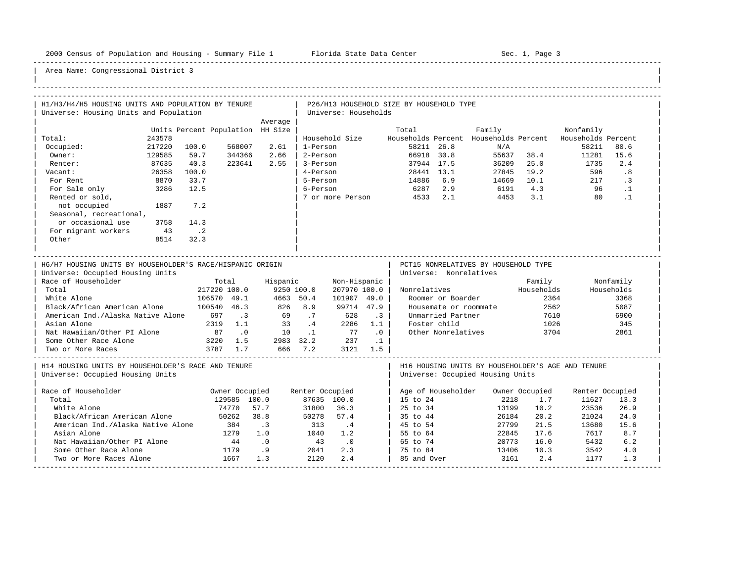Area Name: Congressional District 3

## H1/H3/H4/H5 HOUSING UNITS AND POPULATION BY TENURE

Universe: Housing Units and Population

| | Units | Percent | Population | Average HH Size |
|---|---|---|---|---|
| Total: | 243578 | | | |
| Occupied: | 217220 | 100.0 | 568007 | 2.61 |
| Owner: | 129585 | 59.7 | 344366 | 2.66 |
| Renter: | 87635 | 40.3 | 223641 | 2.55 |
| Vacant: | 26358 | 100.0 | | |
| For Rent | 8870 | 33.7 | | |
| For Sale only | 3286 | 12.5 | | |
| Rented or sold, not occupied | 1887 | 7.2 | | |
| Seasonal, recreational, or occasional use | 3758 | 14.3 | | |
| For migrant workers | 43 | .2 | | |
| Other | 8514 | 32.3 | | |

## P26/H13 HOUSEHOLD SIZE BY HOUSEHOLD TYPE

Universe: Households

| Household Size | Total Households | Percent | Family Households | Percent | Nonfamily Households | Percent |
|---|---|---|---|---|---|---|
| 1-Person | 58211 | 26.8 | N/A | | 58211 | 80.6 |
| 2-Person | 66918 | 30.8 | 55637 | 38.4 | 11281 | 15.6 |
| 3-Person | 37944 | 17.5 | 36209 | 25.0 | 1735 | 2.4 |
| 4-Person | 28441 | 13.1 | 27845 | 19.2 | 596 | .8 |
| 5-Person | 14886 | 6.9 | 14669 | 10.1 | 217 | .3 |
| 6-Person | 6287 | 2.9 | 6191 | 4.3 | 96 | .1 |
| 7 or more Person | 4533 | 2.1 | 4453 | 3.1 | 80 | .1 |

## H6/H7 HOUSING UNITS BY HOUSEHOLDER'S RACE/HISPANIC ORIGIN

Universe: Occupied Housing Units

| Race of Householder | Total | | Hispanic | | Non-Hispanic | |
|---|---|---|---|---|---|---|
| Total | 217220 | 100.0 | 9250 | 100.0 | 207970 | 100.0 |
| White Alone | 106570 | 49.1 | 4663 | 50.4 | 101907 | 49.0 |
| Black/African American Alone | 100540 | 46.3 | 826 | 8.9 | 99714 | 47.9 |
| American Ind./Alaska Native Alone | 697 | .3 | 69 | .7 | 628 | .3 |
| Asian Alone | 2319 | 1.1 | 33 | .4 | 2286 | 1.1 |
| Nat Hawaiian/Other PI Alone | 87 | .0 | 10 | .1 | 77 | .0 |
| Some Other Race Alone | 3220 | 1.5 | 2983 | 32.2 | 237 | .1 |
| Two or More Races | 3787 | 1.7 | 666 | 7.2 | 3121 | 1.5 |

## PCT15 NONRELATIVES BY HOUSEHOLD TYPE

Universe: Nonrelatives

| Nonrelatives | Family Households | Nonfamily Households |
|---|---|---|
| Roomer or Boarder | 2364 | 3368 |
| Housemate or roommate | 2562 | 5087 |
| Unmarried Partner | 7610 | 6900 |
| Foster child | 1026 | 345 |
| Other Nonrelatives | 3704 | 2861 |

## H14 HOUSING UNITS BY HOUSEHOLDER'S RACE AND TENURE

Universe: Occupied Housing Units

| Race of Householder | Owner Occupied | | Renter Occupied | |
|---|---|---|---|---|
| Total | 129585 | 100.0 | 87635 | 100.0 |
| White Alone | 74770 | 57.7 | 31800 | 36.3 |
| Black/African American Alone | 50262 | 38.8 | 50278 | 57.4 |
| American Ind./Alaska Native Alone | 384 | .3 | 313 | .4 |
| Asian Alone | 1279 | 1.0 | 1040 | 1.2 |
| Nat Hawaiian/Other PI Alone | 44 | .0 | 43 | .0 |
| Some Other Race Alone | 1179 | .9 | 2041 | 2.3 |
| Two or More Races Alone | 1667 | 1.3 | 2120 | 2.4 |

## H16 HOUSING UNITS BY HOUSEHOLDER'S AGE AND TENURE

Universe: Occupied Housing Units

| Age of Householder | Owner Occupied | | Renter Occupied | |
|---|---|---|---|---|
| 15 to 24 | 2218 | 1.7 | 11627 | 13.3 |
| 25 to 34 | 13199 | 10.2 | 23536 | 26.9 |
| 35 to 44 | 26184 | 20.2 | 21024 | 24.0 |
| 45 to 54 | 27799 | 21.5 | 13680 | 15.6 |
| 55 to 64 | 22845 | 17.6 | 7617 | 8.7 |
| 65 to 74 | 20773 | 16.0 | 5432 | 6.2 |
| 75 to 84 | 13406 | 10.3 | 3542 | 4.0 |
| 85 and Over | 3161 | 2.4 | 1177 | 1.3 |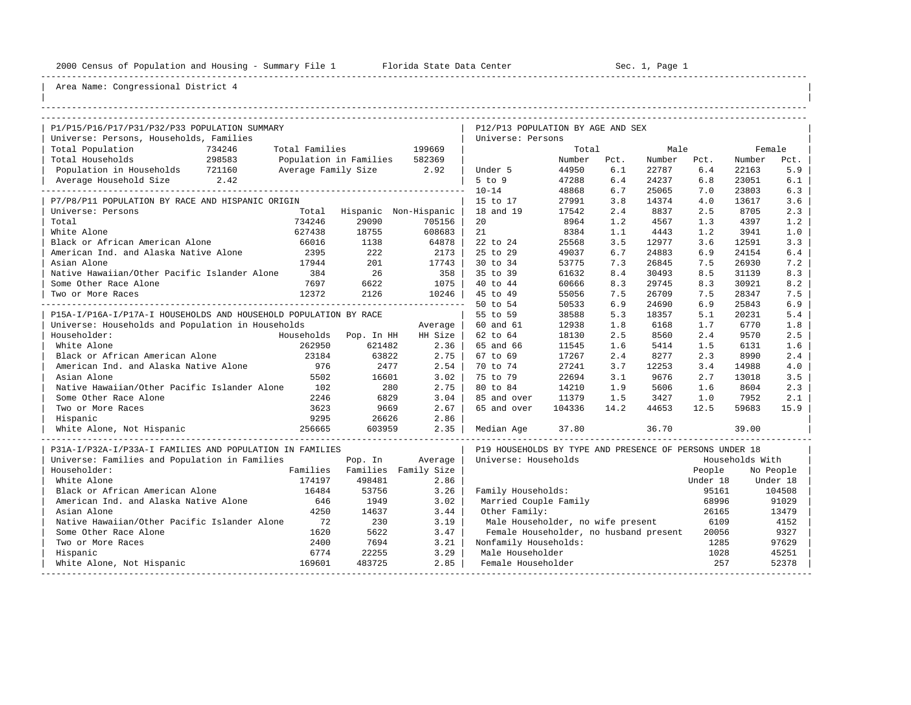Area Name: Congressional District 4

## P1/P15/P16/P17/P31/P32/P33 POPULATION SUMMARY

Universe: Persons, Households, Families

| | | | |
|---|---|---|---|
| Total Population | 734246 | Total Families | 199669 |
| Total Households | 298583 | Population in Families | 582369 |
| Population in Households | 721160 | Average Family Size | 2.92 |
| Average Household Size | 2.42 | | |

## P7/P8/P11 POPULATION BY RACE AND HISPANIC ORIGIN

Universe: Persons

| | Total | Hispanic | Non-Hispanic |
|---|---|---|---|
| Total | 734246 | 29090 | 705156 |
| White Alone | 627438 | 18755 | 608683 |
| Black or African American Alone | 66016 | 1138 | 64878 |
| American Ind. and Alaska Native Alone | 2395 | 222 | 2173 |
| Asian Alone | 17944 | 201 | 17743 |
| Native Hawaiian/Other Pacific Islander Alone | 384 | 26 | 358 |
| Some Other Race Alone | 7697 | 6622 | 1075 |
| Two or More Races | 12372 | 2126 | 10246 |

## P15A-I/P16A-I/P17A-I HOUSEHOLDS AND HOUSEHOLD POPULATION BY RACE

Universe: Households and Population in Households

| Householder: | Households | Pop. In HH | Average HH Size |
|---|---|---|---|
| White Alone | 262950 | 621482 | 2.36 |
| Black or African American Alone | 23184 | 63822 | 2.75 |
| American Ind. and Alaska Native Alone | 976 | 2477 | 2.54 |
| Asian Alone | 5502 | 16601 | 3.02 |
| Native Hawaiian/Other Pacific Islander Alone | 102 | 280 | 2.75 |
| Some Other Race Alone | 2246 | 6829 | 3.04 |
| Two or More Races | 3623 | 9669 | 2.67 |
| Hispanic | 9295 | 26626 | 2.86 |
| White Alone, Not Hispanic | 256665 | 603959 | 2.35 |

## P31A-I/P32A-I/P33A-I FAMILIES AND POPULATION IN FAMILIES

Universe: Families and Population in Families

| Householder: | Families | Pop. In Families | Average Family Size |
|---|---|---|---|
| White Alone | 174197 | 498481 | 2.86 |
| Black or African American Alone | 16484 | 53756 | 3.26 |
| American Ind. and Alaska Native Alone | 646 | 1949 | 3.02 |
| Asian Alone | 4250 | 14637 | 3.44 |
| Native Hawaiian/Other Pacific Islander Alone | 72 | 230 | 3.19 |
| Some Other Race Alone | 1620 | 5622 | 3.47 |
| Two or More Races | 2400 | 7694 | 3.21 |
| Hispanic | 6774 | 22255 | 3.29 |
| White Alone, Not Hispanic | 169601 | 483725 | 2.85 |

## P12/P13 POPULATION BY AGE AND SEX

Universe: Persons

| | Total Number | Total Pct. | Male Number | Male Pct. | Female Number | Female Pct. |
|---|---|---|---|---|---|---|
| Under 5 | 44950 | 6.1 | 22787 | 6.4 | 22163 | 5.9 |
| 5 to 9 | 47288 | 6.4 | 24237 | 6.8 | 23051 | 6.1 |
| 10-14 | 48868 | 6.7 | 25065 | 7.0 | 23803 | 6.3 |
| 15 to 17 | 27991 | 3.8 | 14374 | 4.0 | 13617 | 3.6 |
| 18 and 19 | 17542 | 2.4 | 8837 | 2.5 | 8705 | 2.3 |
| 20 | 8964 | 1.2 | 4567 | 1.3 | 4397 | 1.2 |
| 21 | 8384 | 1.1 | 4443 | 1.2 | 3941 | 1.0 |
| 22 to 24 | 25568 | 3.5 | 12977 | 3.6 | 12591 | 3.3 |
| 25 to 29 | 49037 | 6.7 | 24883 | 6.9 | 24154 | 6.4 |
| 30 to 34 | 53775 | 7.3 | 26845 | 7.5 | 26930 | 7.2 |
| 35 to 39 | 61632 | 8.4 | 30493 | 8.5 | 31139 | 8.3 |
| 40 to 44 | 60666 | 8.3 | 29745 | 8.3 | 30921 | 8.2 |
| 45 to 49 | 55056 | 7.5 | 26709 | 7.5 | 28347 | 7.5 |
| 50 to 54 | 50533 | 6.9 | 24690 | 6.9 | 25843 | 6.9 |
| 55 to 59 | 38588 | 5.3 | 18357 | 5.1 | 20231 | 5.4 |
| 60 and 61 | 12938 | 1.8 | 6168 | 1.7 | 6770 | 1.8 |
| 62 to 64 | 18130 | 2.5 | 8560 | 2.4 | 9570 | 2.5 |
| 65 and 66 | 11545 | 1.6 | 5414 | 1.5 | 6131 | 1.6 |
| 67 to 69 | 17267 | 2.4 | 8277 | 2.3 | 8990 | 2.4 |
| 70 to 74 | 27241 | 3.7 | 12253 | 3.4 | 14988 | 4.0 |
| 75 to 79 | 22694 | 3.1 | 9676 | 2.7 | 13018 | 3.5 |
| 80 to 84 | 14210 | 1.9 | 5606 | 1.6 | 8604 | 2.3 |
| 85 and over | 11379 | 1.5 | 3427 | 1.0 | 7952 | 2.1 |
| 65 and over | 104336 | 14.2 | 44653 | 12.5 | 59683 | 15.9 |
| Median Age | 37.80 | | 36.70 | | 39.00 | |

## P19 HOUSEHOLDS BY TYPE AND PRESENCE OF PERSONS UNDER 18

Universe: Households

| | Households With People Under 18 | Households With No People Under 18 |
|---|---|---|
| Family Households: | 95161 | 104508 |
| Married Couple Family | 68996 | 91029 |
| Other Family: | 26165 | 13479 |
| Male Householder, no wife present | 6109 | 4152 |
| Female Householder, no husband present | 20056 | 9327 |
| Nonfamily Households: | 1285 | 97629 |
| Male Householder | 1028 | 45251 |
| Female Householder | 257 | 52378 |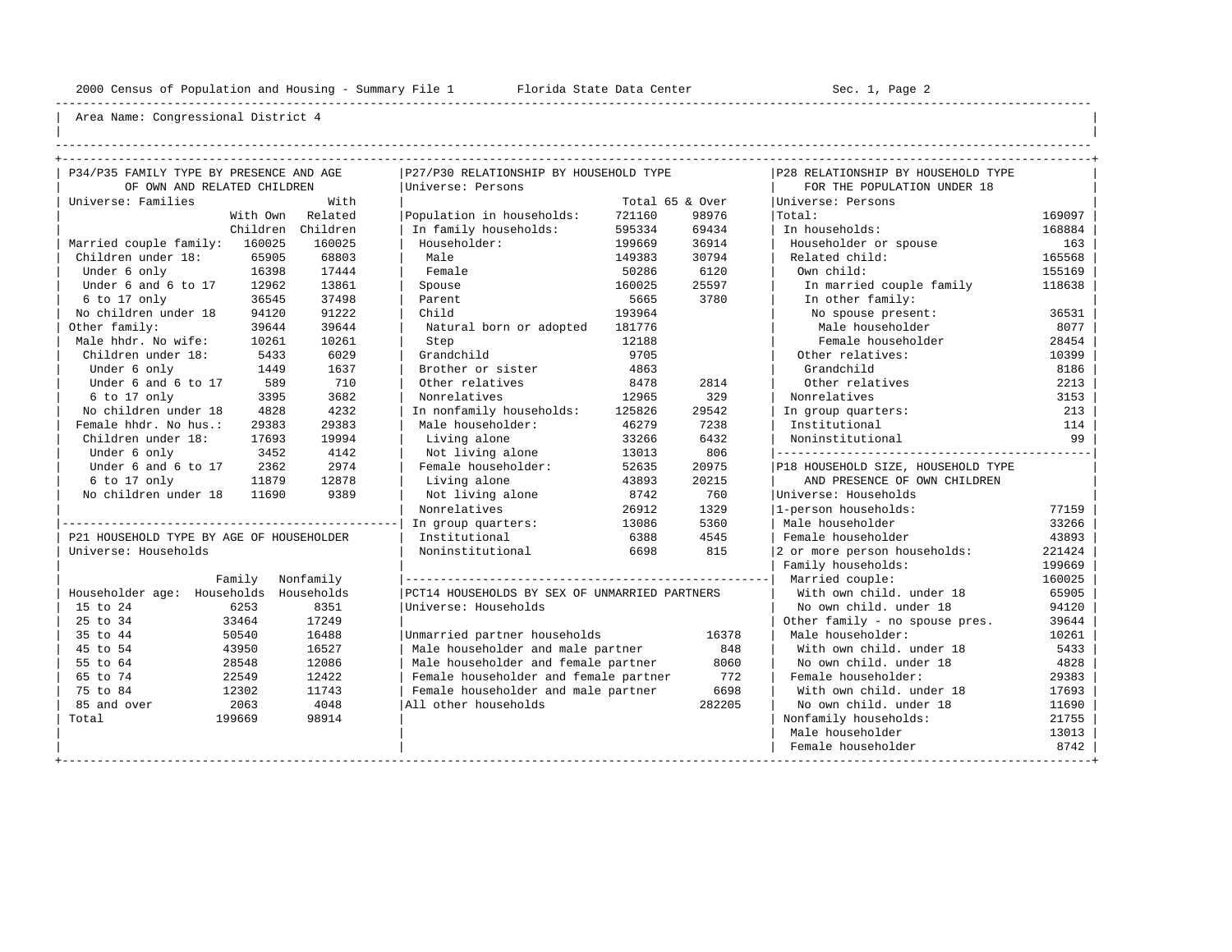Area Name: Congressional District 4

## P34/P35 FAMILY TYPE BY PRESENCE AND AGE OF OWN AND RELATED CHILDREN

Universe: Families

| | With Own Children | With Related Children |
|---|---|---|
| Married couple family: | 160025 | 160025 |
| Children under 18: | 65905 | 68803 |
| Under 6 only | 16398 | 17444 |
| Under 6 and 6 to 17 | 12962 | 13861 |
| 6 to 17 only | 36545 | 37498 |
| No children under 18 | 94120 | 91222 |
| Other family: | 39644 | 39644 |
| Male hhdr. No wife: | 10261 | 10261 |
| Children under 18: | 5433 | 6029 |
| Under 6 only | 1449 | 1637 |
| Under 6 and 6 to 17 | 589 | 710 |
| 6 to 17 only | 3395 | 3682 |
| No children under 18 | 4828 | 4232 |
| Female hhdr. No hus.: | 29383 | 29383 |
| Children under 18: | 17693 | 19994 |
| Under 6 only | 3452 | 4142 |
| Under 6 and 6 to 17 | 2362 | 2974 |
| 6 to 17 only | 11879 | 12878 |
| No children under 18 | 11690 | 9389 |

## P21 HOUSEHOLD TYPE BY AGE OF HOUSEHOLDER

Universe: Households

| Householder age: | Family Households | Nonfamily Households |
|---|---|---|
| 15 to 24 | 6253 | 8351 |
| 25 to 34 | 33464 | 17249 |
| 35 to 44 | 50540 | 16488 |
| 45 to 54 | 43950 | 16527 |
| 55 to 64 | 28548 | 12086 |
| 65 to 74 | 22549 | 12422 |
| 75 to 84 | 12302 | 11743 |
| 85 and over | 2063 | 4048 |
| Total | 199669 | 98914 |

## P27/P30 RELATIONSHIP BY HOUSEHOLD TYPE

Universe: Persons

| | Total | 65 & Over |
|---|---|---|
| Population in households: | 721160 | 98976 |
| In family households: | 595334 | 69434 |
| Householder: | 199669 | 36914 |
| Male | 149383 | 30794 |
| Female | 50286 | 6120 |
| Spouse | 160025 | 25597 |
| Parent | 5665 | 3780 |
| Child | 193964 | |
| Natural born or adopted | 181776 | |
| Step | 12188 | |
| Grandchild | 9705 | |
| Brother or sister | 4863 | |
| Other relatives | 8478 | 2814 |
| Nonrelatives | 12965 | 329 |
| In nonfamily households: | 125826 | 29542 |
| Male householder: | 46279 | 7238 |
| Living alone | 33266 | 6432 |
| Not living alone | 13013 | 806 |
| Female householder: | 52635 | 20975 |
| Living alone | 43893 | 20215 |
| Not living alone | 8742 | 760 |
| Nonrelatives | 26912 | 1329 |
| In group quarters: | 13086 | 5360 |
| Institutional | 6388 | 4545 |
| Noninstitutional | 6698 | 815 |

## PCT14 HOUSEHOLDS BY SEX OF UNMARRIED PARTNERS

Universe: Households

| | |
|---|---|
| Unmarried partner households | 16378 |
| Male householder and male partner | 848 |
| Male householder and female partner | 8060 |
| Female householder and female partner | 772 |
| Female householder and male partner | 6698 |
| All other households | 282205 |

## P28 RELATIONSHIP BY HOUSEHOLD TYPE FOR THE POPULATION UNDER 18

Universe: Persons

| | |
|---|---|
| Total: | 169097 |
| In households: | 168884 |
| Householder or spouse | 163 |
| Related child: | 165568 |
| Own child: | 155169 |
| In married couple family | 118638 |
| In other family: | |
| No spouse present: | 36531 |
| Male householder | 8077 |
| Female householder | 28454 |
| Other relatives: | 10399 |
| Grandchild | 8186 |
| Other relatives | 2213 |
| Nonrelatives | 3153 |
| In group quarters: | 213 |
| Institutional | 114 |
| Noninstitutional | 99 |

## P18 HOUSEHOLD SIZE, HOUSEHOLD TYPE AND PRESENCE OF OWN CHILDREN

Universe: Households

| | |
|---|---|
| 1-person households: | 77159 |
| Male householder | 33266 |
| Female householder | 43893 |
| 2 or more person households: | 221424 |
| Family households: | 199669 |
| Married couple: | 160025 |
| With own child. under 18 | 65905 |
| No own child. under 18 | 94120 |
| Other family - no spouse pres. | 39644 |
| Male householder: | 10261 |
| With own child. under 18 | 5433 |
| No own child. under 18 | 4828 |
| Female householder: | 29383 |
| With own child. under 18 | 17693 |
| No own child. under 18 | 11690 |
| Nonfamily households: | 21755 |
| Male householder | 13013 |
| Female householder | 8742 |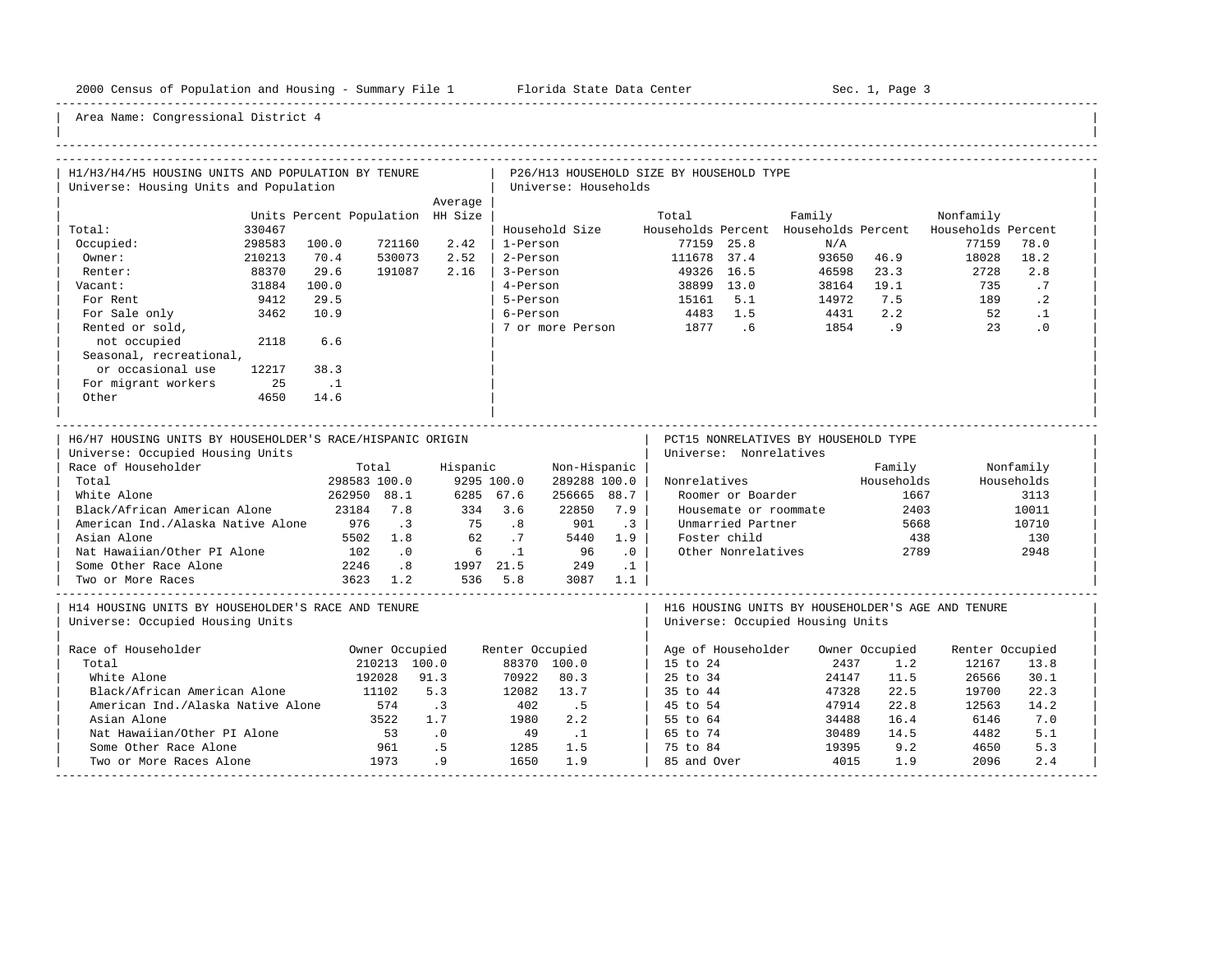Area Name: Congressional District 4

## H1/H3/H4/H5 HOUSING UNITS AND POPULATION BY TENURE

Universe: Housing Units and Population

| | Units | Percent | Population | Average HH Size |
|---|---|---|---|---|
| Total: | 330467 | | | |
| Occupied: | 298583 | 100.0 | 721160 | 2.42 |
| Owner: | 210213 | 70.4 | 530073 | 2.52 |
| Renter: | 88370 | 29.6 | 191087 | 2.16 |
| Vacant: | 31884 | 100.0 | | |
| For Rent | 9412 | 29.5 | | |
| For Sale only | 3462 | 10.9 | | |
| Rented or sold, not occupied | 2118 | 6.6 | | |
| Seasonal, recreational, or occasional use | 12217 | 38.3 | | |
| For migrant workers | 25 | .1 | | |
| Other | 4650 | 14.6 | | |

## P26/H13 HOUSEHOLD SIZE BY HOUSEHOLD TYPE

Universe: Households

| Household Size | Total Households | Percent | Family Households | Percent | Nonfamily Households | Percent |
|---|---|---|---|---|---|---|
| 1-Person | 77159 | 25.8 | N/A | | 77159 | 78.0 |
| 2-Person | 111678 | 37.4 | 93650 | 46.9 | 18028 | 18.2 |
| 3-Person | 49326 | 16.5 | 46598 | 23.3 | 2728 | 2.8 |
| 4-Person | 38899 | 13.0 | 38164 | 19.1 | 735 | .7 |
| 5-Person | 15161 | 5.1 | 14972 | 7.5 | 189 | .2 |
| 6-Person | 4483 | 1.5 | 4431 | 2.2 | 52 | .1 |
| 7 or more Person | 1877 | .6 | 1854 | .9 | 23 | .0 |

## H6/H7 HOUSING UNITS BY HOUSEHOLDER'S RACE/HISPANIC ORIGIN

Universe: Occupied Housing Units

| Race of Householder | Total | | Hispanic | | Non-Hispanic | |
|---|---|---|---|---|---|---|
| Total | 298583 | 100.0 | 9295 | 100.0 | 289288 | 100.0 |
| White Alone | 262950 | 88.1 | 6285 | 67.6 | 256665 | 88.7 |
| Black/African American Alone | 23184 | 7.8 | 334 | 3.6 | 22850 | 7.9 |
| American Ind./Alaska Native Alone | 976 | .3 | 75 | .8 | 901 | .3 |
| Asian Alone | 5502 | 1.8 | 62 | .7 | 5440 | 1.9 |
| Nat Hawaiian/Other PI Alone | 102 | .0 | 6 | .1 | 96 | .0 |
| Some Other Race Alone | 2246 | .8 | 1997 | 21.5 | 249 | .1 |
| Two or More Races | 3623 | 1.2 | 536 | 5.8 | 3087 | 1.1 |

## PCT15 NONRELATIVES BY HOUSEHOLD TYPE

Universe: Nonrelatives

| Nonrelatives | Family Households | Nonfamily Households |
|---|---|---|
| Roomer or Boarder | 1667 | 3113 |
| Housemate or roommate | 2403 | 10011 |
| Unmarried Partner | 5668 | 10710 |
| Foster child | 438 | 130 |
| Other Nonrelatives | 2789 | 2948 |

## H14 HOUSING UNITS BY HOUSEHOLDER'S RACE AND TENURE

Universe: Occupied Housing Units

| Race of Householder | Owner Occupied | | Renter Occupied | |
|---|---|---|---|---|
| Total | 210213 | 100.0 | 88370 | 100.0 |
| White Alone | 192028 | 91.3 | 70922 | 80.3 |
| Black/African American Alone | 11102 | 5.3 | 12082 | 13.7 |
| American Ind./Alaska Native Alone | 574 | .3 | 402 | .5 |
| Asian Alone | 3522 | 1.7 | 1980 | 2.2 |
| Nat Hawaiian/Other PI Alone | 53 | .0 | 49 | .1 |
| Some Other Race Alone | 961 | .5 | 1285 | 1.5 |
| Two or More Races Alone | 1973 | .9 | 1650 | 1.9 |

## H16 HOUSING UNITS BY HOUSEHOLDER'S AGE AND TENURE

Universe: Occupied Housing Units

| Age of Householder | Owner Occupied | | Renter Occupied | |
|---|---|---|---|---|
| 15 to 24 | 2437 | 1.2 | 12167 | 13.8 |
| 25 to 34 | 24147 | 11.5 | 26566 | 30.1 |
| 35 to 44 | 47328 | 22.5 | 19700 | 22.3 |
| 45 to 54 | 47914 | 22.8 | 12563 | 14.2 |
| 55 to 64 | 34488 | 16.4 | 6146 | 7.0 |
| 65 to 74 | 30489 | 14.5 | 4482 | 5.1 |
| 75 to 84 | 19395 | 9.2 | 4650 | 5.3 |
| 85 and Over | 4015 | 1.9 | 2096 | 2.4 |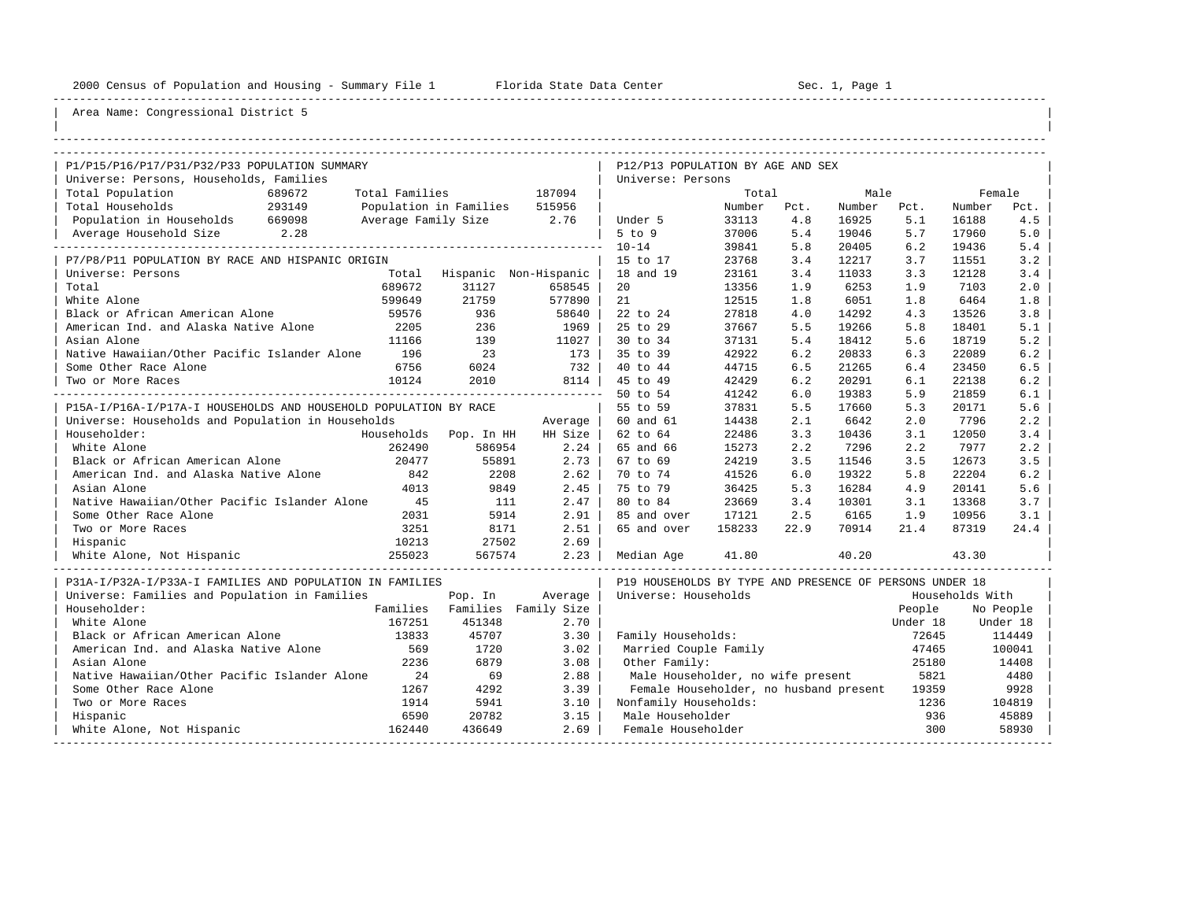2000 Census of Population and Housing - Summary File 1 Florida State Data Center Sec. 1, Page 1

Area Name: Congressional District 5

## P1/P15/P16/P17/P31/P32/P33 POPULATION SUMMARY

Universe: Persons, Households, Families

| | | | |
|---|---|---|---|
| Total Population | 689672 | Total Families | 187094 |
| Total Households | 293149 | Population in Families | 515956 |
| Population in Households | 669098 | Average Family Size | 2.76 |
| Average Household Size | 2.28 | | |

## P7/P8/P11 POPULATION BY RACE AND HISPANIC ORIGIN

Universe: Persons

| | Total | Hispanic | Non-Hispanic |
|---|---|---|---|
| Total | 689672 | 31127 | 658545 |
| White Alone | 599649 | 21759 | 577890 |
| Black or African American Alone | 59576 | 936 | 58640 |
| American Ind. and Alaska Native Alone | 2205 | 236 | 1969 |
| Asian Alone | 11166 | 139 | 11027 |
| Native Hawaiian/Other Pacific Islander Alone | 196 | 23 | 173 |
| Some Other Race Alone | 6756 | 6024 | 732 |
| Two or More Races | 10124 | 2010 | 8114 |

## P15A-I/P16A-I/P17A-I HOUSEHOLDS AND HOUSEHOLD POPULATION BY RACE

Universe: Households and Population in Households

| Householder: | Households | Pop. In HH | Average HH Size |
|---|---|---|---|
| White Alone | 262490 | 586954 | 2.24 |
| Black or African American Alone | 20477 | 55891 | 2.73 |
| American Ind. and Alaska Native Alone | 842 | 2208 | 2.62 |
| Asian Alone | 4013 | 9849 | 2.45 |
| Native Hawaiian/Other Pacific Islander Alone | 45 | 111 | 2.47 |
| Some Other Race Alone | 2031 | 5914 | 2.91 |
| Two or More Races | 3251 | 8171 | 2.51 |
| Hispanic | 10213 | 27502 | 2.69 |
| White Alone, Not Hispanic | 255023 | 567574 | 2.23 |

## P31A-I/P32A-I/P33A-I FAMILIES AND POPULATION IN FAMILIES

Universe: Families and Population in Families

| Householder: | Families | Pop. In Families | Average Family Size |
|---|---|---|---|
| White Alone | 167251 | 451348 | 2.70 |
| Black or African American Alone | 13833 | 45707 | 3.30 |
| American Ind. and Alaska Native Alone | 569 | 1720 | 3.02 |
| Asian Alone | 2236 | 6879 | 3.08 |
| Native Hawaiian/Other Pacific Islander Alone | 24 | 69 | 2.88 |
| Some Other Race Alone | 1267 | 4292 | 3.39 |
| Two or More Races | 1914 | 5941 | 3.10 |
| Hispanic | 6590 | 20782 | 3.15 |
| White Alone, Not Hispanic | 162440 | 436649 | 2.69 |

## P12/P13 POPULATION BY AGE AND SEX

Universe: Persons

| | Total Number | Total Pct. | Male Number | Male Pct. | Female Number | Female Pct. |
|---|---|---|---|---|---|---|
| Under 5 | 33113 | 4.8 | 16925 | 5.1 | 16188 | 4.5 |
| 5 to 9 | 37006 | 5.4 | 19046 | 5.7 | 17960 | 5.0 |
| 10-14 | 39841 | 5.8 | 20405 | 6.2 | 19436 | 5.4 |
| 15 to 17 | 23768 | 3.4 | 12217 | 3.7 | 11551 | 3.2 |
| 18 and 19 | 23161 | 3.4 | 11033 | 3.3 | 12128 | 3.4 |
| 20 | 13356 | 1.9 | 6253 | 1.9 | 7103 | 2.0 |
| 21 | 12515 | 1.8 | 6051 | 1.8 | 6464 | 1.8 |
| 22 to 24 | 27818 | 4.0 | 14292 | 4.3 | 13526 | 3.8 |
| 25 to 29 | 37667 | 5.5 | 19266 | 5.8 | 18401 | 5.1 |
| 30 to 34 | 37131 | 5.4 | 18412 | 5.6 | 18719 | 5.2 |
| 35 to 39 | 42922 | 6.2 | 20833 | 6.3 | 22089 | 6.2 |
| 40 to 44 | 44715 | 6.5 | 21265 | 6.4 | 23450 | 6.5 |
| 45 to 49 | 42429 | 6.2 | 20291 | 6.1 | 22138 | 6.2 |
| 50 to 54 | 41242 | 6.0 | 19383 | 5.9 | 21859 | 6.1 |
| 55 to 59 | 37831 | 5.5 | 17660 | 5.3 | 20171 | 5.6 |
| 60 and 61 | 14438 | 2.1 | 6642 | 2.0 | 7796 | 2.2 |
| 62 to 64 | 22486 | 3.3 | 10436 | 3.1 | 12050 | 3.4 |
| 65 and 66 | 15273 | 2.2 | 7296 | 2.2 | 7977 | 2.2 |
| 67 to 69 | 24219 | 3.5 | 11546 | 3.5 | 12673 | 3.5 |
| 70 to 74 | 41526 | 6.0 | 19322 | 5.8 | 22204 | 6.2 |
| 75 to 79 | 36425 | 5.3 | 16284 | 4.9 | 20141 | 5.6 |
| 80 to 84 | 23669 | 3.4 | 10301 | 3.1 | 13368 | 3.7 |
| 85 and over | 17121 | 2.5 | 6165 | 1.9 | 10956 | 3.1 |
| 65 and over | 158233 | 22.9 | 70914 | 21.4 | 87319 | 24.4 |
| Median Age | 41.80 | | 40.20 | | 43.30 | |

## P19 HOUSEHOLDS BY TYPE AND PRESENCE OF PERSONS UNDER 18

Universe: Households

| | Households With People Under 18 | Households With No People Under 18 |
|---|---|---|
| Family Households: | 72645 | 114449 |
| Married Couple Family | 47465 | 100041 |
| Other Family: | 25180 | 14408 |
| Male Householder, no wife present | 5821 | 4480 |
| Female Householder, no husband present | 19359 | 9928 |
| Nonfamily Households: | 1236 | 104819 |
| Male Householder | 936 | 45889 |
| Female Householder | 300 | 58930 |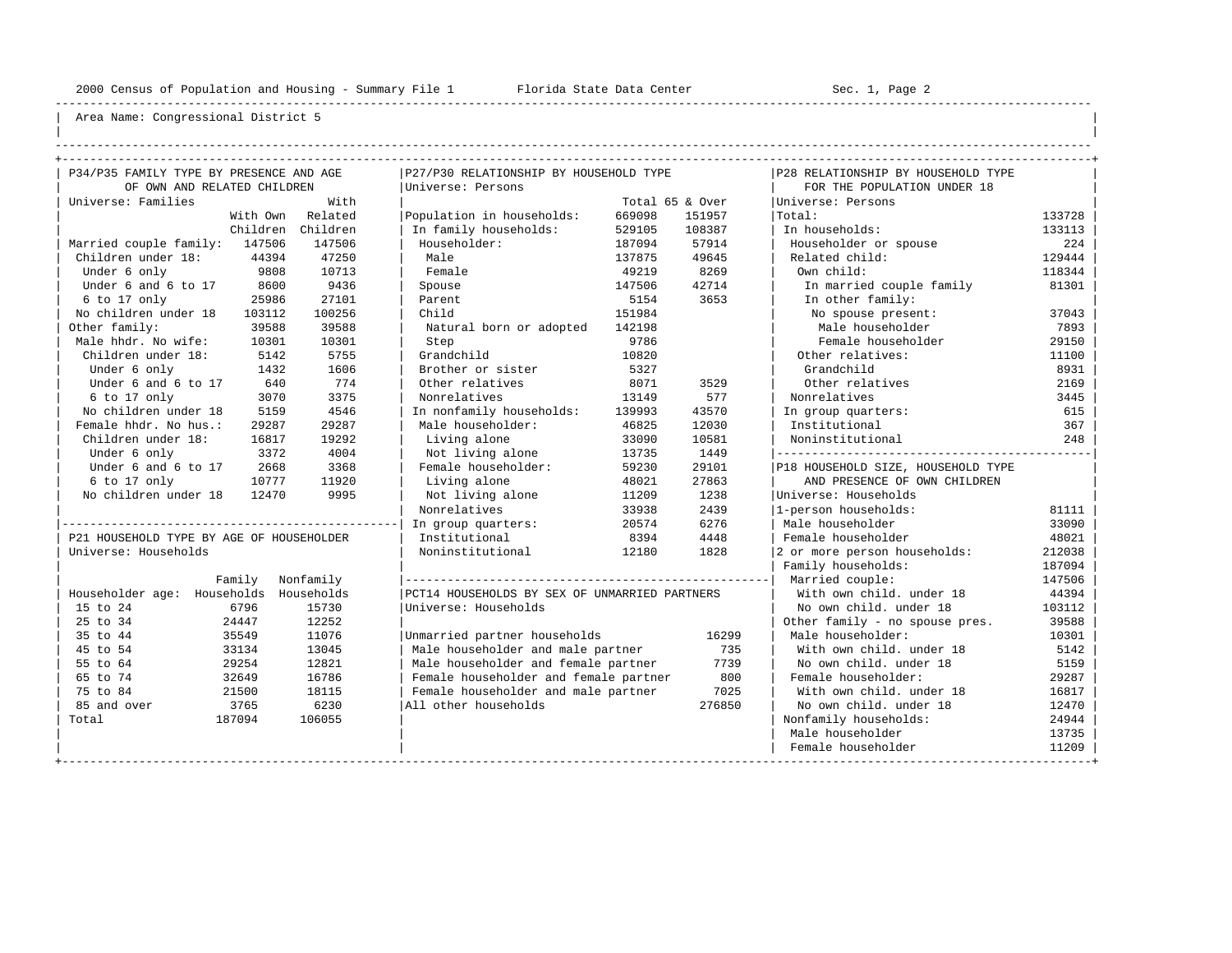Area Name: Congressional District 5

## P34/P35 FAMILY TYPE BY PRESENCE AND AGE OF OWN AND RELATED CHILDREN

Universe: Families

| | With Own Children | With Related Children |
|---|---|---|
| Married couple family: | 147506 | 147506 |
| Children under 18: | 44394 | 47250 |
| Under 6 only | 9808 | 10713 |
| Under 6 and 6 to 17 | 8600 | 9436 |
| 6 to 17 only | 25986 | 27101 |
| No children under 18 | 103112 | 100256 |
| Other family: | 39588 | 39588 |
| Male hhdr. No wife: | 10301 | 10301 |
| Children under 18: | 5142 | 5755 |
| Under 6 only | 1432 | 1606 |
| Under 6 and 6 to 17 | 640 | 774 |
| 6 to 17 only | 3070 | 3375 |
| No children under 18 | 5159 | 4546 |
| Female hhdr. No hus.: | 29287 | 29287 |
| Children under 18: | 16817 | 19292 |
| Under 6 only | 3372 | 4004 |
| Under 6 and 6 to 17 | 2668 | 3368 |
| 6 to 17 only | 10777 | 11920 |
| No children under 18 | 12470 | 9995 |

## P21 HOUSEHOLD TYPE BY AGE OF HOUSEHOLDER

Universe: Households

| Householder age: | Family Households | Nonfamily Households |
|---|---|---|
| 15 to 24 | 6796 | 15730 |
| 25 to 34 | 24447 | 12252 |
| 35 to 44 | 35549 | 11076 |
| 45 to 54 | 33134 | 13045 |
| 55 to 64 | 29254 | 12821 |
| 65 to 74 | 32649 | 16786 |
| 75 to 84 | 21500 | 18115 |
| 85 and over | 3765 | 6230 |
| Total | 187094 | 106055 |

## P27/P30 RELATIONSHIP BY HOUSEHOLD TYPE

Universe: Persons

| | Total | 65 & Over |
|---|---|---|
| Population in households: | 669098 | 151957 |
| In family households: | 529105 | 108387 |
| Householder: | 187094 | 57914 |
| Male | 137875 | 49645 |
| Female | 49219 | 8269 |
| Spouse | 147506 | 42714 |
| Parent | 5154 | 3653 |
| Child | 151984 | |
| Natural born or adopted | 142198 | |
| Step | 9786 | |
| Grandchild | 10820 | |
| Brother or sister | 5327 | |
| Other relatives | 8071 | 3529 |
| Nonrelatives | 13149 | 577 |
| In nonfamily households: | 139993 | 43570 |
| Male householder: | 46825 | 12030 |
| Living alone | 33090 | 10581 |
| Not living alone | 13735 | 1449 |
| Female householder: | 59230 | 29101 |
| Living alone | 48021 | 27863 |
| Not living alone | 11209 | 1238 |
| Nonrelatives | 33938 | 2439 |
| In group quarters: | 20574 | 6276 |
| Institutional | 8394 | 4448 |
| Noninstitutional | 12180 | 1828 |

## PCT14 HOUSEHOLDS BY SEX OF UNMARRIED PARTNERS

Universe: Households

| | |
|---|---|
| Unmarried partner households | 16299 |
| Male householder and male partner | 735 |
| Male householder and female partner | 7739 |
| Female householder and female partner | 800 |
| Female householder and male partner | 7025 |
| All other households | 276850 |

## P28 RELATIONSHIP BY HOUSEHOLD TYPE FOR THE POPULATION UNDER 18

Universe: Persons

| | |
|---|---|
| Total: | 133728 |
| In households: | 133113 |
| Householder or spouse | 224 |
| Related child: | 129444 |
| Own child: | 118344 |
| In married couple family | 81301 |
| In other family: | |
| No spouse present: | 37043 |
| Male householder | 7893 |
| Female householder | 29150 |
| Other relatives: | 11100 |
| Grandchild | 8931 |
| Other relatives | 2169 |
| Nonrelatives | 3445 |
| In group quarters: | 615 |
| Institutional | 367 |
| Noninstitutional | 248 |

## P18 HOUSEHOLD SIZE, HOUSEHOLD TYPE AND PRESENCE OF OWN CHILDREN

Universe: Households

| | |
|---|---|
| 1-person households: | 81111 |
| Male householder | 33090 |
| Female householder | 48021 |
| 2 or more person households: | 212038 |
| Family households: | 187094 |
| Married couple: | 147506 |
| With own child. under 18 | 44394 |
| No own child. under 18 | 103112 |
| Other family - no spouse pres. | 39588 |
| Male householder: | 10301 |
| With own child. under 18 | 5142 |
| No own child. under 18 | 5159 |
| Female householder: | 29287 |
| With own child. under 18 | 16817 |
| No own child. under 18 | 12470 |
| Nonfamily households: | 24944 |
| Male householder | 13735 |
| Female householder | 11209 |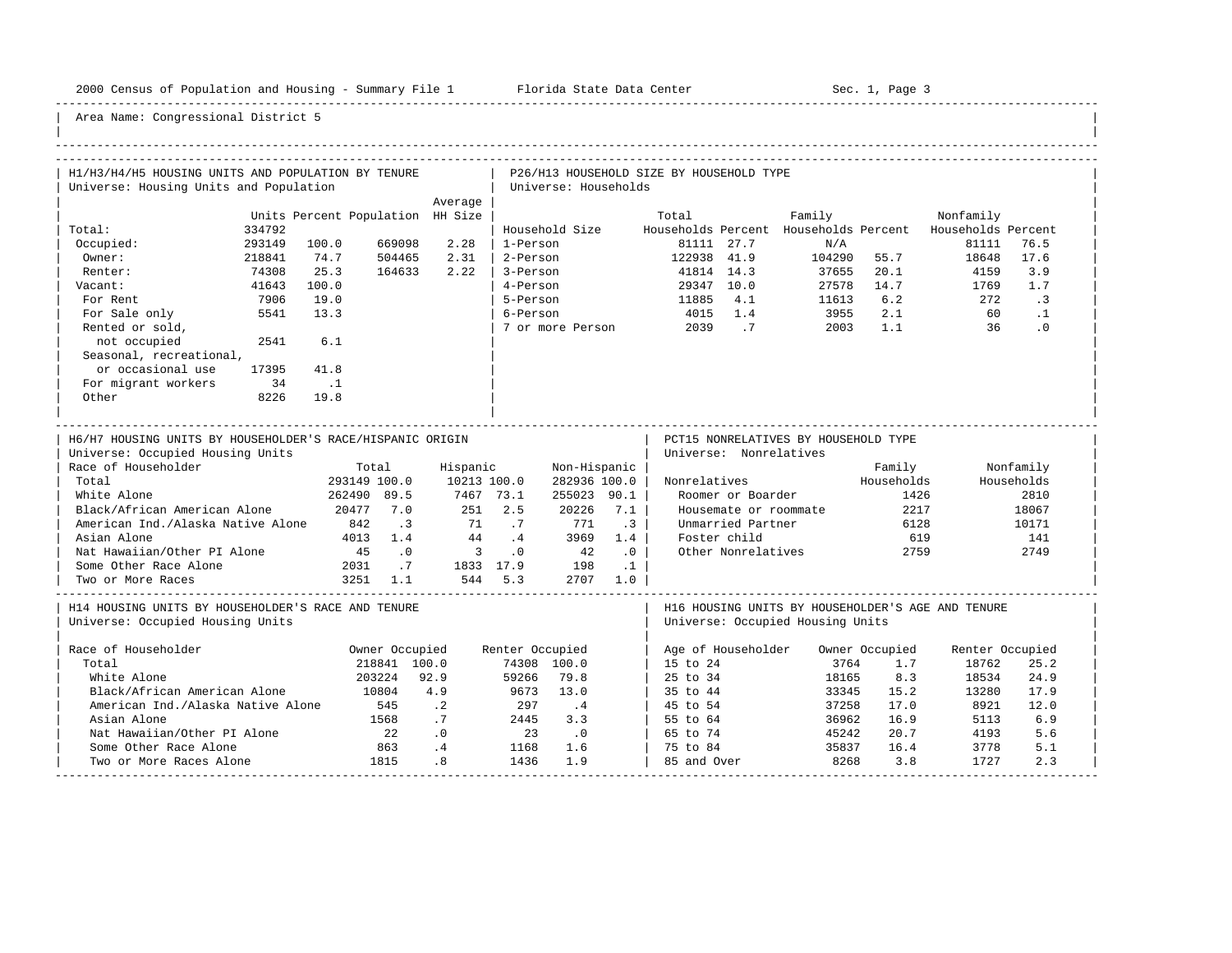Area Name: Congressional District 5

## H1/H3/H4/H5 HOUSING UNITS AND POPULATION BY TENURE
Universe: Housing Units and Population

| | Units | Percent | Population | Average HH Size |
|---|---|---|---|---|
| Total: | 334792 | | | |
| Occupied: | 293149 | 100.0 | 669098 | 2.28 |
| Owner: | 218841 | 74.7 | 504465 | 2.31 |
| Renter: | 74308 | 25.3 | 164633 | 2.22 |
| Vacant: | 41643 | 100.0 | | |
| For Rent | 7906 | 19.0 | | |
| For Sale only | 5541 | 13.3 | | |
| Rented or sold, not occupied | 2541 | 6.1 | | |
| Seasonal, recreational, or occasional use | 17395 | 41.8 | | |
| For migrant workers | 34 | .1 | | |
| Other | 8226 | 19.8 | | |

## P26/H13 HOUSEHOLD SIZE BY HOUSEHOLD TYPE
Universe: Households

| Household Size | Total Households | Percent | Family Households | Percent | Nonfamily Households | Percent |
|---|---|---|---|---|---|---|
| 1-Person | 81111 | 27.7 | N/A | | 81111 | 76.5 |
| 2-Person | 122938 | 41.9 | 104290 | 55.7 | 18648 | 17.6 |
| 3-Person | 41814 | 14.3 | 37655 | 20.1 | 4159 | 3.9 |
| 4-Person | 29347 | 10.0 | 27578 | 14.7 | 1769 | 1.7 |
| 5-Person | 11885 | 4.1 | 11613 | 6.2 | 272 | .3 |
| 6-Person | 4015 | 1.4 | 3955 | 2.1 | 60 | .1 |
| 7 or more Person | 2039 | .7 | 2003 | 1.1 | 36 | .0 |

## H6/H7 HOUSING UNITS BY HOUSEHOLDER'S RACE/HISPANIC ORIGIN
Universe: Occupied Housing Units

| Race of Householder | Total | | Hispanic | | Non-Hispanic | |
|---|---|---|---|---|---|---|
| Total | 293149 | 100.0 | 10213 | 100.0 | 282936 | 100.0 |
| White Alone | 262490 | 89.5 | 7467 | 73.1 | 255023 | 90.1 |
| Black/African American Alone | 20477 | 7.0 | 251 | 2.5 | 20226 | 7.1 |
| American Ind./Alaska Native Alone | 842 | .3 | 71 | .7 | 771 | .3 |
| Asian Alone | 4013 | 1.4 | 44 | .4 | 3969 | 1.4 |
| Nat Hawaiian/Other PI Alone | 45 | .0 | 3 | .0 | 42 | .0 |
| Some Other Race Alone | 2031 | .7 | 1833 | 17.9 | 198 | .1 |
| Two or More Races | 3251 | 1.1 | 544 | 5.3 | 2707 | 1.0 |

## PCT15 NONRELATIVES BY HOUSEHOLD TYPE
Universe: Nonrelatives

| Nonrelatives | Family Households | Nonfamily Households |
|---|---|---|
| Roomer or Boarder | 1426 | 2810 |
| Housemate or roommate | 2217 | 18067 |
| Unmarried Partner | 6128 | 10171 |
| Foster child | 619 | 141 |
| Other Nonrelatives | 2759 | 2749 |

## H14 HOUSING UNITS BY HOUSEHOLDER'S RACE AND TENURE
Universe: Occupied Housing Units

| Race of Householder | Owner Occupied | | Renter Occupied | |
|---|---|---|---|---|
| Total | 218841 | 100.0 | 74308 | 100.0 |
| White Alone | 203224 | 92.9 | 59266 | 79.8 |
| Black/African American Alone | 10804 | 4.9 | 9673 | 13.0 |
| American Ind./Alaska Native Alone | 545 | .2 | 297 | .4 |
| Asian Alone | 1568 | .7 | 2445 | 3.3 |
| Nat Hawaiian/Other PI Alone | 22 | .0 | 23 | .0 |
| Some Other Race Alone | 863 | .4 | 1168 | 1.6 |
| Two or More Races Alone | 1815 | .8 | 1436 | 1.9 |

## H16 HOUSING UNITS BY HOUSEHOLDER'S AGE AND TENURE
Universe: Occupied Housing Units

| Age of Householder | Owner Occupied | | Renter Occupied | |
|---|---|---|---|---|
| 15 to 24 | 3764 | 1.7 | 18762 | 25.2 |
| 25 to 34 | 18165 | 8.3 | 18534 | 24.9 |
| 35 to 44 | 33345 | 15.2 | 13280 | 17.9 |
| 45 to 54 | 37258 | 17.0 | 8921 | 12.0 |
| 55 to 64 | 36962 | 16.9 | 5113 | 6.9 |
| 65 to 74 | 45242 | 20.7 | 4193 | 5.6 |
| 75 to 84 | 35837 | 16.4 | 3778 | 5.1 |
| 85 and Over | 8268 | 3.8 | 1727 | 2.3 |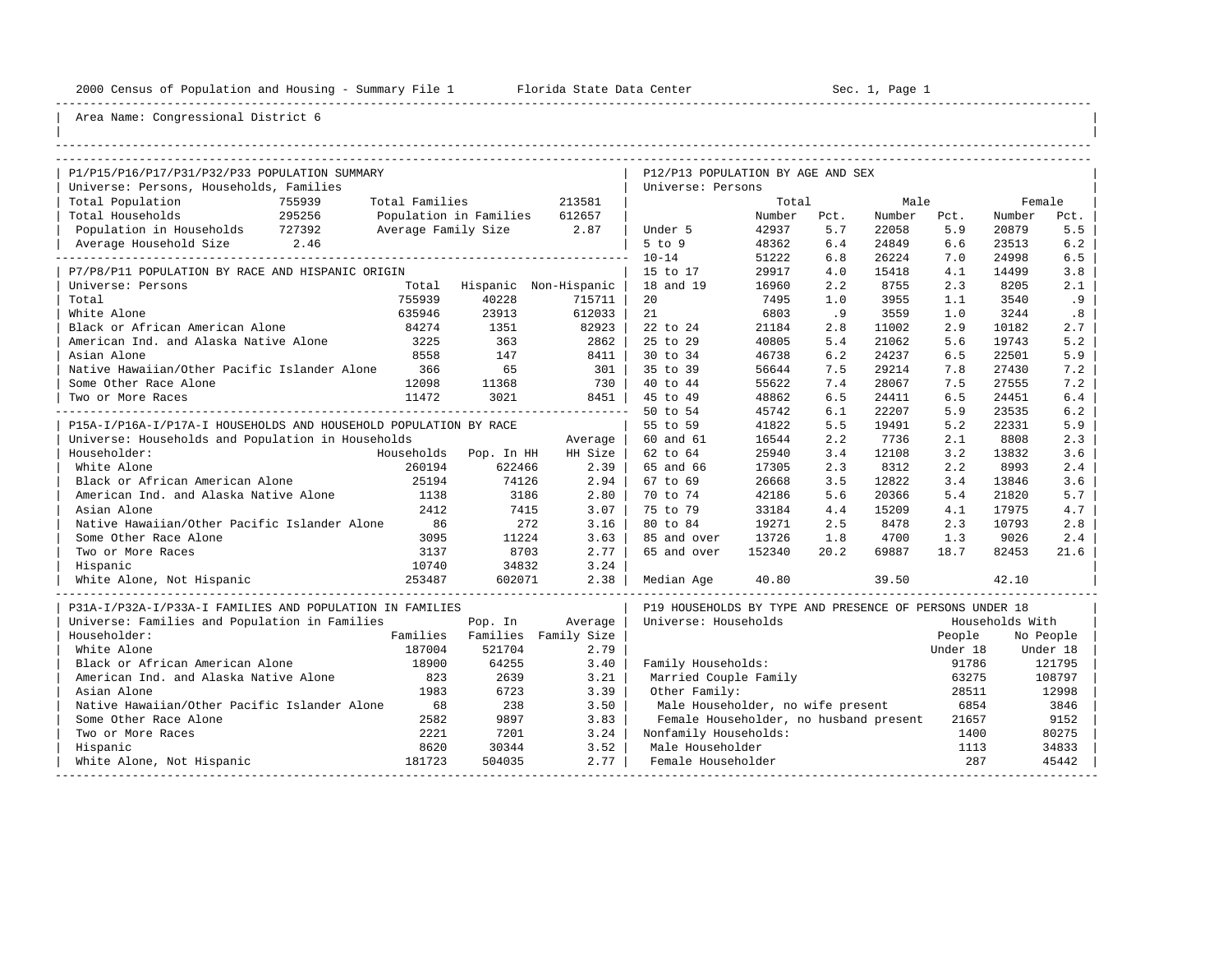2000 Census of Population and Housing - Summary File 1 &nbsp;&nbsp;&nbsp; Florida State Data Center &nbsp;&nbsp;&nbsp; Sec. 1, Page 1

Area Name: Congressional District 6

## P1/P15/P16/P17/P31/P32/P33 POPULATION SUMMARY

Universe: Persons, Households, Families

| | | | |
|---|---|---|---|
| Total Population | 755939 | Total Families | 213581 |
| Total Households | 295256 | Population in Families | 612657 |
| Population in Households | 727392 | Average Family Size | 2.87 |
| Average Household Size | 2.46 | | |

## P7/P8/P11 POPULATION BY RACE AND HISPANIC ORIGIN

Universe: Persons

| | Total | Hispanic | Non-Hispanic |
|---|---|---|---|
| Total | 755939 | 40228 | 715711 |
| White Alone | 635946 | 23913 | 612033 |
| Black or African American Alone | 84274 | 1351 | 82923 |
| American Ind. and Alaska Native Alone | 3225 | 363 | 2862 |
| Asian Alone | 8558 | 147 | 8411 |
| Native Hawaiian/Other Pacific Islander Alone | 366 | 65 | 301 |
| Some Other Race Alone | 12098 | 11368 | 730 |
| Two or More Races | 11472 | 3021 | 8451 |

## P15A-I/P16A-I/P17A-I HOUSEHOLDS AND HOUSEHOLD POPULATION BY RACE

Universe: Households and Population in Households

| Householder: | Households | Pop. In HH | Average HH Size |
|---|---|---|---|
| White Alone | 260194 | 622466 | 2.39 |
| Black or African American Alone | 25194 | 74126 | 2.94 |
| American Ind. and Alaska Native Alone | 1138 | 3186 | 2.80 |
| Asian Alone | 2412 | 7415 | 3.07 |
| Native Hawaiian/Other Pacific Islander Alone | 86 | 272 | 3.16 |
| Some Other Race Alone | 3095 | 11224 | 3.63 |
| Two or More Races | 3137 | 8703 | 2.77 |
| Hispanic | 10740 | 34832 | 3.24 |
| White Alone, Not Hispanic | 253487 | 602071 | 2.38 |

## P31A-I/P32A-I/P33A-I FAMILIES AND POPULATION IN FAMILIES

Universe: Families and Population in Families

| Householder: | Families | Pop. In Families | Average Family Size |
|---|---|---|---|
| White Alone | 187004 | 521704 | 2.79 |
| Black or African American Alone | 18900 | 64255 | 3.40 |
| American Ind. and Alaska Native Alone | 823 | 2639 | 3.21 |
| Asian Alone | 1983 | 6723 | 3.39 |
| Native Hawaiian/Other Pacific Islander Alone | 68 | 238 | 3.50 |
| Some Other Race Alone | 2582 | 9897 | 3.83 |
| Two or More Races | 2221 | 7201 | 3.24 |
| Hispanic | 8620 | 30344 | 3.52 |
| White Alone, Not Hispanic | 181723 | 504035 | 2.77 |

## P12/P13 POPULATION BY AGE AND SEX

Universe: Persons

| | Total Number | Total Pct. | Male Number | Male Pct. | Female Number | Female Pct. |
|---|---|---|---|---|---|---|
| Under 5 | 42937 | 5.7 | 22058 | 5.9 | 20879 | 5.5 |
| 5 to 9 | 48362 | 6.4 | 24849 | 6.6 | 23513 | 6.2 |
| 10-14 | 51222 | 6.8 | 26224 | 7.0 | 24998 | 6.5 |
| 15 to 17 | 29917 | 4.0 | 15418 | 4.1 | 14499 | 3.8 |
| 18 and 19 | 16960 | 2.2 | 8755 | 2.3 | 8205 | 2.1 |
| 20 | 7495 | 1.0 | 3955 | 1.1 | 3540 | .9 |
| 21 | 6803 | .9 | 3559 | 1.0 | 3244 | .8 |
| 22 to 24 | 21184 | 2.8 | 11002 | 2.9 | 10182 | 2.7 |
| 25 to 29 | 40805 | 5.4 | 21062 | 5.6 | 19743 | 5.2 |
| 30 to 34 | 46738 | 6.2 | 24237 | 6.5 | 22501 | 5.9 |
| 35 to 39 | 56644 | 7.5 | 29214 | 7.8 | 27430 | 7.2 |
| 40 to 44 | 55622 | 7.4 | 28067 | 7.5 | 27555 | 7.2 |
| 45 to 49 | 48862 | 6.5 | 24411 | 6.5 | 24451 | 6.4 |
| 50 to 54 | 45742 | 6.1 | 22207 | 5.9 | 23535 | 6.2 |
| 55 to 59 | 41822 | 5.5 | 19491 | 5.2 | 22331 | 5.9 |
| 60 and 61 | 16544 | 2.2 | 7736 | 2.1 | 8808 | 2.3 |
| 62 to 64 | 25940 | 3.4 | 12108 | 3.2 | 13832 | 3.6 |
| 65 and 66 | 17305 | 2.3 | 8312 | 2.2 | 8993 | 2.4 |
| 67 to 69 | 26668 | 3.5 | 12822 | 3.4 | 13846 | 3.6 |
| 70 to 74 | 42186 | 5.6 | 20366 | 5.4 | 21820 | 5.7 |
| 75 to 79 | 33184 | 4.4 | 15209 | 4.1 | 17975 | 4.7 |
| 80 to 84 | 19271 | 2.5 | 8478 | 2.3 | 10793 | 2.8 |
| 85 and over | 13726 | 1.8 | 4700 | 1.3 | 9026 | 2.4 |
| 65 and over | 152340 | 20.2 | 69887 | 18.7 | 82453 | 21.6 |
| Median Age | 40.80 | | 39.50 | | 42.10 | |

## P19 HOUSEHOLDS BY TYPE AND PRESENCE OF PERSONS UNDER 18

Universe: Households

| | Households With People Under 18 | Households With No People Under 18 |
|---|---|---|
| Family Households: | 91786 | 121795 |
| Married Couple Family | 63275 | 108797 |
| Other Family: | 28511 | 12998 |
| Male Householder, no wife present | 6854 | 3846 |
| Female Householder, no husband present | 21657 | 9152 |
| Nonfamily Households: | 1400 | 80275 |
| Male Householder | 1113 | 34833 |
| Female Householder | 287 | 45442 |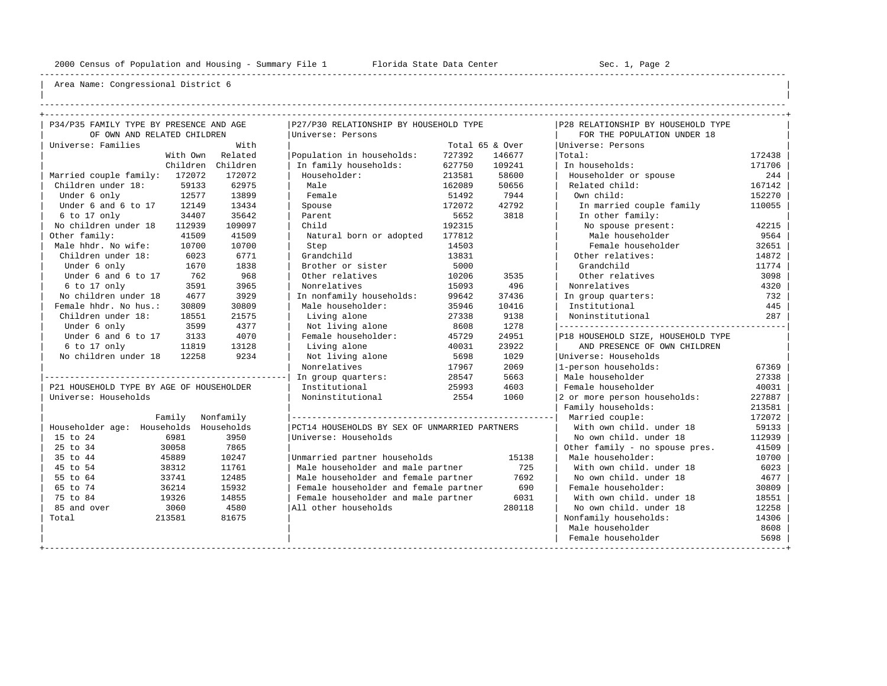Area Name: Congressional District 6

## P34/P35 FAMILY TYPE BY PRESENCE AND AGE OF OWN AND RELATED CHILDREN

Universe: Families

| | With Own Children | With Related Children |
|---|---|---|
| Married couple family: | 172072 | 172072 |
| Children under 18: | 59133 | 62975 |
| Under 6 only | 12577 | 13899 |
| Under 6 and 6 to 17 | 12149 | 13434 |
| 6 to 17 only | 34407 | 35642 |
| No children under 18 | 112939 | 109097 |
| Other family: | 41509 | 41509 |
| Male hhdr. No wife: | 10700 | 10700 |
| Children under 18: | 6023 | 6771 |
| Under 6 only | 1670 | 1838 |
| Under 6 and 6 to 17 | 762 | 968 |
| 6 to 17 only | 3591 | 3965 |
| No children under 18 | 4677 | 3929 |
| Female hhdr. No hus.: | 30809 | 30809 |
| Children under 18: | 18551 | 21575 |
| Under 6 only | 3599 | 4377 |
| Under 6 and 6 to 17 | 3133 | 4070 |
| 6 to 17 only | 11819 | 13128 |
| No children under 18 | 12258 | 9234 |

## P21 HOUSEHOLD TYPE BY AGE OF HOUSEHOLDER

Universe: Households

| Householder age: | Family Households | Nonfamily Households |
|---|---|---|
| 15 to 24 | 6981 | 3950 |
| 25 to 34 | 30058 | 7865 |
| 35 to 44 | 45889 | 10247 |
| 45 to 54 | 38312 | 11761 |
| 55 to 64 | 33741 | 12485 |
| 65 to 74 | 36214 | 15932 |
| 75 to 84 | 19326 | 14855 |
| 85 and over | 3060 | 4580 |
| Total | 213581 | 81675 |

## P27/P30 RELATIONSHIP BY HOUSEHOLD TYPE

Universe: Persons

| | Total | 65 & Over |
|---|---|---|
| Population in households: | 727392 | 146677 |
| In family households: | 627750 | 109241 |
| Householder: | 213581 | 58600 |
| Male | 162089 | 50656 |
| Female | 51492 | 7944 |
| Spouse | 172072 | 42792 |
| Parent | 5652 | 3818 |
| Child | 192315 | |
| Natural born or adopted | 177812 | |
| Step | 14503 | |
| Grandchild | 13831 | |
| Brother or sister | 5000 | |
| Other relatives | 10206 | 3535 |
| Nonrelatives | 15093 | 496 |
| In nonfamily households: | 99642 | 37436 |
| Male householder: | 35946 | 10416 |
| Living alone | 27338 | 9138 |
| Not living alone | 8608 | 1278 |
| Female householder: | 45729 | 24951 |
| Living alone | 40031 | 23922 |
| Not living alone | 5698 | 1029 |
| Nonrelatives | 17967 | 2069 |
| In group quarters: | 28547 | 5663 |
| Institutional | 25993 | 4603 |
| Noninstitutional | 2554 | 1060 |

## PCT14 HOUSEHOLDS BY SEX OF UNMARRIED PARTNERS

Universe: Households

| | |
|---|---|
| Unmarried partner households | 15138 |
| Male householder and male partner | 725 |
| Male householder and female partner | 7692 |
| Female householder and female partner | 690 |
| Female householder and male partner | 6031 |
| All other households | 280118 |

## P28 RELATIONSHIP BY HOUSEHOLD TYPE FOR THE POPULATION UNDER 18

Universe: Persons

| | |
|---|---|
| Total: | 172438 |
| In households: | 171706 |
| Householder or spouse | 244 |
| Related child: | 167142 |
| Own child: | 152270 |
| In married couple family | 110055 |
| In other family: | |
| No spouse present: | 42215 |
| Male householder | 9564 |
| Female householder | 32651 |
| Other relatives: | 14872 |
| Grandchild | 11774 |
| Other relatives | 3098 |
| Nonrelatives | 4320 |
| In group quarters: | 732 |
| Institutional | 445 |
| Noninstitutional | 287 |

## P18 HOUSEHOLD SIZE, HOUSEHOLD TYPE AND PRESENCE OF OWN CHILDREN

Universe: Households

| | |
|---|---|
| 1-person households: | 67369 |
| Male householder | 27338 |
| Female householder | 40031 |
| 2 or more person households: | 227887 |
| Family households: | 213581 |
| Married couple: | 172072 |
| With own child. under 18 | 59133 |
| No own child. under 18 | 112939 |
| Other family - no spouse pres. | 41509 |
| Male householder: | 10700 |
| With own child. under 18 | 6023 |
| No own child. under 18 | 4677 |
| Female householder: | 30809 |
| With own child. under 18 | 18551 |
| No own child. under 18 | 12258 |
| Nonfamily households: | 14306 |
| Male householder | 8608 |
| Female householder | 5698 |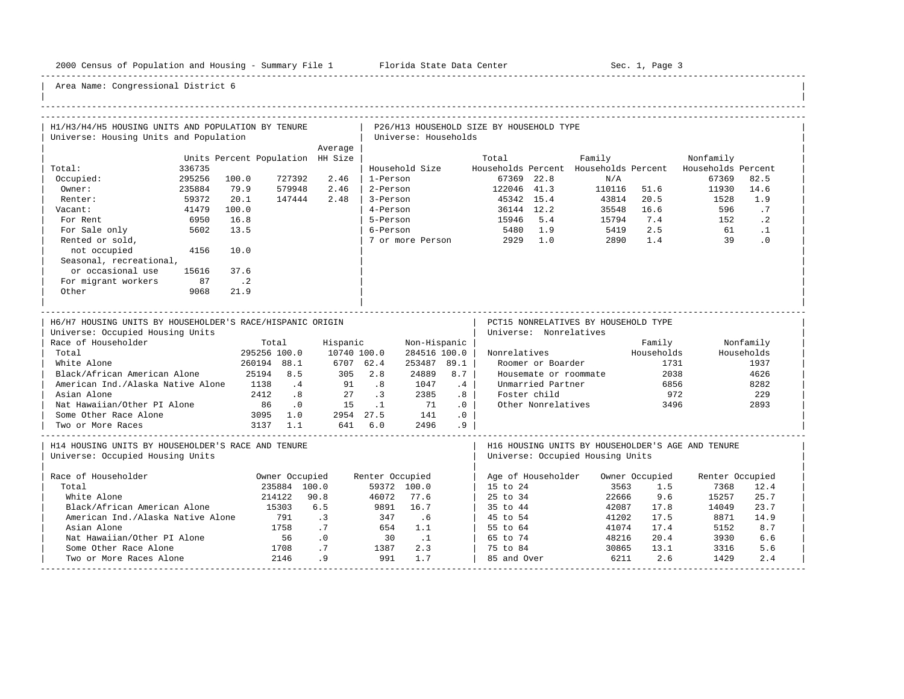Area Name: Congressional District 6

## H1/H3/H4/H5 HOUSING UNITS AND POPULATION BY TENURE

Universe: Housing Units and Population

| | Units | Percent | Population | Average HH Size |
|---|---|---|---|---|
| Total: | 336735 | | | |
| Occupied: | 295256 | 100.0 | 727392 | 2.46 |
| Owner: | 235884 | 79.9 | 579948 | 2.46 |
| Renter: | 59372 | 20.1 | 147444 | 2.48 |
| Vacant: | 41479 | 100.0 | | |
| For Rent | 6950 | 16.8 | | |
| For Sale only | 5602 | 13.5 | | |
| Rented or sold, not occupied | 4156 | 10.0 | | |
| Seasonal, recreational, or occasional use | 15616 | 37.6 | | |
| For migrant workers | 87 | .2 | | |
| Other | 9068 | 21.9 | | |

## P26/H13 HOUSEHOLD SIZE BY HOUSEHOLD TYPE

Universe: Households

| Household Size | Total Households | Percent | Family Households | Percent | Nonfamily Households | Percent |
|---|---|---|---|---|---|---|
| 1-Person | 67369 | 22.8 | N/A | | 67369 | 82.5 |
| 2-Person | 122046 | 41.3 | 110116 | 51.6 | 11930 | 14.6 |
| 3-Person | 45342 | 15.4 | 43814 | 20.5 | 1528 | 1.9 |
| 4-Person | 36144 | 12.2 | 35548 | 16.6 | 596 | .7 |
| 5-Person | 15946 | 5.4 | 15794 | 7.4 | 152 | .2 |
| 6-Person | 5480 | 1.9 | 5419 | 2.5 | 61 | .1 |
| 7 or more Person | 2929 | 1.0 | 2890 | 1.4 | 39 | .0 |

## H6/H7 HOUSING UNITS BY HOUSEHOLDER'S RACE/HISPANIC ORIGIN

Universe: Occupied Housing Units

| Race of Householder | Total | % | Hispanic | % | Non-Hispanic | % |
|---|---|---|---|---|---|---|
| Total | 295256 | 100.0 | 10740 | 100.0 | 284516 | 100.0 |
| White Alone | 260194 | 88.1 | 6707 | 62.4 | 253487 | 89.1 |
| Black/African American Alone | 25194 | 8.5 | 305 | 2.8 | 24889 | 8.7 |
| American Ind./Alaska Native Alone | 1138 | .4 | 91 | .8 | 1047 | .4 |
| Asian Alone | 2412 | .8 | 27 | .3 | 2385 | .8 |
| Nat Hawaiian/Other PI Alone | 86 | .0 | 15 | .1 | 71 | .0 |
| Some Other Race Alone | 3095 | 1.0 | 2954 | 27.5 | 141 | .0 |
| Two or More Races | 3137 | 1.1 | 641 | 6.0 | 2496 | .9 |

## PCT15 NONRELATIVES BY HOUSEHOLD TYPE

Universe: Nonrelatives

| Nonrelatives | Family Households | Nonfamily Households |
|---|---|---|
| Roomer or Boarder | 1731 | 1937 |
| Housemate or roommate | 2038 | 4626 |
| Unmarried Partner | 6856 | 8282 |
| Foster child | 972 | 229 |
| Other Nonrelatives | 3496 | 2893 |

## H14 HOUSING UNITS BY HOUSEHOLDER'S RACE AND TENURE

Universe: Occupied Housing Units

| Race of Householder | Owner Occupied | % | Renter Occupied | % |
|---|---|---|---|---|
| Total | 235884 | 100.0 | 59372 | 100.0 |
| White Alone | 214122 | 90.8 | 46072 | 77.6 |
| Black/African American Alone | 15303 | 6.5 | 9891 | 16.7 |
| American Ind./Alaska Native Alone | 791 | .3 | 347 | .6 |
| Asian Alone | 1758 | .7 | 654 | 1.1 |
| Nat Hawaiian/Other PI Alone | 56 | .0 | 30 | .1 |
| Some Other Race Alone | 1708 | .7 | 1387 | 2.3 |
| Two or More Races Alone | 2146 | .9 | 991 | 1.7 |

## H16 HOUSING UNITS BY HOUSEHOLDER'S AGE AND TENURE

Universe: Occupied Housing Units

| Age of Householder | Owner Occupied | % | Renter Occupied | % |
|---|---|---|---|---|
| 15 to 24 | 3563 | 1.5 | 7368 | 12.4 |
| 25 to 34 | 22666 | 9.6 | 15257 | 25.7 |
| 35 to 44 | 42087 | 17.8 | 14049 | 23.7 |
| 45 to 54 | 41202 | 17.5 | 8871 | 14.9 |
| 55 to 64 | 41074 | 17.4 | 5152 | 8.7 |
| 65 to 74 | 48216 | 20.4 | 3930 | 6.6 |
| 75 to 84 | 30865 | 13.1 | 3316 | 5.6 |
| 85 and Over | 6211 | 2.6 | 1429 | 2.4 |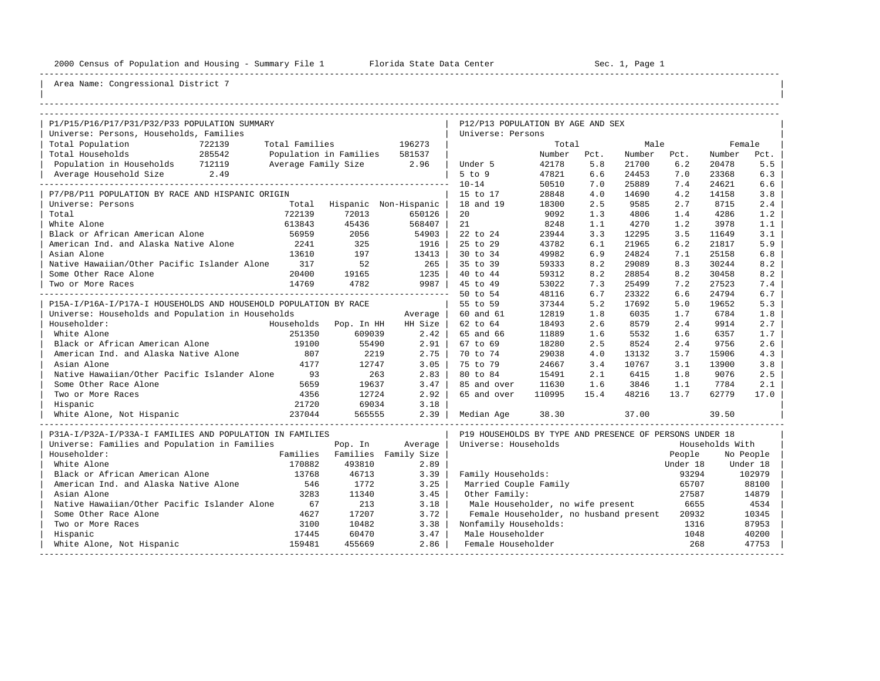2000 Census of Population and Housing - Summary File 1 Florida State Data Center Sec. 1, Page 1

Area Name: Congressional District 7

## P1/P15/P16/P17/P31/P32/P33 POPULATION SUMMARY

Universe: Persons, Households, Families

| | | | |
|---|---|---|---|
| Total Population | 722139 | Total Families | 196273 |
| Total Households | 285542 | Population in Families | 581537 |
| Population in Households | 712119 | Average Family Size | 2.96 |
| Average Household Size | 2.49 | | |

## P7/P8/P11 POPULATION BY RACE AND HISPANIC ORIGIN

Universe: Persons

| | Total | Hispanic | Non-Hispanic |
|---|---|---|---|
| Total | 722139 | 72013 | 650126 |
| White Alone | 613843 | 45436 | 568407 |
| Black or African American Alone | 56959 | 2056 | 54903 |
| American Ind. and Alaska Native Alone | 2241 | 325 | 1916 |
| Asian Alone | 13610 | 197 | 13413 |
| Native Hawaiian/Other Pacific Islander Alone | 317 | 52 | 265 |
| Some Other Race Alone | 20400 | 19165 | 1235 |
| Two or More Races | 14769 | 4782 | 9987 |

## P15A-I/P16A-I/P17A-I HOUSEHOLDS AND HOUSEHOLD POPULATION BY RACE

Universe: Households and Population in Households

| Householder: | Households | Pop. In HH | Average HH Size |
|---|---|---|---|
| White Alone | 251350 | 609039 | 2.42 |
| Black or African American Alone | 19100 | 55490 | 2.91 |
| American Ind. and Alaska Native Alone | 807 | 2219 | 2.75 |
| Asian Alone | 4177 | 12747 | 3.05 |
| Native Hawaiian/Other Pacific Islander Alone | 93 | 263 | 2.83 |
| Some Other Race Alone | 5659 | 19637 | 3.47 |
| Two or More Races | 4356 | 12724 | 2.92 |
| Hispanic | 21720 | 69034 | 3.18 |
| White Alone, Not Hispanic | 237044 | 565555 | 2.39 |

## P31A-I/P32A-I/P33A-I FAMILIES AND POPULATION IN FAMILIES

Universe: Families and Population in Families

| Householder: | Families | Pop. In Families | Average Family Size |
|---|---|---|---|
| White Alone | 170882 | 493810 | 2.89 |
| Black or African American Alone | 13768 | 46713 | 3.39 |
| American Ind. and Alaska Native Alone | 546 | 1772 | 3.25 |
| Asian Alone | 3283 | 11340 | 3.45 |
| Native Hawaiian/Other Pacific Islander Alone | 67 | 213 | 3.18 |
| Some Other Race Alone | 4627 | 17207 | 3.72 |
| Two or More Races | 3100 | 10482 | 3.38 |
| Hispanic | 17445 | 60470 | 3.47 |
| White Alone, Not Hispanic | 159481 | 455669 | 2.86 |

## P12/P13 POPULATION BY AGE AND SEX

Universe: Persons

| | Total Number | Total Pct. | Male Number | Male Pct. | Female Number | Female Pct. |
|---|---|---|---|---|---|---|
| Under 5 | 42178 | 5.8 | 21700 | 6.2 | 20478 | 5.5 |
| 5 to 9 | 47821 | 6.6 | 24453 | 7.0 | 23368 | 6.3 |
| 10-14 | 50510 | 7.0 | 25889 | 7.4 | 24621 | 6.6 |
| 15 to 17 | 28848 | 4.0 | 14690 | 4.2 | 14158 | 3.8 |
| 18 and 19 | 18300 | 2.5 | 9585 | 2.7 | 8715 | 2.4 |
| 20 | 9092 | 1.3 | 4806 | 1.4 | 4286 | 1.2 |
| 21 | 8248 | 1.1 | 4270 | 1.2 | 3978 | 1.1 |
| 22 to 24 | 23944 | 3.3 | 12295 | 3.5 | 11649 | 3.1 |
| 25 to 29 | 43782 | 6.1 | 21965 | 6.2 | 21817 | 5.9 |
| 30 to 34 | 49982 | 6.9 | 24824 | 7.1 | 25158 | 6.8 |
| 35 to 39 | 59333 | 8.2 | 29089 | 8.3 | 30244 | 8.2 |
| 40 to 44 | 59312 | 8.2 | 28854 | 8.2 | 30458 | 8.2 |
| 45 to 49 | 53022 | 7.3 | 25499 | 7.2 | 27523 | 7.4 |
| 50 to 54 | 48116 | 6.7 | 23322 | 6.6 | 24794 | 6.7 |
| 55 to 59 | 37344 | 5.2 | 17692 | 5.0 | 19652 | 5.3 |
| 60 and 61 | 12819 | 1.8 | 6035 | 1.7 | 6784 | 1.8 |
| 62 to 64 | 18493 | 2.6 | 8579 | 2.4 | 9914 | 2.7 |
| 65 and 66 | 11889 | 1.6 | 5532 | 1.6 | 6357 | 1.7 |
| 67 to 69 | 18280 | 2.5 | 8524 | 2.4 | 9756 | 2.6 |
| 70 to 74 | 29038 | 4.0 | 13132 | 3.7 | 15906 | 4.3 |
| 75 to 79 | 24667 | 3.4 | 10767 | 3.1 | 13900 | 3.8 |
| 80 to 84 | 15491 | 2.1 | 6415 | 1.8 | 9076 | 2.5 |
| 85 and over | 11630 | 1.6 | 3846 | 1.1 | 7784 | 2.1 |
| 65 and over | 110995 | 15.4 | 48216 | 13.7 | 62779 | 17.0 |
| Median Age | 38.30 | | 37.00 | | 39.50 | |

## P19 HOUSEHOLDS BY TYPE AND PRESENCE OF PERSONS UNDER 18

Universe: Households

| | Households With People Under 18 | Households With No People Under 18 |
|---|---|---|
| Family Households: | 93294 | 102979 |
| Married Couple Family | 65707 | 88100 |
| Other Family: | 27587 | 14879 |
| Male Householder, no wife present | 6655 | 4534 |
| Female Householder, no husband present | 20932 | 10345 |
| Nonfamily Households: | 1316 | 87953 |
| Male Householder | 1048 | 40200 |
| Female Householder | 268 | 47753 |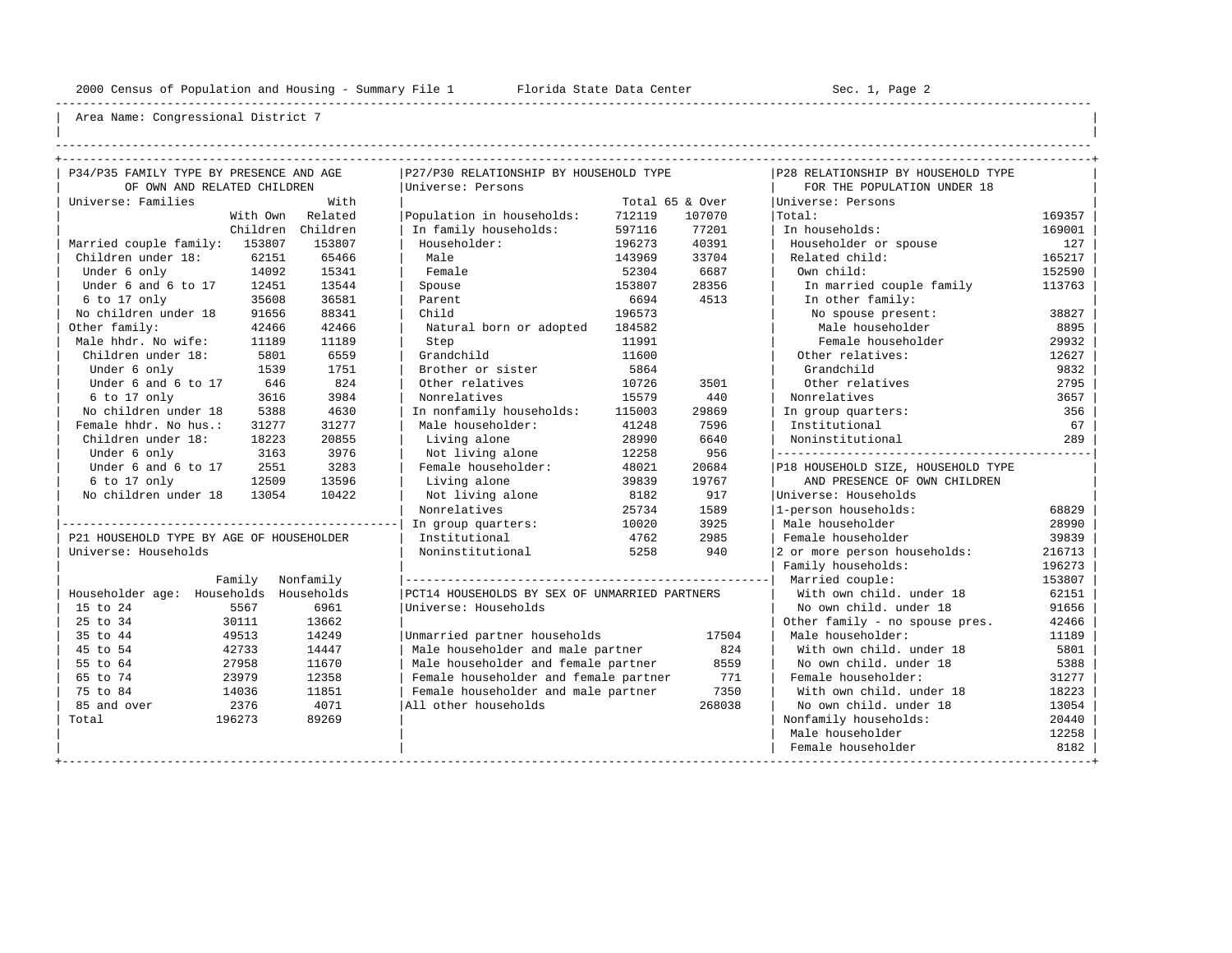Area Name: Congressional District 7

## P34/P35 FAMILY TYPE BY PRESENCE AND AGE OF OWN AND RELATED CHILDREN

Universe: Families

| | With Own Children | With Related Children |
|---|---|---|
| Married couple family: | 153807 | 153807 |
| Children under 18: | 62151 | 65466 |
| Under 6 only | 14092 | 15341 |
| Under 6 and 6 to 17 | 12451 | 13544 |
| 6 to 17 only | 35608 | 36581 |
| No children under 18 | 91656 | 88341 |
| Other family: | 42466 | 42466 |
| Male hhdr. No wife: | 11189 | 11189 |
| Children under 18: | 5801 | 6559 |
| Under 6 only | 1539 | 1751 |
| Under 6 and 6 to 17 | 646 | 824 |
| 6 to 17 only | 3616 | 3984 |
| No children under 18 | 5388 | 4630 |
| Female hhdr. No hus.: | 31277 | 31277 |
| Children under 18: | 18223 | 20855 |
| Under 6 only | 3163 | 3976 |
| Under 6 and 6 to 17 | 2551 | 3283 |
| 6 to 17 only | 12509 | 13596 |
| No children under 18 | 13054 | 10422 |

## P21 HOUSEHOLD TYPE BY AGE OF HOUSEHOLDER

Universe: Households

| Householder age: | Family Households | Nonfamily Households |
|---|---|---|
| 15 to 24 | 5567 | 6961 |
| 25 to 34 | 30111 | 13662 |
| 35 to 44 | 49513 | 14249 |
| 45 to 54 | 42733 | 14447 |
| 55 to 64 | 27958 | 11670 |
| 65 to 74 | 23979 | 12358 |
| 75 to 84 | 14036 | 11851 |
| 85 and over | 2376 | 4071 |
| Total | 196273 | 89269 |

## P27/P30 RELATIONSHIP BY HOUSEHOLD TYPE

Universe: Persons

| | Total | 65 & Over |
|---|---|---|
| Population in households: | 712119 | 107070 |
| In family households: | 597116 | 77201 |
| Householder: | 196273 | 40391 |
| Male | 143969 | 33704 |
| Female | 52304 | 6687 |
| Spouse | 153807 | 28356 |
| Parent | 6694 | 4513 |
| Child | 196573 | |
| Natural born or adopted | 184582 | |
| Step | 11991 | |
| Grandchild | 11600 | |
| Brother or sister | 5864 | |
| Other relatives | 10726 | 3501 |
| Nonrelatives | 15579 | 440 |
| In nonfamily households: | 115003 | 29869 |
| Male householder: | 41248 | 7596 |
| Living alone | 28990 | 6640 |
| Not living alone | 12258 | 956 |
| Female householder: | 48021 | 20684 |
| Living alone | 39839 | 19767 |
| Not living alone | 8182 | 917 |
| Nonrelatives | 25734 | 1589 |
| In group quarters: | 10020 | 3925 |
| Institutional | 4762 | 2985 |
| Noninstitutional | 5258 | 940 |

## PCT14 HOUSEHOLDS BY SEX OF UNMARRIED PARTNERS

Universe: Households

| | |
|---|---|
| Unmarried partner households | 17504 |
| Male householder and male partner | 824 |
| Male householder and female partner | 8559 |
| Female householder and female partner | 771 |
| Female householder and male partner | 7350 |
| All other households | 268038 |

## P28 RELATIONSHIP BY HOUSEHOLD TYPE FOR THE POPULATION UNDER 18

Universe: Persons

| | |
|---|---|
| Total: | 169357 |
| In households: | 169001 |
| Householder or spouse | 127 |
| Related child: | 165217 |
| Own child: | 152590 |
| In married couple family | 113763 |
| In other family: | |
| No spouse present: | 38827 |
| Male householder | 8895 |
| Female householder | 29932 |
| Other relatives: | 12627 |
| Grandchild | 9832 |
| Other relatives | 2795 |
| Nonrelatives | 3657 |
| In group quarters: | 356 |
| Institutional | 67 |
| Noninstitutional | 289 |

## P18 HOUSEHOLD SIZE, HOUSEHOLD TYPE AND PRESENCE OF OWN CHILDREN

Universe: Households

| | |
|---|---|
| 1-person households: | 68829 |
| Male householder | 28990 |
| Female householder | 39839 |
| 2 or more person households: | 216713 |
| Family households: | 196273 |
| Married couple: | 153807 |
| With own child. under 18 | 62151 |
| No own child. under 18 | 91656 |
| Other family - no spouse pres. | 42466 |
| Male householder: | 11189 |
| With own child. under 18 | 5801 |
| No own child. under 18 | 5388 |
| Female householder: | 31277 |
| With own child. under 18 | 18223 |
| No own child. under 18 | 13054 |
| Nonfamily households: | 20440 |
| Male householder | 12258 |
| Female householder | 8182 |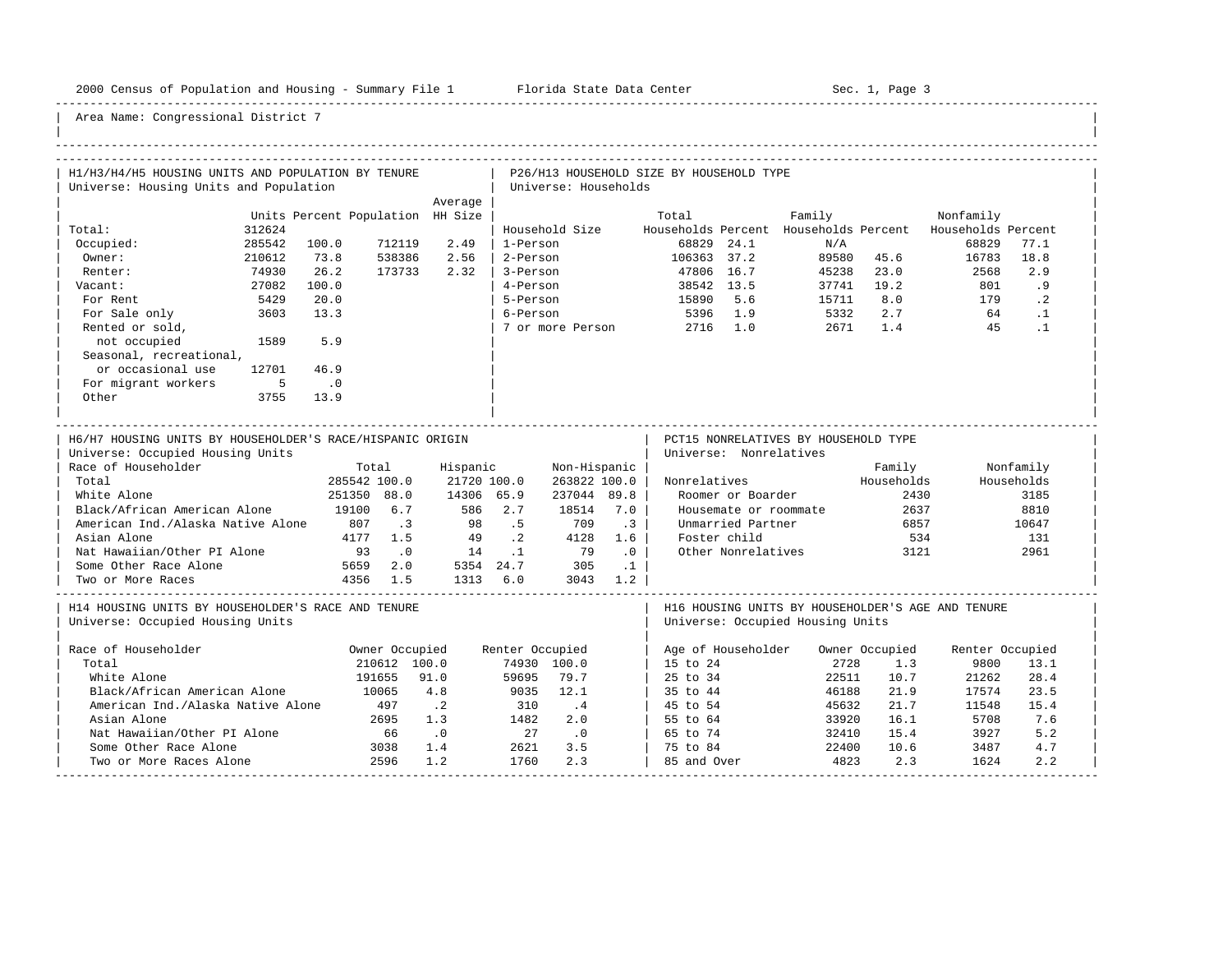Area Name: Congressional District 7

## H1/H3/H4/H5 HOUSING UNITS AND POPULATION BY TENURE

Universe: Housing Units and Population

| | Units | Percent | Population | Average HH Size |
|---|---|---|---|---|
| Total: | 312624 | | | |
| Occupied: | 285542 | 100.0 | 712119 | 2.49 |
| Owner: | 210612 | 73.8 | 538386 | 2.56 |
| Renter: | 74930 | 26.2 | 173733 | 2.32 |
| Vacant: | 27082 | 100.0 | | |
| For Rent | 5429 | 20.0 | | |
| For Sale only | 3603 | 13.3 | | |
| Rented or sold, not occupied | 1589 | 5.9 | | |
| Seasonal, recreational, or occasional use | 12701 | 46.9 | | |
| For migrant workers | 5 | .0 | | |
| Other | 3755 | 13.9 | | |

## P26/H13 HOUSEHOLD SIZE BY HOUSEHOLD TYPE

Universe: Households

| Household Size | Total Households | Percent | Family Households | Percent | Nonfamily Households | Percent |
|---|---|---|---|---|---|---|
| 1-Person | 68829 | 24.1 | N/A | | 68829 | 77.1 |
| 2-Person | 106363 | 37.2 | 89580 | 45.6 | 16783 | 18.8 |
| 3-Person | 47806 | 16.7 | 45238 | 23.0 | 2568 | 2.9 |
| 4-Person | 38542 | 13.5 | 37741 | 19.2 | 801 | .9 |
| 5-Person | 15890 | 5.6 | 15711 | 8.0 | 179 | .2 |
| 6-Person | 5396 | 1.9 | 5332 | 2.7 | 64 | .1 |
| 7 or more Person | 2716 | 1.0 | 2671 | 1.4 | 45 | .1 |

## H6/H7 HOUSING UNITS BY HOUSEHOLDER'S RACE/HISPANIC ORIGIN

Universe: Occupied Housing Units

| Race of Householder | Total | % | Hispanic | % | Non-Hispanic | % |
|---|---|---|---|---|---|---|
| Total | 285542 | 100.0 | 21720 | 100.0 | 263822 | 100.0 |
| White Alone | 251350 | 88.0 | 14306 | 65.9 | 237044 | 89.8 |
| Black/African American Alone | 19100 | 6.7 | 586 | 2.7 | 18514 | 7.0 |
| American Ind./Alaska Native Alone | 807 | .3 | 98 | .5 | 709 | .3 |
| Asian Alone | 4177 | 1.5 | 49 | .2 | 4128 | 1.6 |
| Nat Hawaiian/Other PI Alone | 93 | .0 | 14 | .1 | 79 | .0 |
| Some Other Race Alone | 5659 | 2.0 | 5354 | 24.7 | 305 | .1 |
| Two or More Races | 4356 | 1.5 | 1313 | 6.0 | 3043 | 1.2 |

## PCT15 NONRELATIVES BY HOUSEHOLD TYPE

Universe: Nonrelatives

| Nonrelatives | Family Households | Nonfamily Households |
|---|---|---|
| Roomer or Boarder | 2430 | 3185 |
| Housemate or roommate | 2637 | 8810 |
| Unmarried Partner | 6857 | 10647 |
| Foster child | 534 | 131 |
| Other Nonrelatives | 3121 | 2961 |

## H14 HOUSING UNITS BY HOUSEHOLDER'S RACE AND TENURE

Universe: Occupied Housing Units

| Race of Householder | Owner Occupied | % | Renter Occupied | % |
|---|---|---|---|---|
| Total | 210612 | 100.0 | 74930 | 100.0 |
| White Alone | 191655 | 91.0 | 59695 | 79.7 |
| Black/African American Alone | 10065 | 4.8 | 9035 | 12.1 |
| American Ind./Alaska Native Alone | 497 | .2 | 310 | .4 |
| Asian Alone | 2695 | 1.3 | 1482 | 2.0 |
| Nat Hawaiian/Other PI Alone | 66 | .0 | 27 | .0 |
| Some Other Race Alone | 3038 | 1.4 | 2621 | 3.5 |
| Two or More Races Alone | 2596 | 1.2 | 1760 | 2.3 |

## H16 HOUSING UNITS BY HOUSEHOLDER'S AGE AND TENURE

Universe: Occupied Housing Units

| Age of Householder | Owner Occupied | % | Renter Occupied | % |
|---|---|---|---|---|
| 15 to 24 | 2728 | 1.3 | 9800 | 13.1 |
| 25 to 34 | 22511 | 10.7 | 21262 | 28.4 |
| 35 to 44 | 46188 | 21.9 | 17574 | 23.5 |
| 45 to 54 | 45632 | 21.7 | 11548 | 15.4 |
| 55 to 64 | 33920 | 16.1 | 5708 | 7.6 |
| 65 to 74 | 32410 | 15.4 | 3927 | 5.2 |
| 75 to 84 | 22400 | 10.6 | 3487 | 4.7 |
| 85 and Over | 4823 | 2.3 | 1624 | 2.2 |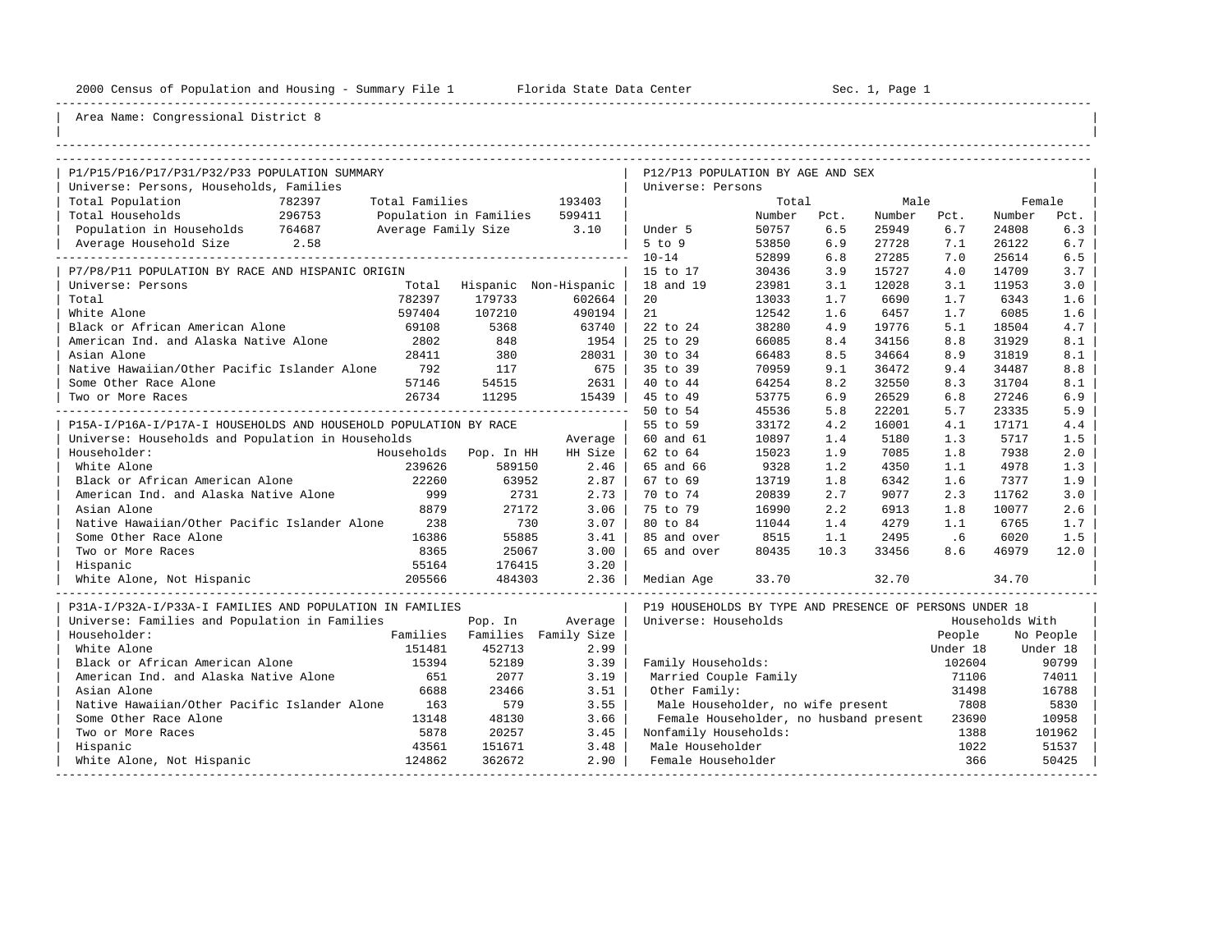2000 Census of Population and Housing - Summary File 1 Florida State Data Center Sec. 1, Page 1

Area Name: Congressional District 8

## P1/P15/P16/P17/P31/P32/P33 POPULATION SUMMARY

Universe: Persons, Households, Families

| | | | |
|---|---|---|---|
| Total Population | 782397 | Total Families | 193403 |
| Total Households | 296753 | Population in Families | 599411 |
| Population in Households | 764687 | Average Family Size | 3.10 |
| Average Household Size | 2.58 | | |

## P7/P8/P11 POPULATION BY RACE AND HISPANIC ORIGIN

Universe: Persons

| | Total | Hispanic | Non-Hispanic |
|---|---|---|---|
| Total | 782397 | 179733 | 602664 |
| White Alone | 597404 | 107210 | 490194 |
| Black or African American Alone | 69108 | 5368 | 63740 |
| American Ind. and Alaska Native Alone | 2802 | 848 | 1954 |
| Asian Alone | 28411 | 380 | 28031 |
| Native Hawaiian/Other Pacific Islander Alone | 792 | 117 | 675 |
| Some Other Race Alone | 57146 | 54515 | 2631 |
| Two or More Races | 26734 | 11295 | 15439 |

## P15A-I/P16A-I/P17A-I HOUSEHOLDS AND HOUSEHOLD POPULATION BY RACE

Universe: Households and Population in Households

| Householder: | Households | Pop. In HH | Average HH Size |
|---|---|---|---|
| White Alone | 239626 | 589150 | 2.46 |
| Black or African American Alone | 22260 | 63952 | 2.87 |
| American Ind. and Alaska Native Alone | 999 | 2731 | 2.73 |
| Asian Alone | 8879 | 27172 | 3.06 |
| Native Hawaiian/Other Pacific Islander Alone | 238 | 730 | 3.07 |
| Some Other Race Alone | 16386 | 55885 | 3.41 |
| Two or More Races | 8365 | 25067 | 3.00 |
| Hispanic | 55164 | 176415 | 3.20 |
| White Alone, Not Hispanic | 205566 | 484303 | 2.36 |

## P31A-I/P32A-I/P33A-I FAMILIES AND POPULATION IN FAMILIES

Universe: Families and Population in Families

| Householder: | Families | Pop. In Families | Average Family Size |
|---|---|---|---|
| White Alone | 151481 | 452713 | 2.99 |
| Black or African American Alone | 15394 | 52189 | 3.39 |
| American Ind. and Alaska Native Alone | 651 | 2077 | 3.19 |
| Asian Alone | 6688 | 23466 | 3.51 |
| Native Hawaiian/Other Pacific Islander Alone | 163 | 579 | 3.55 |
| Some Other Race Alone | 13148 | 48130 | 3.66 |
| Two or More Races | 5878 | 20257 | 3.45 |
| Hispanic | 43561 | 151671 | 3.48 |
| White Alone, Not Hispanic | 124862 | 362672 | 2.90 |

## P12/P13 POPULATION BY AGE AND SEX

Universe: Persons

| | Total Number | Total Pct. | Male Number | Male Pct. | Female Number | Female Pct. |
|---|---|---|---|---|---|---|
| Under 5 | 50757 | 6.5 | 25949 | 6.7 | 24808 | 6.3 |
| 5 to 9 | 53850 | 6.9 | 27728 | 7.1 | 26122 | 6.7 |
| 10-14 | 52899 | 6.8 | 27285 | 7.0 | 25614 | 6.5 |
| 15 to 17 | 30436 | 3.9 | 15727 | 4.0 | 14709 | 3.7 |
| 18 and 19 | 23981 | 3.1 | 12028 | 3.1 | 11953 | 3.0 |
| 20 | 13033 | 1.7 | 6690 | 1.7 | 6343 | 1.6 |
| 21 | 12542 | 1.6 | 6457 | 1.7 | 6085 | 1.6 |
| 22 to 24 | 38280 | 4.9 | 19776 | 5.1 | 18504 | 4.7 |
| 25 to 29 | 66085 | 8.4 | 34156 | 8.8 | 31929 | 8.1 |
| 30 to 34 | 66483 | 8.5 | 34664 | 8.9 | 31819 | 8.1 |
| 35 to 39 | 70959 | 9.1 | 36472 | 9.4 | 34487 | 8.8 |
| 40 to 44 | 64254 | 8.2 | 32550 | 8.3 | 31704 | 8.1 |
| 45 to 49 | 53775 | 6.9 | 26529 | 6.8 | 27246 | 6.9 |
| 50 to 54 | 45536 | 5.8 | 22201 | 5.7 | 23335 | 5.9 |
| 55 to 59 | 33172 | 4.2 | 16001 | 4.1 | 17171 | 4.4 |
| 60 and 61 | 10897 | 1.4 | 5180 | 1.3 | 5717 | 1.5 |
| 62 to 64 | 15023 | 1.9 | 7085 | 1.8 | 7938 | 2.0 |
| 65 and 66 | 9328 | 1.2 | 4350 | 1.1 | 4978 | 1.3 |
| 67 to 69 | 13719 | 1.8 | 6342 | 1.6 | 7377 | 1.9 |
| 70 to 74 | 20839 | 2.7 | 9077 | 2.3 | 11762 | 3.0 |
| 75 to 79 | 16990 | 2.2 | 6913 | 1.8 | 10077 | 2.6 |
| 80 to 84 | 11044 | 1.4 | 4279 | 1.1 | 6765 | 1.7 |
| 85 and over | 8515 | 1.1 | 2495 | .6 | 6020 | 1.5 |
| 65 and over | 80435 | 10.3 | 33456 | 8.6 | 46979 | 12.0 |
| Median Age | 33.70 | | 32.70 | | 34.70 | |

## P19 HOUSEHOLDS BY TYPE AND PRESENCE OF PERSONS UNDER 18

Universe: Households

| | Households With People Under 18 | Households With No People Under 18 |
|---|---|---|
| Family Households: | 102604 | 90799 |
| Married Couple Family | 71106 | 74011 |
| Other Family: | 31498 | 16788 |
| Male Householder, no wife present | 7808 | 5830 |
| Female Householder, no husband present | 23690 | 10958 |
| Nonfamily Households: | 1388 | 101962 |
| Male Householder | 1022 | 51537 |
| Female Householder | 366 | 50425 |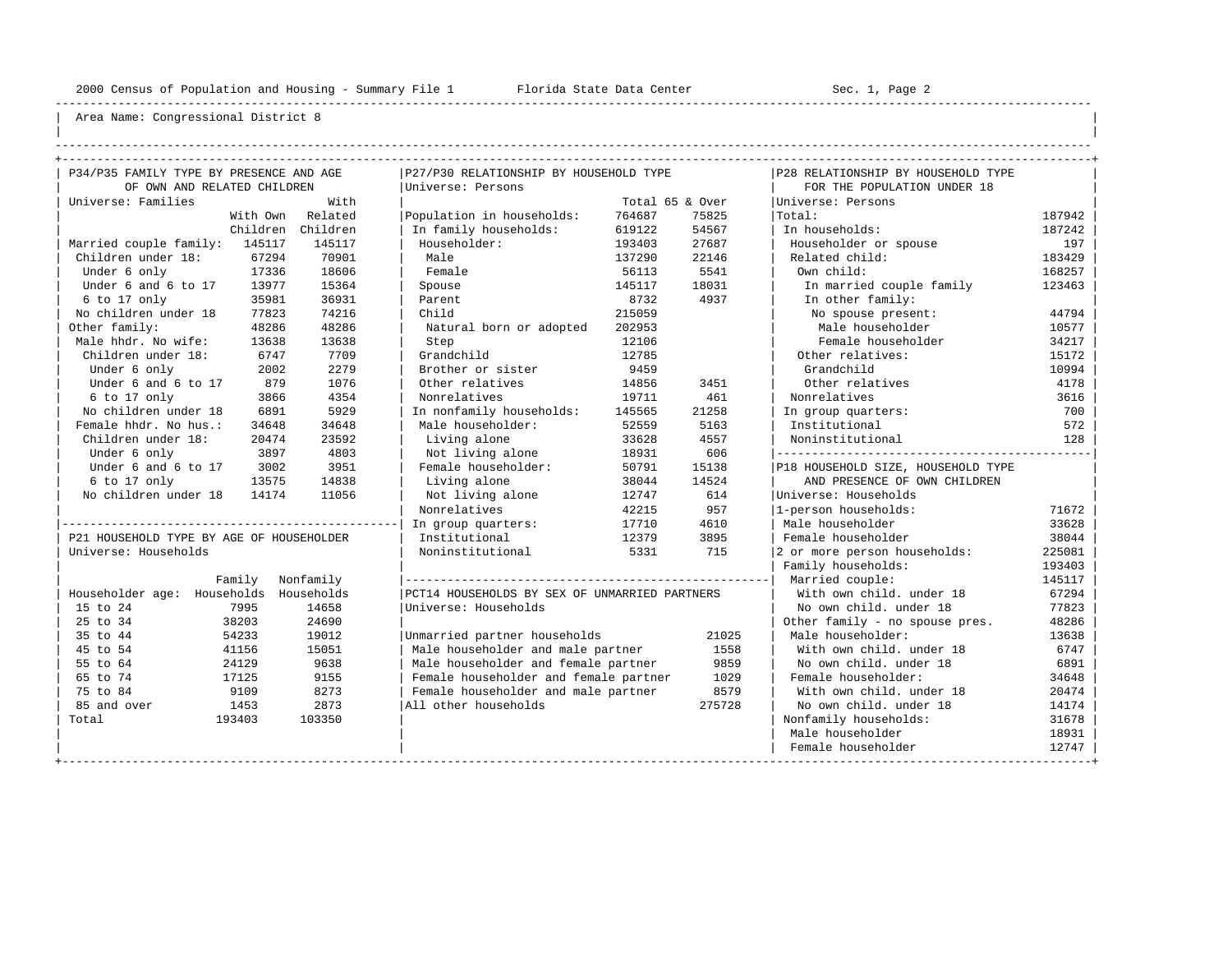2000 Census of Population and Housing - Summary File 1 Florida State Data Center Sec. 1, Page 2

Area Name: Congressional District 8

## P34/P35 FAMILY TYPE BY PRESENCE AND AGE OF OWN AND RELATED CHILDREN

Universe: Families

| | With Own Children | With Related Children |
|---|---|---|
| Married couple family: | 145117 | 145117 |
| Children under 18: | 67294 | 70901 |
| Under 6 only | 17336 | 18606 |
| Under 6 and 6 to 17 | 13977 | 15364 |
| 6 to 17 only | 35981 | 36931 |
| No children under 18 | 77823 | 74216 |
| Other family: | 48286 | 48286 |
| Male hhdr. No wife: | 13638 | 13638 |
| Children under 18: | 6747 | 7709 |
| Under 6 only | 2002 | 2279 |
| Under 6 and 6 to 17 | 879 | 1076 |
| 6 to 17 only | 3866 | 4354 |
| No children under 18 | 6891 | 5929 |
| Female hhdr. No hus.: | 34648 | 34648 |
| Children under 18: | 20474 | 23592 |
| Under 6 only | 3897 | 4803 |
| Under 6 and 6 to 17 | 3002 | 3951 |
| 6 to 17 only | 13575 | 14838 |
| No children under 18 | 14174 | 11056 |

## P21 HOUSEHOLD TYPE BY AGE OF HOUSEHOLDER

Universe: Households

| Householder age: | Family Households | Nonfamily Households |
|---|---|---|
| 15 to 24 | 7995 | 14658 |
| 25 to 34 | 38203 | 24690 |
| 35 to 44 | 54233 | 19012 |
| 45 to 54 | 41156 | 15051 |
| 55 to 64 | 24129 | 9638 |
| 65 to 74 | 17125 | 9155 |
| 75 to 84 | 9109 | 8273 |
| 85 and over | 1453 | 2873 |
| Total | 193403 | 103350 |

## P27/P30 RELATIONSHIP BY HOUSEHOLD TYPE

Universe: Persons

| | Total | 65 & Over |
|---|---|---|
| Population in households: | 764687 | 75825 |
| In family households: | 619122 | 54567 |
| Householder: | 193403 | 27687 |
| Male | 137290 | 22146 |
| Female | 56113 | 5541 |
| Spouse | 145117 | 18031 |
| Parent | 8732 | 4937 |
| Child | 215059 | |
| Natural born or adopted | 202953 | |
| Step | 12106 | |
| Grandchild | 12785 | |
| Brother or sister | 9459 | |
| Other relatives | 14856 | 3451 |
| Nonrelatives | 19711 | 461 |
| In nonfamily households: | 145565 | 21258 |
| Male householder: | 52559 | 5163 |
| Living alone | 33628 | 4557 |
| Not living alone | 18931 | 606 |
| Female householder: | 50791 | 15138 |
| Living alone | 38044 | 14524 |
| Not living alone | 12747 | 614 |
| Nonrelatives | 42215 | 957 |
| In group quarters: | 17710 | 4610 |
| Institutional | 12379 | 3895 |
| Noninstitutional | 5331 | 715 |

## PCT14 HOUSEHOLDS BY SEX OF UNMARRIED PARTNERS

Universe: Households

| | |
|---|---|
| Unmarried partner households | 21025 |
| Male householder and male partner | 1558 |
| Male householder and female partner | 9859 |
| Female householder and female partner | 1029 |
| Female householder and male partner | 8579 |
| All other households | 275728 |

## P28 RELATIONSHIP BY HOUSEHOLD TYPE FOR THE POPULATION UNDER 18

Universe: Persons

| | |
|---|---|
| Total: | 187942 |
| In households: | 187242 |
| Householder or spouse | 197 |
| Related child: | 183429 |
| Own child: | 168257 |
| In married couple family | 123463 |
| In other family: | |
| No spouse present: | 44794 |
| Male householder | 10577 |
| Female householder | 34217 |
| Other relatives: | 15172 |
| Grandchild | 10994 |
| Other relatives | 4178 |
| Nonrelatives | 3616 |
| In group quarters: | 700 |
| Institutional | 572 |
| Noninstitutional | 128 |

## P18 HOUSEHOLD SIZE, HOUSEHOLD TYPE AND PRESENCE OF OWN CHILDREN

Universe: Households

| | |
|---|---|
| 1-person households: | 71672 |
| Male householder | 33628 |
| Female householder | 38044 |
| 2 or more person households: | 225081 |
| Family households: | 193403 |
| Married couple: | 145117 |
| With own child. under 18 | 67294 |
| No own child. under 18 | 77823 |
| Other family - no spouse pres. | 48286 |
| Male householder: | 13638 |
| With own child. under 18 | 6747 |
| No own child. under 18 | 6891 |
| Female householder: | 34648 |
| With own child. under 18 | 20474 |
| No own child. under 18 | 14174 |
| Nonfamily households: | 31678 |
| Male householder | 18931 |
| Female householder | 12747 |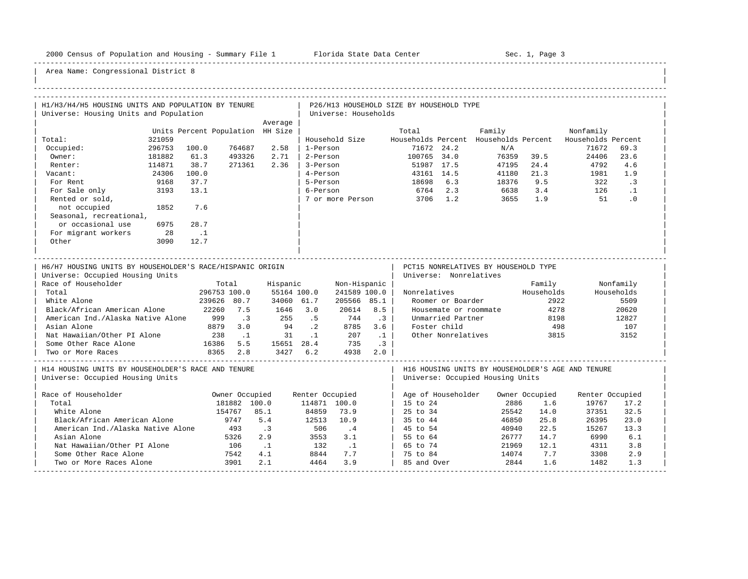Area Name: Congressional District 8

## H1/H3/H4/H5 HOUSING UNITS AND POPULATION BY TENURE
Universe: Housing Units and Population

| | Units | Percent | Population | Average HH Size |
|---|---|---|---|---|
| Total: | 321059 | | | |
| Occupied: | 296753 | 100.0 | 764687 | 2.58 |
| Owner: | 181882 | 61.3 | 493326 | 2.71 |
| Renter: | 114871 | 38.7 | 271361 | 2.36 |
| Vacant: | 24306 | 100.0 | | |
| For Rent | 9168 | 37.7 | | |
| For Sale only | 3193 | 13.1 | | |
| Rented or sold, not occupied | 1852 | 7.6 | | |
| Seasonal, recreational, or occasional use | 6975 | 28.7 | | |
| For migrant workers | 28 | .1 | | |
| Other | 3090 | 12.7 | | |

## P26/H13 HOUSEHOLD SIZE BY HOUSEHOLD TYPE
Universe: Households

| Household Size | Total Households | Percent | Family Households | Percent | Nonfamily Households | Percent |
|---|---|---|---|---|---|---|
| 1-Person | 71672 | 24.2 | N/A | | 71672 | 69.3 |
| 2-Person | 100765 | 34.0 | 76359 | 39.5 | 24406 | 23.6 |
| 3-Person | 51987 | 17.5 | 47195 | 24.4 | 4792 | 4.6 |
| 4-Person | 43161 | 14.5 | 41180 | 21.3 | 1981 | 1.9 |
| 5-Person | 18698 | 6.3 | 18376 | 9.5 | 322 | .3 |
| 6-Person | 6764 | 2.3 | 6638 | 3.4 | 126 | .1 |
| 7 or more Person | 3706 | 1.2 | 3655 | 1.9 | 51 | .0 |

## H6/H7 HOUSING UNITS BY HOUSEHOLDER'S RACE/HISPANIC ORIGIN
Universe: Occupied Housing Units

| Race of Householder | Total | | Hispanic | | Non-Hispanic | |
|---|---|---|---|---|---|---|
| Total | 296753 | 100.0 | 55164 | 100.0 | 241589 | 100.0 |
| White Alone | 239626 | 80.7 | 34060 | 61.7 | 205566 | 85.1 |
| Black/African American Alone | 22260 | 7.5 | 1646 | 3.0 | 20614 | 8.5 |
| American Ind./Alaska Native Alone | 999 | .3 | 255 | .5 | 744 | .3 |
| Asian Alone | 8879 | 3.0 | 94 | .2 | 8785 | 3.6 |
| Nat Hawaiian/Other PI Alone | 238 | .1 | 31 | .1 | 207 | .1 |
| Some Other Race Alone | 16386 | 5.5 | 15651 | 28.4 | 735 | .3 |
| Two or More Races | 8365 | 2.8 | 3427 | 6.2 | 4938 | 2.0 |

## PCT15 NONRELATIVES BY HOUSEHOLD TYPE
Universe: Nonrelatives

| Nonrelatives | Family Households | Nonfamily Households |
|---|---|---|
| Roomer or Boarder | 2922 | 5509 |
| Housemate or roommate | 4278 | 20620 |
| Unmarried Partner | 8198 | 12827 |
| Foster child | 498 | 107 |
| Other Nonrelatives | 3815 | 3152 |

## H14 HOUSING UNITS BY HOUSEHOLDER'S RACE AND TENURE
Universe: Occupied Housing Units

| Race of Householder | Owner Occupied | | Renter Occupied | |
|---|---|---|---|---|
| Total | 181882 | 100.0 | 114871 | 100.0 |
| White Alone | 154767 | 85.1 | 84859 | 73.9 |
| Black/African American Alone | 9747 | 5.4 | 12513 | 10.9 |
| American Ind./Alaska Native Alone | 493 | .3 | 506 | .4 |
| Asian Alone | 5326 | 2.9 | 3553 | 3.1 |
| Nat Hawaiian/Other PI Alone | 106 | .1 | 132 | .1 |
| Some Other Race Alone | 7542 | 4.1 | 8844 | 7.7 |
| Two or More Races Alone | 3901 | 2.1 | 4464 | 3.9 |

## H16 HOUSING UNITS BY HOUSEHOLDER'S AGE AND TENURE
Universe: Occupied Housing Units

| Age of Householder | Owner Occupied | | Renter Occupied | |
|---|---|---|---|---|
| 15 to 24 | 2886 | 1.6 | 19767 | 17.2 |
| 25 to 34 | 25542 | 14.0 | 37351 | 32.5 |
| 35 to 44 | 46850 | 25.8 | 26395 | 23.0 |
| 45 to 54 | 40940 | 22.5 | 15267 | 13.3 |
| 55 to 64 | 26777 | 14.7 | 6990 | 6.1 |
| 65 to 74 | 21969 | 12.1 | 4311 | 3.8 |
| 75 to 84 | 14074 | 7.7 | 3308 | 2.9 |
| 85 and Over | 2844 | 1.6 | 1482 | 1.3 |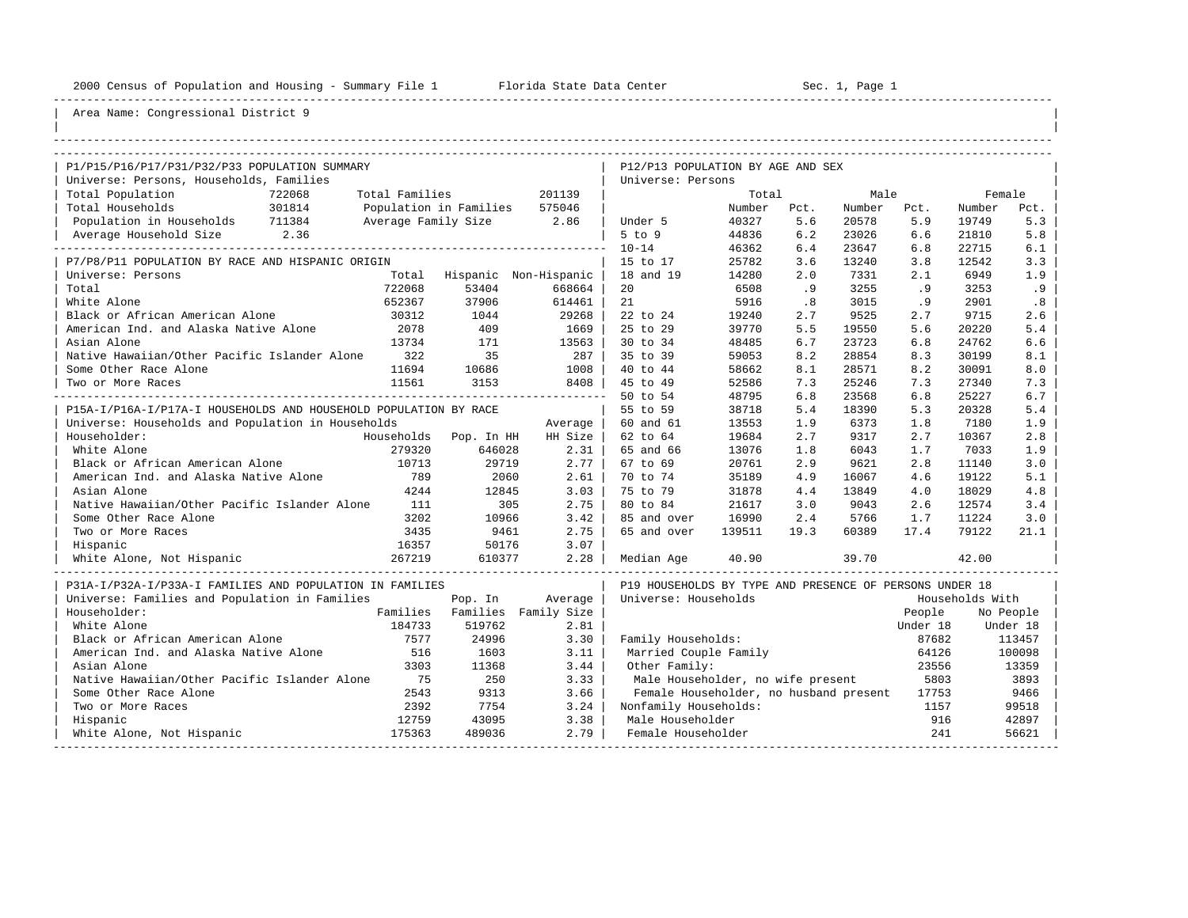2000 Census of Population and Housing - Summary File 1 Florida State Data Center Sec. 1, Page 1

Area Name: Congressional District 9

## P1/P15/P16/P17/P31/P32/P33 POPULATION SUMMARY

Universe: Persons, Households, Families

| | | | |
|---|---|---|---|
| Total Population | 722068 | Total Families | 201139 |
| Total Households | 301814 | Population in Families | 575046 |
| Population in Households | 711384 | Average Family Size | 2.86 |
| Average Household Size | 2.36 | | |

## P7/P8/P11 POPULATION BY RACE AND HISPANIC ORIGIN

Universe: Persons

| | Total | Hispanic | Non-Hispanic |
|---|---|---|---|
| Total | 722068 | 53404 | 668664 |
| White Alone | 652367 | 37906 | 614461 |
| Black or African American Alone | 30312 | 1044 | 29268 |
| American Ind. and Alaska Native Alone | 2078 | 409 | 1669 |
| Asian Alone | 13734 | 171 | 13563 |
| Native Hawaiian/Other Pacific Islander Alone | 322 | 35 | 287 |
| Some Other Race Alone | 11694 | 10686 | 1008 |
| Two or More Races | 11561 | 3153 | 8408 |

## P15A-I/P16A-I/P17A-I HOUSEHOLDS AND HOUSEHOLD POPULATION BY RACE

Universe: Households and Population in Households

| Householder: | Households | Pop. In HH | Average HH Size |
|---|---|---|---|
| White Alone | 279320 | 646028 | 2.31 |
| Black or African American Alone | 10713 | 29719 | 2.77 |
| American Ind. and Alaska Native Alone | 789 | 2060 | 2.61 |
| Asian Alone | 4244 | 12845 | 3.03 |
| Native Hawaiian/Other Pacific Islander Alone | 111 | 305 | 2.75 |
| Some Other Race Alone | 3202 | 10966 | 3.42 |
| Two or More Races | 3435 | 9461 | 2.75 |
| Hispanic | 16357 | 50176 | 3.07 |
| White Alone, Not Hispanic | 267219 | 610377 | 2.28 |

## P31A-I/P32A-I/P33A-I FAMILIES AND POPULATION IN FAMILIES

Universe: Families and Population in Families

| Householder: | Families | Pop. In Families | Average Family Size |
|---|---|---|---|
| White Alone | 184733 | 519762 | 2.81 |
| Black or African American Alone | 7577 | 24996 | 3.30 |
| American Ind. and Alaska Native Alone | 516 | 1603 | 3.11 |
| Asian Alone | 3303 | 11368 | 3.44 |
| Native Hawaiian/Other Pacific Islander Alone | 75 | 250 | 3.33 |
| Some Other Race Alone | 2543 | 9313 | 3.66 |
| Two or More Races | 2392 | 7754 | 3.24 |
| Hispanic | 12759 | 43095 | 3.38 |
| White Alone, Not Hispanic | 175363 | 489036 | 2.79 |

## P12/P13 POPULATION BY AGE AND SEX

Universe: Persons

| | Total Number | Total Pct. | Male Number | Male Pct. | Female Number | Female Pct. |
|---|---|---|---|---|---|---|
| Under 5 | 40327 | 5.6 | 20578 | 5.9 | 19749 | 5.3 |
| 5 to 9 | 44836 | 6.2 | 23026 | 6.6 | 21810 | 5.8 |
| 10-14 | 46362 | 6.4 | 23647 | 6.8 | 22715 | 6.1 |
| 15 to 17 | 25782 | 3.6 | 13240 | 3.8 | 12542 | 3.3 |
| 18 and 19 | 14280 | 2.0 | 7331 | 2.1 | 6949 | 1.9 |
| 20 | 6508 | .9 | 3255 | .9 | 3253 | .9 |
| 21 | 5916 | .8 | 3015 | .9 | 2901 | .8 |
| 22 to 24 | 19240 | 2.7 | 9525 | 2.7 | 9715 | 2.6 |
| 25 to 29 | 39770 | 5.5 | 19550 | 5.6 | 20220 | 5.4 |
| 30 to 34 | 48485 | 6.7 | 23723 | 6.8 | 24762 | 6.6 |
| 35 to 39 | 59053 | 8.2 | 28854 | 8.3 | 30199 | 8.1 |
| 40 to 44 | 58662 | 8.1 | 28571 | 8.2 | 30091 | 8.0 |
| 45 to 49 | 52586 | 7.3 | 25246 | 7.3 | 27340 | 7.3 |
| 50 to 54 | 48795 | 6.8 | 23568 | 6.8 | 25227 | 6.7 |
| 55 to 59 | 38718 | 5.4 | 18390 | 5.3 | 20328 | 5.4 |
| 60 and 61 | 13553 | 1.9 | 6373 | 1.8 | 7180 | 1.9 |
| 62 to 64 | 19684 | 2.7 | 9317 | 2.7 | 10367 | 2.8 |
| 65 and 66 | 13076 | 1.8 | 6043 | 1.7 | 7033 | 1.9 |
| 67 to 69 | 20761 | 2.9 | 9621 | 2.8 | 11140 | 3.0 |
| 70 to 74 | 35189 | 4.9 | 16067 | 4.6 | 19122 | 5.1 |
| 75 to 79 | 31878 | 4.4 | 13849 | 4.0 | 18029 | 4.8 |
| 80 to 84 | 21617 | 3.0 | 9043 | 2.6 | 12574 | 3.4 |
| 85 and over | 16990 | 2.4 | 5766 | 1.7 | 11224 | 3.0 |
| 65 and over | 139511 | 19.3 | 60389 | 17.4 | 79122 | 21.1 |
| Median Age | 40.90 | | 39.70 | | 42.00 | |

## P19 HOUSEHOLDS BY TYPE AND PRESENCE OF PERSONS UNDER 18

Universe: Households

| | Households With People Under 18 | Households With No People Under 18 |
|---|---|---|
| Family Households: | 87682 | 113457 |
| Married Couple Family | 64126 | 100098 |
| Other Family: | 23556 | 13359 |
| Male Householder, no wife present | 5803 | 3893 |
| Female Householder, no husband present | 17753 | 9466 |
| Nonfamily Households: | 1157 | 99518 |
| Male Householder | 916 | 42897 |
| Female Householder | 241 | 56621 |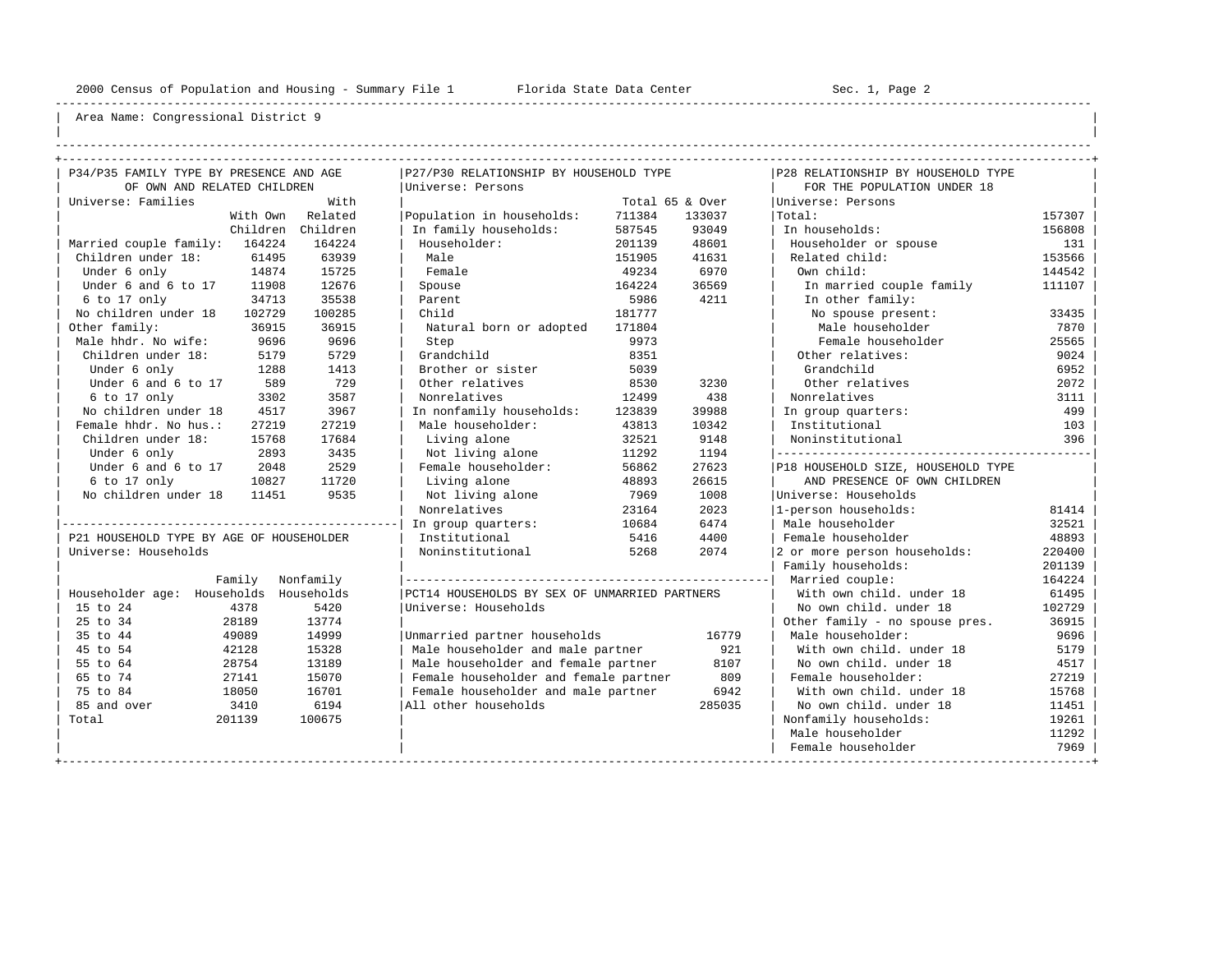Area Name: Congressional District 9

### P34/P35 FAMILY TYPE BY PRESENCE AND AGE OF OWN AND RELATED CHILDREN

Universe: Families

| | With Own Children | With Related Children |
|---|---|---|
| Married couple family: | 164224 | 164224 |
| Children under 18: | 61495 | 63939 |
| Under 6 only | 14874 | 15725 |
| Under 6 and 6 to 17 | 11908 | 12676 |
| 6 to 17 only | 34713 | 35538 |
| No children under 18 | 102729 | 100285 |
| Other family: | 36915 | 36915 |
| Male hhdr. No wife: | 9696 | 9696 |
| Children under 18: | 5179 | 5729 |
| Under 6 only | 1288 | 1413 |
| Under 6 and 6 to 17 | 589 | 729 |
| 6 to 17 only | 3302 | 3587 |
| No children under 18 | 4517 | 3967 |
| Female hhdr. No hus.: | 27219 | 27219 |
| Children under 18: | 15768 | 17684 |
| Under 6 only | 2893 | 3435 |
| Under 6 and 6 to 17 | 2048 | 2529 |
| 6 to 17 only | 10827 | 11720 |
| No children under 18 | 11451 | 9535 |

### P21 HOUSEHOLD TYPE BY AGE OF HOUSEHOLDER

Universe: Households

| Householder age: | Family Households | Nonfamily Households |
|---|---|---|
| 15 to 24 | 4378 | 5420 |
| 25 to 34 | 28189 | 13774 |
| 35 to 44 | 49089 | 14999 |
| 45 to 54 | 42128 | 15328 |
| 55 to 64 | 28754 | 13189 |
| 65 to 74 | 27141 | 15070 |
| 75 to 84 | 18050 | 16701 |
| 85 and over | 3410 | 6194 |
| Total | 201139 | 100675 |

### P27/P30 RELATIONSHIP BY HOUSEHOLD TYPE

Universe: Persons

| | Total | 65 & Over |
|---|---|---|
| Population in households: | 711384 | 133037 |
| In family households: | 587545 | 93049 |
| Householder: | 201139 | 48601 |
| Male | 151905 | 41631 |
| Female | 49234 | 6970 |
| Spouse | 164224 | 36569 |
| Parent | 5986 | 4211 |
| Child | 181777 | |
| Natural born or adopted | 171804 | |
| Step | 9973 | |
| Grandchild | 8351 | |
| Brother or sister | 5039 | |
| Other relatives | 8530 | 3230 |
| Nonrelatives | 12499 | 438 |
| In nonfamily households: | 123839 | 39988 |
| Male householder: | 43813 | 10342 |
| Living alone | 32521 | 9148 |
| Not living alone | 11292 | 1194 |
| Female householder: | 56862 | 27623 |
| Living alone | 48893 | 26615 |
| Not living alone | 7969 | 1008 |
| Nonrelatives | 23164 | 2023 |
| In group quarters: | 10684 | 6474 |
| Institutional | 5416 | 4400 |
| Noninstitutional | 5268 | 2074 |

### PCT14 HOUSEHOLDS BY SEX OF UNMARRIED PARTNERS

Universe: Households

| | |
|---|---|
| Unmarried partner households | 16779 |
| Male householder and male partner | 921 |
| Male householder and female partner | 8107 |
| Female householder and female partner | 809 |
| Female householder and male partner | 6942 |
| All other households | 285035 |

### P28 RELATIONSHIP BY HOUSEHOLD TYPE FOR THE POPULATION UNDER 18

Universe: Persons

| | |
|---|---|
| Total: | 157307 |
| In households: | 156808 |
| Householder or spouse | 131 |
| Related child: | 153566 |
| Own child: | 144542 |
| In married couple family | 111107 |
| In other family: | |
| No spouse present: | 33435 |
| Male householder | 7870 |
| Female householder | 25565 |
| Other relatives: | 9024 |
| Grandchild | 6952 |
| Other relatives | 2072 |
| Nonrelatives | 3111 |
| In group quarters: | 499 |
| Institutional | 103 |
| Noninstitutional | 396 |

### P18 HOUSEHOLD SIZE, HOUSEHOLD TYPE AND PRESENCE OF OWN CHILDREN

Universe: Households

| | |
|---|---|
| 1-person households: | 81414 |
| Male householder | 32521 |
| Female householder | 48893 |
| 2 or more person households: | 220400 |
| Family households: | 201139 |
| Married couple: | 164224 |
| With own child. under 18 | 61495 |
| No own child. under 18 | 102729 |
| Other family - no spouse pres. | 36915 |
| Male householder: | 9696 |
| With own child. under 18 | 5179 |
| No own child. under 18 | 4517 |
| Female householder: | 27219 |
| With own child. under 18 | 15768 |
| No own child. under 18 | 11451 |
| Nonfamily households: | 19261 |
| Male householder | 11292 |
| Female householder | 7969 |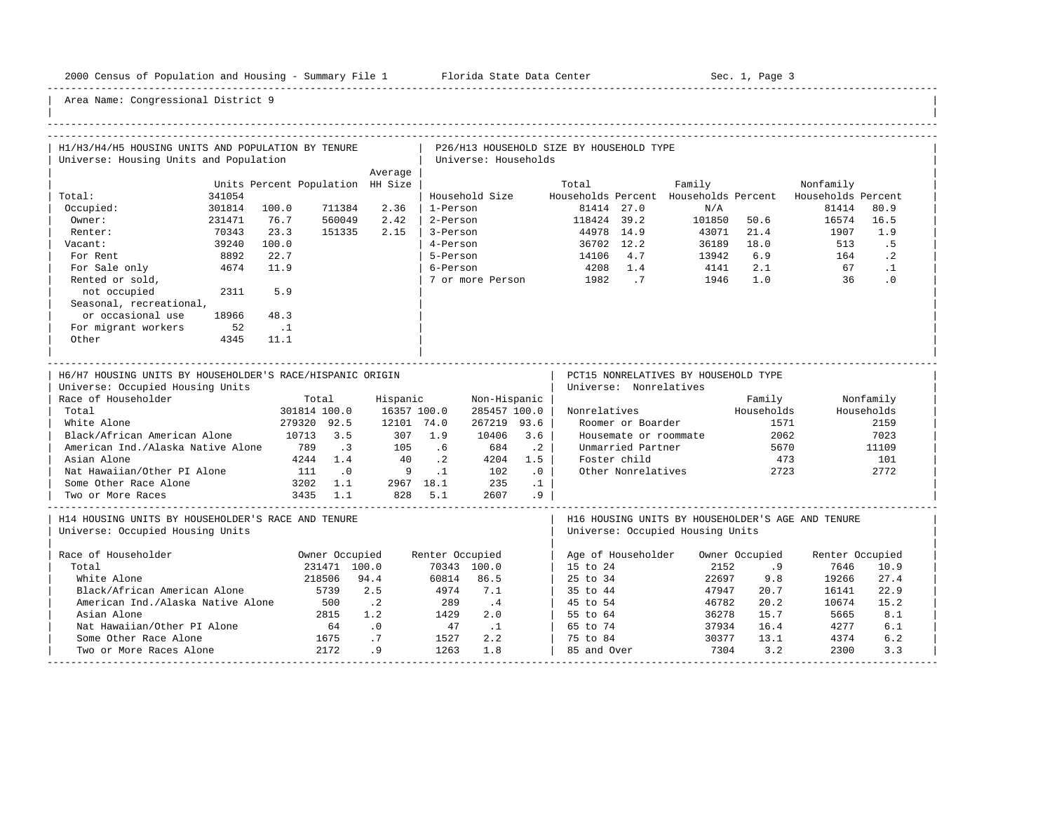Area Name: Congressional District 9

## H1/H3/H4/H5 HOUSING UNITS AND POPULATION BY TENURE

Universe: Housing Units and Population

| | Units | Percent | Population | Average HH Size |
|---|---|---|---|---|
| Total: | 341054 | | | |
| Occupied: | 301814 | 100.0 | 711384 | 2.36 |
| Owner: | 231471 | 76.7 | 560049 | 2.42 |
| Renter: | 70343 | 23.3 | 151335 | 2.15 |
| Vacant: | 39240 | 100.0 | | |
| For Rent | 8892 | 22.7 | | |
| For Sale only | 4674 | 11.9 | | |
| Rented or sold, not occupied | 2311 | 5.9 | | |
| Seasonal, recreational, or occasional use | 18966 | 48.3 | | |
| For migrant workers | 52 | .1 | | |
| Other | 4345 | 11.1 | | |

## P26/H13 HOUSEHOLD SIZE BY HOUSEHOLD TYPE

Universe: Households

| Household Size | Total Households | Percent | Family Households | Percent | Nonfamily Households | Percent |
|---|---|---|---|---|---|---|
| 1-Person | 81414 | 27.0 | N/A | | 81414 | 80.9 |
| 2-Person | 118424 | 39.2 | 101850 | 50.6 | 16574 | 16.5 |
| 3-Person | 44978 | 14.9 | 43071 | 21.4 | 1907 | 1.9 |
| 4-Person | 36702 | 12.2 | 36189 | 18.0 | 513 | .5 |
| 5-Person | 14106 | 4.7 | 13942 | 6.9 | 164 | .2 |
| 6-Person | 4208 | 1.4 | 4141 | 2.1 | 67 | .1 |
| 7 or more Person | 1982 | .7 | 1946 | 1.0 | 36 | .0 |

## H6/H7 HOUSING UNITS BY HOUSEHOLDER'S RACE/HISPANIC ORIGIN

Universe: Occupied Housing Units

| Race of Householder | Total | | Hispanic | | Non-Hispanic | |
|---|---|---|---|---|---|---|
| Total | 301814 | 100.0 | 16357 | 100.0 | 285457 | 100.0 |
| White Alone | 279320 | 92.5 | 12101 | 74.0 | 267219 | 93.6 |
| Black/African American Alone | 10713 | 3.5 | 307 | 1.9 | 10406 | 3.6 |
| American Ind./Alaska Native Alone | 789 | .3 | 105 | .6 | 684 | .2 |
| Asian Alone | 4244 | 1.4 | 40 | .2 | 4204 | 1.5 |
| Nat Hawaiian/Other PI Alone | 111 | .0 | 9 | .1 | 102 | .0 |
| Some Other Race Alone | 3202 | 1.1 | 2967 | 18.1 | 235 | .1 |
| Two or More Races | 3435 | 1.1 | 828 | 5.1 | 2607 | .9 |

## PCT15 NONRELATIVES BY HOUSEHOLD TYPE

Universe: Nonrelatives

| Nonrelatives | Family Households | Nonfamily Households |
|---|---|---|
| Roomer or Boarder | 1571 | 2159 |
| Housemate or roommate | 2062 | 7023 |
| Unmarried Partner | 5670 | 11109 |
| Foster child | 473 | 101 |
| Other Nonrelatives | 2723 | 2772 |

## H14 HOUSING UNITS BY HOUSEHOLDER'S RACE AND TENURE

Universe: Occupied Housing Units

| Race of Householder | Owner Occupied | | Renter Occupied | |
|---|---|---|---|---|
| Total | 231471 | 100.0 | 70343 | 100.0 |
| White Alone | 218506 | 94.4 | 60814 | 86.5 |
| Black/African American Alone | 5739 | 2.5 | 4974 | 7.1 |
| American Ind./Alaska Native Alone | 500 | .2 | 289 | .4 |
| Asian Alone | 2815 | 1.2 | 1429 | 2.0 |
| Nat Hawaiian/Other PI Alone | 64 | .0 | 47 | .1 |
| Some Other Race Alone | 1675 | .7 | 1527 | 2.2 |
| Two or More Races Alone | 2172 | .9 | 1263 | 1.8 |

## H16 HOUSING UNITS BY HOUSEHOLDER'S AGE AND TENURE

Universe: Occupied Housing Units

| Age of Householder | Owner Occupied | | Renter Occupied | |
|---|---|---|---|---|
| 15 to 24 | 2152 | .9 | 7646 | 10.9 |
| 25 to 34 | 22697 | 9.8 | 19266 | 27.4 |
| 35 to 44 | 47947 | 20.7 | 16141 | 22.9 |
| 45 to 54 | 46782 | 20.2 | 10674 | 15.2 |
| 55 to 64 | 36278 | 15.7 | 5665 | 8.1 |
| 65 to 74 | 37934 | 16.4 | 4277 | 6.1 |
| 75 to 84 | 30377 | 13.1 | 4374 | 6.2 |
| 85 and Over | 7304 | 3.2 | 2300 | 3.3 |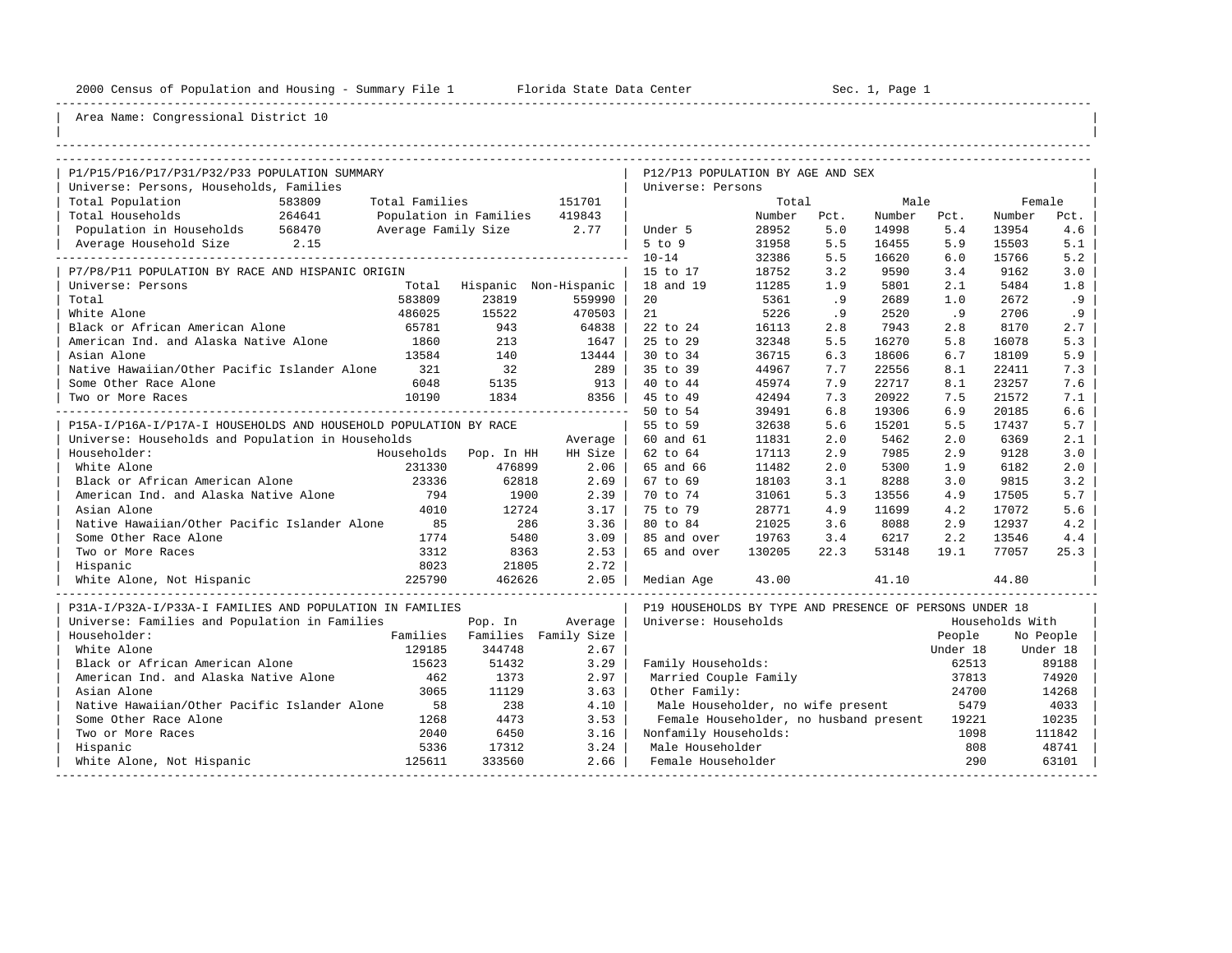2000 Census of Population and Housing - Summary File 1 Florida State Data Center

Area Name: Congressional District 10

## P1/P15/P16/P17/P31/P32/P33 POPULATION SUMMARY

Universe: Persons, Households, Families

| | | | |
|---|---|---|---|
| Total Population | 583809 | Total Families | 151701 |
| Total Households | 264641 | Population in Families | 419843 |
| Population in Households | 568470 | Average Family Size | 2.77 |
| Average Household Size | 2.15 | | |

## P7/P8/P11 POPULATION BY RACE AND HISPANIC ORIGIN

Universe: Persons

| | Total | Hispanic | Non-Hispanic |
|---|---|---|---|
| Total | 583809 | 23819 | 559990 |
| White Alone | 486025 | 15522 | 470503 |
| Black or African American Alone | 65781 | 943 | 64838 |
| American Ind. and Alaska Native Alone | 1860 | 213 | 1647 |
| Asian Alone | 13584 | 140 | 13444 |
| Native Hawaiian/Other Pacific Islander Alone | 321 | 32 | 289 |
| Some Other Race Alone | 6048 | 5135 | 913 |
| Two or More Races | 10190 | 1834 | 8356 |

## P15A-I/P16A-I/P17A-I HOUSEHOLDS AND HOUSEHOLD POPULATION BY RACE

Universe: Households and Population in Households

| Householder: | Households | Pop. In HH | Average HH Size |
|---|---|---|---|
| White Alone | 231330 | 476899 | 2.06 |
| Black or African American Alone | 23336 | 62818 | 2.69 |
| American Ind. and Alaska Native Alone | 794 | 1900 | 2.39 |
| Asian Alone | 4010 | 12724 | 3.17 |
| Native Hawaiian/Other Pacific Islander Alone | 85 | 286 | 3.36 |
| Some Other Race Alone | 1774 | 5480 | 3.09 |
| Two or More Races | 3312 | 8363 | 2.53 |
| Hispanic | 8023 | 21805 | 2.72 |
| White Alone, Not Hispanic | 225790 | 462626 | 2.05 |

## P31A-I/P32A-I/P33A-I FAMILIES AND POPULATION IN FAMILIES

Universe: Families and Population in Families

| Householder: | Families | Pop. In Families | Average Family Size |
|---|---|---|---|
| White Alone | 129185 | 344748 | 2.67 |
| Black or African American Alone | 15623 | 51432 | 3.29 |
| American Ind. and Alaska Native Alone | 462 | 1373 | 2.97 |
| Asian Alone | 3065 | 11129 | 3.63 |
| Native Hawaiian/Other Pacific Islander Alone | 58 | 238 | 4.10 |
| Some Other Race Alone | 1268 | 4473 | 3.53 |
| Two or More Races | 2040 | 6450 | 3.16 |
| Hispanic | 5336 | 17312 | 3.24 |
| White Alone, Not Hispanic | 125611 | 333560 | 2.66 |

## P12/P13 POPULATION BY AGE AND SEX

Universe: Persons

| | Total Number | Total Pct. | Male Number | Male Pct. | Female Number | Female Pct. |
|---|---|---|---|---|---|---|
| Under 5 | 28952 | 5.0 | 14998 | 5.4 | 13954 | 4.6 |
| 5 to 9 | 31958 | 5.5 | 16455 | 5.9 | 15503 | 5.1 |
| 10-14 | 32386 | 5.5 | 16620 | 6.0 | 15766 | 5.2 |
| 15 to 17 | 18752 | 3.2 | 9590 | 3.4 | 9162 | 3.0 |
| 18 and 19 | 11285 | 1.9 | 5801 | 2.1 | 5484 | 1.8 |
| 20 | 5361 | .9 | 2689 | 1.0 | 2672 | .9 |
| 21 | 5226 | .9 | 2520 | .9 | 2706 | .9 |
| 22 to 24 | 16113 | 2.8 | 7943 | 2.8 | 8170 | 2.7 |
| 25 to 29 | 32348 | 5.5 | 16270 | 5.8 | 16078 | 5.3 |
| 30 to 34 | 36715 | 6.3 | 18606 | 6.7 | 18109 | 5.9 |
| 35 to 39 | 44967 | 7.7 | 22556 | 8.1 | 22411 | 7.3 |
| 40 to 44 | 45974 | 7.9 | 22717 | 8.1 | 23257 | 7.6 |
| 45 to 49 | 42494 | 7.3 | 20922 | 7.5 | 21572 | 7.1 |
| 50 to 54 | 39491 | 6.8 | 19306 | 6.9 | 20185 | 6.6 |
| 55 to 59 | 32638 | 5.6 | 15201 | 5.5 | 17437 | 5.7 |
| 60 and 61 | 11831 | 2.0 | 5462 | 2.0 | 6369 | 2.1 |
| 62 to 64 | 17113 | 2.9 | 7985 | 2.9 | 9128 | 3.0 |
| 65 and 66 | 11482 | 2.0 | 5300 | 1.9 | 6182 | 2.0 |
| 67 to 69 | 18103 | 3.1 | 8288 | 3.0 | 9815 | 3.2 |
| 70 to 74 | 31061 | 5.3 | 13556 | 4.9 | 17505 | 5.7 |
| 75 to 79 | 28771 | 4.9 | 11699 | 4.2 | 17072 | 5.6 |
| 80 to 84 | 21025 | 3.6 | 8088 | 2.9 | 12937 | 4.2 |
| 85 and over | 19763 | 3.4 | 6217 | 2.2 | 13546 | 4.4 |
| 65 and over | 130205 | 22.3 | 53148 | 19.1 | 77057 | 25.3 |
| Median Age | 43.00 | | 41.10 | | 44.80 | |

## P19 HOUSEHOLDS BY TYPE AND PRESENCE OF PERSONS UNDER 18

Universe: Households

| | Households With People Under 18 | Households With No People Under 18 |
|---|---|---|
| Family Households: | 62513 | 89188 |
| Married Couple Family | 37813 | 74920 |
| Other Family: | 24700 | 14268 |
| Male Householder, no wife present | 5479 | 4033 |
| Female Householder, no husband present | 19221 | 10235 |
| Nonfamily Households: | 1098 | 111842 |
| Male Householder | 808 | 48741 |
| Female Householder | 290 | 63101 |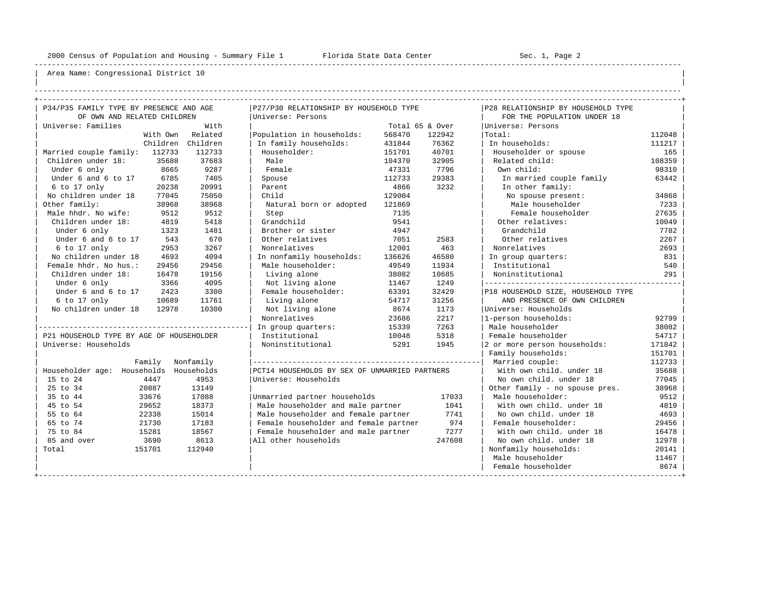Area Name: Congressional District 10

### P34/P35 FAMILY TYPE BY PRESENCE AND AGE OF OWN AND RELATED CHILDREN

Universe: Families

| | With Own Children | With Related Children |
|---|---|---|
| Married couple family: | 112733 | 112733 |
| Children under 18: | 35688 | 37683 |
| Under 6 only | 8665 | 9287 |
| Under 6 and 6 to 17 | 6785 | 7405 |
| 6 to 17 only | 20238 | 20991 |
| No children under 18 | 77045 | 75050 |
| Other family: | 38968 | 38968 |
| Male hhdr. No wife: | 9512 | 9512 |
| Children under 18: | 4819 | 5418 |
| Under 6 only | 1323 | 1481 |
| Under 6 and 6 to 17 | 543 | 670 |
| 6 to 17 only | 2953 | 3267 |
| No children under 18 | 4693 | 4094 |
| Female hhdr. No hus.: | 29456 | 29456 |
| Children under 18: | 16478 | 19156 |
| Under 6 only | 3366 | 4095 |
| Under 6 and 6 to 17 | 2423 | 3300 |
| 6 to 17 only | 10689 | 11761 |
| No children under 18 | 12978 | 10300 |

### P21 HOUSEHOLD TYPE BY AGE OF HOUSEHOLDER

Universe: Households

| Householder age: | Family Households | Nonfamily Households |
|---|---|---|
| 15 to 24 | 4447 | 4953 |
| 25 to 34 | 20887 | 13149 |
| 35 to 44 | 33676 | 17088 |
| 45 to 54 | 29652 | 18373 |
| 55 to 64 | 22338 | 15014 |
| 65 to 74 | 21730 | 17183 |
| 75 to 84 | 15281 | 18567 |
| 85 and over | 3690 | 8613 |
| Total | 151701 | 112940 |

### P27/P30 RELATIONSHIP BY HOUSEHOLD TYPE

Universe: Persons

| | Total | 65 & Over |
|---|---|---|
| Population in households: | 568470 | 122942 |
| In family households: | 431844 | 76362 |
| Householder: | 151701 | 40701 |
| Male | 104370 | 32905 |
| Female | 47331 | 7796 |
| Spouse | 112733 | 29383 |
| Parent | 4866 | 3232 |
| Child | 129004 | |
| Natural born or adopted | 121869 | |
| Step | 7135 | |
| Grandchild | 9541 | |
| Brother or sister | 4947 | |
| Other relatives | 7051 | 2583 |
| Nonrelatives | 12001 | 463 |
| In nonfamily households: | 136626 | 46580 |
| Male householder: | 49549 | 11934 |
| Living alone | 38082 | 10685 |
| Not living alone | 11467 | 1249 |
| Female householder: | 63391 | 32429 |
| Living alone | 54717 | 31256 |
| Not living alone | 8674 | 1173 |
| Nonrelatives | 23686 | 2217 |
| In group quarters: | 15339 | 7263 |
| Institutional | 10048 | 5318 |
| Noninstitutional | 5291 | 1945 |

### PCT14 HOUSEHOLDS BY SEX OF UNMARRIED PARTNERS

Universe: Households

| | |
|---|---|
| Unmarried partner households | 17033 |
| Male householder and male partner | 1041 |
| Male householder and female partner | 7741 |
| Female householder and female partner | 974 |
| Female householder and male partner | 7277 |
| All other households | 247608 |

### P28 RELATIONSHIP BY HOUSEHOLD TYPE FOR THE POPULATION UNDER 18

Universe: Persons

| | |
|---|---|
| Total: | 112048 |
| In households: | 111217 |
| Householder or spouse | 165 |
| Related child: | 108359 |
| Own child: | 98310 |
| In married couple family | 63442 |
| In other family: | |
| No spouse present: | 34868 |
| Male householder | 7233 |
| Female householder | 27635 |
| Other relatives: | 10049 |
| Grandchild | 7782 |
| Other relatives | 2267 |
| Nonrelatives | 2693 |
| In group quarters: | 831 |
| Institutional | 540 |
| Noninstitutional | 291 |

### P18 HOUSEHOLD SIZE, HOUSEHOLD TYPE AND PRESENCE OF OWN CHILDREN

Universe: Households

| | |
|---|---|
| 1-person households: | 92799 |
| Male householder | 38082 |
| Female householder | 54717 |
| 2 or more person households: | 171842 |
| Family households: | 151701 |
| Married couple: | 112733 |
| With own child. under 18 | 35688 |
| No own child. under 18 | 77045 |
| Other family - no spouse pres. | 38968 |
| Male householder: | 9512 |
| With own child. under 18 | 4819 |
| No own child. under 18 | 4693 |
| Female householder: | 29456 |
| With own child. under 18 | 16478 |
| No own child. under 18 | 12978 |
| Nonfamily households: | 20141 |
| Male householder | 11467 |
| Female householder | 8674 |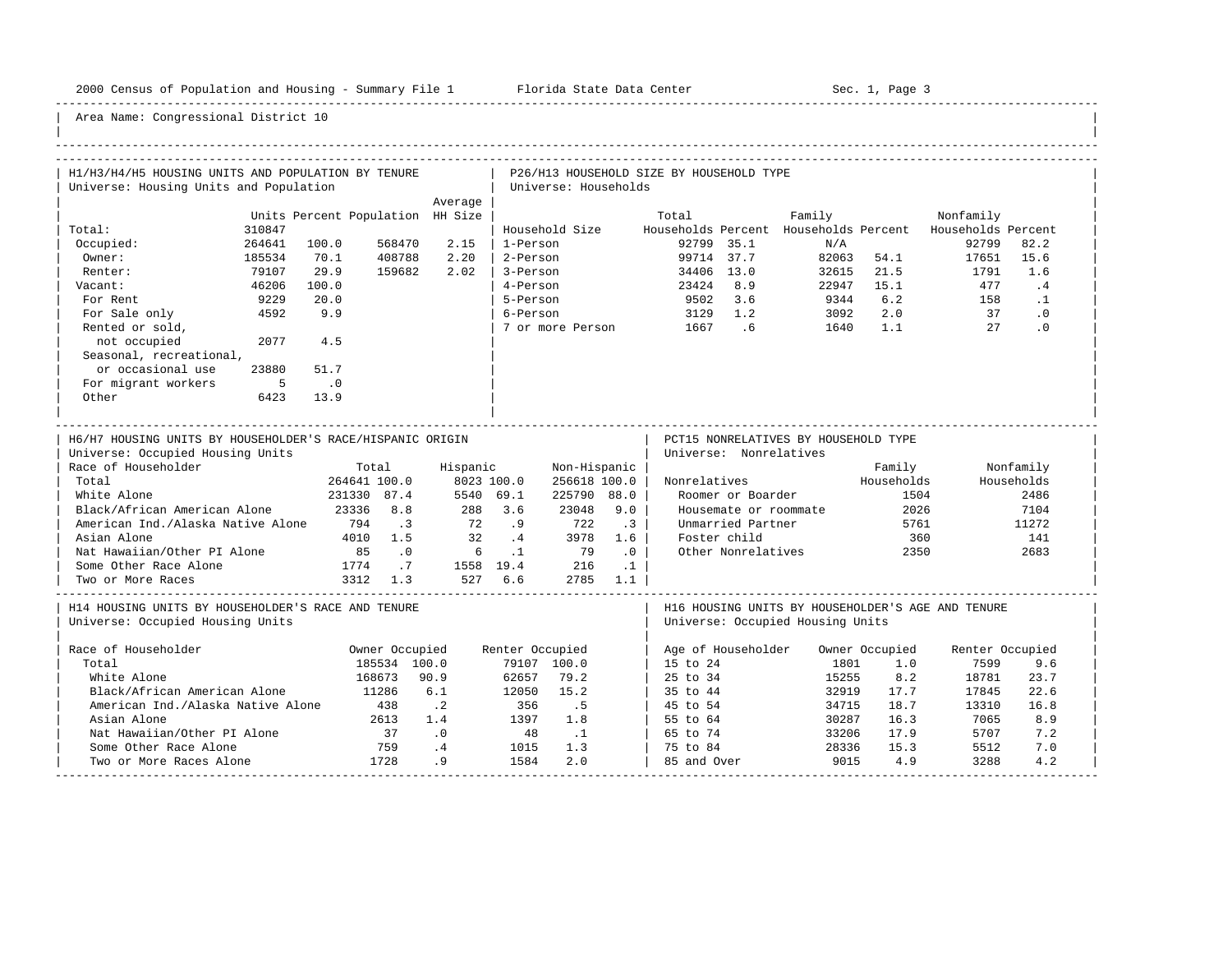Area Name: Congressional District 10

## H1/H3/H4/H5 HOUSING UNITS AND POPULATION BY TENURE
Universe: Housing Units and Population

| | Units | Percent | Population | Average HH Size |
|---|---|---|---|---|
| Total: | 310847 | | | |
| Occupied: | 264641 | 100.0 | 568470 | 2.15 |
| Owner: | 185534 | 70.1 | 408788 | 2.20 |
| Renter: | 79107 | 29.9 | 159682 | 2.02 |
| Vacant: | 46206 | 100.0 | | |
| For Rent | 9229 | 20.0 | | |
| For Sale only | 4592 | 9.9 | | |
| Rented or sold, not occupied | 2077 | 4.5 | | |
| Seasonal, recreational, or occasional use | 23880 | 51.7 | | |
| For migrant workers | 5 | .0 | | |
| Other | 6423 | 13.9 | | |

## P26/H13 HOUSEHOLD SIZE BY HOUSEHOLD TYPE
Universe: Households

| Household Size | Total Households | Percent | Family Households | Percent | Nonfamily Households | Percent |
|---|---|---|---|---|---|---|
| 1-Person | 92799 | 35.1 | N/A | | 92799 | 82.2 |
| 2-Person | 99714 | 37.7 | 82063 | 54.1 | 17651 | 15.6 |
| 3-Person | 34406 | 13.0 | 32615 | 21.5 | 1791 | 1.6 |
| 4-Person | 23424 | 8.9 | 22947 | 15.1 | 477 | .4 |
| 5-Person | 9502 | 3.6 | 9344 | 6.2 | 158 | .1 |
| 6-Person | 3129 | 1.2 | 3092 | 2.0 | 37 | .0 |
| 7 or more Person | 1667 | .6 | 1640 | 1.1 | 27 | .0 |

## H6/H7 HOUSING UNITS BY HOUSEHOLDER'S RACE/HISPANIC ORIGIN
Universe: Occupied Housing Units

| Race of Householder | Total | % | Hispanic | % | Non-Hispanic | % |
|---|---|---|---|---|---|---|
| Total | 264641 | 100.0 | 8023 | 100.0 | 256618 | 100.0 |
| White Alone | 231330 | 87.4 | 5540 | 69.1 | 225790 | 88.0 |
| Black/African American Alone | 23336 | 8.8 | 288 | 3.6 | 23048 | 9.0 |
| American Ind./Alaska Native Alone | 794 | .3 | 72 | .9 | 722 | .3 |
| Asian Alone | 4010 | 1.5 | 32 | .4 | 3978 | 1.6 |
| Nat Hawaiian/Other PI Alone | 85 | .0 | 6 | .1 | 79 | .0 |
| Some Other Race Alone | 1774 | .7 | 1558 | 19.4 | 216 | .1 |
| Two or More Races | 3312 | 1.3 | 527 | 6.6 | 2785 | 1.1 |

## PCT15 NONRELATIVES BY HOUSEHOLD TYPE
Universe: Nonrelatives

| Nonrelatives | Family Households | Nonfamily Households |
|---|---|---|
| Roomer or Boarder | 1504 | 2486 |
| Housemate or roommate | 2026 | 7104 |
| Unmarried Partner | 5761 | 11272 |
| Foster child | 360 | 141 |
| Other Nonrelatives | 2350 | 2683 |

## H14 HOUSING UNITS BY HOUSEHOLDER'S RACE AND TENURE
Universe: Occupied Housing Units

| Race of Householder | Owner Occupied | % | Renter Occupied | % |
|---|---|---|---|---|
| Total | 185534 | 100.0 | 79107 | 100.0 |
| White Alone | 168673 | 90.9 | 62657 | 79.2 |
| Black/African American Alone | 11286 | 6.1 | 12050 | 15.2 |
| American Ind./Alaska Native Alone | 438 | .2 | 356 | .5 |
| Asian Alone | 2613 | 1.4 | 1397 | 1.8 |
| Nat Hawaiian/Other PI Alone | 37 | .0 | 48 | .1 |
| Some Other Race Alone | 759 | .4 | 1015 | 1.3 |
| Two or More Races Alone | 1728 | .9 | 1584 | 2.0 |

## H16 HOUSING UNITS BY HOUSEHOLDER'S AGE AND TENURE
Universe: Occupied Housing Units

| Age of Householder | Owner Occupied | % | Renter Occupied | % |
|---|---|---|---|---|
| 15 to 24 | 1801 | 1.0 | 7599 | 9.6 |
| 25 to 34 | 15255 | 8.2 | 18781 | 23.7 |
| 35 to 44 | 32919 | 17.7 | 17845 | 22.6 |
| 45 to 54 | 34715 | 18.7 | 13310 | 16.8 |
| 55 to 64 | 30287 | 16.3 | 7065 | 8.9 |
| 65 to 74 | 33206 | 17.9 | 5707 | 7.2 |
| 75 to 84 | 28336 | 15.3 | 5512 | 7.0 |
| 85 and Over | 9015 | 4.9 | 3288 | 4.2 |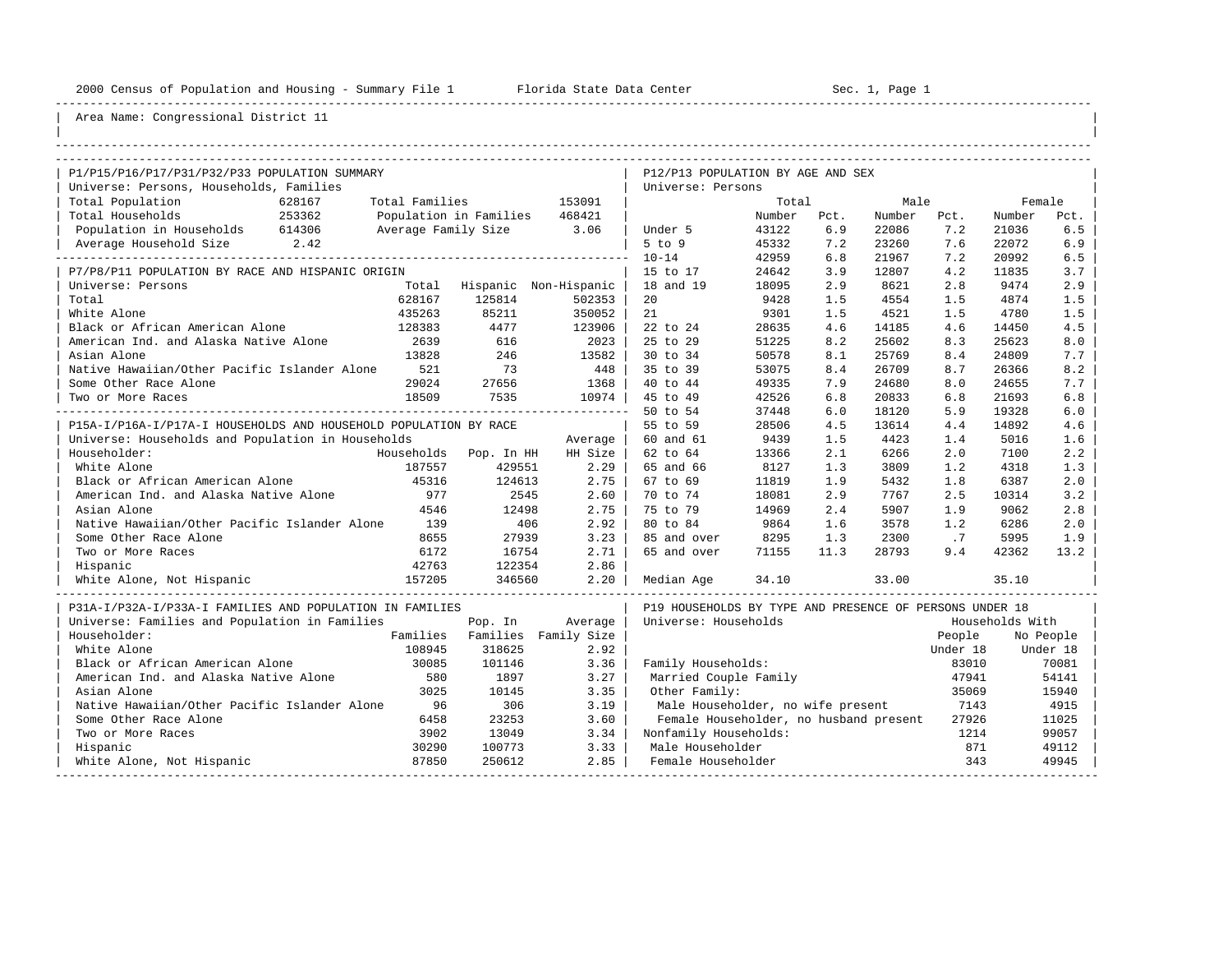2000 Census of Population and Housing - Summary File 1 &nbsp;&nbsp;&nbsp; Florida State Data Center

Area Name: Congressional District 11

## P1/P15/P16/P17/P31/P32/P33 POPULATION SUMMARY

Universe: Persons, Households, Families

| | | | |
|---|---|---|---|
| Total Population | 628167 | Total Families | 153091 |
| Total Households | 253362 | Population in Families | 468421 |
| Population in Households | 614306 | Average Family Size | 3.06 |
| Average Household Size | 2.42 | | |

## P7/P8/P11 POPULATION BY RACE AND HISPANIC ORIGIN

Universe: Persons

| | Total | Hispanic | Non-Hispanic |
|---|---|---|---|
| Total | 628167 | 125814 | 502353 |
| White Alone | 435263 | 85211 | 350052 |
| Black or African American Alone | 128383 | 4477 | 123906 |
| American Ind. and Alaska Native Alone | 2639 | 616 | 2023 |
| Asian Alone | 13828 | 246 | 13582 |
| Native Hawaiian/Other Pacific Islander Alone | 521 | 73 | 448 |
| Some Other Race Alone | 29024 | 27656 | 1368 |
| Two or More Races | 18509 | 7535 | 10974 |

## P15A-I/P16A-I/P17A-I HOUSEHOLDS AND HOUSEHOLD POPULATION BY RACE

Universe: Households and Population in Households

| Householder: | Households | Pop. In HH | Average HH Size |
|---|---|---|---|
| White Alone | 187557 | 429551 | 2.29 |
| Black or African American Alone | 45316 | 124613 | 2.75 |
| American Ind. and Alaska Native Alone | 977 | 2545 | 2.60 |
| Asian Alone | 4546 | 12498 | 2.75 |
| Native Hawaiian/Other Pacific Islander Alone | 139 | 406 | 2.92 |
| Some Other Race Alone | 8655 | 27939 | 3.23 |
| Two or More Races | 6172 | 16754 | 2.71 |
| Hispanic | 42763 | 122354 | 2.86 |
| White Alone, Not Hispanic | 157205 | 346560 | 2.20 |

## P31A-I/P32A-I/P33A-I FAMILIES AND POPULATION IN FAMILIES

Universe: Families and Population in Families

| Householder: | Families | Pop. In Families | Average Family Size |
|---|---|---|---|
| White Alone | 108945 | 318625 | 2.92 |
| Black or African American Alone | 30085 | 101146 | 3.36 |
| American Ind. and Alaska Native Alone | 580 | 1897 | 3.27 |
| Asian Alone | 3025 | 10145 | 3.35 |
| Native Hawaiian/Other Pacific Islander Alone | 96 | 306 | 3.19 |
| Some Other Race Alone | 6458 | 23253 | 3.60 |
| Two or More Races | 3902 | 13049 | 3.34 |
| Hispanic | 30290 | 100773 | 3.33 |
| White Alone, Not Hispanic | 87850 | 250612 | 2.85 |

## P12/P13 POPULATION BY AGE AND SEX

Universe: Persons

| | Total Number | Total Pct. | Male Number | Male Pct. | Female Number | Female Pct. |
|---|---|---|---|---|---|---|
| Under 5 | 43122 | 6.9 | 22086 | 7.2 | 21036 | 6.5 |
| 5 to 9 | 45332 | 7.2 | 23260 | 7.6 | 22072 | 6.9 |
| 10-14 | 42959 | 6.8 | 21967 | 7.2 | 20992 | 6.5 |
| 15 to 17 | 24642 | 3.9 | 12807 | 4.2 | 11835 | 3.7 |
| 18 and 19 | 18095 | 2.9 | 8621 | 2.8 | 9474 | 2.9 |
| 20 | 9428 | 1.5 | 4554 | 1.5 | 4874 | 1.5 |
| 21 | 9301 | 1.5 | 4521 | 1.5 | 4780 | 1.5 |
| 22 to 24 | 28635 | 4.6 | 14185 | 4.6 | 14450 | 4.5 |
| 25 to 29 | 51225 | 8.2 | 25602 | 8.3 | 25623 | 8.0 |
| 30 to 34 | 50578 | 8.1 | 25769 | 8.4 | 24809 | 7.7 |
| 35 to 39 | 53075 | 8.4 | 26709 | 8.7 | 26366 | 8.2 |
| 40 to 44 | 49335 | 7.9 | 24680 | 8.0 | 24655 | 7.7 |
| 45 to 49 | 42526 | 6.8 | 20833 | 6.8 | 21693 | 6.8 |
| 50 to 54 | 37448 | 6.0 | 18120 | 5.9 | 19328 | 6.0 |
| 55 to 59 | 28506 | 4.5 | 13614 | 4.4 | 14892 | 4.6 |
| 60 and 61 | 9439 | 1.5 | 4423 | 1.4 | 5016 | 1.6 |
| 62 to 64 | 13366 | 2.1 | 6266 | 2.0 | 7100 | 2.2 |
| 65 and 66 | 8127 | 1.3 | 3809 | 1.2 | 4318 | 1.3 |
| 67 to 69 | 11819 | 1.9 | 5432 | 1.8 | 6387 | 2.0 |
| 70 to 74 | 18081 | 2.9 | 7767 | 2.5 | 10314 | 3.2 |
| 75 to 79 | 14969 | 2.4 | 5907 | 1.9 | 9062 | 2.8 |
| 80 to 84 | 9864 | 1.6 | 3578 | 1.2 | 6286 | 2.0 |
| 85 and over | 8295 | 1.3 | 2300 | .7 | 5995 | 1.9 |
| 65 and over | 71155 | 11.3 | 28793 | 9.4 | 42362 | 13.2 |
| Median Age | 34.10 | | 33.00 | | 35.10 | |

## P19 HOUSEHOLDS BY TYPE AND PRESENCE OF PERSONS UNDER 18

Universe: Households

| | Households With People Under 18 | Households With No People Under 18 |
|---|---|---|
| Family Households: | 83010 | 70081 |
| Married Couple Family | 47941 | 54141 |
| Other Family: | 35069 | 15940 |
| Male Householder, no wife present | 7143 | 4915 |
| Female Householder, no husband present | 27926 | 11025 |
| Nonfamily Households: | 1214 | 99057 |
| Male Householder | 871 | 49112 |
| Female Householder | 343 | 49945 |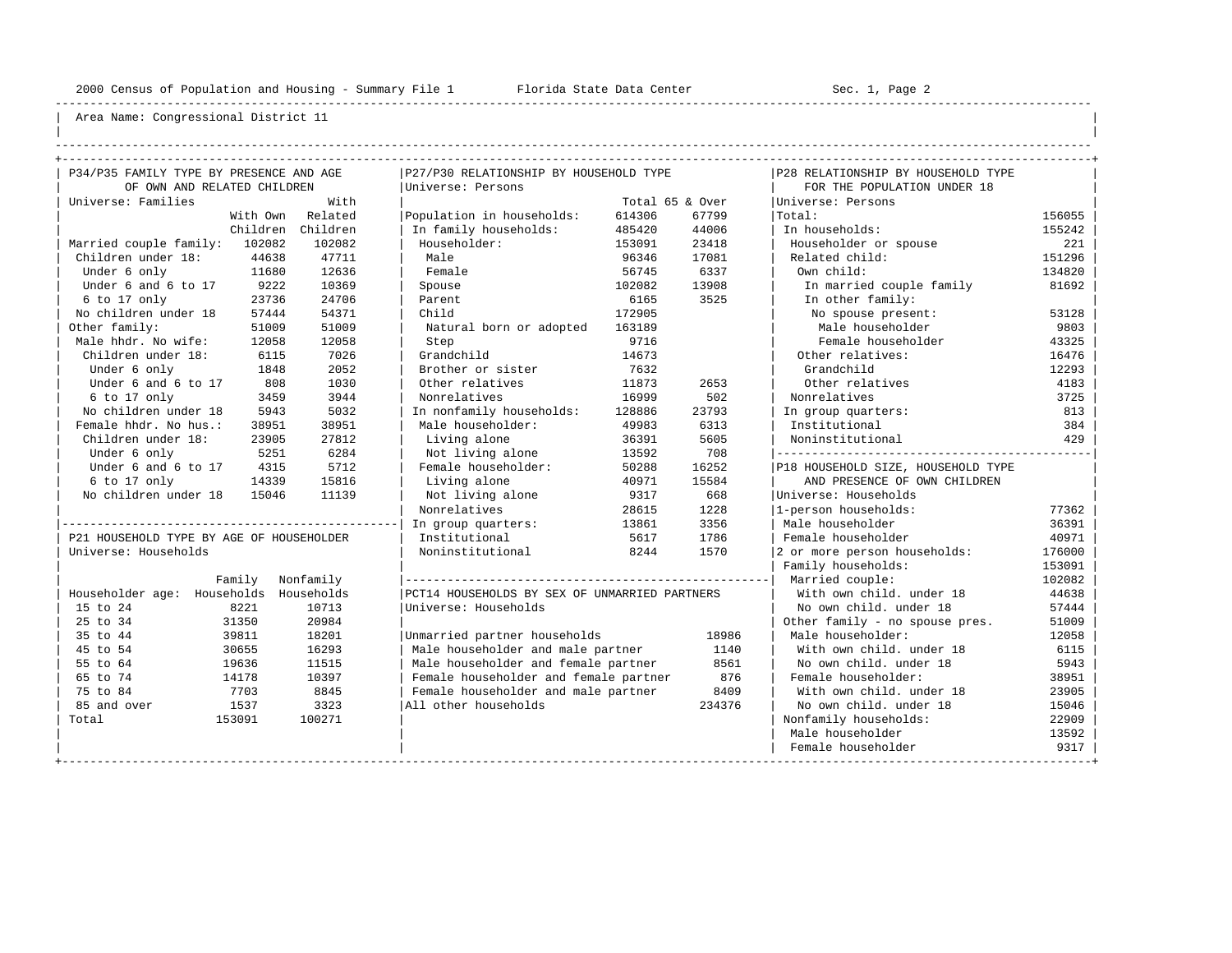2000 Census of Population and Housing - Summary File 1 Florida State Data Center Sec. 1, Page 2

Area Name: Congressional District 11

## P34/P35 FAMILY TYPE BY PRESENCE AND AGE OF OWN AND RELATED CHILDREN

Universe: Families

| | With Own Children | With Related Children |
|---|---|---|
| Married couple family: | 102082 | 102082 |
| Children under 18: | 44638 | 47711 |
| Under 6 only | 11680 | 12636 |
| Under 6 and 6 to 17 | 9222 | 10369 |
| 6 to 17 only | 23736 | 24706 |
| No children under 18 | 57444 | 54371 |
| Other family: | 51009 | 51009 |
| Male hhdr. No wife: | 12058 | 12058 |
| Children under 18: | 6115 | 7026 |
| Under 6 only | 1848 | 2052 |
| Under 6 and 6 to 17 | 808 | 1030 |
| 6 to 17 only | 3459 | 3944 |
| No children under 18 | 5943 | 5032 |
| Female hhdr. No hus.: | 38951 | 38951 |
| Children under 18: | 23905 | 27812 |
| Under 6 only | 5251 | 6284 |
| Under 6 and 6 to 17 | 4315 | 5712 |
| 6 to 17 only | 14339 | 15816 |
| No children under 18 | 15046 | 11139 |

## P21 HOUSEHOLD TYPE BY AGE OF HOUSEHOLDER

Universe: Households

| Householder age: | Family Households | Nonfamily Households |
|---|---|---|
| 15 to 24 | 8221 | 10713 |
| 25 to 34 | 31350 | 20984 |
| 35 to 44 | 39811 | 18201 |
| 45 to 54 | 30655 | 16293 |
| 55 to 64 | 19636 | 11515 |
| 65 to 74 | 14178 | 10397 |
| 75 to 84 | 7703 | 8845 |
| 85 and over | 1537 | 3323 |
| Total | 153091 | 100271 |

## P27/P30 RELATIONSHIP BY HOUSEHOLD TYPE

Universe: Persons

| | Total | 65 & Over |
|---|---|---|
| Population in households: | 614306 | 67799 |
| In family households: | 485420 | 44006 |
| Householder: | 153091 | 23418 |
| Male | 96346 | 17081 |
| Female | 56745 | 6337 |
| Spouse | 102082 | 13908 |
| Parent | 6165 | 3525 |
| Child | 172905 | |
| Natural born or adopted | 163189 | |
| Step | 9716 | |
| Grandchild | 14673 | |
| Brother or sister | 7632 | |
| Other relatives | 11873 | 2653 |
| Nonrelatives | 16999 | 502 |
| In nonfamily households: | 128886 | 23793 |
| Male householder: | 49983 | 6313 |
| Living alone | 36391 | 5605 |
| Not living alone | 13592 | 708 |
| Female householder: | 50288 | 16252 |
| Living alone | 40971 | 15584 |
| Not living alone | 9317 | 668 |
| Nonrelatives | 28615 | 1228 |
| In group quarters: | 13861 | 3356 |
| Institutional | 5617 | 1786 |
| Noninstitutional | 8244 | 1570 |

## PCT14 HOUSEHOLDS BY SEX OF UNMARRIED PARTNERS

Universe: Households

| | |
|---|---|
| Unmarried partner households | 18986 |
| Male householder and male partner | 1140 |
| Male householder and female partner | 8561 |
| Female householder and female partner | 876 |
| Female householder and male partner | 8409 |
| All other households | 234376 |

## P28 RELATIONSHIP BY HOUSEHOLD TYPE FOR THE POPULATION UNDER 18

Universe: Persons

| | |
|---|---|
| Total: | 156055 |
| In households: | 155242 |
| Householder or spouse | 221 |
| Related child: | 151296 |
| Own child: | 134820 |
| In married couple family | 81692 |
| In other family: | |
| No spouse present: | 53128 |
| Male householder | 9803 |
| Female householder | 43325 |
| Other relatives: | 16476 |
| Grandchild | 12293 |
| Other relatives | 4183 |
| Nonrelatives | 3725 |
| In group quarters: | 813 |
| Institutional | 384 |
| Noninstitutional | 429 |

## P18 HOUSEHOLD SIZE, HOUSEHOLD TYPE AND PRESENCE OF OWN CHILDREN

Universe: Households

| | |
|---|---|
| 1-person households: | 77362 |
| Male householder | 36391 |
| Female householder | 40971 |
| 2 or more person households: | 176000 |
| Family households: | 153091 |
| Married couple: | 102082 |
| With own child. under 18 | 44638 |
| No own child. under 18 | 57444 |
| Other family - no spouse pres. | 51009 |
| Male householder: | 12058 |
| With own child. under 18 | 6115 |
| No own child. under 18 | 5943 |
| Female householder: | 38951 |
| With own child. under 18 | 23905 |
| No own child. under 18 | 15046 |
| Nonfamily households: | 22909 |
| Male householder | 13592 |
| Female householder | 9317 |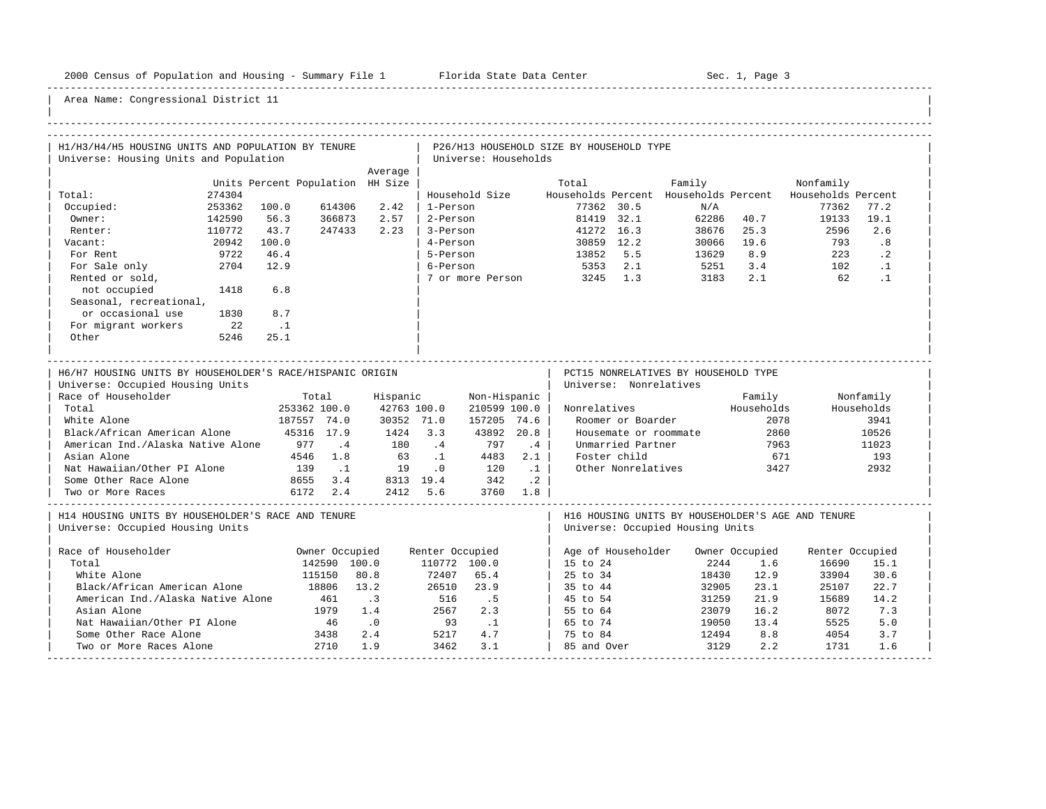Area Name: Congressional District 11

## H1/H3/H4/H5 HOUSING UNITS AND POPULATION BY TENURE

Universe: Housing Units and Population

| | Units | Percent | Population | Average HH Size |
|---|---|---|---|---|
| Total: | 274304 | | | |
| Occupied: | 253362 | 100.0 | 614306 | 2.42 |
| Owner: | 142590 | 56.3 | 366873 | 2.57 |
| Renter: | 110772 | 43.7 | 247433 | 2.23 |
| Vacant: | 20942 | 100.0 | | |
| For Rent | 9722 | 46.4 | | |
| For Sale only | 2704 | 12.9 | | |
| Rented or sold, not occupied | 1418 | 6.8 | | |
| Seasonal, recreational, or occasional use | 1830 | 8.7 | | |
| For migrant workers | 22 | .1 | | |
| Other | 5246 | 25.1 | | |

## P26/H13 HOUSEHOLD SIZE BY HOUSEHOLD TYPE

Universe: Households

| Household Size | Total Households | Percent | Family Households | Percent | Nonfamily Households | Percent |
|---|---|---|---|---|---|---|
| 1-Person | 77362 | 30.5 | N/A | | 77362 | 77.2 |
| 2-Person | 81419 | 32.1 | 62286 | 40.7 | 19133 | 19.1 |
| 3-Person | 41272 | 16.3 | 38676 | 25.3 | 2596 | 2.6 |
| 4-Person | 30859 | 12.2 | 30066 | 19.6 | 793 | .8 |
| 5-Person | 13852 | 5.5 | 13629 | 8.9 | 223 | .2 |
| 6-Person | 5353 | 2.1 | 5251 | 3.4 | 102 | .1 |
| 7 or more Person | 3245 | 1.3 | 3183 | 2.1 | 62 | .1 |

## H6/H7 HOUSING UNITS BY HOUSEHOLDER'S RACE/HISPANIC ORIGIN

Universe: Occupied Housing Units

| Race of Householder | Total | | Hispanic | | Non-Hispanic | |
|---|---|---|---|---|---|---|
| Total | 253362 | 100.0 | 42763 | 100.0 | 210599 | 100.0 |
| White Alone | 187557 | 74.0 | 30352 | 71.0 | 157205 | 74.6 |
| Black/African American Alone | 45316 | 17.9 | 1424 | 3.3 | 43892 | 20.8 |
| American Ind./Alaska Native Alone | 977 | .4 | 180 | .4 | 797 | .4 |
| Asian Alone | 4546 | 1.8 | 63 | .1 | 4483 | 2.1 |
| Nat Hawaiian/Other PI Alone | 139 | .1 | 19 | .0 | 120 | .1 |
| Some Other Race Alone | 8655 | 3.4 | 8313 | 19.4 | 342 | .2 |
| Two or More Races | 6172 | 2.4 | 2412 | 5.6 | 3760 | 1.8 |

## PCT15 NONRELATIVES BY HOUSEHOLD TYPE

Universe: Nonrelatives

| Nonrelatives | Family Households | Nonfamily Households |
|---|---|---|
| Roomer or Boarder | 2078 | 3941 |
| Housemate or roommate | 2860 | 10526 |
| Unmarried Partner | 7963 | 11023 |
| Foster child | 671 | 193 |
| Other Nonrelatives | 3427 | 2932 |

## H14 HOUSING UNITS BY HOUSEHOLDER'S RACE AND TENURE

Universe: Occupied Housing Units

| Race of Householder | Owner Occupied | | Renter Occupied | |
|---|---|---|---|---|
| Total | 142590 | 100.0 | 110772 | 100.0 |
| White Alone | 115150 | 80.8 | 72407 | 65.4 |
| Black/African American Alone | 18806 | 13.2 | 26510 | 23.9 |
| American Ind./Alaska Native Alone | 461 | .3 | 516 | .5 |
| Asian Alone | 1979 | 1.4 | 2567 | 2.3 |
| Nat Hawaiian/Other PI Alone | 46 | .0 | 93 | .1 |
| Some Other Race Alone | 3438 | 2.4 | 5217 | 4.7 |
| Two or More Races Alone | 2710 | 1.9 | 3462 | 3.1 |

## H16 HOUSING UNITS BY HOUSEHOLDER'S AGE AND TENURE

Universe: Occupied Housing Units

| Age of Householder | Owner Occupied | | Renter Occupied | |
|---|---|---|---|---|
| 15 to 24 | 2244 | 1.6 | 16690 | 15.1 |
| 25 to 34 | 18430 | 12.9 | 33904 | 30.6 |
| 35 to 44 | 32905 | 23.1 | 25107 | 22.7 |
| 45 to 54 | 31259 | 21.9 | 15689 | 14.2 |
| 55 to 64 | 23079 | 16.2 | 8072 | 7.3 |
| 65 to 74 | 19050 | 13.4 | 5525 | 5.0 |
| 75 to 84 | 12494 | 8.8 | 4054 | 3.7 |
| 85 and Over | 3129 | 2.2 | 1731 | 1.6 |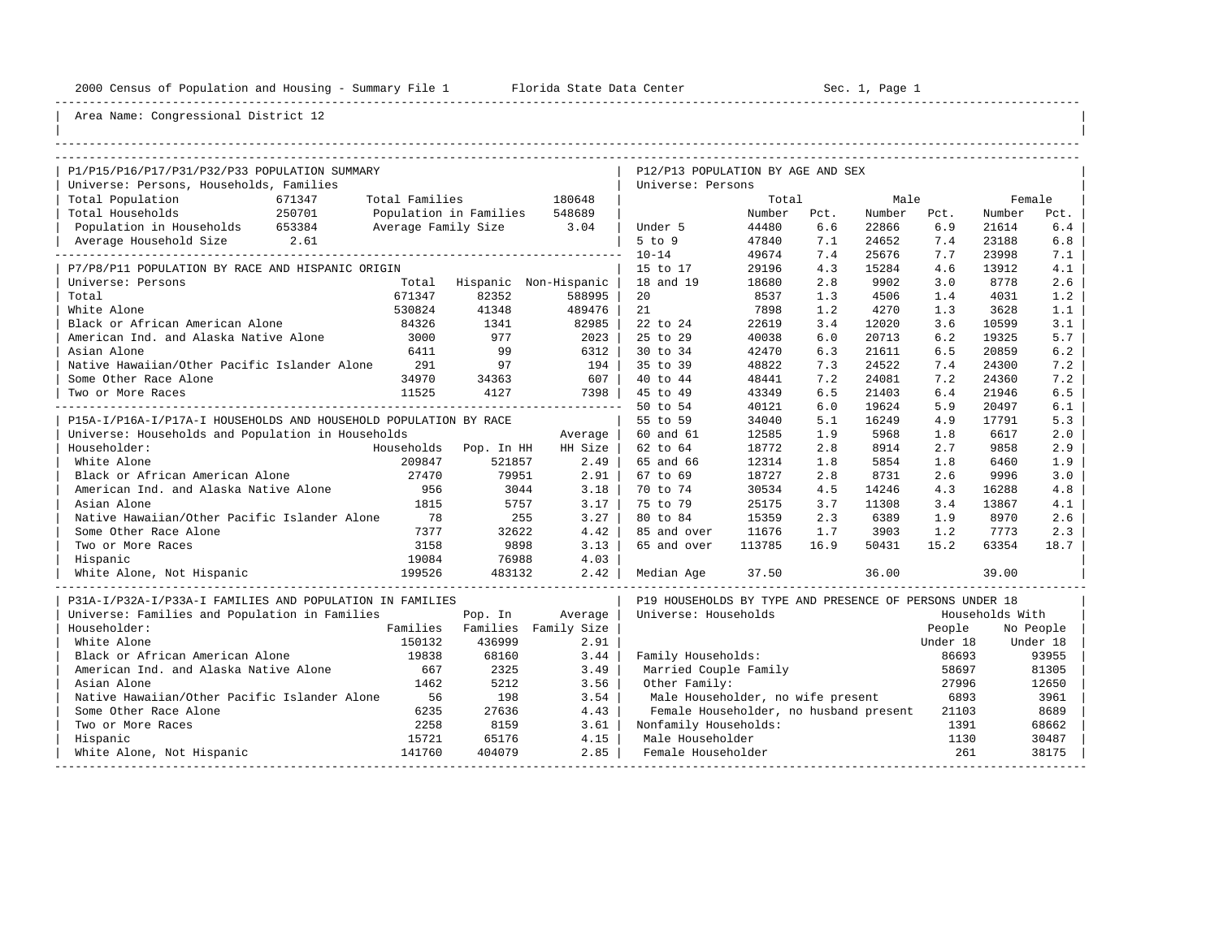2000 Census of Population and Housing - Summary File 1 Florida State Data Center Sec. 1, Page 1

Area Name: Congressional District 12

## P1/P15/P16/P17/P31/P32/P33 POPULATION SUMMARY

Universe: Persons, Households, Families

| | | | |
|---|---|---|---|
| Total Population | 671347 | Total Families | 180648 |
| Total Households | 250701 | Population in Families | 548689 |
| Population in Households | 653384 | Average Family Size | 3.04 |
| Average Household Size | 2.61 | | |

## P7/P8/P11 POPULATION BY RACE AND HISPANIC ORIGIN

Universe: Persons

| | Total | Hispanic | Non-Hispanic |
|---|---|---|---|
| Total | 671347 | 82352 | 588995 |
| White Alone | 530824 | 41348 | 489476 |
| Black or African American Alone | 84326 | 1341 | 82985 |
| American Ind. and Alaska Native Alone | 3000 | 977 | 2023 |
| Asian Alone | 6411 | 99 | 6312 |
| Native Hawaiian/Other Pacific Islander Alone | 291 | 97 | 194 |
| Some Other Race Alone | 34970 | 34363 | 607 |
| Two or More Races | 11525 | 4127 | 7398 |

## P15A-I/P16A-I/P17A-I HOUSEHOLDS AND HOUSEHOLD POPULATION BY RACE

Universe: Households and Population in Households

| Householder: | Households | Pop. In HH | Average HH Size |
|---|---|---|---|
| White Alone | 209847 | 521857 | 2.49 |
| Black or African American Alone | 27470 | 79951 | 2.91 |
| American Ind. and Alaska Native Alone | 956 | 3044 | 3.18 |
| Asian Alone | 1815 | 5757 | 3.17 |
| Native Hawaiian/Other Pacific Islander Alone | 78 | 255 | 3.27 |
| Some Other Race Alone | 7377 | 32622 | 4.42 |
| Two or More Races | 3158 | 9898 | 3.13 |
| Hispanic | 19084 | 76988 | 4.03 |
| White Alone, Not Hispanic | 199526 | 483132 | 2.42 |

## P31A-I/P32A-I/P33A-I FAMILIES AND POPULATION IN FAMILIES

Universe: Families and Population in Families

| Householder: | Families | Pop. In Families | Average Family Size |
|---|---|---|---|
| White Alone | 150132 | 436999 | 2.91 |
| Black or African American Alone | 19838 | 68160 | 3.44 |
| American Ind. and Alaska Native Alone | 667 | 2325 | 3.49 |
| Asian Alone | 1462 | 5212 | 3.56 |
| Native Hawaiian/Other Pacific Islander Alone | 56 | 198 | 3.54 |
| Some Other Race Alone | 6235 | 27636 | 4.43 |
| Two or More Races | 2258 | 8159 | 3.61 |
| Hispanic | 15721 | 65176 | 4.15 |
| White Alone, Not Hispanic | 141760 | 404079 | 2.85 |

## P12/P13 POPULATION BY AGE AND SEX

Universe: Persons

| | Total Number | Total Pct. | Male Number | Male Pct. | Female Number | Female Pct. |
|---|---|---|---|---|---|---|
| Under 5 | 44480 | 6.6 | 22866 | 6.9 | 21614 | 6.4 |
| 5 to 9 | 47840 | 7.1 | 24652 | 7.4 | 23188 | 6.8 |
| 10-14 | 49674 | 7.4 | 25676 | 7.7 | 23998 | 7.1 |
| 15 to 17 | 29196 | 4.3 | 15284 | 4.6 | 13912 | 4.1 |
| 18 and 19 | 18680 | 2.8 | 9902 | 3.0 | 8778 | 2.6 |
| 20 | 8537 | 1.3 | 4506 | 1.4 | 4031 | 1.2 |
| 21 | 7898 | 1.2 | 4270 | 1.3 | 3628 | 1.1 |
| 22 to 24 | 22619 | 3.4 | 12020 | 3.6 | 10599 | 3.1 |
| 25 to 29 | 40038 | 6.0 | 20713 | 6.2 | 19325 | 5.7 |
| 30 to 34 | 42470 | 6.3 | 21611 | 6.5 | 20859 | 6.2 |
| 35 to 39 | 48822 | 7.3 | 24522 | 7.4 | 24300 | 7.2 |
| 40 to 44 | 48441 | 7.2 | 24081 | 7.2 | 24360 | 7.2 |
| 45 to 49 | 43349 | 6.5 | 21403 | 6.4 | 21946 | 6.5 |
| 50 to 54 | 40121 | 6.0 | 19624 | 5.9 | 20497 | 6.1 |
| 55 to 59 | 34040 | 5.1 | 16249 | 4.9 | 17791 | 5.3 |
| 60 and 61 | 12585 | 1.9 | 5968 | 1.8 | 6617 | 2.0 |
| 62 to 64 | 18772 | 2.8 | 8914 | 2.7 | 9858 | 2.9 |
| 65 and 66 | 12314 | 1.8 | 5854 | 1.8 | 6460 | 1.9 |
| 67 to 69 | 18727 | 2.8 | 8731 | 2.6 | 9996 | 3.0 |
| 70 to 74 | 30534 | 4.5 | 14246 | 4.3 | 16288 | 4.8 |
| 75 to 79 | 25175 | 3.7 | 11308 | 3.4 | 13867 | 4.1 |
| 80 to 84 | 15359 | 2.3 | 6389 | 1.9 | 8970 | 2.6 |
| 85 and over | 11676 | 1.7 | 3903 | 1.2 | 7773 | 2.3 |
| 65 and over | 113785 | 16.9 | 50431 | 15.2 | 63354 | 18.7 |
| Median Age | 37.50 | | 36.00 | | 39.00 | |

## P19 HOUSEHOLDS BY TYPE AND PRESENCE OF PERSONS UNDER 18

Universe: Households

| | Households With People Under 18 | Households With No People Under 18 |
|---|---|---|
| Family Households: | 86693 | 93955 |
| Married Couple Family | 58697 | 81305 |
| Other Family: | 27996 | 12650 |
| Male Householder, no wife present | 6893 | 3961 |
| Female Householder, no husband present | 21103 | 8689 |
| Nonfamily Households: | 1391 | 68662 |
| Male Householder | 1130 | 30487 |
| Female Householder | 261 | 38175 |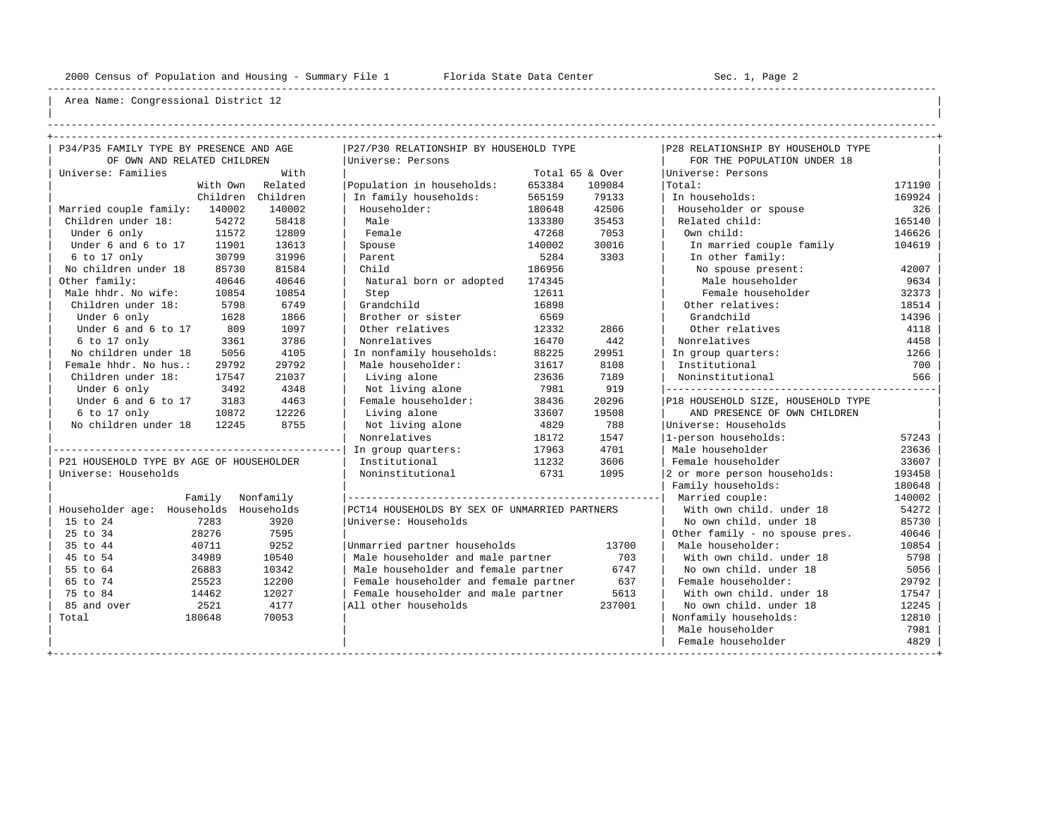Area Name: Congressional District 12

## P34/P35 FAMILY TYPE BY PRESENCE AND AGE OF OWN AND RELATED CHILDREN

Universe: Families

| | With Own Children | With Related Children |
|---|---|---|
| Married couple family: | 140002 | 140002 |
| Children under 18: | 54272 | 58418 |
| Under 6 only | 11572 | 12809 |
| Under 6 and 6 to 17 | 11901 | 13613 |
| 6 to 17 only | 30799 | 31996 |
| No children under 18 | 85730 | 81584 |
| Other family: | 40646 | 40646 |
| Male hhdr. No wife: | 10854 | 10854 |
| Children under 18: | 5798 | 6749 |
| Under 6 only | 1628 | 1866 |
| Under 6 and 6 to 17 | 809 | 1097 |
| 6 to 17 only | 3361 | 3786 |
| No children under 18 | 5056 | 4105 |
| Female hhdr. No hus.: | 29792 | 29792 |
| Children under 18: | 17547 | 21037 |
| Under 6 only | 3492 | 4348 |
| Under 6 and 6 to 17 | 3183 | 4463 |
| 6 to 17 only | 10872 | 12226 |
| No children under 18 | 12245 | 8755 |

## P21 HOUSEHOLD TYPE BY AGE OF HOUSEHOLDER

Universe: Households

| Householder age: | Family Households | Nonfamily Households |
|---|---|---|
| 15 to 24 | 7283 | 3920 |
| 25 to 34 | 28276 | 7595 |
| 35 to 44 | 40711 | 9252 |
| 45 to 54 | 34989 | 10540 |
| 55 to 64 | 26883 | 10342 |
| 65 to 74 | 25523 | 12200 |
| 75 to 84 | 14462 | 12027 |
| 85 and over | 2521 | 4177 |
| Total | 180648 | 70053 |

## P27/P30 RELATIONSHIP BY HOUSEHOLD TYPE

Universe: Persons

| | Total | 65 & Over |
|---|---|---|
| Population in households: | 653384 | 109084 |
| In family households: | 565159 | 79133 |
| Householder: | 180648 | 42506 |
| Male | 133380 | 35453 |
| Female | 47268 | 7053 |
| Spouse | 140002 | 30016 |
| Parent | 5284 | 3303 |
| Child | 186956 | |
| Natural born or adopted | 174345 | |
| Step | 12611 | |
| Grandchild | 16898 | |
| Brother or sister | 6569 | |
| Other relatives | 12332 | 2866 |
| Nonrelatives | 16470 | 442 |
| In nonfamily households: | 88225 | 29951 |
| Male householder: | 31617 | 8108 |
| Living alone | 23636 | 7189 |
| Not living alone | 7981 | 919 |
| Female householder: | 38436 | 20296 |
| Living alone | 33607 | 19508 |
| Not living alone | 4829 | 788 |
| Nonrelatives | 18172 | 1547 |
| In group quarters: | 17963 | 4701 |
| Institutional | 11232 | 3606 |
| Noninstitutional | 6731 | 1095 |

## PCT14 HOUSEHOLDS BY SEX OF UNMARRIED PARTNERS

Universe: Households

| | |
|---|---|
| Unmarried partner households | 13700 |
| Male householder and male partner | 703 |
| Male householder and female partner | 6747 |
| Female householder and female partner | 637 |
| Female householder and male partner | 5613 |
| All other households | 237001 |

## P28 RELATIONSHIP BY HOUSEHOLD TYPE FOR THE POPULATION UNDER 18

Universe: Persons

| | |
|---|---|
| Total: | 171190 |
| In households: | 169924 |
| Householder or spouse | 326 |
| Related child: | 165140 |
| Own child: | 146626 |
| In married couple family | 104619 |
| In other family: | |
| No spouse present: | 42007 |
| Male householder | 9634 |
| Female householder | 32373 |
| Other relatives: | 18514 |
| Grandchild | 14396 |
| Other relatives | 4118 |
| Nonrelatives | 4458 |
| In group quarters: | 1266 |
| Institutional | 700 |
| Noninstitutional | 566 |

## P18 HOUSEHOLD SIZE, HOUSEHOLD TYPE AND PRESENCE OF OWN CHILDREN

Universe: Households

| | |
|---|---|
| 1-person households: | 57243 |
| Male householder | 23636 |
| Female householder | 33607 |
| 2 or more person households: | 193458 |
| Family households: | 180648 |
| Married couple: | 140002 |
| With own child. under 18 | 54272 |
| No own child. under 18 | 85730 |
| Other family - no spouse pres. | 40646 |
| Male householder: | 10854 |
| With own child. under 18 | 5798 |
| No own child. under 18 | 5056 |
| Female householder: | 29792 |
| With own child. under 18 | 17547 |
| No own child. under 18 | 12245 |
| Nonfamily households: | 12810 |
| Male householder | 7981 |
| Female householder | 4829 |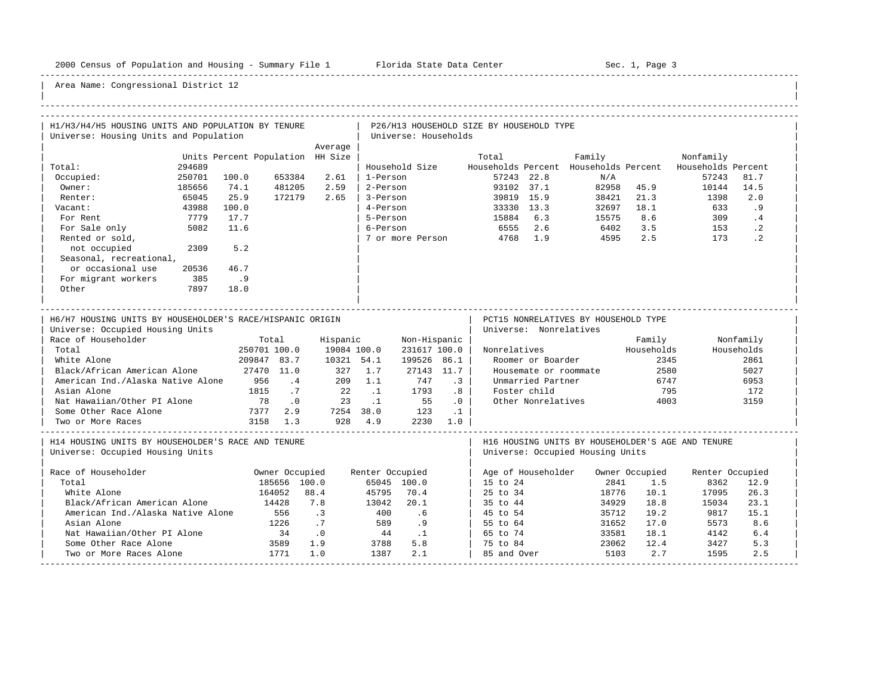Area Name: Congressional District 12

## H1/H3/H4/H5 HOUSING UNITS AND POPULATION BY TENURE

Universe: Housing Units and Population

| | Units | Percent | Population | Average HH Size |
|---|---|---|---|---|
| Total: | 294689 | | | |
| Occupied: | 250701 | 100.0 | 653384 | 2.61 |
| Owner: | 185656 | 74.1 | 481205 | 2.59 |
| Renter: | 65045 | 25.9 | 172179 | 2.65 |
| Vacant: | 43988 | 100.0 | | |
| For Rent | 7779 | 17.7 | | |
| For Sale only | 5082 | 11.6 | | |
| Rented or sold, not occupied | 2309 | 5.2 | | |
| Seasonal, recreational, or occasional use | 20536 | 46.7 | | |
| For migrant workers | 385 | .9 | | |
| Other | 7897 | 18.0 | | |

## P26/H13 HOUSEHOLD SIZE BY HOUSEHOLD TYPE

Universe: Households

| Household Size | Total Households | Percent | Family Households | Percent | Nonfamily Households | Percent |
|---|---|---|---|---|---|---|
| 1-Person | 57243 | 22.8 | N/A | | 57243 | 81.7 |
| 2-Person | 93102 | 37.1 | 82958 | 45.9 | 10144 | 14.5 |
| 3-Person | 39819 | 15.9 | 38421 | 21.3 | 1398 | 2.0 |
| 4-Person | 33330 | 13.3 | 32697 | 18.1 | 633 | .9 |
| 5-Person | 15884 | 6.3 | 15575 | 8.6 | 309 | .4 |
| 6-Person | 6555 | 2.6 | 6402 | 3.5 | 153 | .2 |
| 7 or more Person | 4768 | 1.9 | 4595 | 2.5 | 173 | .2 |

## H6/H7 HOUSING UNITS BY HOUSEHOLDER'S RACE/HISPANIC ORIGIN

Universe: Occupied Housing Units

| Race of Householder | Total | | Hispanic | | Non-Hispanic | |
|---|---|---|---|---|---|---|
| Total | 250701 | 100.0 | 19084 | 100.0 | 231617 | 100.0 |
| White Alone | 209847 | 83.7 | 10321 | 54.1 | 199526 | 86.1 |
| Black/African American Alone | 27470 | 11.0 | 327 | 1.7 | 27143 | 11.7 |
| American Ind./Alaska Native Alone | 956 | .4 | 209 | 1.1 | 747 | .3 |
| Asian Alone | 1815 | .7 | 22 | .1 | 1793 | .8 |
| Nat Hawaiian/Other PI Alone | 78 | .0 | 23 | .1 | 55 | .0 |
| Some Other Race Alone | 7377 | 2.9 | 7254 | 38.0 | 123 | .1 |
| Two or More Races | 3158 | 1.3 | 928 | 4.9 | 2230 | 1.0 |

## PCT15 NONRELATIVES BY HOUSEHOLD TYPE

Universe: Nonrelatives

| Nonrelatives | Family Households | Nonfamily Households |
|---|---|---|
| Roomer or Boarder | 2345 | 2861 |
| Housemate or roommate | 2580 | 5027 |
| Unmarried Partner | 6747 | 6953 |
| Foster child | 795 | 172 |
| Other Nonrelatives | 4003 | 3159 |

## H14 HOUSING UNITS BY HOUSEHOLDER'S RACE AND TENURE

Universe: Occupied Housing Units

| Race of Householder | Owner Occupied | | Renter Occupied | |
|---|---|---|---|---|
| Total | 185656 | 100.0 | 65045 | 100.0 |
| White Alone | 164052 | 88.4 | 45795 | 70.4 |
| Black/African American Alone | 14428 | 7.8 | 13042 | 20.1 |
| American Ind./Alaska Native Alone | 556 | .3 | 400 | .6 |
| Asian Alone | 1226 | .7 | 589 | .9 |
| Nat Hawaiian/Other PI Alone | 34 | .0 | 44 | .1 |
| Some Other Race Alone | 3589 | 1.9 | 3788 | 5.8 |
| Two or More Races Alone | 1771 | 1.0 | 1387 | 2.1 |

## H16 HOUSING UNITS BY HOUSEHOLDER'S AGE AND TENURE

Universe: Occupied Housing Units

| Age of Householder | Owner Occupied | | Renter Occupied | |
|---|---|---|---|---|
| 15 to 24 | 2841 | 1.5 | 8362 | 12.9 |
| 25 to 34 | 18776 | 10.1 | 17095 | 26.3 |
| 35 to 44 | 34929 | 18.8 | 15034 | 23.1 |
| 45 to 54 | 35712 | 19.2 | 9817 | 15.1 |
| 55 to 64 | 31652 | 17.0 | 5573 | 8.6 |
| 65 to 74 | 33581 | 18.1 | 4142 | 6.4 |
| 75 to 84 | 23062 | 12.4 | 3427 | 5.3 |
| 85 and Over | 5103 | 2.7 | 1595 | 2.5 |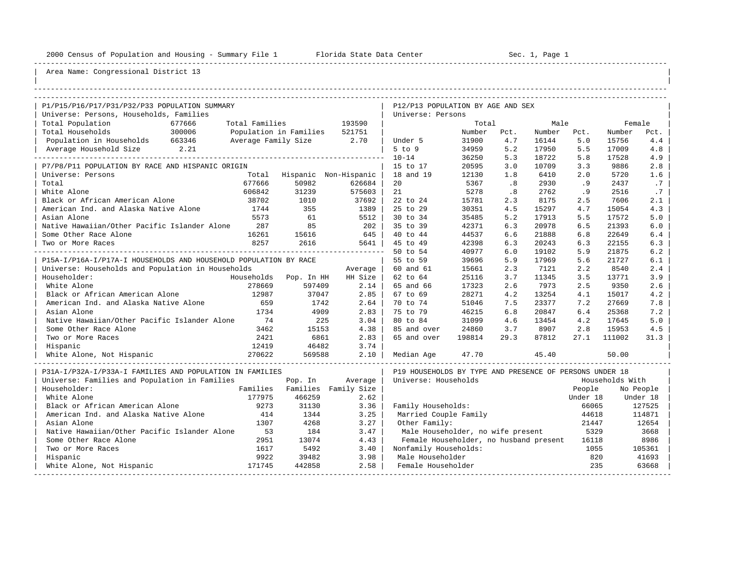2000 Census of Population and Housing - Summary File 1 Florida State Data Center Sec. 1, Page 1

Area Name: Congressional District 13

## P1/P15/P16/P17/P31/P32/P33 POPULATION SUMMARY

Universe: Persons, Households, Families

| | | | |
|---|---|---|---|
| Total Population | 677666 | Total Families | 193590 |
| Total Households | 300006 | Population in Families | 521751 |
| Population in Households | 663346 | Average Family Size | 2.70 |
| Average Household Size | 2.21 | | |

## P7/P8/P11 POPULATION BY RACE AND HISPANIC ORIGIN

Universe: Persons

| | Total | Hispanic | Non-Hispanic |
|---|---|---|---|
| Total | 677666 | 50982 | 626684 |
| White Alone | 606842 | 31239 | 575603 |
| Black or African American Alone | 38702 | 1010 | 37692 |
| American Ind. and Alaska Native Alone | 1744 | 355 | 1389 |
| Asian Alone | 5573 | 61 | 5512 |
| Native Hawaiian/Other Pacific Islander Alone | 287 | 85 | 202 |
| Some Other Race Alone | 16261 | 15616 | 645 |
| Two or More Races | 8257 | 2616 | 5641 |

## P15A-I/P16A-I/P17A-I HOUSEHOLDS AND HOUSEHOLD POPULATION BY RACE

Universe: Households and Population in Households

| Householder: | Households | Pop. In HH | Average HH Size |
|---|---|---|---|
| White Alone | 278669 | 597409 | 2.14 |
| Black or African American Alone | 12987 | 37047 | 2.85 |
| American Ind. and Alaska Native Alone | 659 | 1742 | 2.64 |
| Asian Alone | 1734 | 4909 | 2.83 |
| Native Hawaiian/Other Pacific Islander Alone | 74 | 225 | 3.04 |
| Some Other Race Alone | 3462 | 15153 | 4.38 |
| Two or More Races | 2421 | 6861 | 2.83 |
| Hispanic | 12419 | 46482 | 3.74 |
| White Alone, Not Hispanic | 270622 | 569588 | 2.10 |

## P31A-I/P32A-I/P33A-I FAMILIES AND POPULATION IN FAMILIES

Universe: Families and Population in Families

| Householder: | Families | Pop. In Families | Average Family Size |
|---|---|---|---|
| White Alone | 177975 | 466259 | 2.62 |
| Black or African American Alone | 9273 | 31130 | 3.36 |
| American Ind. and Alaska Native Alone | 414 | 1344 | 3.25 |
| Asian Alone | 1307 | 4268 | 3.27 |
| Native Hawaiian/Other Pacific Islander Alone | 53 | 184 | 3.47 |
| Some Other Race Alone | 2951 | 13074 | 4.43 |
| Two or More Races | 1617 | 5492 | 3.40 |
| Hispanic | 9922 | 39482 | 3.98 |
| White Alone, Not Hispanic | 171745 | 442858 | 2.58 |

## P12/P13 POPULATION BY AGE AND SEX

Universe: Persons

| | Total Number | Total Pct. | Male Number | Male Pct. | Female Number | Female Pct. |
|---|---|---|---|---|---|---|
| Under 5 | 31900 | 4.7 | 16144 | 5.0 | 15756 | 4.4 |
| 5 to 9 | 34959 | 5.2 | 17950 | 5.5 | 17009 | 4.8 |
| 10-14 | 36250 | 5.3 | 18722 | 5.8 | 17528 | 4.9 |
| 15 to 17 | 20595 | 3.0 | 10709 | 3.3 | 9886 | 2.8 |
| 18 and 19 | 12130 | 1.8 | 6410 | 2.0 | 5720 | 1.6 |
| 20 | 5367 | .8 | 2930 | .9 | 2437 | .7 |
| 21 | 5278 | .8 | 2762 | .9 | 2516 | .7 |
| 22 to 24 | 15781 | 2.3 | 8175 | 2.5 | 7606 | 2.1 |
| 25 to 29 | 30351 | 4.5 | 15297 | 4.7 | 15054 | 4.3 |
| 30 to 34 | 35485 | 5.2 | 17913 | 5.5 | 17572 | 5.0 |
| 35 to 39 | 42371 | 6.3 | 20978 | 6.5 | 21393 | 6.0 |
| 40 to 44 | 44537 | 6.6 | 21888 | 6.8 | 22649 | 6.4 |
| 45 to 49 | 42398 | 6.3 | 20243 | 6.3 | 22155 | 6.3 |
| 50 to 54 | 40977 | 6.0 | 19102 | 5.9 | 21875 | 6.2 |
| 55 to 59 | 39696 | 5.9 | 17969 | 5.6 | 21727 | 6.1 |
| 60 and 61 | 15661 | 2.3 | 7121 | 2.2 | 8540 | 2.4 |
| 62 to 64 | 25116 | 3.7 | 11345 | 3.5 | 13771 | 3.9 |
| 65 and 66 | 17323 | 2.6 | 7973 | 2.5 | 9350 | 2.6 |
| 67 to 69 | 28271 | 4.2 | 13254 | 4.1 | 15017 | 4.2 |
| 70 to 74 | 51046 | 7.5 | 23377 | 7.2 | 27669 | 7.8 |
| 75 to 79 | 46215 | 6.8 | 20847 | 6.4 | 25368 | 7.2 |
| 80 to 84 | 31099 | 4.6 | 13454 | 4.2 | 17645 | 5.0 |
| 85 and over | 24860 | 3.7 | 8907 | 2.8 | 15953 | 4.5 |
| 65 and over | 198814 | 29.3 | 87812 | 27.1 | 111002 | 31.3 |
| Median Age | 47.70 | | 45.40 | | 50.00 | |

## P19 HOUSEHOLDS BY TYPE AND PRESENCE OF PERSONS UNDER 18

Universe: Households

| | Households With People Under 18 | Households With No People Under 18 |
|---|---|---|
| Family Households: | 66065 | 127525 |
| Married Couple Family | 44618 | 114871 |
| Other Family: | 21447 | 12654 |
| Male Householder, no wife present | 5329 | 3668 |
| Female Householder, no husband present | 16118 | 8986 |
| Nonfamily Households: | 1055 | 105361 |
| Male Householder | 820 | 41693 |
| Female Householder | 235 | 63668 |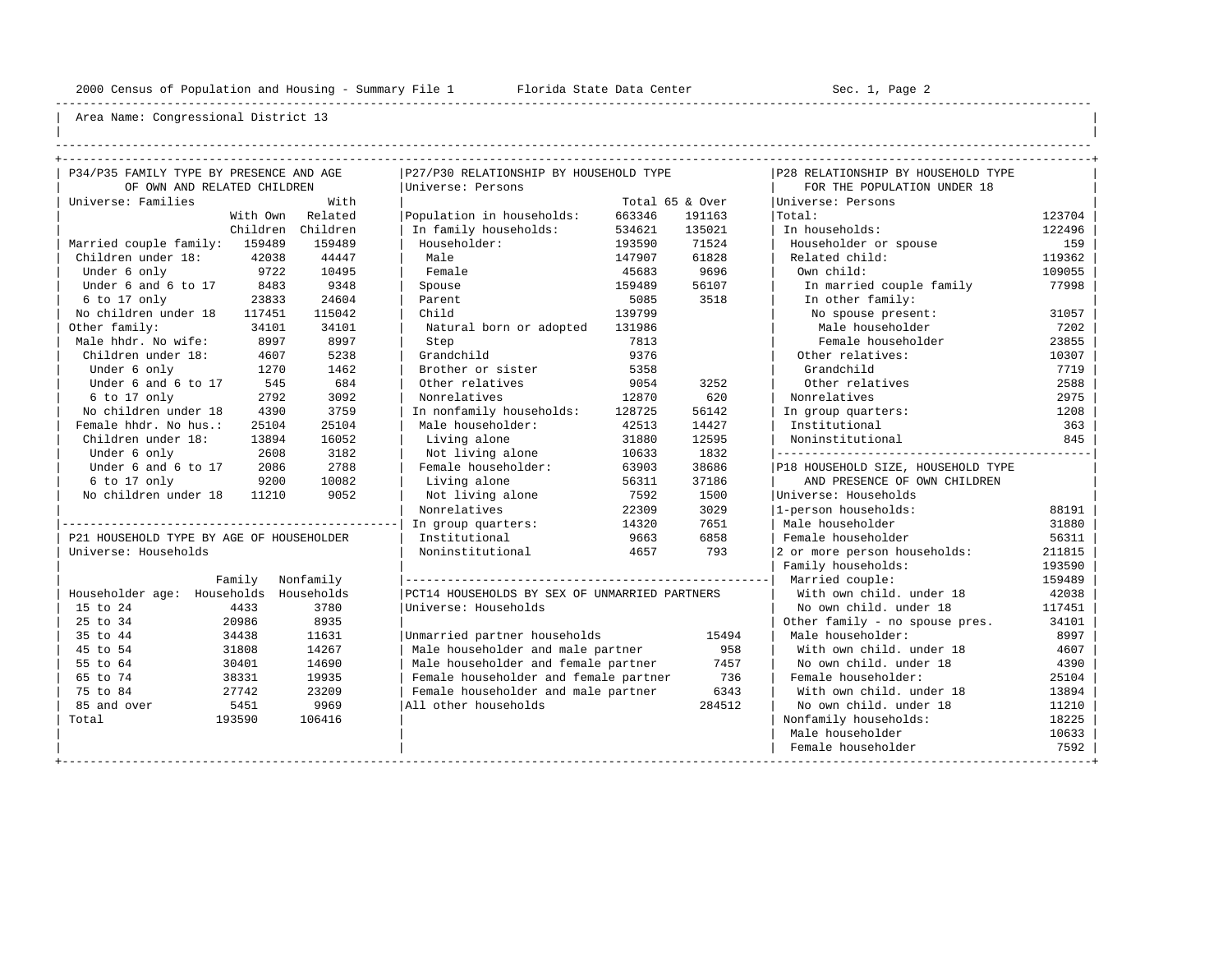Area Name: Congressional District 13

## P34/P35 FAMILY TYPE BY PRESENCE AND AGE OF OWN AND RELATED CHILDREN

Universe: Families

| | With Own Children | With Related Children |
|---|---|---|
| Married couple family: | 159489 | 159489 |
| Children under 18: | 42038 | 44447 |
| Under 6 only | 9722 | 10495 |
| Under 6 and 6 to 17 | 8483 | 9348 |
| 6 to 17 only | 23833 | 24604 |
| No children under 18 | 117451 | 115042 |
| Other family: | 34101 | 34101 |
| Male hhdr. No wife: | 8997 | 8997 |
| Children under 18: | 4607 | 5238 |
| Under 6 only | 1270 | 1462 |
| Under 6 and 6 to 17 | 545 | 684 |
| 6 to 17 only | 2792 | 3092 |
| No children under 18 | 4390 | 3759 |
| Female hhdr. No hus.: | 25104 | 25104 |
| Children under 18: | 13894 | 16052 |
| Under 6 only | 2608 | 3182 |
| Under 6 and 6 to 17 | 2086 | 2788 |
| 6 to 17 only | 9200 | 10082 |
| No children under 18 | 11210 | 9052 |

## P21 HOUSEHOLD TYPE BY AGE OF HOUSEHOLDER

Universe: Households

| Householder age: | Family Households | Nonfamily Households |
|---|---|---|
| 15 to 24 | 4433 | 3780 |
| 25 to 34 | 20986 | 8935 |
| 35 to 44 | 34438 | 11631 |
| 45 to 54 | 31808 | 14267 |
| 55 to 64 | 30401 | 14690 |
| 65 to 74 | 38331 | 19935 |
| 75 to 84 | 27742 | 23209 |
| 85 and over | 5451 | 9969 |
| Total | 193590 | 106416 |

## P27/P30 RELATIONSHIP BY HOUSEHOLD TYPE

Universe: Persons

| | Total | 65 & Over |
|---|---|---|
| Population in households: | 663346 | 191163 |
| In family households: | 534621 | 135021 |
| Householder: | 193590 | 71524 |
| Male | 147907 | 61828 |
| Female | 45683 | 9696 |
| Spouse | 159489 | 56107 |
| Parent | 5085 | 3518 |
| Child | 139799 | |
| Natural born or adopted | 131986 | |
| Step | 7813 | |
| Grandchild | 9376 | |
| Brother or sister | 5358 | |
| Other relatives | 9054 | 3252 |
| Nonrelatives | 12870 | 620 |
| In nonfamily households: | 128725 | 56142 |
| Male householder: | 42513 | 14427 |
| Living alone | 31880 | 12595 |
| Not living alone | 10633 | 1832 |
| Female householder: | 63903 | 38686 |
| Living alone | 56311 | 37186 |
| Not living alone | 7592 | 1500 |
| Nonrelatives | 22309 | 3029 |
| In group quarters: | 14320 | 7651 |
| Institutional | 9663 | 6858 |
| Noninstitutional | 4657 | 793 |

## PCT14 HOUSEHOLDS BY SEX OF UNMARRIED PARTNERS

Universe: Households

| | |
|---|---|
| Unmarried partner households | 15494 |
| Male householder and male partner | 958 |
| Male householder and female partner | 7457 |
| Female householder and female partner | 736 |
| Female householder and male partner | 6343 |
| All other households | 284512 |

## P28 RELATIONSHIP BY HOUSEHOLD TYPE FOR THE POPULATION UNDER 18

Universe: Persons

| | |
|---|---|
| Total: | 123704 |
| In households: | 122496 |
| Householder or spouse | 159 |
| Related child: | 119362 |
| Own child: | 109055 |
| In married couple family | 77998 |
| In other family: | |
| No spouse present: | 31057 |
| Male householder | 7202 |
| Female householder | 23855 |
| Other relatives: | 10307 |
| Grandchild | 7719 |
| Other relatives | 2588 |
| Nonrelatives | 2975 |
| In group quarters: | 1208 |
| Institutional | 363 |
| Noninstitutional | 845 |

## P18 HOUSEHOLD SIZE, HOUSEHOLD TYPE AND PRESENCE OF OWN CHILDREN

Universe: Households

| | |
|---|---|
| 1-person households: | 88191 |
| Male householder | 31880 |
| Female householder | 56311 |
| 2 or more person households: | 211815 |
| Family households: | 193590 |
| Married couple: | 159489 |
| With own child. under 18 | 42038 |
| No own child. under 18 | 117451 |
| Other family - no spouse pres. | 34101 |
| Male householder: | 8997 |
| With own child. under 18 | 4607 |
| No own child. under 18 | 4390 |
| Female householder: | 25104 |
| With own child. under 18 | 13894 |
| No own child. under 18 | 11210 |
| Nonfamily households: | 18225 |
| Male householder | 10633 |
| Female householder | 7592 |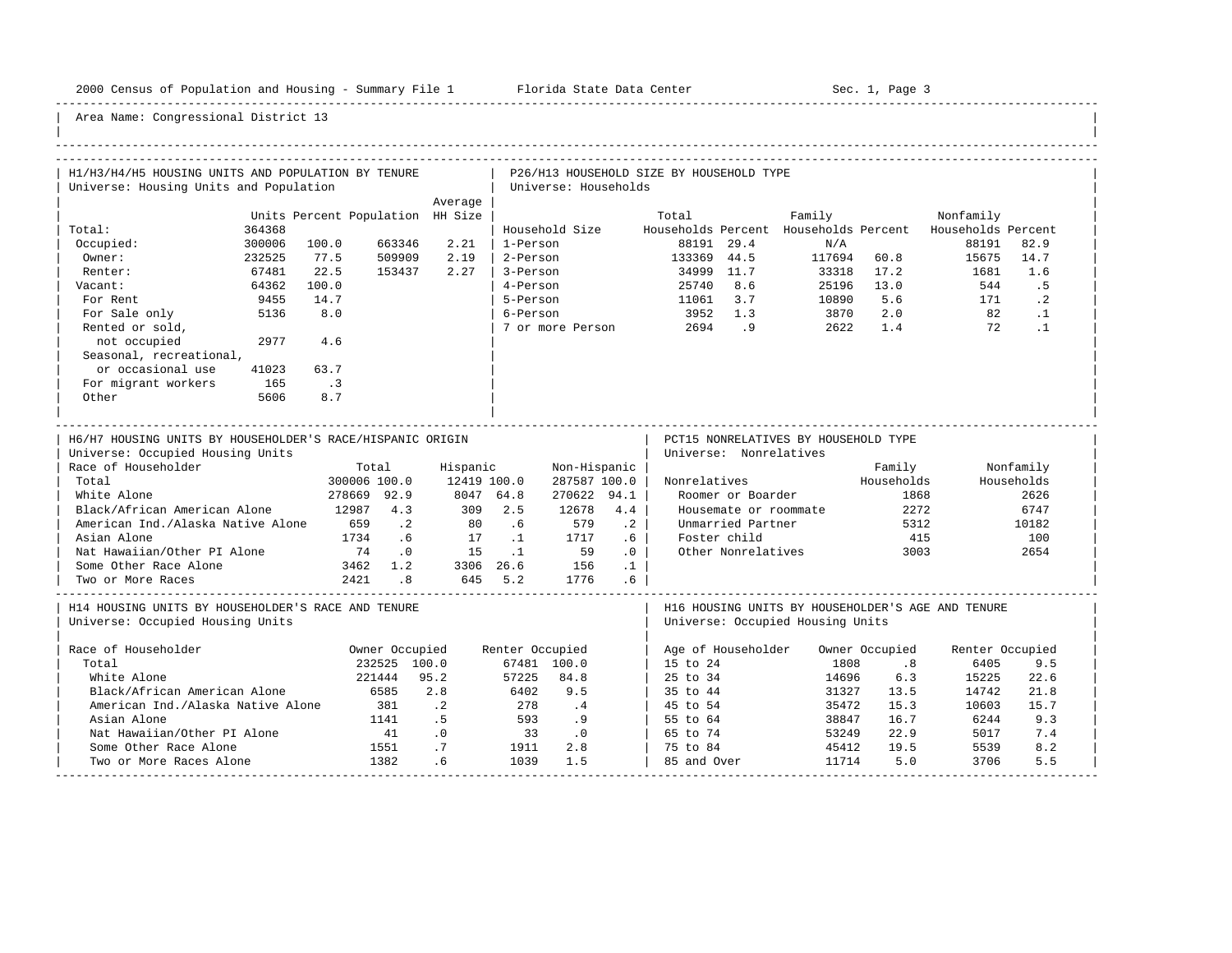Area Name: Congressional District 13

## H1/H3/H4/H5 HOUSING UNITS AND POPULATION BY TENURE

Universe: Housing Units and Population

| | Units | Percent | Population | Average HH Size |
|---|---|---|---|---|
| Total: | 364368 | | | |
| Occupied: | 300006 | 100.0 | 663346 | 2.21 |
| Owner: | 232525 | 77.5 | 509909 | 2.19 |
| Renter: | 67481 | 22.5 | 153437 | 2.27 |
| Vacant: | 64362 | 100.0 | | |
| For Rent | 9455 | 14.7 | | |
| For Sale only | 5136 | 8.0 | | |
| Rented or sold, not occupied | 2977 | 4.6 | | |
| Seasonal, recreational, or occasional use | 41023 | 63.7 | | |
| For migrant workers | 165 | .3 | | |
| Other | 5606 | 8.7 | | |

## P26/H13 HOUSEHOLD SIZE BY HOUSEHOLD TYPE

Universe: Households

| Household Size | Total Households | Percent | Family Households | Percent | Nonfamily Households | Percent |
|---|---|---|---|---|---|---|
| 1-Person | 88191 | 29.4 | N/A | | 88191 | 82.9 |
| 2-Person | 133369 | 44.5 | 117694 | 60.8 | 15675 | 14.7 |
| 3-Person | 34999 | 11.7 | 33318 | 17.2 | 1681 | 1.6 |
| 4-Person | 25740 | 8.6 | 25196 | 13.0 | 544 | .5 |
| 5-Person | 11061 | 3.7 | 10890 | 5.6 | 171 | .2 |
| 6-Person | 3952 | 1.3 | 3870 | 2.0 | 82 | .1 |
| 7 or more Person | 2694 | .9 | 2622 | 1.4 | 72 | .1 |

## H6/H7 HOUSING UNITS BY HOUSEHOLDER'S RACE/HISPANIC ORIGIN

Universe: Occupied Housing Units

| Race of Householder | Total | | Hispanic | | Non-Hispanic | |
|---|---|---|---|---|---|---|
| Total | 300006 | 100.0 | 12419 | 100.0 | 287587 | 100.0 |
| White Alone | 278669 | 92.9 | 8047 | 64.8 | 270622 | 94.1 |
| Black/African American Alone | 12987 | 4.3 | 309 | 2.5 | 12678 | 4.4 |
| American Ind./Alaska Native Alone | 659 | .2 | 80 | .6 | 579 | .2 |
| Asian Alone | 1734 | .6 | 17 | .1 | 1717 | .6 |
| Nat Hawaiian/Other PI Alone | 74 | .0 | 15 | .1 | 59 | .0 |
| Some Other Race Alone | 3462 | 1.2 | 3306 | 26.6 | 156 | .1 |
| Two or More Races | 2421 | .8 | 645 | 5.2 | 1776 | .6 |

## PCT15 NONRELATIVES BY HOUSEHOLD TYPE

Universe: Nonrelatives

| Nonrelatives | Family Households | Nonfamily Households |
|---|---|---|
| Roomer or Boarder | 1868 | 2626 |
| Housemate or roommate | 2272 | 6747 |
| Unmarried Partner | 5312 | 10182 |
| Foster child | 415 | 100 |
| Other Nonrelatives | 3003 | 2654 |

## H14 HOUSING UNITS BY HOUSEHOLDER'S RACE AND TENURE

Universe: Occupied Housing Units

| Race of Householder | Owner Occupied | | Renter Occupied | |
|---|---|---|---|---|
| Total | 232525 | 100.0 | 67481 | 100.0 |
| White Alone | 221444 | 95.2 | 57225 | 84.8 |
| Black/African American Alone | 6585 | 2.8 | 6402 | 9.5 |
| American Ind./Alaska Native Alone | 381 | .2 | 278 | .4 |
| Asian Alone | 1141 | .5 | 593 | .9 |
| Nat Hawaiian/Other PI Alone | 41 | .0 | 33 | .0 |
| Some Other Race Alone | 1551 | .7 | 1911 | 2.8 |
| Two or More Races Alone | 1382 | .6 | 1039 | 1.5 |

## H16 HOUSING UNITS BY HOUSEHOLDER'S AGE AND TENURE

Universe: Occupied Housing Units

| Age of Householder | Owner Occupied | | Renter Occupied | |
|---|---|---|---|---|
| 15 to 24 | 1808 | .8 | 6405 | 9.5 |
| 25 to 34 | 14696 | 6.3 | 15225 | 22.6 |
| 35 to 44 | 31327 | 13.5 | 14742 | 21.8 |
| 45 to 54 | 35472 | 15.3 | 10603 | 15.7 |
| 55 to 64 | 38847 | 16.7 | 6244 | 9.3 |
| 65 to 74 | 53249 | 22.9 | 5017 | 7.4 |
| 75 to 84 | 45412 | 19.5 | 5539 | 8.2 |
| 85 and Over | 11714 | 5.0 | 3706 | 5.5 |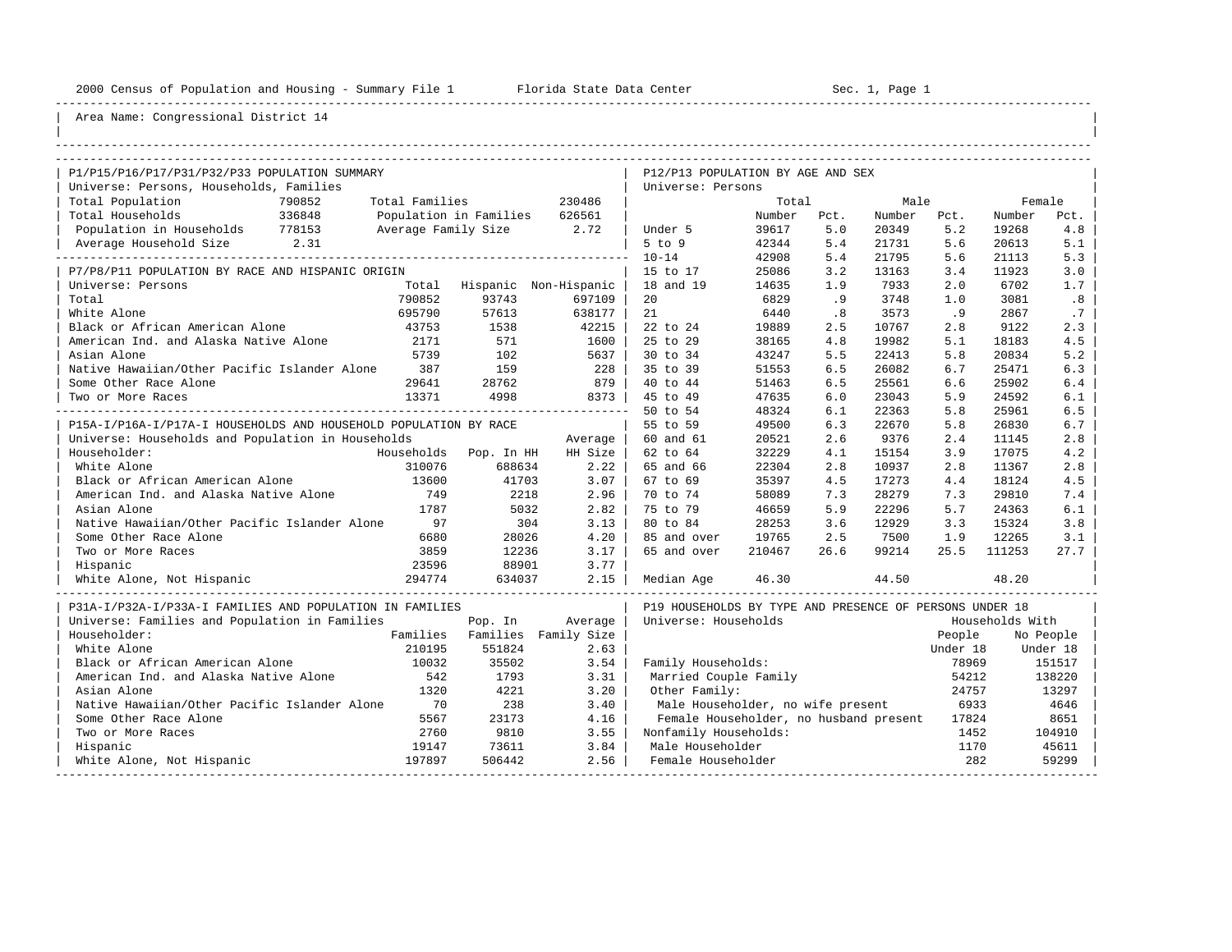Area Name: Congressional District 14

## P1/P15/P16/P17/P31/P32/P33 POPULATION SUMMARY

Universe: Persons, Households, Families

| | | | |
|---|---|---|---|
| Total Population | 790852 | Total Families | 230486 |
| Total Households | 336848 | Population in Families | 626561 |
| Population in Households | 778153 | Average Family Size | 2.72 |
| Average Household Size | 2.31 | | |

## P7/P8/P11 POPULATION BY RACE AND HISPANIC ORIGIN

Universe: Persons

| | Total | Hispanic | Non-Hispanic |
|---|---|---|---|
| Total | 790852 | 93743 | 697109 |
| White Alone | 695790 | 57613 | 638177 |
| Black or African American Alone | 43753 | 1538 | 42215 |
| American Ind. and Alaska Native Alone | 2171 | 571 | 1600 |
| Asian Alone | 5739 | 102 | 5637 |
| Native Hawaiian/Other Pacific Islander Alone | 387 | 159 | 228 |
| Some Other Race Alone | 29641 | 28762 | 879 |
| Two or More Races | 13371 | 4998 | 8373 |

## P15A-I/P16A-I/P17A-I HOUSEHOLDS AND HOUSEHOLD POPULATION BY RACE

Universe: Households and Population in Households

| Householder: | Households | Pop. In HH | Average HH Size |
|---|---|---|---|
| White Alone | 310076 | 688634 | 2.22 |
| Black or African American Alone | 13600 | 41703 | 3.07 |
| American Ind. and Alaska Native Alone | 749 | 2218 | 2.96 |
| Asian Alone | 1787 | 5032 | 2.82 |
| Native Hawaiian/Other Pacific Islander Alone | 97 | 304 | 3.13 |
| Some Other Race Alone | 6680 | 28026 | 4.20 |
| Two or More Races | 3859 | 12236 | 3.17 |
| Hispanic | 23596 | 88901 | 3.77 |
| White Alone, Not Hispanic | 294774 | 634037 | 2.15 |

## P31A-I/P32A-I/P33A-I FAMILIES AND POPULATION IN FAMILIES

Universe: Families and Population in Families

| Householder: | Families | Pop. In Families | Average Family Size |
|---|---|---|---|
| White Alone | 210195 | 551824 | 2.63 |
| Black or African American Alone | 10032 | 35502 | 3.54 |
| American Ind. and Alaska Native Alone | 542 | 1793 | 3.31 |
| Asian Alone | 1320 | 4221 | 3.20 |
| Native Hawaiian/Other Pacific Islander Alone | 70 | 238 | 3.40 |
| Some Other Race Alone | 5567 | 23173 | 4.16 |
| Two or More Races | 2760 | 9810 | 3.55 |
| Hispanic | 19147 | 73611 | 3.84 |
| White Alone, Not Hispanic | 197897 | 506442 | 2.56 |

## P12/P13 POPULATION BY AGE AND SEX

Universe: Persons

| | Total Number | Total Pct. | Male Number | Male Pct. | Female Number | Female Pct. |
|---|---|---|---|---|---|---|
| Under 5 | 39617 | 5.0 | 20349 | 5.2 | 19268 | 4.8 |
| 5 to 9 | 42344 | 5.4 | 21731 | 5.6 | 20613 | 5.1 |
| 10-14 | 42908 | 5.4 | 21795 | 5.6 | 21113 | 5.3 |
| 15 to 17 | 25086 | 3.2 | 13163 | 3.4 | 11923 | 3.0 |
| 18 and 19 | 14635 | 1.9 | 7933 | 2.0 | 6702 | 1.7 |
| 20 | 6829 | .9 | 3748 | 1.0 | 3081 | .8 |
| 21 | 6440 | .8 | 3573 | .9 | 2867 | .7 |
| 22 to 24 | 19889 | 2.5 | 10767 | 2.8 | 9122 | 2.3 |
| 25 to 29 | 38165 | 4.8 | 19982 | 5.1 | 18183 | 4.5 |
| 30 to 34 | 43247 | 5.5 | 22413 | 5.8 | 20834 | 5.2 |
| 35 to 39 | 51553 | 6.5 | 26082 | 6.7 | 25471 | 6.3 |
| 40 to 44 | 51463 | 6.5 | 25561 | 6.6 | 25902 | 6.4 |
| 45 to 49 | 47635 | 6.0 | 23043 | 5.9 | 24592 | 6.1 |
| 50 to 54 | 48324 | 6.1 | 22363 | 5.8 | 25961 | 6.5 |
| 55 to 59 | 49500 | 6.3 | 22670 | 5.8 | 26830 | 6.7 |
| 60 and 61 | 20521 | 2.6 | 9376 | 2.4 | 11145 | 2.8 |
| 62 to 64 | 32229 | 4.1 | 15154 | 3.9 | 17075 | 4.2 |
| 65 and 66 | 22304 | 2.8 | 10937 | 2.8 | 11367 | 2.8 |
| 67 to 69 | 35397 | 4.5 | 17273 | 4.4 | 18124 | 4.5 |
| 70 to 74 | 58089 | 7.3 | 28279 | 7.3 | 29810 | 7.4 |
| 75 to 79 | 46659 | 5.9 | 22296 | 5.7 | 24363 | 6.1 |
| 80 to 84 | 28253 | 3.6 | 12929 | 3.3 | 15324 | 3.8 |
| 85 and over | 19765 | 2.5 | 7500 | 1.9 | 12265 | 3.1 |
| 65 and over | 210467 | 26.6 | 99214 | 25.5 | 111253 | 27.7 |
| Median Age | 46.30 | | 44.50 | | 48.20 | |

## P19 HOUSEHOLDS BY TYPE AND PRESENCE OF PERSONS UNDER 18

Universe: Households

| | Households With People Under 18 | Households With No People Under 18 |
|---|---|---|
| Family Households: | 78969 | 151517 |
| Married Couple Family | 54212 | 138220 |
| Other Family: | 24757 | 13297 |
| Male Householder, no wife present | 6933 | 4646 |
| Female Householder, no husband present | 17824 | 8651 |
| Nonfamily Households: | 1452 | 104910 |
| Male Householder | 1170 | 45611 |
| Female Householder | 282 | 59299 |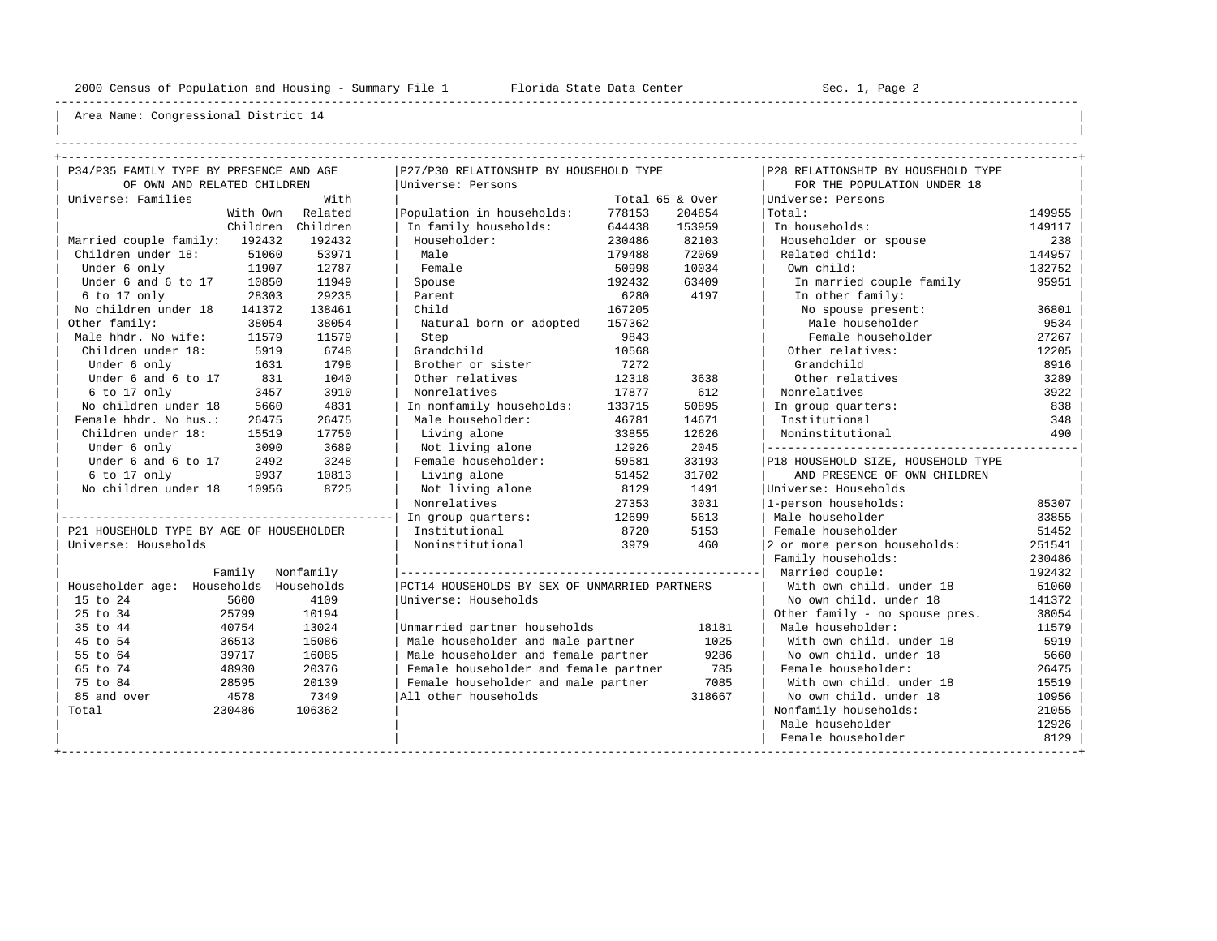2000 Census of Population and Housing - Summary File 1 Florida State Data Center Sec. 1, Page 2

Area Name: Congressional District 14

## P34/P35 FAMILY TYPE BY PRESENCE AND AGE OF OWN AND RELATED CHILDREN

Universe: Families

| | With Own Children | With Related Children |
|---|---|---|
| Married couple family: | 192432 | 192432 |
| Children under 18: | 51060 | 53971 |
| Under 6 only | 11907 | 12787 |
| Under 6 and 6 to 17 | 10850 | 11949 |
| 6 to 17 only | 28303 | 29235 |
| No children under 18 | 141372 | 138461 |
| Other family: | 38054 | 38054 |
| Male hhdr. No wife: | 11579 | 11579 |
| Children under 18: | 5919 | 6748 |
| Under 6 only | 1631 | 1798 |
| Under 6 and 6 to 17 | 831 | 1040 |
| 6 to 17 only | 3457 | 3910 |
| No children under 18 | 5660 | 4831 |
| Female hhdr. No hus.: | 26475 | 26475 |
| Children under 18: | 15519 | 17750 |
| Under 6 only | 3090 | 3689 |
| Under 6 and 6 to 17 | 2492 | 3248 |
| 6 to 17 only | 9937 | 10813 |
| No children under 18 | 10956 | 8725 |

## P21 HOUSEHOLD TYPE BY AGE OF HOUSEHOLDER

Universe: Households

| Householder age: | Family Households | Nonfamily Households |
|---|---|---|
| 15 to 24 | 5600 | 4109 |
| 25 to 34 | 25799 | 10194 |
| 35 to 44 | 40754 | 13024 |
| 45 to 54 | 36513 | 15086 |
| 55 to 64 | 39717 | 16085 |
| 65 to 74 | 48930 | 20376 |
| 75 to 84 | 28595 | 20139 |
| 85 and over | 4578 | 7349 |
| Total | 230486 | 106362 |

## P27/P30 RELATIONSHIP BY HOUSEHOLD TYPE

Universe: Persons

| | Total | 65 & Over |
|---|---|---|
| Population in households: | 778153 | 204854 |
| In family households: | 644438 | 153959 |
| Householder: | 230486 | 82103 |
| Male | 179488 | 72069 |
| Female | 50998 | 10034 |
| Spouse | 192432 | 63409 |
| Parent | 6280 | 4197 |
| Child | 167205 | |
| Natural born or adopted | 157362 | |
| Step | 9843 | |
| Grandchild | 10568 | |
| Brother or sister | 7272 | |
| Other relatives | 12318 | 3638 |
| Nonrelatives | 17877 | 612 |
| In nonfamily households: | 133715 | 50895 |
| Male householder: | 46781 | 14671 |
| Living alone | 33855 | 12626 |
| Not living alone | 12926 | 2045 |
| Female householder: | 59581 | 33193 |
| Living alone | 51452 | 31702 |
| Not living alone | 8129 | 1491 |
| Nonrelatives | 27353 | 3031 |
| In group quarters: | 12699 | 5613 |
| Institutional | 8720 | 5153 |
| Noninstitutional | 3979 | 460 |

## PCT14 HOUSEHOLDS BY SEX OF UNMARRIED PARTNERS

Universe: Households

| | |
|---|---|
| Unmarried partner households | 18181 |
| Male householder and male partner | 1025 |
| Male householder and female partner | 9286 |
| Female householder and female partner | 785 |
| Female householder and male partner | 7085 |
| All other households | 318667 |

## P28 RELATIONSHIP BY HOUSEHOLD TYPE FOR THE POPULATION UNDER 18

Universe: Persons

| | |
|---|---|
| Total: | 149955 |
| In households: | 149117 |
| Householder or spouse | 238 |
| Related child: | 144957 |
| Own child: | 132752 |
| In married couple family | 95951 |
| In other family: | |
| No spouse present: | 36801 |
| Male householder | 9534 |
| Female householder | 27267 |
| Other relatives: | 12205 |
| Grandchild | 8916 |
| Other relatives | 3289 |
| Nonrelatives | 3922 |
| In group quarters: | 838 |
| Institutional | 348 |
| Noninstitutional | 490 |

## P18 HOUSEHOLD SIZE, HOUSEHOLD TYPE AND PRESENCE OF OWN CHILDREN

Universe: Households

| | |
|---|---|
| 1-person households: | 85307 |
| Male householder | 33855 |
| Female householder | 51452 |
| 2 or more person households: | 251541 |
| Family households: | 230486 |
| Married couple: | 192432 |
| With own child. under 18 | 51060 |
| No own child. under 18 | 141372 |
| Other family - no spouse pres. | 38054 |
| Male householder: | 11579 |
| With own child. under 18 | 5919 |
| No own child. under 18 | 5660 |
| Female householder: | 26475 |
| With own child. under 18 | 15519 |
| No own child. under 18 | 10956 |
| Nonfamily households: | 21055 |
| Male householder | 12926 |
| Female householder | 8129 |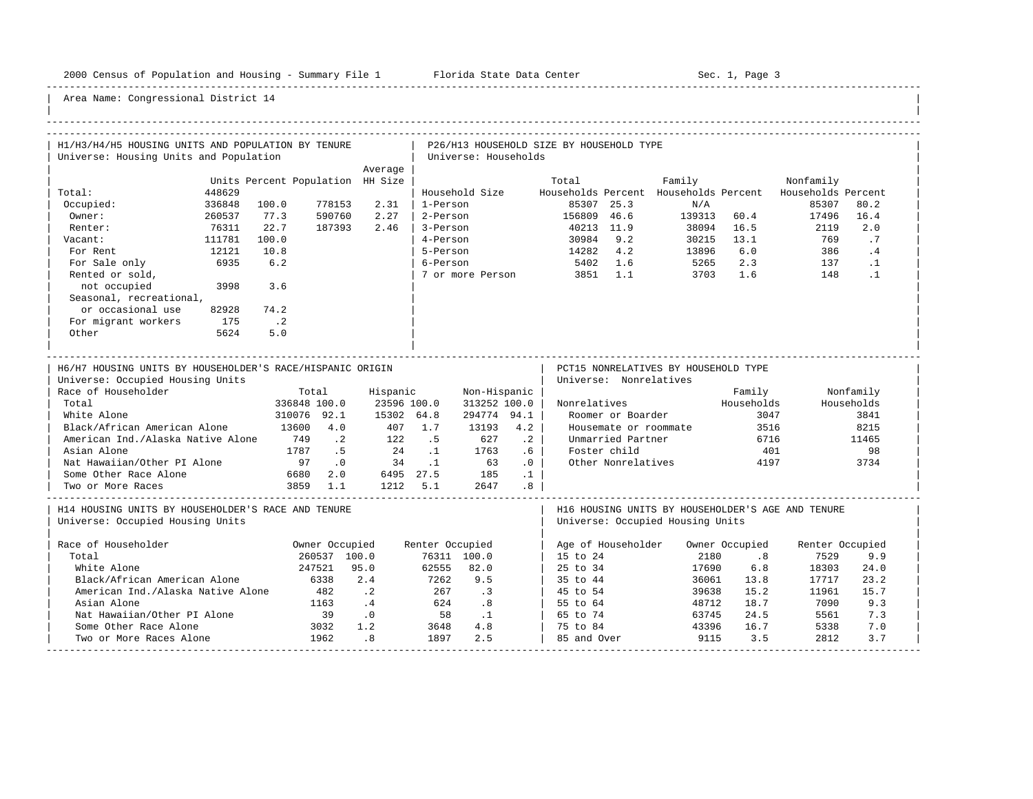Area Name: Congressional District 14

## H1/H3/H4/H5 HOUSING UNITS AND POPULATION BY TENURE

Universe: Housing Units and Population

| | Units | Percent | Population | Average HH Size |
|---|---|---|---|---|
| Total: | 448629 | | | |
| Occupied: | 336848 | 100.0 | 778153 | 2.31 |
| Owner: | 260537 | 77.3 | 590760 | 2.27 |
| Renter: | 76311 | 22.7 | 187393 | 2.46 |
| Vacant: | 111781 | 100.0 | | |
| For Rent | 12121 | 10.8 | | |
| For Sale only | 6935 | 6.2 | | |
| Rented or sold, not occupied | 3998 | 3.6 | | |
| Seasonal, recreational, or occasional use | 82928 | 74.2 | | |
| For migrant workers | 175 | .2 | | |
| Other | 5624 | 5.0 | | |

## P26/H13 HOUSEHOLD SIZE BY HOUSEHOLD TYPE

Universe: Households

| Household Size | Total Households | Percent | Family Households | Percent | Nonfamily Households | Percent |
|---|---|---|---|---|---|---|
| 1-Person | 85307 | 25.3 | N/A | | 85307 | 80.2 |
| 2-Person | 156809 | 46.6 | 139313 | 60.4 | 17496 | 16.4 |
| 3-Person | 40213 | 11.9 | 38094 | 16.5 | 2119 | 2.0 |
| 4-Person | 30984 | 9.2 | 30215 | 13.1 | 769 | .7 |
| 5-Person | 14282 | 4.2 | 13896 | 6.0 | 386 | .4 |
| 6-Person | 5402 | 1.6 | 5265 | 2.3 | 137 | .1 |
| 7 or more Person | 3851 | 1.1 | 3703 | 1.6 | 148 | .1 |

## H6/H7 HOUSING UNITS BY HOUSEHOLDER'S RACE/HISPANIC ORIGIN

Universe: Occupied Housing Units

| Race of Householder | Total | | Hispanic | | Non-Hispanic | |
|---|---|---|---|---|---|---|
| Total | 336848 | 100.0 | 23596 | 100.0 | 313252 | 100.0 |
| White Alone | 310076 | 92.1 | 15302 | 64.8 | 294774 | 94.1 |
| Black/African American Alone | 13600 | 4.0 | 407 | 1.7 | 13193 | 4.2 |
| American Ind./Alaska Native Alone | 749 | .2 | 122 | .5 | 627 | .2 |
| Asian Alone | 1787 | .5 | 24 | .1 | 1763 | .6 |
| Nat Hawaiian/Other PI Alone | 97 | .0 | 34 | .1 | 63 | .0 |
| Some Other Race Alone | 6680 | 2.0 | 6495 | 27.5 | 185 | .1 |
| Two or More Races | 3859 | 1.1 | 1212 | 5.1 | 2647 | .8 |

## PCT15 NONRELATIVES BY HOUSEHOLD TYPE

Universe: Nonrelatives

| Nonrelatives | Family Households | Nonfamily Households |
|---|---|---|
| Roomer or Boarder | 3047 | 3841 |
| Housemate or roommate | 3516 | 8215 |
| Unmarried Partner | 6716 | 11465 |
| Foster child | 401 | 98 |
| Other Nonrelatives | 4197 | 3734 |

## H14 HOUSING UNITS BY HOUSEHOLDER'S RACE AND TENURE

Universe: Occupied Housing Units

| Race of Householder | Owner Occupied | | Renter Occupied | |
|---|---|---|---|---|
| Total | 260537 | 100.0 | 76311 | 100.0 |
| White Alone | 247521 | 95.0 | 62555 | 82.0 |
| Black/African American Alone | 6338 | 2.4 | 7262 | 9.5 |
| American Ind./Alaska Native Alone | 482 | .2 | 267 | .3 |
| Asian Alone | 1163 | .4 | 624 | .8 |
| Nat Hawaiian/Other PI Alone | 39 | .0 | 58 | .1 |
| Some Other Race Alone | 3032 | 1.2 | 3648 | 4.8 |
| Two or More Races Alone | 1962 | .8 | 1897 | 2.5 |

## H16 HOUSING UNITS BY HOUSEHOLDER'S AGE AND TENURE

Universe: Occupied Housing Units

| Age of Householder | Owner Occupied | | Renter Occupied | |
|---|---|---|---|---|
| 15 to 24 | 2180 | .8 | 7529 | 9.9 |
| 25 to 34 | 17690 | 6.8 | 18303 | 24.0 |
| 35 to 44 | 36061 | 13.8 | 17717 | 23.2 |
| 45 to 54 | 39638 | 15.2 | 11961 | 15.7 |
| 55 to 64 | 48712 | 18.7 | 7090 | 9.3 |
| 65 to 74 | 63745 | 24.5 | 5561 | 7.3 |
| 75 to 84 | 43396 | 16.7 | 5338 | 7.0 |
| 85 and Over | 9115 | 3.5 | 2812 | 3.7 |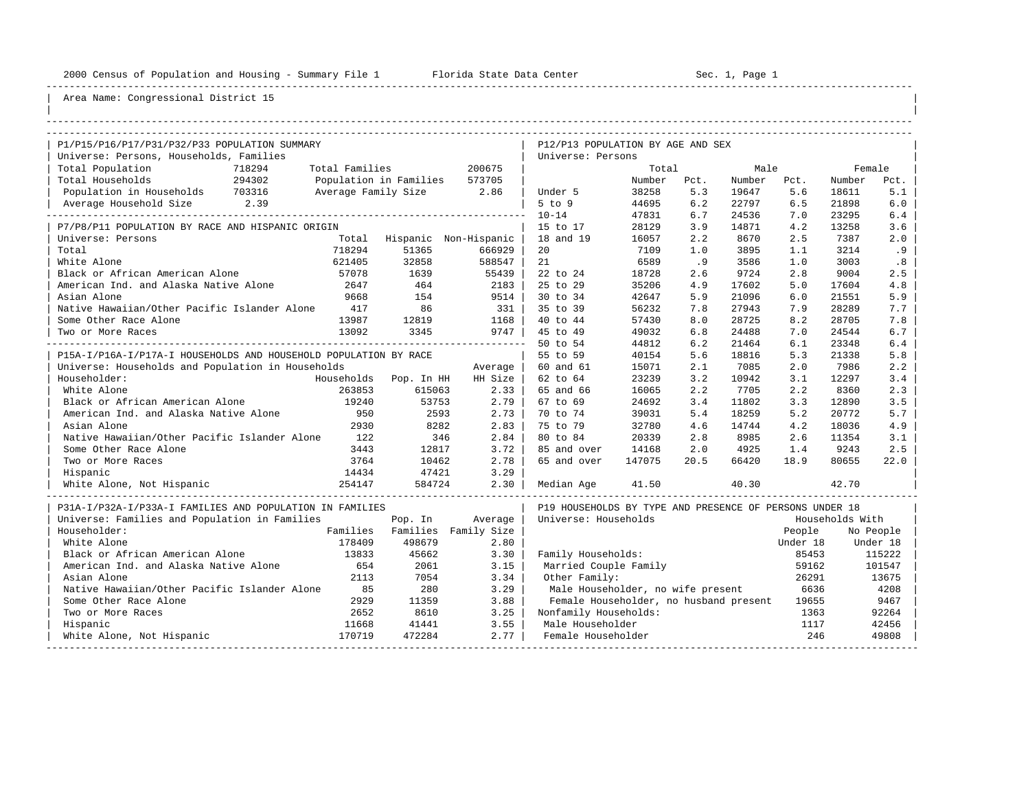2000 Census of Population and Housing - Summary File 1 Florida State Data Center Sec. 1, Page 1

Area Name: Congressional District 15

## P1/P15/P16/P17/P31/P32/P33 POPULATION SUMMARY

Universe: Persons, Households, Families

| | | | |
|---|---|---|---|
| Total Population | 718294 | Total Families | 200675 |
| Total Households | 294302 | Population in Families | 573705 |
| Population in Households | 703316 | Average Family Size | 2.86 |
| Average Household Size | 2.39 | | |

## P7/P8/P11 POPULATION BY RACE AND HISPANIC ORIGIN

Universe: Persons

| | Total | Hispanic | Non-Hispanic |
|---|---|---|---|
| Total | 718294 | 51365 | 666929 |
| White Alone | 621405 | 32858 | 588547 |
| Black or African American Alone | 57078 | 1639 | 55439 |
| American Ind. and Alaska Native Alone | 2647 | 464 | 2183 |
| Asian Alone | 9668 | 154 | 9514 |
| Native Hawaiian/Other Pacific Islander Alone | 417 | 86 | 331 |
| Some Other Race Alone | 13987 | 12819 | 1168 |
| Two or More Races | 13092 | 3345 | 9747 |

## P15A-I/P16A-I/P17A-I HOUSEHOLDS AND HOUSEHOLD POPULATION BY RACE

Universe: Households and Population in Households

| Householder: | Households | Pop. In HH | Average HH Size |
|---|---|---|---|
| White Alone | 263853 | 615063 | 2.33 |
| Black or African American Alone | 19240 | 53753 | 2.79 |
| American Ind. and Alaska Native Alone | 950 | 2593 | 2.73 |
| Asian Alone | 2930 | 8282 | 2.83 |
| Native Hawaiian/Other Pacific Islander Alone | 122 | 346 | 2.84 |
| Some Other Race Alone | 3443 | 12817 | 3.72 |
| Two or More Races | 3764 | 10462 | 2.78 |
| Hispanic | 14434 | 47421 | 3.29 |
| White Alone, Not Hispanic | 254147 | 584724 | 2.30 |

## P31A-I/P32A-I/P33A-I FAMILIES AND POPULATION IN FAMILIES

Universe: Families and Population in Families

| Householder: | Families | Pop. In Families | Average Family Size |
|---|---|---|---|
| White Alone | 178409 | 498679 | 2.80 |
| Black or African American Alone | 13833 | 45662 | 3.30 |
| American Ind. and Alaska Native Alone | 654 | 2061 | 3.15 |
| Asian Alone | 2113 | 7054 | 3.34 |
| Native Hawaiian/Other Pacific Islander Alone | 85 | 280 | 3.29 |
| Some Other Race Alone | 2929 | 11359 | 3.88 |
| Two or More Races | 2652 | 8610 | 3.25 |
| Hispanic | 11668 | 41441 | 3.55 |
| White Alone, Not Hispanic | 170719 | 472284 | 2.77 |

## P12/P13 POPULATION BY AGE AND SEX

Universe: Persons

| | Total Number | Total Pct. | Male Number | Male Pct. | Female Number | Female Pct. |
|---|---|---|---|---|---|---|
| Under 5 | 38258 | 5.3 | 19647 | 5.6 | 18611 | 5.1 |
| 5 to 9 | 44695 | 6.2 | 22797 | 6.5 | 21898 | 6.0 |
| 10-14 | 47831 | 6.7 | 24536 | 7.0 | 23295 | 6.4 |
| 15 to 17 | 28129 | 3.9 | 14871 | 4.2 | 13258 | 3.6 |
| 18 and 19 | 16057 | 2.2 | 8670 | 2.5 | 7387 | 2.0 |
| 20 | 7109 | 1.0 | 3895 | 1.1 | 3214 | .9 |
| 21 | 6589 | .9 | 3586 | 1.0 | 3003 | .8 |
| 22 to 24 | 18728 | 2.6 | 9724 | 2.8 | 9004 | 2.5 |
| 25 to 29 | 35206 | 4.9 | 17602 | 5.0 | 17604 | 4.8 |
| 30 to 34 | 42647 | 5.9 | 21096 | 6.0 | 21551 | 5.9 |
| 35 to 39 | 56232 | 7.8 | 27943 | 7.9 | 28289 | 7.7 |
| 40 to 44 | 57430 | 8.0 | 28725 | 8.2 | 28705 | 7.8 |
| 45 to 49 | 49032 | 6.8 | 24488 | 7.0 | 24544 | 6.7 |
| 50 to 54 | 44812 | 6.2 | 21464 | 6.1 | 23348 | 6.4 |
| 55 to 59 | 40154 | 5.6 | 18816 | 5.3 | 21338 | 5.8 |
| 60 and 61 | 15071 | 2.1 | 7085 | 2.0 | 7986 | 2.2 |
| 62 to 64 | 23239 | 3.2 | 10942 | 3.1 | 12297 | 3.4 |
| 65 and 66 | 16065 | 2.2 | 7705 | 2.2 | 8360 | 2.3 |
| 67 to 69 | 24692 | 3.4 | 11802 | 3.3 | 12890 | 3.5 |
| 70 to 74 | 39031 | 5.4 | 18259 | 5.2 | 20772 | 5.7 |
| 75 to 79 | 32780 | 4.6 | 14744 | 4.2 | 18036 | 4.9 |
| 80 to 84 | 20339 | 2.8 | 8985 | 2.6 | 11354 | 3.1 |
| 85 and over | 14168 | 2.0 | 4925 | 1.4 | 9243 | 2.5 |
| 65 and over | 147075 | 20.5 | 66420 | 18.9 | 80655 | 22.0 |
| Median Age | 41.50 | | 40.30 | | 42.70 | |

## P19 HOUSEHOLDS BY TYPE AND PRESENCE OF PERSONS UNDER 18

Universe: Households

| | Households With People Under 18 | Households With No People Under 18 |
|---|---|---|
| Family Households: | 85453 | 115222 |
| Married Couple Family | 59162 | 101547 |
| Other Family: | 26291 | 13675 |
| Male Householder, no wife present | 6636 | 4208 |
| Female Householder, no husband present | 19655 | 9467 |
| Nonfamily Households: | 1363 | 92264 |
| Male Householder | 1117 | 42456 |
| Female Householder | 246 | 49808 |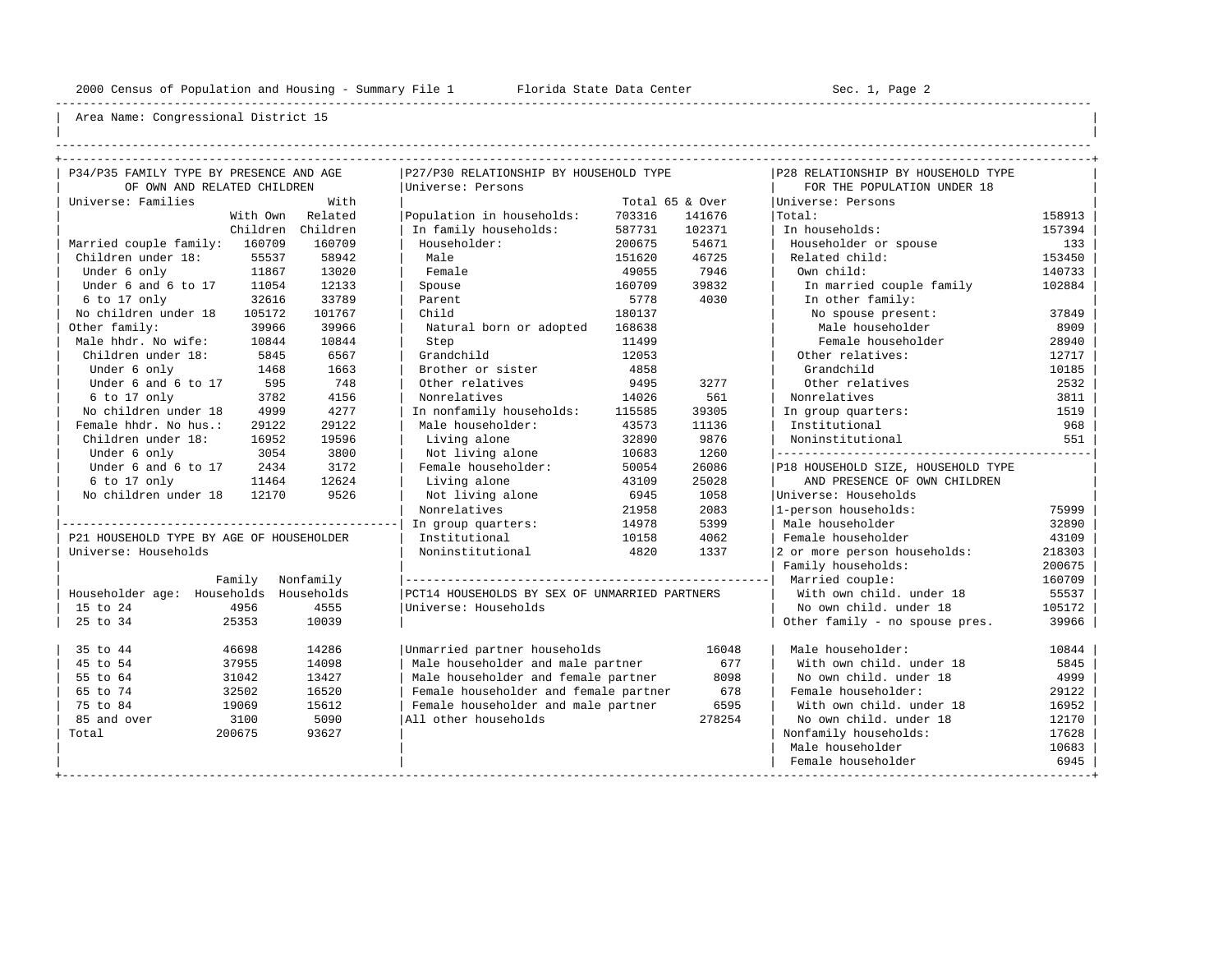Area Name: Congressional District 15

## P34/P35 FAMILY TYPE BY PRESENCE AND AGE OF OWN AND RELATED CHILDREN

Universe: Families

| | With Own Children | With Related Children |
|---|---|---|
| Married couple family: | 160709 | 160709 |
| Children under 18: | 55537 | 58942 |
| Under 6 only | 11867 | 13020 |
| Under 6 and 6 to 17 | 11054 | 12133 |
| 6 to 17 only | 32616 | 33789 |
| No children under 18 | 105172 | 101767 |
| Other family: | 39966 | 39966 |
| Male hhdr. No wife: | 10844 | 10844 |
| Children under 18: | 5845 | 6567 |
| Under 6 only | 1468 | 1663 |
| Under 6 and 6 to 17 | 595 | 748 |
| 6 to 17 only | 3782 | 4156 |
| No children under 18 | 4999 | 4277 |
| Female hhdr. No hus.: | 29122 | 29122 |
| Children under 18: | 16952 | 19596 |
| Under 6 only | 3054 | 3800 |
| Under 6 and 6 to 17 | 2434 | 3172 |
| 6 to 17 only | 11464 | 12624 |
| No children under 18 | 12170 | 9526 |

## P21 HOUSEHOLD TYPE BY AGE OF HOUSEHOLDER

Universe: Households

| Householder age: | Family Households | Nonfamily Households |
|---|---|---|
| 15 to 24 | 4956 | 4555 |
| 25 to 34 | 25353 | 10039 |
| 35 to 44 | 46698 | 14286 |
| 45 to 54 | 37955 | 14098 |
| 55 to 64 | 31042 | 13427 |
| 65 to 74 | 32502 | 16520 |
| 75 to 84 | 19069 | 15612 |
| 85 and over | 3100 | 5090 |
| Total | 200675 | 93627 |

## P27/P30 RELATIONSHIP BY HOUSEHOLD TYPE

Universe: Persons

| | Total | 65 & Over |
|---|---|---|
| Population in households: | 703316 | 141676 |
| In family households: | 587731 | 102371 |
| Householder: | 200675 | 54671 |
| Male | 151620 | 46725 |
| Female | 49055 | 7946 |
| Spouse | 160709 | 39832 |
| Parent | 5778 | 4030 |
| Child | 180137 | |
| Natural born or adopted | 168638 | |
| Step | 11499 | |
| Grandchild | 12053 | |
| Brother or sister | 4858 | |
| Other relatives | 9495 | 3277 |
| Nonrelatives | 14026 | 561 |
| In nonfamily households: | 115585 | 39305 |
| Male householder: | 43573 | 11136 |
| Living alone | 32890 | 9876 |
| Not living alone | 10683 | 1260 |
| Female householder: | 50054 | 26086 |
| Living alone | 43109 | 25028 |
| Not living alone | 6945 | 1058 |
| Nonrelatives | 21958 | 2083 |
| In group quarters: | 14978 | 5399 |
| Institutional | 10158 | 4062 |
| Noninstitutional | 4820 | 1337 |

## PCT14 HOUSEHOLDS BY SEX OF UNMARRIED PARTNERS

Universe: Households

| | |
|---|---|
| Unmarried partner households | 16048 |
| Male householder and male partner | 677 |
| Male householder and female partner | 8098 |
| Female householder and female partner | 678 |
| Female householder and male partner | 6595 |
| All other households | 278254 |

## P28 RELATIONSHIP BY HOUSEHOLD TYPE FOR THE POPULATION UNDER 18

Universe: Persons

| | |
|---|---|
| Total: | 158913 |
| In households: | 157394 |
| Householder or spouse | 133 |
| Related child: | 153450 |
| Own child: | 140733 |
| In married couple family | 102884 |
| In other family: | |
| No spouse present: | 37849 |
| Male householder | 8909 |
| Female householder | 28940 |
| Other relatives: | 12717 |
| Grandchild | 10185 |
| Other relatives | 2532 |
| Nonrelatives | 3811 |
| In group quarters: | 1519 |
| Institutional | 968 |
| Noninstitutional | 551 |

## P18 HOUSEHOLD SIZE, HOUSEHOLD TYPE AND PRESENCE OF OWN CHILDREN

Universe: Households

| | |
|---|---|
| 1-person households: | 75999 |
| Male householder | 32890 |
| Female householder | 43109 |
| 2 or more person households: | 218303 |
| Family households: | 200675 |
| Married couple: | 160709 |
| With own child. under 18 | 55537 |
| No own child. under 18 | 105172 |
| Other family - no spouse pres. | 39966 |
| Male householder: | 10844 |
| With own child. under 18 | 5845 |
| No own child. under 18 | 4999 |
| Female householder: | 29122 |
| With own child. under 18 | 16952 |
| No own child. under 18 | 12170 |
| Nonfamily households: | 17628 |
| Male householder | 10683 |
| Female householder | 6945 |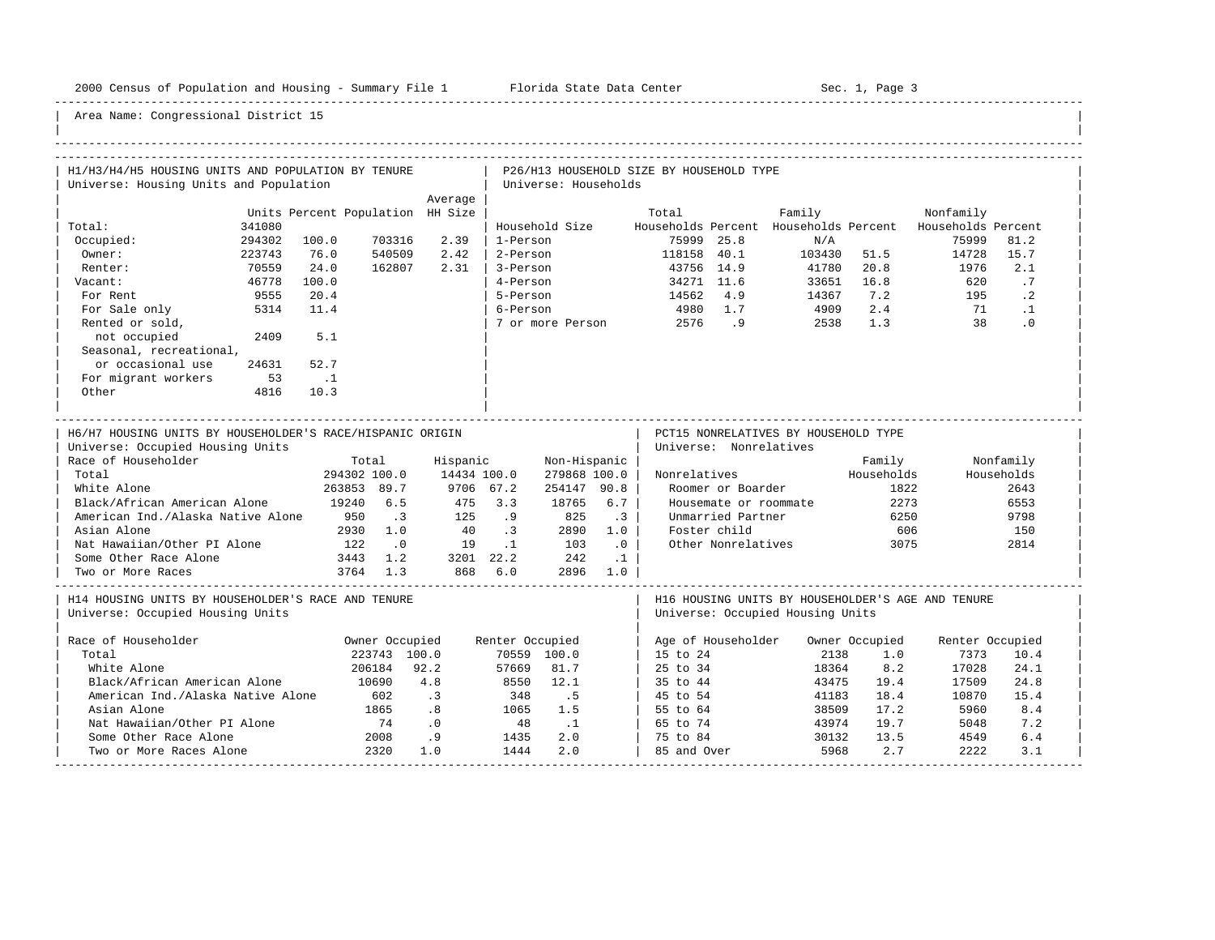Area Name: Congressional District 15

## H1/H3/H4/H5 HOUSING UNITS AND POPULATION BY TENURE

Universe: Housing Units and Population

| | Units | Percent | Population | Average HH Size |
|---|---|---|---|---|
| Total: | 341080 | | | |
| Occupied: | 294302 | 100.0 | 703316 | 2.39 |
| Owner: | 223743 | 76.0 | 540509 | 2.42 |
| Renter: | 70559 | 24.0 | 162807 | 2.31 |
| Vacant: | 46778 | 100.0 | | |
| For Rent | 9555 | 20.4 | | |
| For Sale only | 5314 | 11.4 | | |
| Rented or sold, not occupied | 2409 | 5.1 | | |
| Seasonal, recreational, or occasional use | 24631 | 52.7 | | |
| For migrant workers | 53 | .1 | | |
| Other | 4816 | 10.3 | | |

## P26/H13 HOUSEHOLD SIZE BY HOUSEHOLD TYPE

Universe: Households

| Household Size | Total Households | Percent | Family Households | Percent | Nonfamily Households | Percent |
|---|---|---|---|---|---|---|
| 1-Person | 75999 | 25.8 | N/A | | 75999 | 81.2 |
| 2-Person | 118158 | 40.1 | 103430 | 51.5 | 14728 | 15.7 |
| 3-Person | 43756 | 14.9 | 41780 | 20.8 | 1976 | 2.1 |
| 4-Person | 34271 | 11.6 | 33651 | 16.8 | 620 | .7 |
| 5-Person | 14562 | 4.9 | 14367 | 7.2 | 195 | .2 |
| 6-Person | 4980 | 1.7 | 4909 | 2.4 | 71 | .1 |
| 7 or more Person | 2576 | .9 | 2538 | 1.3 | 38 | .0 |

## H6/H7 HOUSING UNITS BY HOUSEHOLDER'S RACE/HISPANIC ORIGIN

Universe: Occupied Housing Units

| Race of Householder | Total | | Hispanic | | Non-Hispanic | |
|---|---|---|---|---|---|---|
| Total | 294302 | 100.0 | 14434 | 100.0 | 279868 | 100.0 |
| White Alone | 263853 | 89.7 | 9706 | 67.2 | 254147 | 90.8 |
| Black/African American Alone | 19240 | 6.5 | 475 | 3.3 | 18765 | 6.7 |
| American Ind./Alaska Native Alone | 950 | .3 | 125 | .9 | 825 | .3 |
| Asian Alone | 2930 | 1.0 | 40 | .3 | 2890 | 1.0 |
| Nat Hawaiian/Other PI Alone | 122 | .0 | 19 | .1 | 103 | .0 |
| Some Other Race Alone | 3443 | 1.2 | 3201 | 22.2 | 242 | .1 |
| Two or More Races | 3764 | 1.3 | 868 | 6.0 | 2896 | 1.0 |

## PCT15 NONRELATIVES BY HOUSEHOLD TYPE

Universe: Nonrelatives

| Nonrelatives | Family Households | Nonfamily Households |
|---|---|---|
| Roomer or Boarder | 1822 | 2643 |
| Housemate or roommate | 2273 | 6553 |
| Unmarried Partner | 6250 | 9798 |
| Foster child | 606 | 150 |
| Other Nonrelatives | 3075 | 2814 |

## H14 HOUSING UNITS BY HOUSEHOLDER'S RACE AND TENURE

Universe: Occupied Housing Units

| Race of Householder | Owner Occupied | | Renter Occupied | |
|---|---|---|---|---|
| Total | 223743 | 100.0 | 70559 | 100.0 |
| White Alone | 206184 | 92.2 | 57669 | 81.7 |
| Black/African American Alone | 10690 | 4.8 | 8550 | 12.1 |
| American Ind./Alaska Native Alone | 602 | .3 | 348 | .5 |
| Asian Alone | 1865 | .8 | 1065 | 1.5 |
| Nat Hawaiian/Other PI Alone | 74 | .0 | 48 | .1 |
| Some Other Race Alone | 2008 | .9 | 1435 | 2.0 |
| Two or More Races Alone | 2320 | 1.0 | 1444 | 2.0 |

## H16 HOUSING UNITS BY HOUSEHOLDER'S AGE AND TENURE

Universe: Occupied Housing Units

| Age of Householder | Owner Occupied | | Renter Occupied | |
|---|---|---|---|---|
| 15 to 24 | 2138 | 1.0 | 7373 | 10.4 |
| 25 to 34 | 18364 | 8.2 | 17028 | 24.1 |
| 35 to 44 | 43475 | 19.4 | 17509 | 24.8 |
| 45 to 54 | 41183 | 18.4 | 10870 | 15.4 |
| 55 to 64 | 38509 | 17.2 | 5960 | 8.4 |
| 65 to 74 | 43974 | 19.7 | 5048 | 7.2 |
| 75 to 84 | 30132 | 13.5 | 4549 | 6.4 |
| 85 and Over | 5968 | 2.7 | 2222 | 3.1 |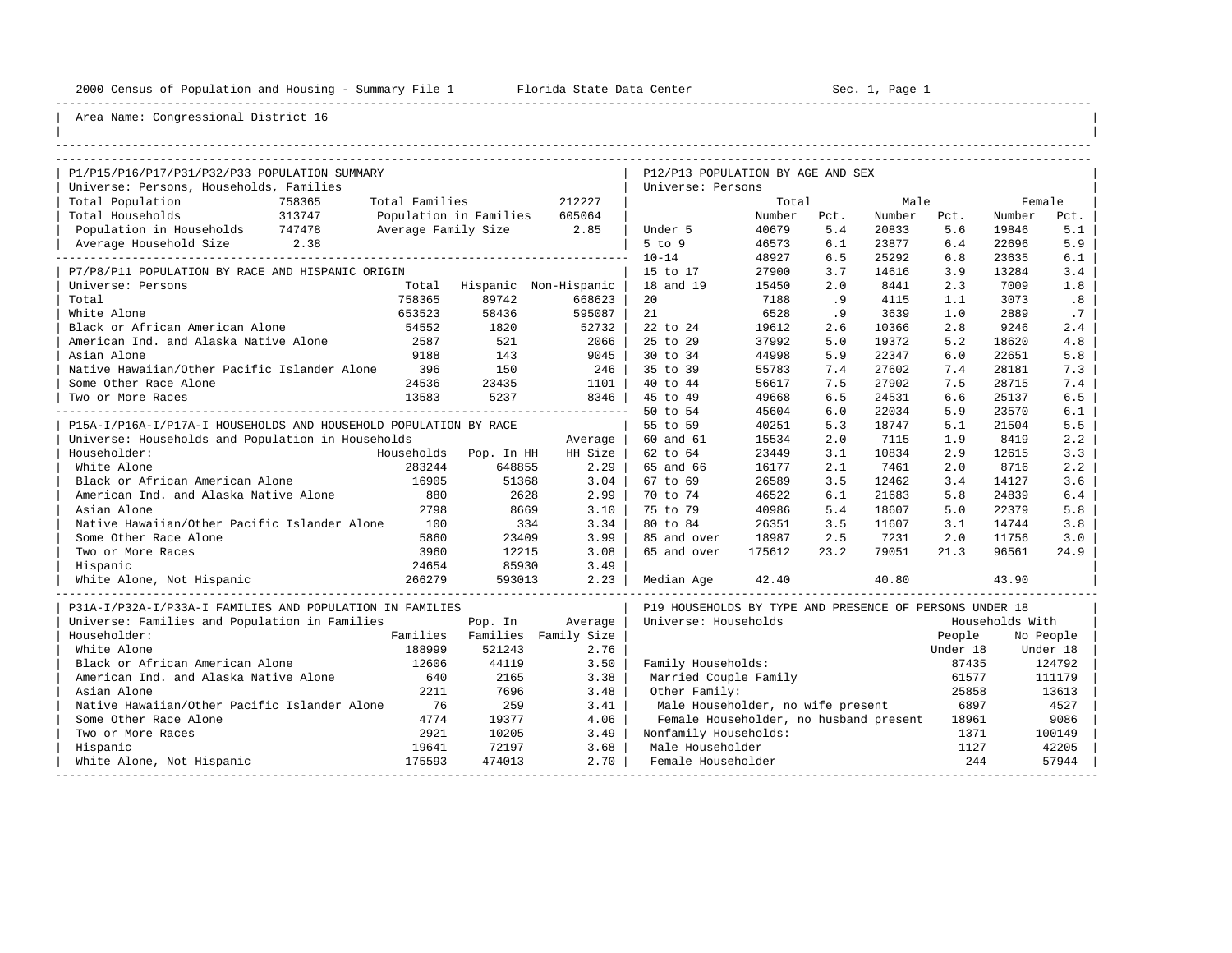Area Name: Congressional District 16

## P1/P15/P16/P17/P31/P32/P33 POPULATION SUMMARY

Universe: Persons, Households, Families

| | | | |
|---|---|---|---|
| Total Population | 758365 | Total Families | 212227 |
| Total Households | 313747 | Population in Families | 605064 |
| Population in Households | 747478 | Average Family Size | 2.85 |
| Average Household Size | 2.38 | | |

## P7/P8/P11 POPULATION BY RACE AND HISPANIC ORIGIN

Universe: Persons

| | Total | Hispanic | Non-Hispanic |
|---|---|---|---|
| Total | 758365 | 89742 | 668623 |
| White Alone | 653523 | 58436 | 595087 |
| Black or African American Alone | 54552 | 1820 | 52732 |
| American Ind. and Alaska Native Alone | 2587 | 521 | 2066 |
| Asian Alone | 9188 | 143 | 9045 |
| Native Hawaiian/Other Pacific Islander Alone | 396 | 150 | 246 |
| Some Other Race Alone | 24536 | 23435 | 1101 |
| Two or More Races | 13583 | 5237 | 8346 |

## P15A-I/P16A-I/P17A-I HOUSEHOLDS AND HOUSEHOLD POPULATION BY RACE

Universe: Households and Population in Households

| Householder: | Households | Pop. In HH | Average HH Size |
|---|---|---|---|
| White Alone | 283244 | 648855 | 2.29 |
| Black or African American Alone | 16905 | 51368 | 3.04 |
| American Ind. and Alaska Native Alone | 880 | 2628 | 2.99 |
| Asian Alone | 2798 | 8669 | 3.10 |
| Native Hawaiian/Other Pacific Islander Alone | 100 | 334 | 3.34 |
| Some Other Race Alone | 5860 | 23409 | 3.99 |
| Two or More Races | 3960 | 12215 | 3.08 |
| Hispanic | 24654 | 85930 | 3.49 |
| White Alone, Not Hispanic | 266279 | 593013 | 2.23 |

## P31A-I/P32A-I/P33A-I FAMILIES AND POPULATION IN FAMILIES

Universe: Families and Population in Families

| Householder: | Families | Pop. In Families | Average Family Size |
|---|---|---|---|
| White Alone | 188999 | 521243 | 2.76 |
| Black or African American Alone | 12606 | 44119 | 3.50 |
| American Ind. and Alaska Native Alone | 640 | 2165 | 3.38 |
| Asian Alone | 2211 | 7696 | 3.48 |
| Native Hawaiian/Other Pacific Islander Alone | 76 | 259 | 3.41 |
| Some Other Race Alone | 4774 | 19377 | 4.06 |
| Two or More Races | 2921 | 10205 | 3.49 |
| Hispanic | 19641 | 72197 | 3.68 |
| White Alone, Not Hispanic | 175593 | 474013 | 2.70 |

## P12/P13 POPULATION BY AGE AND SEX

Universe: Persons

| | Total Number | Total Pct. | Male Number | Male Pct. | Female Number | Female Pct. |
|---|---|---|---|---|---|---|
| Under 5 | 40679 | 5.4 | 20833 | 5.6 | 19846 | 5.1 |
| 5 to 9 | 46573 | 6.1 | 23877 | 6.4 | 22696 | 5.9 |
| 10-14 | 48927 | 6.5 | 25292 | 6.8 | 23635 | 6.1 |
| 15 to 17 | 27900 | 3.7 | 14616 | 3.9 | 13284 | 3.4 |
| 18 and 19 | 15450 | 2.0 | 8441 | 2.3 | 7009 | 1.8 |
| 20 | 7188 | .9 | 4115 | 1.1 | 3073 | .8 |
| 21 | 6528 | .9 | 3639 | 1.0 | 2889 | .7 |
| 22 to 24 | 19612 | 2.6 | 10366 | 2.8 | 9246 | 2.4 |
| 25 to 29 | 37992 | 5.0 | 19372 | 5.2 | 18620 | 4.8 |
| 30 to 34 | 44998 | 5.9 | 22347 | 6.0 | 22651 | 5.8 |
| 35 to 39 | 55783 | 7.4 | 27602 | 7.4 | 28181 | 7.3 |
| 40 to 44 | 56617 | 7.5 | 27902 | 7.5 | 28715 | 7.4 |
| 45 to 49 | 49668 | 6.5 | 24531 | 6.6 | 25137 | 6.5 |
| 50 to 54 | 45604 | 6.0 | 22034 | 5.9 | 23570 | 6.1 |
| 55 to 59 | 40251 | 5.3 | 18747 | 5.1 | 21504 | 5.5 |
| 60 and 61 | 15534 | 2.0 | 7115 | 1.9 | 8419 | 2.2 |
| 62 to 64 | 23449 | 3.1 | 10834 | 2.9 | 12615 | 3.3 |
| 65 and 66 | 16177 | 2.1 | 7461 | 2.0 | 8716 | 2.2 |
| 67 to 69 | 26589 | 3.5 | 12462 | 3.4 | 14127 | 3.6 |
| 70 to 74 | 46522 | 6.1 | 21683 | 5.8 | 24839 | 6.4 |
| 75 to 79 | 40986 | 5.4 | 18607 | 5.0 | 22379 | 5.8 |
| 80 to 84 | 26351 | 3.5 | 11607 | 3.1 | 14744 | 3.8 |
| 85 and over | 18987 | 2.5 | 7231 | 2.0 | 11756 | 3.0 |
| 65 and over | 175612 | 23.2 | 79051 | 21.3 | 96561 | 24.9 |
| Median Age | 42.40 | | 40.80 | | 43.90 | |

## P19 HOUSEHOLDS BY TYPE AND PRESENCE OF PERSONS UNDER 18

Universe: Households

| | Households With People Under 18 | Households With No People Under 18 |
|---|---|---|
| Family Households: | 87435 | 124792 |
| Married Couple Family | 61577 | 111179 |
| Other Family: | 25858 | 13613 |
| Male Householder, no wife present | 6897 | 4527 |
| Female Householder, no husband present | 18961 | 9086 |
| Nonfamily Households: | 1371 | 100149 |
| Male Householder | 1127 | 42205 |
| Female Householder | 244 | 57944 |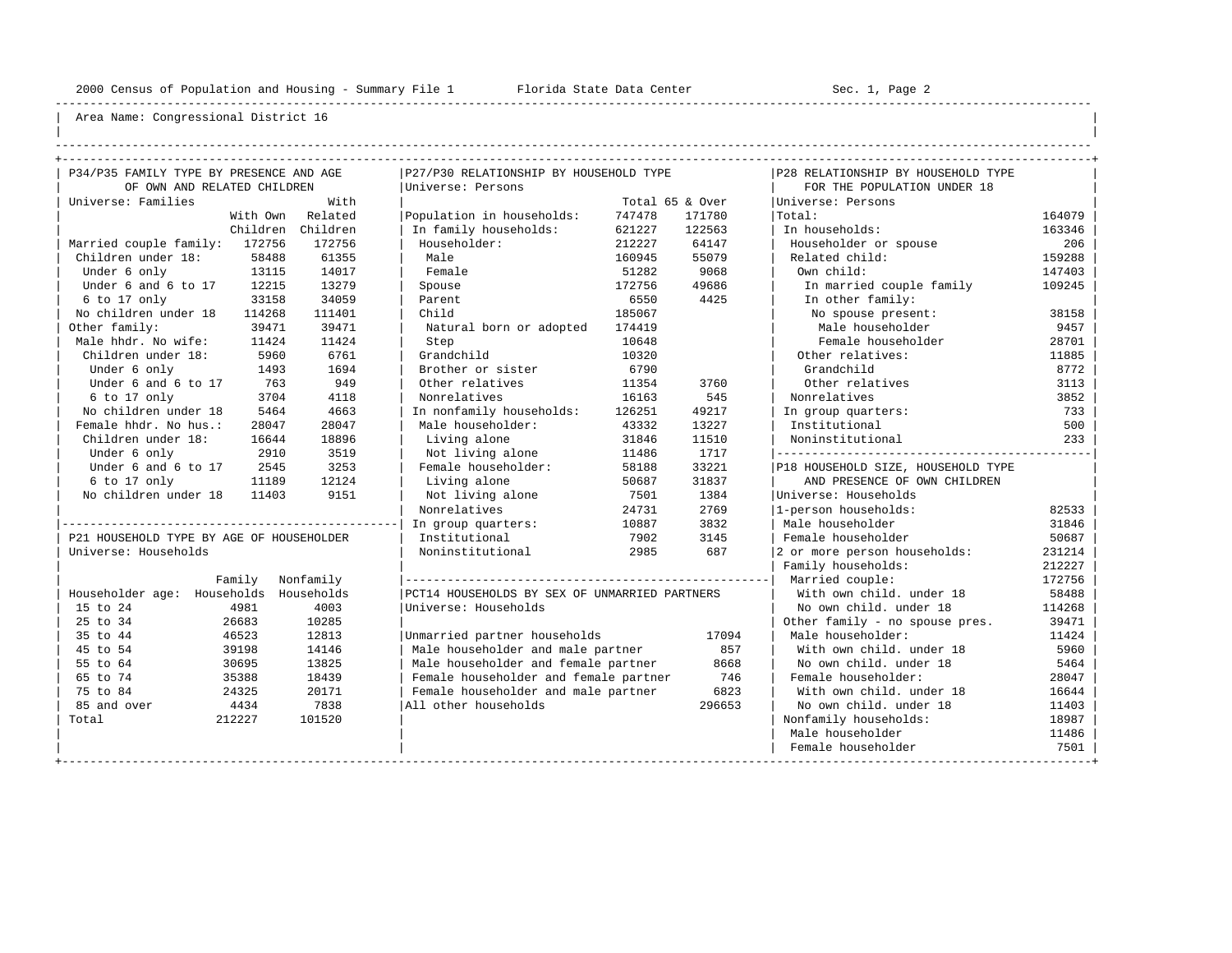Area Name: Congressional District 16

## P34/P35 FAMILY TYPE BY PRESENCE AND AGE OF OWN AND RELATED CHILDREN

Universe: Families

| | With Own Children | With Related Children |
|---|---|---|
| Married couple family: | 172756 | 172756 |
| Children under 18: | 58488 | 61355 |
| Under 6 only | 13115 | 14017 |
| Under 6 and 6 to 17 | 12215 | 13279 |
| 6 to 17 only | 33158 | 34059 |
| No children under 18 | 114268 | 111401 |
| Other family: | 39471 | 39471 |
| Male hhdr. No wife: | 11424 | 11424 |
| Children under 18: | 5960 | 6761 |
| Under 6 only | 1493 | 1694 |
| Under 6 and 6 to 17 | 763 | 949 |
| 6 to 17 only | 3704 | 4118 |
| No children under 18 | 5464 | 4663 |
| Female hhdr. No hus.: | 28047 | 28047 |
| Children under 18: | 16644 | 18896 |
| Under 6 only | 2910 | 3519 |
| Under 6 and 6 to 17 | 2545 | 3253 |
| 6 to 17 only | 11189 | 12124 |
| No children under 18 | 11403 | 9151 |

## P21 HOUSEHOLD TYPE BY AGE OF HOUSEHOLDER

Universe: Households

| Householder age: | Family Households | Nonfamily Households |
|---|---|---|
| 15 to 24 | 4981 | 4003 |
| 25 to 34 | 26683 | 10285 |
| 35 to 44 | 46523 | 12813 |
| 45 to 54 | 39198 | 14146 |
| 55 to 64 | 30695 | 13825 |
| 65 to 74 | 35388 | 18439 |
| 75 to 84 | 24325 | 20171 |
| 85 and over | 4434 | 7838 |
| Total | 212227 | 101520 |

## P27/P30 RELATIONSHIP BY HOUSEHOLD TYPE

Universe: Persons

| | Total | 65 & Over |
|---|---|---|
| Population in households: | 747478 | 171780 |
| In family households: | 621227 | 122563 |
| Householder: | 212227 | 64147 |
| Male | 160945 | 55079 |
| Female | 51282 | 9068 |
| Spouse | 172756 | 49686 |
| Parent | 6550 | 4425 |
| Child | 185067 | |
| Natural born or adopted | 174419 | |
| Step | 10648 | |
| Grandchild | 10320 | |
| Brother or sister | 6790 | |
| Other relatives | 11354 | 3760 |
| Nonrelatives | 16163 | 545 |
| In nonfamily households: | 126251 | 49217 |
| Male householder: | 43332 | 13227 |
| Living alone | 31846 | 11510 |
| Not living alone | 11486 | 1717 |
| Female householder: | 58188 | 33221 |
| Living alone | 50687 | 31837 |
| Not living alone | 7501 | 1384 |
| Nonrelatives | 24731 | 2769 |
| In group quarters: | 10887 | 3832 |
| Institutional | 7902 | 3145 |
| Noninstitutional | 2985 | 687 |

## PCT14 HOUSEHOLDS BY SEX OF UNMARRIED PARTNERS

Universe: Households

| | |
|---|---|
| Unmarried partner households | 17094 |
| Male householder and male partner | 857 |
| Male householder and female partner | 8668 |
| Female householder and female partner | 746 |
| Female householder and male partner | 6823 |
| All other households | 296653 |

## P28 RELATIONSHIP BY HOUSEHOLD TYPE FOR THE POPULATION UNDER 18

Universe: Persons

| | |
|---|---|
| Total: | 164079 |
| In households: | 163346 |
| Householder or spouse | 206 |
| Related child: | 159288 |
| Own child: | 147403 |
| In married couple family | 109245 |
| In other family: | |
| No spouse present: | 38158 |
| Male householder | 9457 |
| Female householder | 28701 |
| Other relatives: | 11885 |
| Grandchild | 8772 |
| Other relatives | 3113 |
| Nonrelatives | 3852 |
| In group quarters: | 733 |
| Institutional | 500 |
| Noninstitutional | 233 |

## P18 HOUSEHOLD SIZE, HOUSEHOLD TYPE AND PRESENCE OF OWN CHILDREN

Universe: Households

| | |
|---|---|
| 1-person households: | 82533 |
| Male householder | 31846 |
| Female householder | 50687 |
| 2 or more person households: | 231214 |
| Family households: | 212227 |
| Married couple: | 172756 |
| With own child. under 18 | 58488 |
| No own child. under 18 | 114268 |
| Other family - no spouse pres. | 39471 |
| Male householder: | 11424 |
| With own child. under 18 | 5960 |
| No own child. under 18 | 5464 |
| Female householder: | 28047 |
| With own child. under 18 | 16644 |
| No own child. under 18 | 11403 |
| Nonfamily households: | 18987 |
| Male householder | 11486 |
| Female householder | 7501 |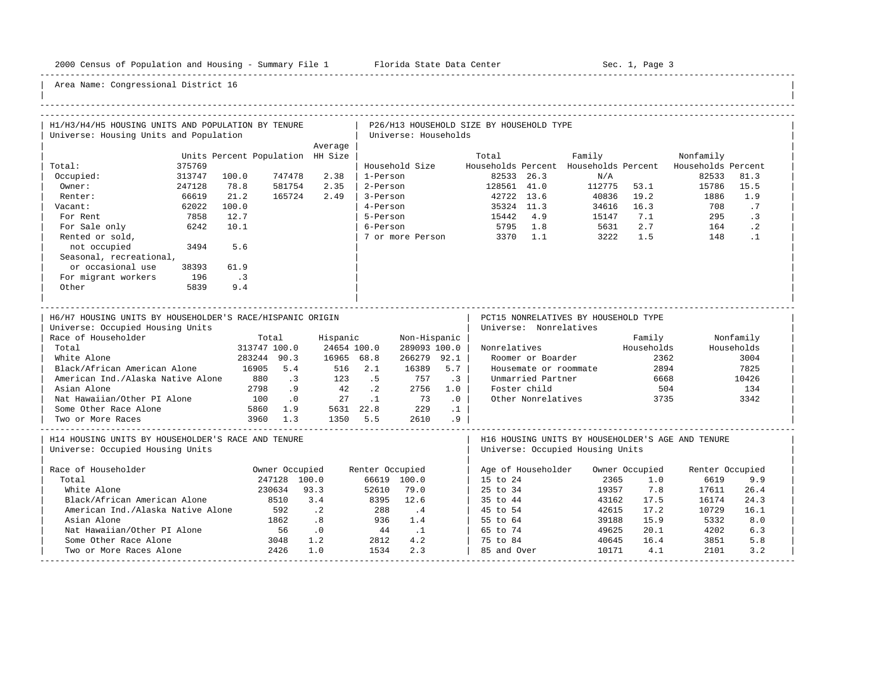Area Name: Congressional District 16

## H1/H3/H4/H5 HOUSING UNITS AND POPULATION BY TENURE
Universe: Housing Units and Population

| | Units | Percent | Population | Average HH Size |
|---|---|---|---|---|
| Total: | 375769 | | | |
| Occupied: | 313747 | 100.0 | 747478 | 2.38 |
| Owner: | 247128 | 78.8 | 581754 | 2.35 |
| Renter: | 66619 | 21.2 | 165724 | 2.49 |
| Vacant: | 62022 | 100.0 | | |
| For Rent | 7858 | 12.7 | | |
| For Sale only | 6242 | 10.1 | | |
| Rented or sold, not occupied | 3494 | 5.6 | | |
| Seasonal, recreational, or occasional use | 38393 | 61.9 | | |
| For migrant workers | 196 | .3 | | |
| Other | 5839 | 9.4 | | |

## P26/H13 HOUSEHOLD SIZE BY HOUSEHOLD TYPE
Universe: Households

| Household Size | Total Households | Percent | Family Households | Percent | Nonfamily Households | Percent |
|---|---|---|---|---|---|---|
| 1-Person | 82533 | 26.3 | N/A | | 82533 | 81.3 |
| 2-Person | 128561 | 41.0 | 112775 | 53.1 | 15786 | 15.5 |
| 3-Person | 42722 | 13.6 | 40836 | 19.2 | 1886 | 1.9 |
| 4-Person | 35324 | 11.3 | 34616 | 16.3 | 708 | .7 |
| 5-Person | 15442 | 4.9 | 15147 | 7.1 | 295 | .3 |
| 6-Person | 5795 | 1.8 | 5631 | 2.7 | 164 | .2 |
| 7 or more Person | 3370 | 1.1 | 3222 | 1.5 | 148 | .1 |

## H6/H7 HOUSING UNITS BY HOUSEHOLDER'S RACE/HISPANIC ORIGIN
Universe: Occupied Housing Units

| Race of Householder | Total | | Hispanic | | Non-Hispanic | |
|---|---|---|---|---|---|---|
| Total | 313747 | 100.0 | 24654 | 100.0 | 289093 | 100.0 |
| White Alone | 283244 | 90.3 | 16965 | 68.8 | 266279 | 92.1 |
| Black/African American Alone | 16905 | 5.4 | 516 | 2.1 | 16389 | 5.7 |
| American Ind./Alaska Native Alone | 880 | .3 | 123 | .5 | 757 | .3 |
| Asian Alone | 2798 | .9 | 42 | .2 | 2756 | 1.0 |
| Nat Hawaiian/Other PI Alone | 100 | .0 | 27 | .1 | 73 | .0 |
| Some Other Race Alone | 5860 | 1.9 | 5631 | 22.8 | 229 | .1 |
| Two or More Races | 3960 | 1.3 | 1350 | 5.5 | 2610 | .9 |

## PCT15 NONRELATIVES BY HOUSEHOLD TYPE
Universe: Nonrelatives

| Nonrelatives | Family Households | Nonfamily Households |
|---|---|---|
| Roomer or Boarder | 2362 | 3004 |
| Housemate or roommate | 2894 | 7825 |
| Unmarried Partner | 6668 | 10426 |
| Foster child | 504 | 134 |
| Other Nonrelatives | 3735 | 3342 |

## H14 HOUSING UNITS BY HOUSEHOLDER'S RACE AND TENURE
Universe: Occupied Housing Units

| Race of Householder | Owner Occupied | | Renter Occupied | |
|---|---|---|---|---|
| Total | 247128 | 100.0 | 66619 | 100.0 |
| White Alone | 230634 | 93.3 | 52610 | 79.0 |
| Black/African American Alone | 8510 | 3.4 | 8395 | 12.6 |
| American Ind./Alaska Native Alone | 592 | .2 | 288 | .4 |
| Asian Alone | 1862 | .8 | 936 | 1.4 |
| Nat Hawaiian/Other PI Alone | 56 | .0 | 44 | .1 |
| Some Other Race Alone | 3048 | 1.2 | 2812 | 4.2 |
| Two or More Races Alone | 2426 | 1.0 | 1534 | 2.3 |

## H16 HOUSING UNITS BY HOUSEHOLDER'S AGE AND TENURE
Universe: Occupied Housing Units

| Age of Householder | Owner Occupied | | Renter Occupied | |
|---|---|---|---|---|
| 15 to 24 | 2365 | 1.0 | 6619 | 9.9 |
| 25 to 34 | 19357 | 7.8 | 17611 | 26.4 |
| 35 to 44 | 43162 | 17.5 | 16174 | 24.3 |
| 45 to 54 | 42615 | 17.2 | 10729 | 16.1 |
| 55 to 64 | 39188 | 15.9 | 5332 | 8.0 |
| 65 to 74 | 49625 | 20.1 | 4202 | 6.3 |
| 75 to 84 | 40645 | 16.4 | 3851 | 5.8 |
| 85 and Over | 10171 | 4.1 | 2101 | 3.2 |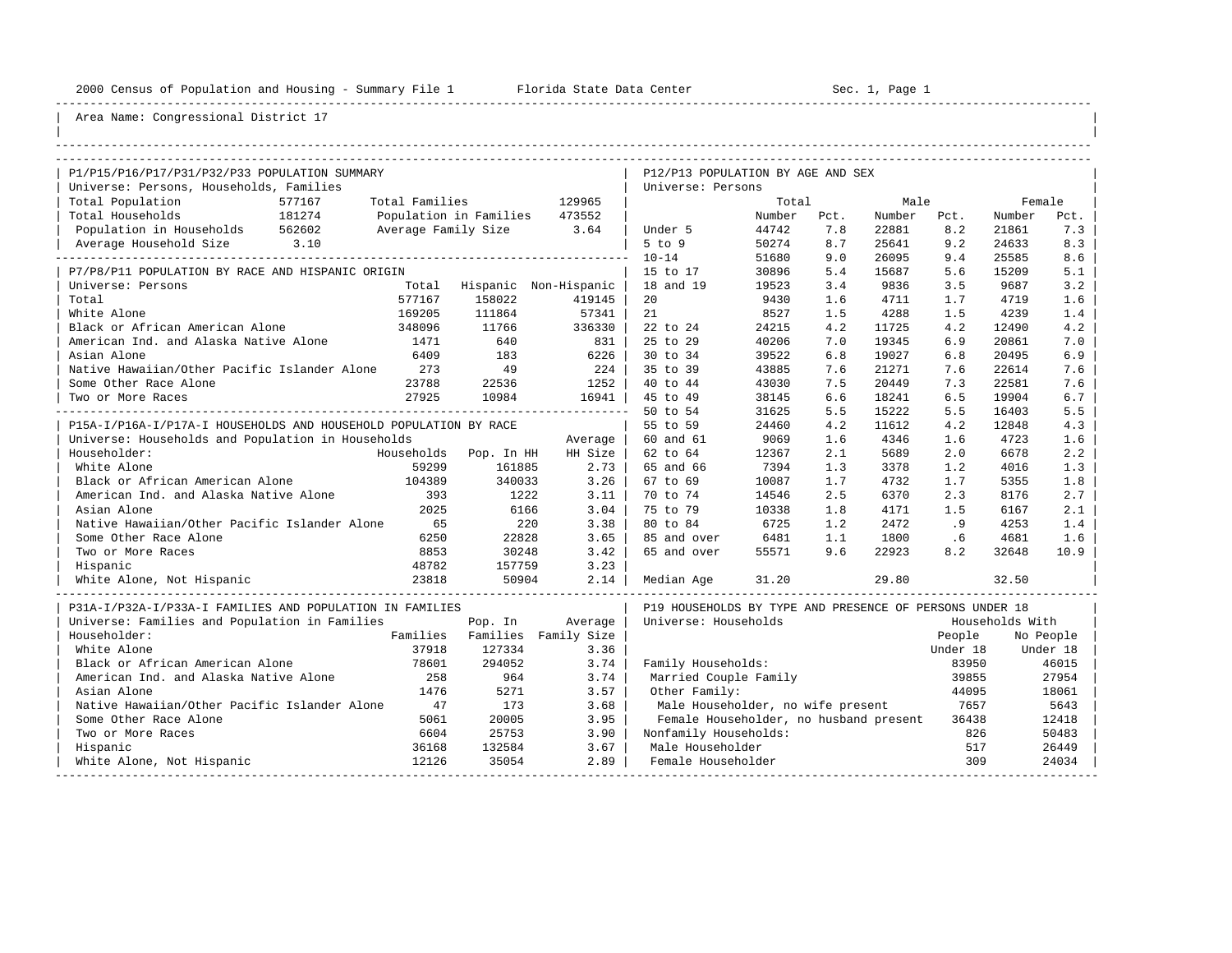2000 Census of Population and Housing - Summary File 1 Florida State Data Center Sec. 1, Page 1

Area Name: Congressional District 17

## P1/P15/P16/P17/P31/P32/P33 POPULATION SUMMARY

Universe: Persons, Households, Families

| | | | |
|---|---|---|---|
| Total Population | 577167 | Total Families | 129965 |
| Total Households | 181274 | Population in Families | 473552 |
| Population in Households | 562602 | Average Family Size | 3.64 |
| Average Household Size | 3.10 | | |

## P7/P8/P11 POPULATION BY RACE AND HISPANIC ORIGIN

Universe: Persons

| | Total | Hispanic | Non-Hispanic |
|---|---|---|---|
| Total | 577167 | 158022 | 419145 |
| White Alone | 169205 | 111864 | 57341 |
| Black or African American Alone | 348096 | 11766 | 336330 |
| American Ind. and Alaska Native Alone | 1471 | 640 | 831 |
| Asian Alone | 6409 | 183 | 6226 |
| Native Hawaiian/Other Pacific Islander Alone | 273 | 49 | 224 |
| Some Other Race Alone | 23788 | 22536 | 1252 |
| Two or More Races | 27925 | 10984 | 16941 |

## P15A-I/P16A-I/P17A-I HOUSEHOLDS AND HOUSEHOLD POPULATION BY RACE

Universe: Households and Population in Households

| Householder: | Households | Pop. In HH | Average HH Size |
|---|---|---|---|
| White Alone | 59299 | 161885 | 2.73 |
| Black or African American Alone | 104389 | 340033 | 3.26 |
| American Ind. and Alaska Native Alone | 393 | 1222 | 3.11 |
| Asian Alone | 2025 | 6166 | 3.04 |
| Native Hawaiian/Other Pacific Islander Alone | 65 | 220 | 3.38 |
| Some Other Race Alone | 6250 | 22828 | 3.65 |
| Two or More Races | 8853 | 30248 | 3.42 |
| Hispanic | 48782 | 157759 | 3.23 |
| White Alone, Not Hispanic | 23818 | 50904 | 2.14 |

## P31A-I/P32A-I/P33A-I FAMILIES AND POPULATION IN FAMILIES

Universe: Families and Population in Families

| Householder: | Families | Pop. In Families | Average Family Size |
|---|---|---|---|
| White Alone | 37918 | 127334 | 3.36 |
| Black or African American Alone | 78601 | 294052 | 3.74 |
| American Ind. and Alaska Native Alone | 258 | 964 | 3.74 |
| Asian Alone | 1476 | 5271 | 3.57 |
| Native Hawaiian/Other Pacific Islander Alone | 47 | 173 | 3.68 |
| Some Other Race Alone | 5061 | 20005 | 3.95 |
| Two or More Races | 6604 | 25753 | 3.90 |
| Hispanic | 36168 | 132584 | 3.67 |
| White Alone, Not Hispanic | 12126 | 35054 | 2.89 |

## P12/P13 POPULATION BY AGE AND SEX

Universe: Persons

| | Total Number | Total Pct. | Male Number | Male Pct. | Female Number | Female Pct. |
|---|---|---|---|---|---|---|
| Under 5 | 44742 | 7.8 | 22881 | 8.2 | 21861 | 7.3 |
| 5 to 9 | 50274 | 8.7 | 25641 | 9.2 | 24633 | 8.3 |
| 10-14 | 51680 | 9.0 | 26095 | 9.4 | 25585 | 8.6 |
| 15 to 17 | 30896 | 5.4 | 15687 | 5.6 | 15209 | 5.1 |
| 18 and 19 | 19523 | 3.4 | 9836 | 3.5 | 9687 | 3.2 |
| 20 | 9430 | 1.6 | 4711 | 1.7 | 4719 | 1.6 |
| 21 | 8527 | 1.5 | 4288 | 1.5 | 4239 | 1.4 |
| 22 to 24 | 24215 | 4.2 | 11725 | 4.2 | 12490 | 4.2 |
| 25 to 29 | 40206 | 7.0 | 19345 | 6.9 | 20861 | 7.0 |
| 30 to 34 | 39522 | 6.8 | 19027 | 6.8 | 20495 | 6.9 |
| 35 to 39 | 43885 | 7.6 | 21271 | 7.6 | 22614 | 7.6 |
| 40 to 44 | 43030 | 7.5 | 20449 | 7.3 | 22581 | 7.6 |
| 45 to 49 | 38145 | 6.6 | 18241 | 6.5 | 19904 | 6.7 |
| 50 to 54 | 31625 | 5.5 | 15222 | 5.5 | 16403 | 5.5 |
| 55 to 59 | 24460 | 4.2 | 11612 | 4.2 | 12848 | 4.3 |
| 60 and 61 | 9069 | 1.6 | 4346 | 1.6 | 4723 | 1.6 |
| 62 to 64 | 12367 | 2.1 | 5689 | 2.0 | 6678 | 2.2 |
| 65 and 66 | 7394 | 1.3 | 3378 | 1.2 | 4016 | 1.3 |
| 67 to 69 | 10087 | 1.7 | 4732 | 1.7 | 5355 | 1.8 |
| 70 to 74 | 14546 | 2.5 | 6370 | 2.3 | 8176 | 2.7 |
| 75 to 79 | 10338 | 1.8 | 4171 | 1.5 | 6167 | 2.1 |
| 80 to 84 | 6725 | 1.2 | 2472 | .9 | 4253 | 1.4 |
| 85 and over | 6481 | 1.1 | 1800 | .6 | 4681 | 1.6 |
| 65 and over | 55571 | 9.6 | 22923 | 8.2 | 32648 | 10.9 |
| Median Age | 31.20 | | 29.80 | | 32.50 | |

## P19 HOUSEHOLDS BY TYPE AND PRESENCE OF PERSONS UNDER 18

Universe: Households

| | Households With People Under 18 | Households With No People Under 18 |
|---|---|---|
| Family Households: | 83950 | 46015 |
| Married Couple Family | 39855 | 27954 |
| Other Family: | 44095 | 18061 |
| Male Householder, no wife present | 7657 | 5643 |
| Female Householder, no husband present | 36438 | 12418 |
| Nonfamily Households: | 826 | 50483 |
| Male Householder | 517 | 26449 |
| Female Householder | 309 | 24034 |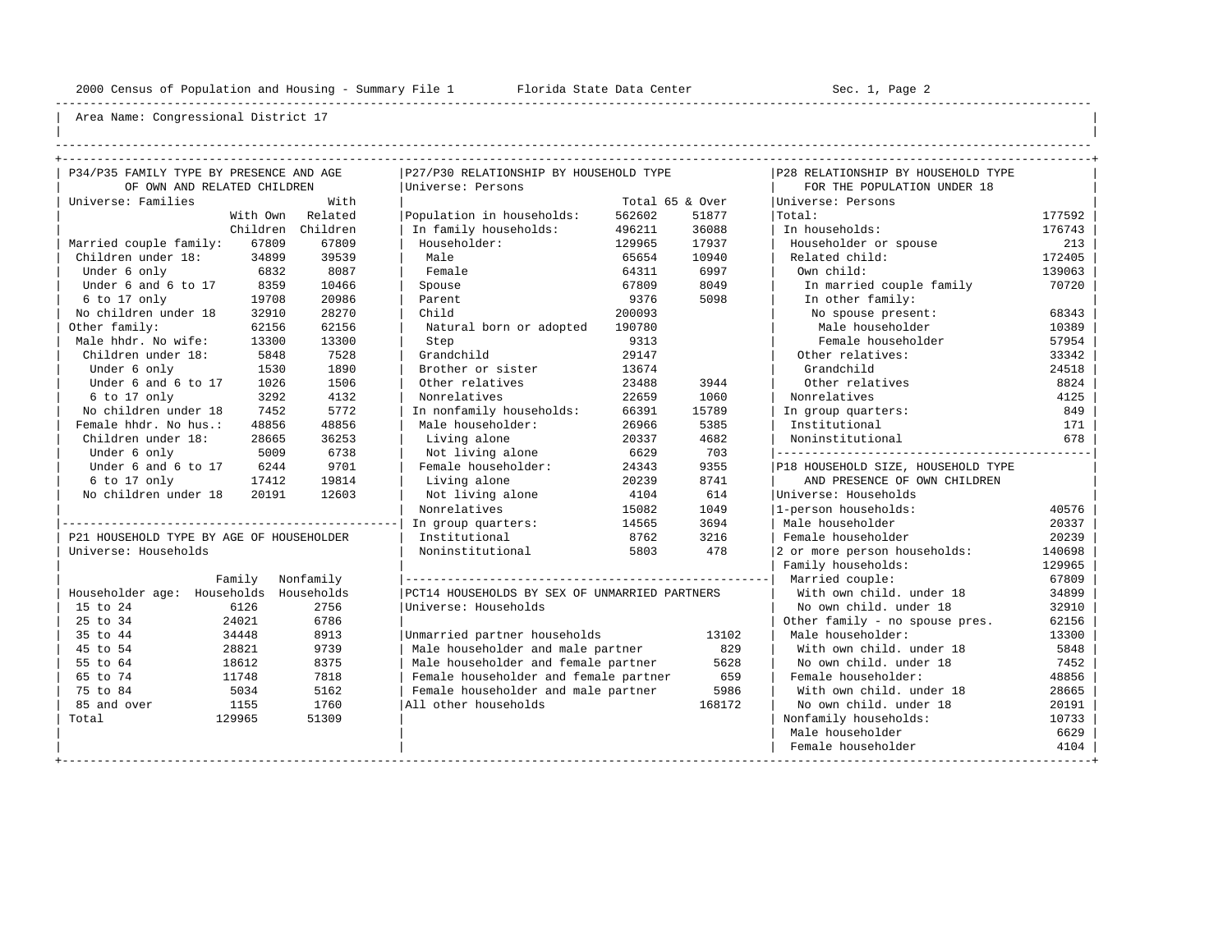Area Name: Congressional District 17

## P34/P35 FAMILY TYPE BY PRESENCE AND AGE OF OWN AND RELATED CHILDREN

Universe: Families

| | With Own Children | With Related Children |
|---|---|---|
| Married couple family: | 67809 | 67809 |
| Children under 18: | 34899 | 39539 |
| Under 6 only | 6832 | 8087 |
| Under 6 and 6 to 17 | 8359 | 10466 |
| 6 to 17 only | 19708 | 20986 |
| No children under 18 | 32910 | 28270 |
| Other family: | 62156 | 62156 |
| Male hhdr. No wife: | 13300 | 13300 |
| Children under 18: | 5848 | 7528 |
| Under 6 only | 1530 | 1890 |
| Under 6 and 6 to 17 | 1026 | 1506 |
| 6 to 17 only | 3292 | 4132 |
| No children under 18 | 7452 | 5772 |
| Female hhdr. No hus.: | 48856 | 48856 |
| Children under 18: | 28665 | 36253 |
| Under 6 only | 5009 | 6738 |
| Under 6 and 6 to 17 | 6244 | 9701 |
| 6 to 17 only | 17412 | 19814 |
| No children under 18 | 20191 | 12603 |

## P21 HOUSEHOLD TYPE BY AGE OF HOUSEHOLDER

Universe: Households

| Householder age: | Family Households | Nonfamily Households |
|---|---|---|
| 15 to 24 | 6126 | 2756 |
| 25 to 34 | 24021 | 6786 |
| 35 to 44 | 34448 | 8913 |
| 45 to 54 | 28821 | 9739 |
| 55 to 64 | 18612 | 8375 |
| 65 to 74 | 11748 | 7818 |
| 75 to 84 | 5034 | 5162 |
| 85 and over | 1155 | 1760 |
| Total | 129965 | 51309 |

## P27/P30 RELATIONSHIP BY HOUSEHOLD TYPE

Universe: Persons

| | Total | 65 & Over |
|---|---|---|
| Population in households: | 562602 | 51877 |
| In family households: | 496211 | 36088 |
| Householder: | 129965 | 17937 |
| Male | 65654 | 10940 |
| Female | 64311 | 6997 |
| Spouse | 67809 | 8049 |
| Parent | 9376 | 5098 |
| Child | 200093 | |
| Natural born or adopted | 190780 | |
| Step | 9313 | |
| Grandchild | 29147 | |
| Brother or sister | 13674 | |
| Other relatives | 23488 | 3944 |
| Nonrelatives | 22659 | 1060 |
| In nonfamily households: | 66391 | 15789 |
| Male householder: | 26966 | 5385 |
| Living alone | 20337 | 4682 |
| Not living alone | 6629 | 703 |
| Female householder: | 24343 | 9355 |
| Living alone | 20239 | 8741 |
| Not living alone | 4104 | 614 |
| Nonrelatives | 15082 | 1049 |
| In group quarters: | 14565 | 3694 |
| Institutional | 8762 | 3216 |
| Noninstitutional | 5803 | 478 |

## PCT14 HOUSEHOLDS BY SEX OF UNMARRIED PARTNERS

Universe: Households

| | |
|---|---|
| Unmarried partner households | 13102 |
| Male householder and male partner | 829 |
| Male householder and female partner | 5628 |
| Female householder and female partner | 659 |
| Female householder and male partner | 5986 |
| All other households | 168172 |

## P28 RELATIONSHIP BY HOUSEHOLD TYPE FOR THE POPULATION UNDER 18

Universe: Persons

| | |
|---|---|
| Total: | 177592 |
| In households: | 176743 |
| Householder or spouse | 213 |
| Related child: | 172405 |
| Own child: | 139063 |
| In married couple family | 70720 |
| In other family: | |
| No spouse present: | 68343 |
| Male householder | 10389 |
| Female householder | 57954 |
| Other relatives: | 33342 |
| Grandchild | 24518 |
| Other relatives | 8824 |
| Nonrelatives | 4125 |
| In group quarters: | 849 |
| Institutional | 171 |
| Noninstitutional | 678 |

## P18 HOUSEHOLD SIZE, HOUSEHOLD TYPE AND PRESENCE OF OWN CHILDREN

Universe: Households

| | |
|---|---|
| 1-person households: | 40576 |
| Male householder | 20337 |
| Female householder | 20239 |
| 2 or more person households: | 140698 |
| Family households: | 129965 |
| Married couple: | 67809 |
| With own child. under 18 | 34899 |
| No own child. under 18 | 32910 |
| Other family - no spouse pres. | 62156 |
| Male householder: | 13300 |
| With own child. under 18 | 5848 |
| No own child. under 18 | 7452 |
| Female householder: | 48856 |
| With own child. under 18 | 28665 |
| No own child. under 18 | 20191 |
| Nonfamily households: | 10733 |
| Male householder | 6629 |
| Female householder | 4104 |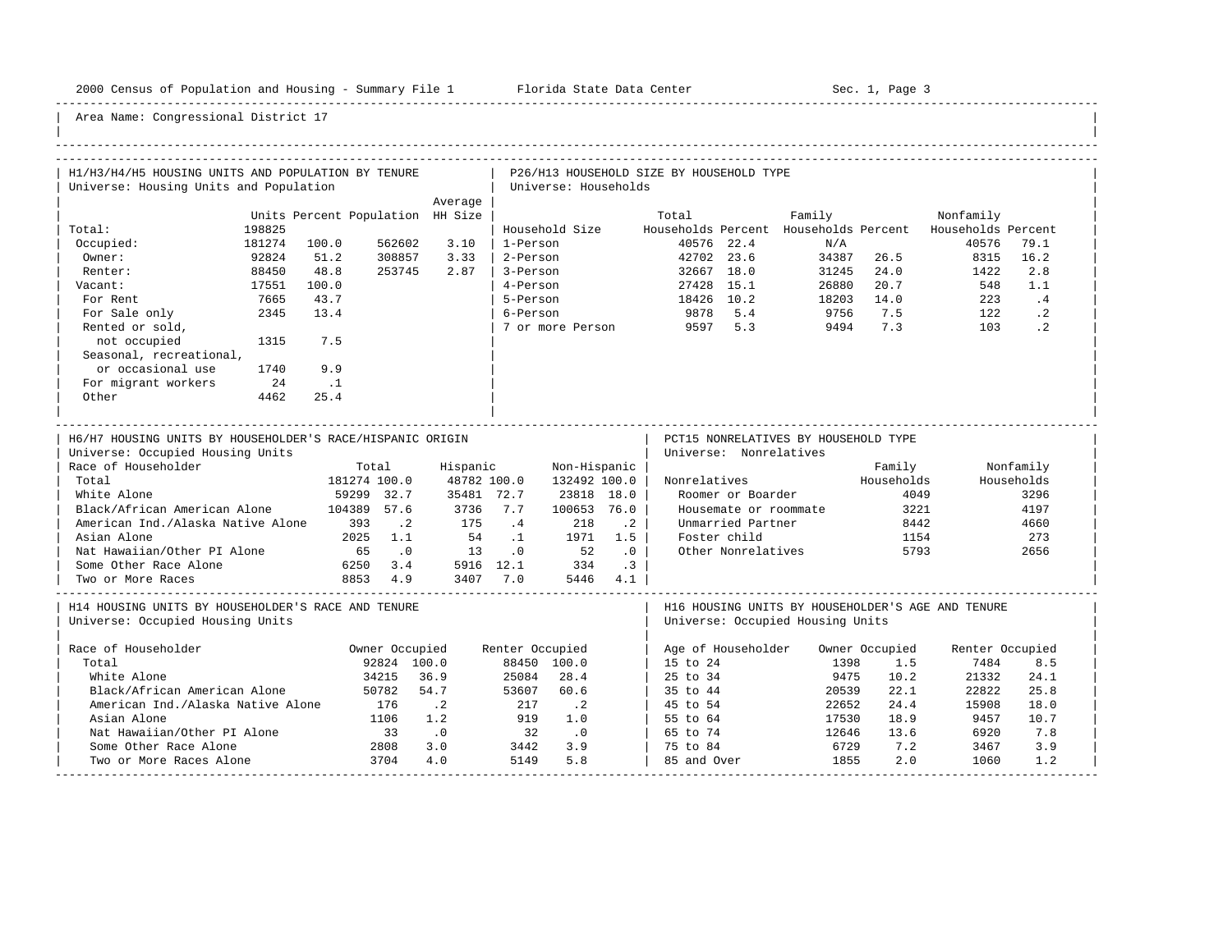Area Name: Congressional District 17

## H1/H3/H4/H5 HOUSING UNITS AND POPULATION BY TENURE

Universe: Housing Units and Population

| | Units | Percent | Population | Average HH Size |
|---|---|---|---|---|
| Total: | 198825 | | | |
| Occupied: | 181274 | 100.0 | 562602 | 3.10 |
| Owner: | 92824 | 51.2 | 308857 | 3.33 |
| Renter: | 88450 | 48.8 | 253745 | 2.87 |
| Vacant: | 17551 | 100.0 | | |
| For Rent | 7665 | 43.7 | | |
| For Sale only | 2345 | 13.4 | | |
| Rented or sold, not occupied | 1315 | 7.5 | | |
| Seasonal, recreational, or occasional use | 1740 | 9.9 | | |
| For migrant workers | 24 | .1 | | |
| Other | 4462 | 25.4 | | |

## P26/H13 HOUSEHOLD SIZE BY HOUSEHOLD TYPE

Universe: Households

| Household Size | Total Households | Percent | Family Households | Percent | Nonfamily Households | Percent |
|---|---|---|---|---|---|---|
| 1-Person | 40576 | 22.4 | N/A | | 40576 | 79.1 |
| 2-Person | 42702 | 23.6 | 34387 | 26.5 | 8315 | 16.2 |
| 3-Person | 32667 | 18.0 | 31245 | 24.0 | 1422 | 2.8 |
| 4-Person | 27428 | 15.1 | 26880 | 20.7 | 548 | 1.1 |
| 5-Person | 18426 | 10.2 | 18203 | 14.0 | 223 | .4 |
| 6-Person | 9878 | 5.4 | 9756 | 7.5 | 122 | .2 |
| 7 or more Person | 9597 | 5.3 | 9494 | 7.3 | 103 | .2 |

## H6/H7 HOUSING UNITS BY HOUSEHOLDER'S RACE/HISPANIC ORIGIN

Universe: Occupied Housing Units

| Race of Householder | Total | | Hispanic | | Non-Hispanic | |
|---|---|---|---|---|---|---|
| Total | 181274 | 100.0 | 48782 | 100.0 | 132492 | 100.0 |
| White Alone | 59299 | 32.7 | 35481 | 72.7 | 23818 | 18.0 |
| Black/African American Alone | 104389 | 57.6 | 3736 | 7.7 | 100653 | 76.0 |
| American Ind./Alaska Native Alone | 393 | .2 | 175 | .4 | 218 | .2 |
| Asian Alone | 2025 | 1.1 | 54 | .1 | 1971 | 1.5 |
| Nat Hawaiian/Other PI Alone | 65 | .0 | 13 | .0 | 52 | .0 |
| Some Other Race Alone | 6250 | 3.4 | 5916 | 12.1 | 334 | .3 |
| Two or More Races | 8853 | 4.9 | 3407 | 7.0 | 5446 | 4.1 |

## PCT15 NONRELATIVES BY HOUSEHOLD TYPE

Universe: Nonrelatives

| Nonrelatives | Family Households | Nonfamily Households |
|---|---|---|
| Roomer or Boarder | 4049 | 3296 |
| Housemate or roommate | 3221 | 4197 |
| Unmarried Partner | 8442 | 4660 |
| Foster child | 1154 | 273 |
| Other Nonrelatives | 5793 | 2656 |

## H14 HOUSING UNITS BY HOUSEHOLDER'S RACE AND TENURE

Universe: Occupied Housing Units

| Race of Householder | Owner Occupied | | Renter Occupied | |
|---|---|---|---|---|
| Total | 92824 | 100.0 | 88450 | 100.0 |
| White Alone | 34215 | 36.9 | 25084 | 28.4 |
| Black/African American Alone | 50782 | 54.7 | 53607 | 60.6 |
| American Ind./Alaska Native Alone | 176 | .2 | 217 | .2 |
| Asian Alone | 1106 | 1.2 | 919 | 1.0 |
| Nat Hawaiian/Other PI Alone | 33 | .0 | 32 | .0 |
| Some Other Race Alone | 2808 | 3.0 | 3442 | 3.9 |
| Two or More Races Alone | 3704 | 4.0 | 5149 | 5.8 |

## H16 HOUSING UNITS BY HOUSEHOLDER'S AGE AND TENURE

Universe: Occupied Housing Units

| Age of Householder | Owner Occupied | | Renter Occupied | |
|---|---|---|---|---|
| 15 to 24 | 1398 | 1.5 | 7484 | 8.5 |
| 25 to 34 | 9475 | 10.2 | 21332 | 24.1 |
| 35 to 44 | 20539 | 22.1 | 22822 | 25.8 |
| 45 to 54 | 22652 | 24.4 | 15908 | 18.0 |
| 55 to 64 | 17530 | 18.9 | 9457 | 10.7 |
| 65 to 74 | 12646 | 13.6 | 6920 | 7.8 |
| 75 to 84 | 6729 | 7.2 | 3467 | 3.9 |
| 85 and Over | 1855 | 2.0 | 1060 | 1.2 |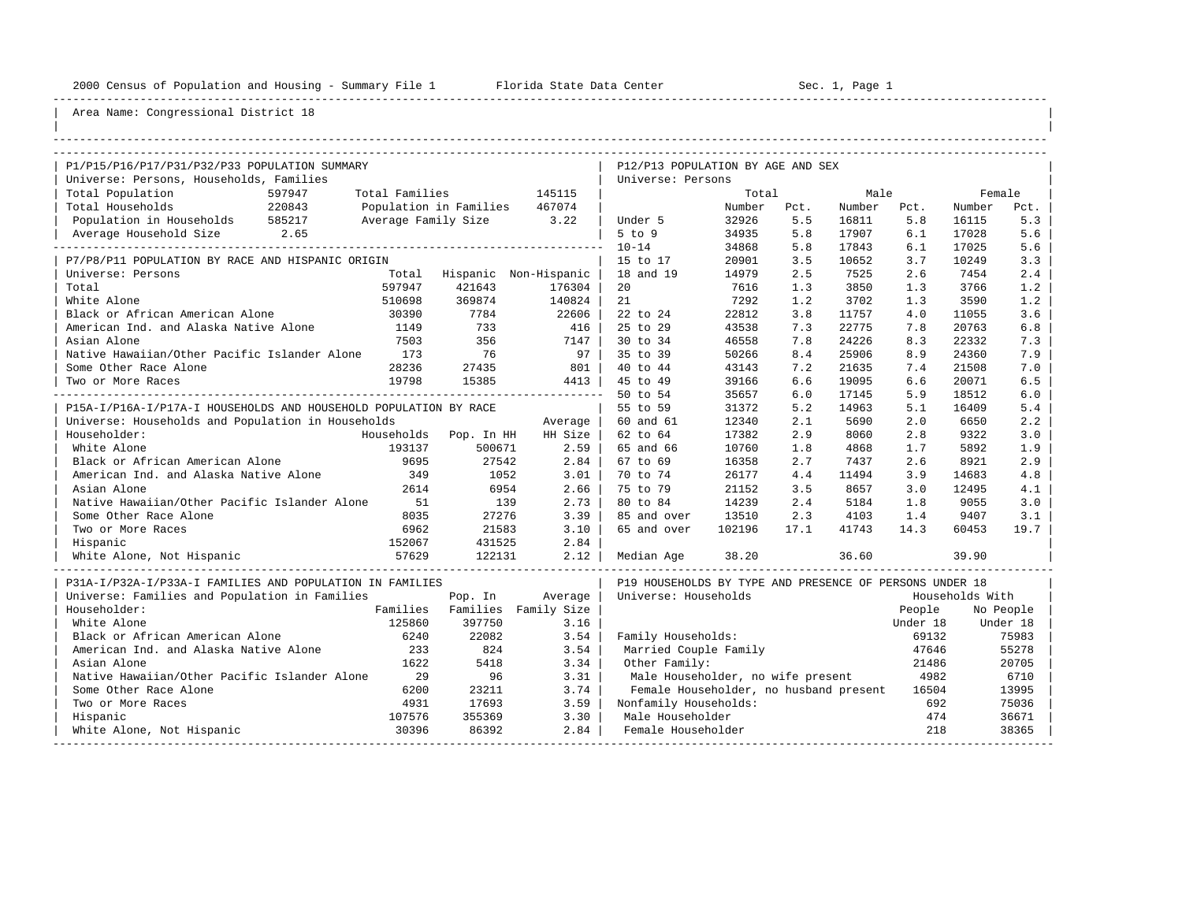2000 Census of Population and Housing - Summary File 1 Florida State Data Center Sec. 1, Page 1

Area Name: Congressional District 18

## P1/P15/P16/P17/P31/P32/P33 POPULATION SUMMARY

Universe: Persons, Households, Families

| | | | |
|---|---|---|---|
| Total Population | 597947 | Total Families | 145115 |
| Total Households | 220843 | Population in Families | 467074 |
| Population in Households | 585217 | Average Family Size | 3.22 |
| Average Household Size | 2.65 | | |

## P7/P8/P11 POPULATION BY RACE AND HISPANIC ORIGIN

Universe: Persons

| | Total | Hispanic | Non-Hispanic |
|---|---|---|---|
| Total | 597947 | 421643 | 176304 |
| White Alone | 510698 | 369874 | 140824 |
| Black or African American Alone | 30390 | 7784 | 22606 |
| American Ind. and Alaska Native Alone | 1149 | 733 | 416 |
| Asian Alone | 7503 | 356 | 7147 |
| Native Hawaiian/Other Pacific Islander Alone | 173 | 76 | 97 |
| Some Other Race Alone | 28236 | 27435 | 801 |
| Two or More Races | 19798 | 15385 | 4413 |

## P15A-I/P16A-I/P17A-I HOUSEHOLDS AND HOUSEHOLD POPULATION BY RACE

Universe: Households and Population in Households

| Householder: | Households | Pop. In HH | Average HH Size |
|---|---|---|---|
| White Alone | 193137 | 500671 | 2.59 |
| Black or African American Alone | 9695 | 27542 | 2.84 |
| American Ind. and Alaska Native Alone | 349 | 1052 | 3.01 |
| Asian Alone | 2614 | 6954 | 2.66 |
| Native Hawaiian/Other Pacific Islander Alone | 51 | 139 | 2.73 |
| Some Other Race Alone | 8035 | 27276 | 3.39 |
| Two or More Races | 6962 | 21583 | 3.10 |
| Hispanic | 152067 | 431525 | 2.84 |
| White Alone, Not Hispanic | 57629 | 122131 | 2.12 |

## P31A-I/P32A-I/P33A-I FAMILIES AND POPULATION IN FAMILIES

Universe: Families and Population in Families

| Householder: | Families | Pop. In Families | Average Family Size |
|---|---|---|---|
| White Alone | 125860 | 397750 | 3.16 |
| Black or African American Alone | 6240 | 22082 | 3.54 |
| American Ind. and Alaska Native Alone | 233 | 824 | 3.54 |
| Asian Alone | 1622 | 5418 | 3.34 |
| Native Hawaiian/Other Pacific Islander Alone | 29 | 96 | 3.31 |
| Some Other Race Alone | 6200 | 23211 | 3.74 |
| Two or More Races | 4931 | 17693 | 3.59 |
| Hispanic | 107576 | 355369 | 3.30 |
| White Alone, Not Hispanic | 30396 | 86392 | 2.84 |

## P12/P13 POPULATION BY AGE AND SEX

Universe: Persons

| | Total Number | Total Pct. | Male Number | Male Pct. | Female Number | Female Pct. |
|---|---|---|---|---|---|---|
| Under 5 | 32926 | 5.5 | 16811 | 5.8 | 16115 | 5.3 |
| 5 to 9 | 34935 | 5.8 | 17907 | 6.1 | 17028 | 5.6 |
| 10-14 | 34868 | 5.8 | 17843 | 6.1 | 17025 | 5.6 |
| 15 to 17 | 20901 | 3.5 | 10652 | 3.7 | 10249 | 3.3 |
| 18 and 19 | 14979 | 2.5 | 7525 | 2.6 | 7454 | 2.4 |
| 20 | 7616 | 1.3 | 3850 | 1.3 | 3766 | 1.2 |
| 21 | 7292 | 1.2 | 3702 | 1.3 | 3590 | 1.2 |
| 22 to 24 | 22812 | 3.8 | 11757 | 4.0 | 11055 | 3.6 |
| 25 to 29 | 43538 | 7.3 | 22775 | 7.8 | 20763 | 6.8 |
| 30 to 34 | 46558 | 7.8 | 24226 | 8.3 | 22332 | 7.3 |
| 35 to 39 | 50266 | 8.4 | 25906 | 8.9 | 24360 | 7.9 |
| 40 to 44 | 43143 | 7.2 | 21635 | 7.4 | 21508 | 7.0 |
| 45 to 49 | 39166 | 6.6 | 19095 | 6.6 | 20071 | 6.5 |
| 50 to 54 | 35657 | 6.0 | 17145 | 5.9 | 18512 | 6.0 |
| 55 to 59 | 31372 | 5.2 | 14963 | 5.1 | 16409 | 5.4 |
| 60 and 61 | 12340 | 2.1 | 5690 | 2.0 | 6650 | 2.2 |
| 62 to 64 | 17382 | 2.9 | 8060 | 2.8 | 9322 | 3.0 |
| 65 and 66 | 10760 | 1.8 | 4868 | 1.7 | 5892 | 1.9 |
| 67 to 69 | 16358 | 2.7 | 7437 | 2.6 | 8921 | 2.9 |
| 70 to 74 | 26177 | 4.4 | 11494 | 3.9 | 14683 | 4.8 |
| 75 to 79 | 21152 | 3.5 | 8657 | 3.0 | 12495 | 4.1 |
| 80 to 84 | 14239 | 2.4 | 5184 | 1.8 | 9055 | 3.0 |
| 85 and over | 13510 | 2.3 | 4103 | 1.4 | 9407 | 3.1 |
| 65 and over | 102196 | 17.1 | 41743 | 14.3 | 60453 | 19.7 |
| Median Age | 38.20 | | 36.60 | | 39.90 | |

## P19 HOUSEHOLDS BY TYPE AND PRESENCE OF PERSONS UNDER 18

Universe: Households

| | Households With People Under 18 | Households With No People Under 18 |
|---|---|---|
| Family Households: | 69132 | 75983 |
| Married Couple Family | 47646 | 55278 |
| Other Family: | 21486 | 20705 |
| Male Householder, no wife present | 4982 | 6710 |
| Female Householder, no husband present | 16504 | 13995 |
| Nonfamily Households: | 692 | 75036 |
| Male Householder | 474 | 36671 |
| Female Householder | 218 | 38365 |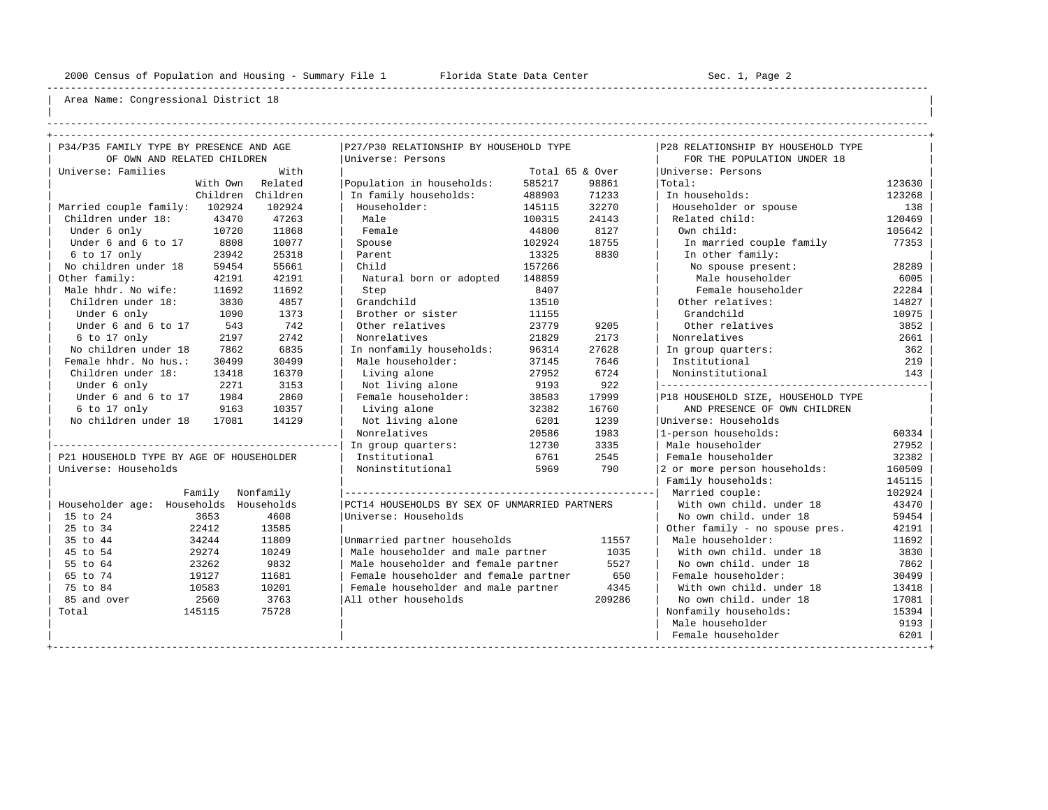Area Name: Congressional District 18

## P34/P35 FAMILY TYPE BY PRESENCE AND AGE OF OWN AND RELATED CHILDREN

Universe: Families

| | With Own Children | With Related Children |
|---|---|---|
| Married couple family: | 102924 | 102924 |
| Children under 18: | 43470 | 47263 |
| Under 6 only | 10720 | 11868 |
| Under 6 and 6 to 17 | 8808 | 10077 |
| 6 to 17 only | 23942 | 25318 |
| No children under 18 | 59454 | 55661 |
| Other family: | 42191 | 42191 |
| Male hhdr. No wife: | 11692 | 11692 |
| Children under 18: | 3830 | 4857 |
| Under 6 only | 1090 | 1373 |
| Under 6 and 6 to 17 | 543 | 742 |
| 6 to 17 only | 2197 | 2742 |
| No children under 18 | 7862 | 6835 |
| Female hhdr. No hus.: | 30499 | 30499 |
| Children under 18: | 13418 | 16370 |
| Under 6 only | 2271 | 3153 |
| Under 6 and 6 to 17 | 1984 | 2860 |
| 6 to 17 only | 9163 | 10357 |
| No children under 18 | 17081 | 14129 |

## P21 HOUSEHOLD TYPE BY AGE OF HOUSEHOLDER

Universe: Households

| Householder age: | Family Households | Nonfamily Households |
|---|---|---|
| 15 to 24 | 3653 | 4608 |
| 25 to 34 | 22412 | 13585 |
| 35 to 44 | 34244 | 11809 |
| 45 to 54 | 29274 | 10249 |
| 55 to 64 | 23262 | 9832 |
| 65 to 74 | 19127 | 11681 |
| 75 to 84 | 10583 | 10201 |
| 85 and over | 2560 | 3763 |
| Total | 145115 | 75728 |

## P27/P30 RELATIONSHIP BY HOUSEHOLD TYPE

Universe: Persons

| | Total | 65 & Over |
|---|---|---|
| Population in households: | 585217 | 98861 |
| In family households: | 488903 | 71233 |
| Householder: | 145115 | 32270 |
| Male | 100315 | 24143 |
| Female | 44800 | 8127 |
| Spouse | 102924 | 18755 |
| Parent | 13325 | 8830 |
| Child | 157266 | |
| Natural born or adopted | 148859 | |
| Step | 8407 | |
| Grandchild | 13510 | |
| Brother or sister | 11155 | |
| Other relatives | 23779 | 9205 |
| Nonrelatives | 21829 | 2173 |
| In nonfamily households: | 96314 | 27628 |
| Male householder: | 37145 | 7646 |
| Living alone | 27952 | 6724 |
| Not living alone | 9193 | 922 |
| Female householder: | 38583 | 17999 |
| Living alone | 32382 | 16760 |
| Not living alone | 6201 | 1239 |
| Nonrelatives | 20586 | 1983 |
| In group quarters: | 12730 | 3335 |
| Institutional | 6761 | 2545 |
| Noninstitutional | 5969 | 790 |

## PCT14 HOUSEHOLDS BY SEX OF UNMARRIED PARTNERS

Universe: Households

| | |
|---|---|
| Unmarried partner households | 11557 |
| Male householder and male partner | 1035 |
| Male householder and female partner | 5527 |
| Female householder and female partner | 650 |
| Female householder and male partner | 4345 |
| All other households | 209286 |

## P28 RELATIONSHIP BY HOUSEHOLD TYPE FOR THE POPULATION UNDER 18

Universe: Persons

| | |
|---|---|
| Total: | 123630 |
| In households: | 123268 |
| Householder or spouse | 138 |
| Related child: | 120469 |
| Own child: | 105642 |
| In married couple family | 77353 |
| In other family: | |
| No spouse present: | 28289 |
| Male householder | 6005 |
| Female householder | 22284 |
| Other relatives: | 14827 |
| Grandchild | 10975 |
| Other relatives | 3852 |
| Nonrelatives | 2661 |
| In group quarters: | 362 |
| Institutional | 219 |
| Noninstitutional | 143 |

## P18 HOUSEHOLD SIZE, HOUSEHOLD TYPE AND PRESENCE OF OWN CHILDREN

Universe: Households

| | |
|---|---|
| 1-person households: | 60334 |
| Male householder | 27952 |
| Female householder | 32382 |
| 2 or more person households: | 160509 |
| Family households: | 145115 |
| Married couple: | 102924 |
| With own child. under 18 | 43470 |
| No own child. under 18 | 59454 |
| Other family - no spouse pres. | 42191 |
| Male householder: | 11692 |
| With own child. under 18 | 3830 |
| No own child. under 18 | 7862 |
| Female householder: | 30499 |
| With own child. under 18 | 13418 |
| No own child. under 18 | 17081 |
| Nonfamily households: | 15394 |
| Male householder | 9193 |
| Female householder | 6201 |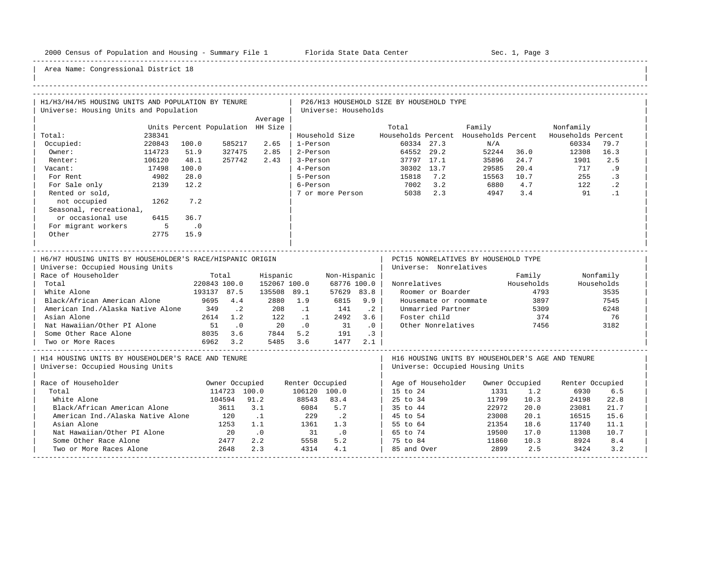Area Name: Congressional District 18

## H1/H3/H4/H5 HOUSING UNITS AND POPULATION BY TENURE

Universe: Housing Units and Population

| | Units | Percent | Population | Average HH Size |
|---|---|---|---|---|
| Total: | 238341 | | | |
| Occupied: | 220843 | 100.0 | 585217 | 2.65 |
| Owner: | 114723 | 51.9 | 327475 | 2.85 |
| Renter: | 106120 | 48.1 | 257742 | 2.43 |
| Vacant: | 17498 | 100.0 | | |
| For Rent | 4902 | 28.0 | | |
| For Sale only | 2139 | 12.2 | | |
| Rented or sold, not occupied | 1262 | 7.2 | | |
| Seasonal, recreational, or occasional use | 6415 | 36.7 | | |
| For migrant workers | 5 | .0 | | |
| Other | 2775 | 15.9 | | |

## P26/H13 HOUSEHOLD SIZE BY HOUSEHOLD TYPE

Universe: Households

| Household Size | Total Households | Percent | Family Households | Percent | Nonfamily Households | Percent |
|---|---|---|---|---|---|---|
| 1-Person | 60334 | 27.3 | N/A | | 60334 | 79.7 |
| 2-Person | 64552 | 29.2 | 52244 | 36.0 | 12308 | 16.3 |
| 3-Person | 37797 | 17.1 | 35896 | 24.7 | 1901 | 2.5 |
| 4-Person | 30302 | 13.7 | 29585 | 20.4 | 717 | .9 |
| 5-Person | 15818 | 7.2 | 15563 | 10.7 | 255 | .3 |
| 6-Person | 7002 | 3.2 | 6880 | 4.7 | 122 | .2 |
| 7 or more Person | 5038 | 2.3 | 4947 | 3.4 | 91 | .1 |

## H6/H7 HOUSING UNITS BY HOUSEHOLDER'S RACE/HISPANIC ORIGIN

Universe: Occupied Housing Units

| Race of Householder | Total | | Hispanic | | Non-Hispanic | |
|---|---|---|---|---|---|---|
| Total | 220843 | 100.0 | 152067 | 100.0 | 68776 | 100.0 |
| White Alone | 193137 | 87.5 | 135508 | 89.1 | 57629 | 83.8 |
| Black/African American Alone | 9695 | 4.4 | 2880 | 1.9 | 6815 | 9.9 |
| American Ind./Alaska Native Alone | 349 | .2 | 208 | .1 | 141 | .2 |
| Asian Alone | 2614 | 1.2 | 122 | .1 | 2492 | 3.6 |
| Nat Hawaiian/Other PI Alone | 51 | .0 | 20 | .0 | 31 | .0 |
| Some Other Race Alone | 8035 | 3.6 | 7844 | 5.2 | 191 | .3 |
| Two or More Races | 6962 | 3.2 | 5485 | 3.6 | 1477 | 2.1 |

## PCT15 NONRELATIVES BY HOUSEHOLD TYPE

Universe: Nonrelatives

| Nonrelatives | Family Households | Nonfamily Households |
|---|---|---|
| Roomer or Boarder | 4793 | 3535 |
| Housemate or roommate | 3897 | 7545 |
| Unmarried Partner | 5309 | 6248 |
| Foster child | 374 | 76 |
| Other Nonrelatives | 7456 | 3182 |

## H14 HOUSING UNITS BY HOUSEHOLDER'S RACE AND TENURE

Universe: Occupied Housing Units

| Race of Householder | Owner Occupied | | Renter Occupied | |
|---|---|---|---|---|
| Total | 114723 | 100.0 | 106120 | 100.0 |
| White Alone | 104594 | 91.2 | 88543 | 83.4 |
| Black/African American Alone | 3611 | 3.1 | 6084 | 5.7 |
| American Ind./Alaska Native Alone | 120 | .1 | 229 | .2 |
| Asian Alone | 1253 | 1.1 | 1361 | 1.3 |
| Nat Hawaiian/Other PI Alone | 20 | .0 | 31 | .0 |
| Some Other Race Alone | 2477 | 2.2 | 5558 | 5.2 |
| Two or More Races Alone | 2648 | 2.3 | 4314 | 4.1 |

## H16 HOUSING UNITS BY HOUSEHOLDER'S AGE AND TENURE

Universe: Occupied Housing Units

| Age of Householder | Owner Occupied | | Renter Occupied | |
|---|---|---|---|---|
| 15 to 24 | 1331 | 1.2 | 6930 | 6.5 |
| 25 to 34 | 11799 | 10.3 | 24198 | 22.8 |
| 35 to 44 | 22972 | 20.0 | 23081 | 21.7 |
| 45 to 54 | 23008 | 20.1 | 16515 | 15.6 |
| 55 to 64 | 21354 | 18.6 | 11740 | 11.1 |
| 65 to 74 | 19500 | 17.0 | 11308 | 10.7 |
| 75 to 84 | 11860 | 10.3 | 8924 | 8.4 |
| 85 and Over | 2899 | 2.5 | 3424 | 3.2 |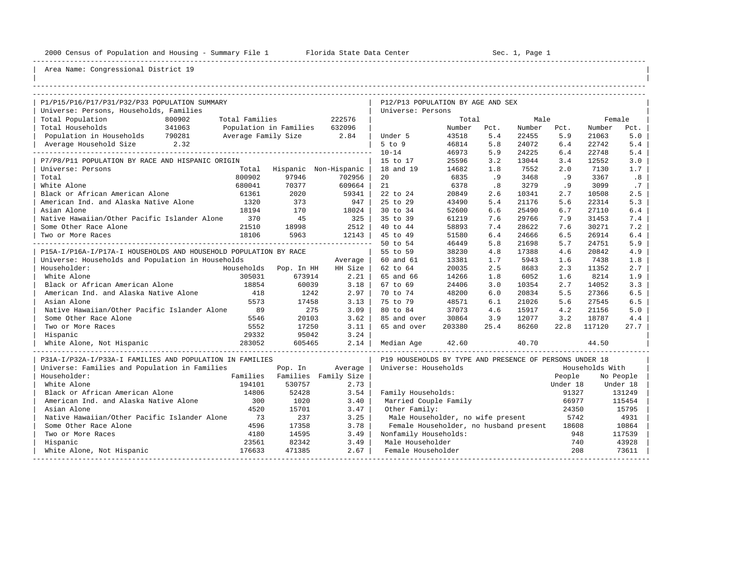2000 Census of Population and Housing - Summary File 1 Florida State Data Center Sec. 1, Page 1

Area Name: Congressional District 19

## P1/P15/P16/P17/P31/P32/P33 POPULATION SUMMARY

Universe: Persons, Households, Families

| | | | |
|---|---|---|---|
| Total Population | 800902 | Total Families | 222576 |
| Total Households | 341063 | Population in Families | 632096 |
| Population in Households | 790281 | Average Family Size | 2.84 |
| Average Household Size | 2.32 | | |

## P7/P8/P11 POPULATION BY RACE AND HISPANIC ORIGIN

Universe: Persons

| | Total | Hispanic | Non-Hispanic |
|---|---|---|---|
| Total | 800902 | 97946 | 702956 |
| White Alone | 680041 | 70377 | 609664 |
| Black or African American Alone | 61361 | 2020 | 59341 |
| American Ind. and Alaska Native Alone | 1320 | 373 | 947 |
| Asian Alone | 18194 | 170 | 18024 |
| Native Hawaiian/Other Pacific Islander Alone | 370 | 45 | 325 |
| Some Other Race Alone | 21510 | 18998 | 2512 |
| Two or More Races | 18106 | 5963 | 12143 |

## P15A-I/P16A-I/P17A-I HOUSEHOLDS AND HOUSEHOLD POPULATION BY RACE

Universe: Households and Population in Households

| Householder: | Households | Pop. In HH | Average HH Size |
|---|---|---|---|
| White Alone | 305031 | 673914 | 2.21 |
| Black or African American Alone | 18854 | 60039 | 3.18 |
| American Ind. and Alaska Native Alone | 418 | 1242 | 2.97 |
| Asian Alone | 5573 | 17458 | 3.13 |
| Native Hawaiian/Other Pacific Islander Alone | 89 | 275 | 3.09 |
| Some Other Race Alone | 5546 | 20103 | 3.62 |
| Two or More Races | 5552 | 17250 | 3.11 |
| Hispanic | 29332 | 95042 | 3.24 |
| White Alone, Not Hispanic | 283052 | 605465 | 2.14 |

## P31A-I/P32A-I/P33A-I FAMILIES AND POPULATION IN FAMILIES

Universe: Families and Population in Families

| Householder: | Families | Pop. In Families | Average Family Size |
|---|---|---|---|
| White Alone | 194101 | 530757 | 2.73 |
| Black or African American Alone | 14806 | 52428 | 3.54 |
| American Ind. and Alaska Native Alone | 300 | 1020 | 3.40 |
| Asian Alone | 4520 | 15701 | 3.47 |
| Native Hawaiian/Other Pacific Islander Alone | 73 | 237 | 3.25 |
| Some Other Race Alone | 4596 | 17358 | 3.78 |
| Two or More Races | 4180 | 14595 | 3.49 |
| Hispanic | 23561 | 82342 | 3.49 |
| White Alone, Not Hispanic | 176633 | 471385 | 2.67 |

## P12/P13 POPULATION BY AGE AND SEX

Universe: Persons

| | Total Number | Total Pct. | Male Number | Male Pct. | Female Number | Female Pct. |
|---|---|---|---|---|---|---|
| Under 5 | 43518 | 5.4 | 22455 | 5.9 | 21063 | 5.0 |
| 5 to 9 | 46814 | 5.8 | 24072 | 6.4 | 22742 | 5.4 |
| 10-14 | 46973 | 5.9 | 24225 | 6.4 | 22748 | 5.4 |
| 15 to 17 | 25596 | 3.2 | 13044 | 3.4 | 12552 | 3.0 |
| 18 and 19 | 14682 | 1.8 | 7552 | 2.0 | 7130 | 1.7 |
| 20 | 6835 | .9 | 3468 | .9 | 3367 | .8 |
| 21 | 6378 | .8 | 3279 | .9 | 3099 | .7 |
| 22 to 24 | 20849 | 2.6 | 10341 | 2.7 | 10508 | 2.5 |
| 25 to 29 | 43490 | 5.4 | 21176 | 5.6 | 22314 | 5.3 |
| 30 to 34 | 52600 | 6.6 | 25490 | 6.7 | 27110 | 6.4 |
| 35 to 39 | 61219 | 7.6 | 29766 | 7.9 | 31453 | 7.4 |
| 40 to 44 | 58893 | 7.4 | 28622 | 7.6 | 30271 | 7.2 |
| 45 to 49 | 51580 | 6.4 | 24666 | 6.5 | 26914 | 6.4 |
| 50 to 54 | 46449 | 5.8 | 21698 | 5.7 | 24751 | 5.9 |
| 55 to 59 | 38230 | 4.8 | 17388 | 4.6 | 20842 | 4.9 |
| 60 and 61 | 13381 | 1.7 | 5943 | 1.6 | 7438 | 1.8 |
| 62 to 64 | 20035 | 2.5 | 8683 | 2.3 | 11352 | 2.7 |
| 65 and 66 | 14266 | 1.8 | 6052 | 1.6 | 8214 | 1.9 |
| 67 to 69 | 24406 | 3.0 | 10354 | 2.7 | 14052 | 3.3 |
| 70 to 74 | 48200 | 6.0 | 20834 | 5.5 | 27366 | 6.5 |
| 75 to 79 | 48571 | 6.1 | 21026 | 5.6 | 27545 | 6.5 |
| 80 to 84 | 37073 | 4.6 | 15917 | 4.2 | 21156 | 5.0 |
| 85 and over | 30864 | 3.9 | 12077 | 3.2 | 18787 | 4.4 |
| 65 and over | 203380 | 25.4 | 86260 | 22.8 | 117120 | 27.7 |
| Median Age | 42.60 | | 40.70 | | 44.50 | |

## P19 HOUSEHOLDS BY TYPE AND PRESENCE OF PERSONS UNDER 18

Universe: Households

| | Households With People Under 18 | Households With No People Under 18 |
|---|---|---|
| Family Households: | 91327 | 131249 |
| Married Couple Family | 66977 | 115454 |
| Other Family: | 24350 | 15795 |
| Male Householder, no wife present | 5742 | 4931 |
| Female Householder, no husband present | 18608 | 10864 |
| Nonfamily Households: | 948 | 117539 |
| Male Householder | 740 | 43928 |
| Female Householder | 208 | 73611 |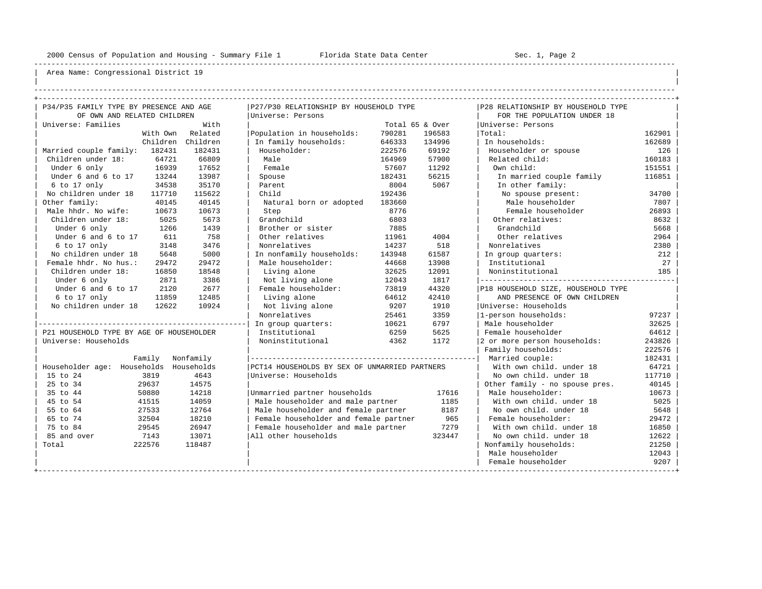Area Name: Congressional District 19

## P34/P35 FAMILY TYPE BY PRESENCE AND AGE OF OWN AND RELATED CHILDREN

Universe: Families

| | With Own Children | With Related Children |
|---|---|---|
| Married couple family: | 182431 | 182431 |
| Children under 18: | 64721 | 66809 |
| Under 6 only | 16939 | 17652 |
| Under 6 and 6 to 17 | 13244 | 13987 |
| 6 to 17 only | 34538 | 35170 |
| No children under 18 | 117710 | 115622 |
| Other family: | 40145 | 40145 |
| Male hhdr. No wife: | 10673 | 10673 |
| Children under 18: | 5025 | 5673 |
| Under 6 only | 1266 | 1439 |
| Under 6 and 6 to 17 | 611 | 758 |
| 6 to 17 only | 3148 | 3476 |
| No children under 18 | 5648 | 5000 |
| Female hhdr. No hus.: | 29472 | 29472 |
| Children under 18: | 16850 | 18548 |
| Under 6 only | 2871 | 3386 |
| Under 6 and 6 to 17 | 2120 | 2677 |
| 6 to 17 only | 11859 | 12485 |
| No children under 18 | 12622 | 10924 |

## P21 HOUSEHOLD TYPE BY AGE OF HOUSEHOLDER

Universe: Households

| Householder age: | Family Households | Nonfamily Households |
|---|---|---|
| 15 to 24 | 3819 | 4643 |
| 25 to 34 | 29637 | 14575 |
| 35 to 44 | 50880 | 14218 |
| 45 to 54 | 41515 | 14059 |
| 55 to 64 | 27533 | 12764 |
| 65 to 74 | 32504 | 18210 |
| 75 to 84 | 29545 | 26947 |
| 85 and over | 7143 | 13071 |
| Total | 222576 | 118487 |

## P27/P30 RELATIONSHIP BY HOUSEHOLD TYPE

Universe: Persons

| | Total | 65 & Over |
|---|---|---|
| Population in households: | 790281 | 196583 |
| In family households: | 646333 | 134996 |
| Householder: | 222576 | 69192 |
| Male | 164969 | 57900 |
| Female | 57607 | 11292 |
| Spouse | 182431 | 56215 |
| Parent | 8004 | 5067 |
| Child | 192436 | |
| Natural born or adopted | 183660 | |
| Step | 8776 | |
| Grandchild | 6803 | |
| Brother or sister | 7885 | |
| Other relatives | 11961 | 4004 |
| Nonrelatives | 14237 | 518 |
| In nonfamily households: | 143948 | 61587 |
| Male householder: | 44668 | 13908 |
| Living alone | 32625 | 12091 |
| Not living alone | 12043 | 1817 |
| Female householder: | 73819 | 44320 |
| Living alone | 64612 | 42410 |
| Not living alone | 9207 | 1910 |
| Nonrelatives | 25461 | 3359 |
| In group quarters: | 10621 | 6797 |
| Institutional | 6259 | 5625 |
| Noninstitutional | 4362 | 1172 |

## PCT14 HOUSEHOLDS BY SEX OF UNMARRIED PARTNERS

Universe: Households

| | |
|---|---|
| Unmarried partner households | 17616 |
| Male householder and male partner | 1185 |
| Male householder and female partner | 8187 |
| Female householder and female partner | 965 |
| Female householder and male partner | 7279 |
| All other households | 323447 |

## P28 RELATIONSHIP BY HOUSEHOLD TYPE FOR THE POPULATION UNDER 18

Universe: Persons

| | |
|---|---|
| Total: | 162901 |
| In households: | 162689 |
| Householder or spouse | 126 |
| Related child: | 160183 |
| Own child: | 151551 |
| In married couple family | 116851 |
| In other family: | |
| No spouse present: | 34700 |
| Male householder | 7807 |
| Female householder | 26893 |
| Other relatives: | 8632 |
| Grandchild | 5668 |
| Other relatives | 2964 |
| Nonrelatives | 2380 |
| In group quarters: | 212 |
| Institutional | 27 |
| Noninstitutional | 185 |

## P18 HOUSEHOLD SIZE, HOUSEHOLD TYPE AND PRESENCE OF OWN CHILDREN

Universe: Households

| | |
|---|---|
| 1-person households: | 97237 |
| Male householder | 32625 |
| Female householder | 64612 |
| 2 or more person households: | 243826 |
| Family households: | 222576 |
| Married couple: | 182431 |
| With own child. under 18 | 64721 |
| No own child. under 18 | 117710 |
| Other family - no spouse pres. | 40145 |
| Male householder: | 10673 |
| With own child. under 18 | 5025 |
| No own child. under 18 | 5648 |
| Female householder: | 29472 |
| With own child. under 18 | 16850 |
| No own child. under 18 | 12622 |
| Nonfamily households: | 21250 |
| Male householder | 12043 |
| Female householder | 9207 |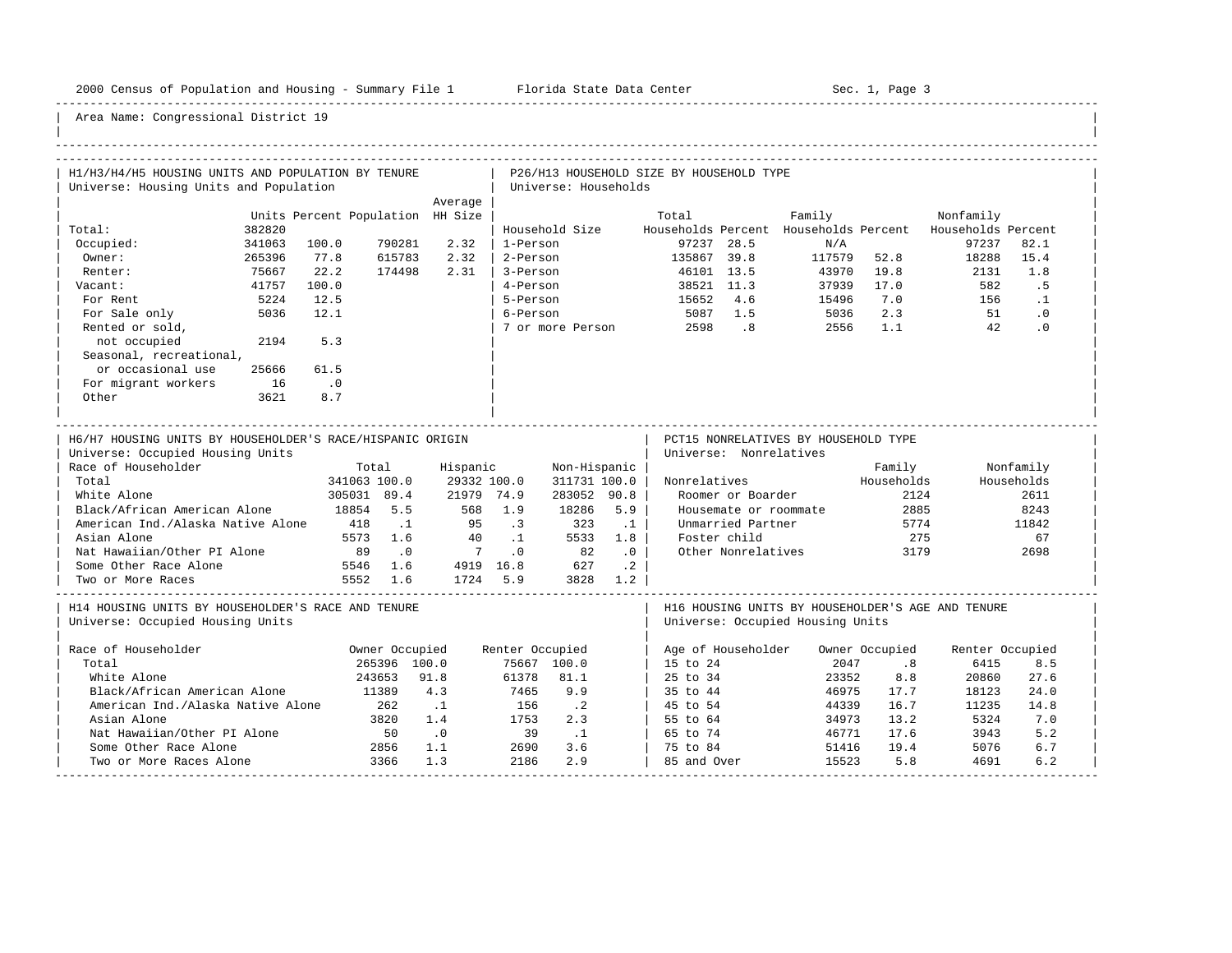Area Name: Congressional District 19

## H1/H3/H4/H5 HOUSING UNITS AND POPULATION BY TENURE

Universe: Housing Units and Population

| | Units | Percent | Population | Average HH Size |
|---|---|---|---|---|
| Total: | 382820 | | | |
| Occupied: | 341063 | 100.0 | 790281 | 2.32 |
| Owner: | 265396 | 77.8 | 615783 | 2.32 |
| Renter: | 75667 | 22.2 | 174498 | 2.31 |
| Vacant: | 41757 | 100.0 | | |
| For Rent | 5224 | 12.5 | | |
| For Sale only | 5036 | 12.1 | | |
| Rented or sold, not occupied | 2194 | 5.3 | | |
| Seasonal, recreational, or occasional use | 25666 | 61.5 | | |
| For migrant workers | 16 | .0 | | |
| Other | 3621 | 8.7 | | |

## P26/H13 HOUSEHOLD SIZE BY HOUSEHOLD TYPE

Universe: Households

| Household Size | Total Households | Percent | Family Households | Percent | Nonfamily Households | Percent |
|---|---|---|---|---|---|---|
| 1-Person | 97237 | 28.5 | N/A | | 97237 | 82.1 |
| 2-Person | 135867 | 39.8 | 117579 | 52.8 | 18288 | 15.4 |
| 3-Person | 46101 | 13.5 | 43970 | 19.8 | 2131 | 1.8 |
| 4-Person | 38521 | 11.3 | 37939 | 17.0 | 582 | .5 |
| 5-Person | 15652 | 4.6 | 15496 | 7.0 | 156 | .1 |
| 6-Person | 5087 | 1.5 | 5036 | 2.3 | 51 | .0 |
| 7 or more Person | 2598 | .8 | 2556 | 1.1 | 42 | .0 |

## H6/H7 HOUSING UNITS BY HOUSEHOLDER'S RACE/HISPANIC ORIGIN

Universe: Occupied Housing Units

| Race of Householder | Total | | Hispanic | | Non-Hispanic | |
|---|---|---|---|---|---|---|
| Total | 341063 | 100.0 | 29332 | 100.0 | 311731 | 100.0 |
| White Alone | 305031 | 89.4 | 21979 | 74.9 | 283052 | 90.8 |
| Black/African American Alone | 18854 | 5.5 | 568 | 1.9 | 18286 | 5.9 |
| American Ind./Alaska Native Alone | 418 | .1 | 95 | .3 | 323 | .1 |
| Asian Alone | 5573 | 1.6 | 40 | .1 | 5533 | 1.8 |
| Nat Hawaiian/Other PI Alone | 89 | .0 | 7 | .0 | 82 | .0 |
| Some Other Race Alone | 5546 | 1.6 | 4919 | 16.8 | 627 | .2 |
| Two or More Races | 5552 | 1.6 | 1724 | 5.9 | 3828 | 1.2 |

## PCT15 NONRELATIVES BY HOUSEHOLD TYPE

Universe: Nonrelatives

| Nonrelatives | Family Households | Nonfamily Households |
|---|---|---|
| Roomer or Boarder | 2124 | 2611 |
| Housemate or roommate | 2885 | 8243 |
| Unmarried Partner | 5774 | 11842 |
| Foster child | 275 | 67 |
| Other Nonrelatives | 3179 | 2698 |

## H14 HOUSING UNITS BY HOUSEHOLDER'S RACE AND TENURE

Universe: Occupied Housing Units

| Race of Householder | Owner Occupied | | Renter Occupied | |
|---|---|---|---|---|
| Total | 265396 | 100.0 | 75667 | 100.0 |
| White Alone | 243653 | 91.8 | 61378 | 81.1 |
| Black/African American Alone | 11389 | 4.3 | 7465 | 9.9 |
| American Ind./Alaska Native Alone | 262 | .1 | 156 | .2 |
| Asian Alone | 3820 | 1.4 | 1753 | 2.3 |
| Nat Hawaiian/Other PI Alone | 50 | .0 | 39 | .1 |
| Some Other Race Alone | 2856 | 1.1 | 2690 | 3.6 |
| Two or More Races Alone | 3366 | 1.3 | 2186 | 2.9 |

## H16 HOUSING UNITS BY HOUSEHOLDER'S AGE AND TENURE

Universe: Occupied Housing Units

| Age of Householder | Owner Occupied | | Renter Occupied | |
|---|---|---|---|---|
| 15 to 24 | 2047 | .8 | 6415 | 8.5 |
| 25 to 34 | 23352 | 8.8 | 20860 | 27.6 |
| 35 to 44 | 46975 | 17.7 | 18123 | 24.0 |
| 45 to 54 | 44339 | 16.7 | 11235 | 14.8 |
| 55 to 64 | 34973 | 13.2 | 5324 | 7.0 |
| 65 to 74 | 46771 | 17.6 | 3943 | 5.2 |
| 75 to 84 | 51416 | 19.4 | 5076 | 6.7 |
| 85 and Over | 15523 | 5.8 | 4691 | 6.2 |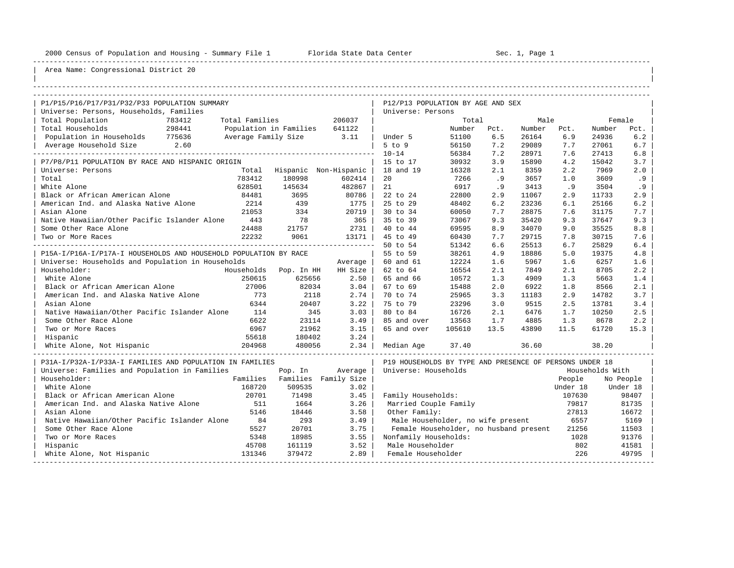Area Name: Congressional District 20

## P1/P15/P16/P17/P31/P32/P33 POPULATION SUMMARY

Universe: Persons, Households, Families

| | | | |
|---|---|---|---|
| Total Population | 783412 | Total Families | 206037 |
| Total Households | 298441 | Population in Families | 641122 |
| Population in Households | 775636 | Average Family Size | 3.11 |
| Average Household Size | 2.60 | | |

## P7/P8/P11 POPULATION BY RACE AND HISPANIC ORIGIN

Universe: Persons

| | Total | Hispanic | Non-Hispanic |
|---|---|---|---|
| Total | 783412 | 180998 | 602414 |
| White Alone | 628501 | 145634 | 482867 |
| Black or African American Alone | 84481 | 3695 | 80786 |
| American Ind. and Alaska Native Alone | 2214 | 439 | 1775 |
| Asian Alone | 21053 | 334 | 20719 |
| Native Hawaiian/Other Pacific Islander Alone | 443 | 78 | 365 |
| Some Other Race Alone | 24488 | 21757 | 2731 |
| Two or More Races | 22232 | 9061 | 13171 |

## P15A-I/P16A-I/P17A-I HOUSEHOLDS AND HOUSEHOLD POPULATION BY RACE

Universe: Households and Population in Households

| Householder: | Households | Pop. In HH | Average HH Size |
|---|---|---|---|
| White Alone | 250615 | 625656 | 2.50 |
| Black or African American Alone | 27006 | 82034 | 3.04 |
| American Ind. and Alaska Native Alone | 773 | 2118 | 2.74 |
| Asian Alone | 6344 | 20407 | 3.22 |
| Native Hawaiian/Other Pacific Islander Alone | 114 | 345 | 3.03 |
| Some Other Race Alone | 6622 | 23114 | 3.49 |
| Two or More Races | 6967 | 21962 | 3.15 |
| Hispanic | 55618 | 180402 | 3.24 |
| White Alone, Not Hispanic | 204968 | 480056 | 2.34 |

## P31A-I/P32A-I/P33A-I FAMILIES AND POPULATION IN FAMILIES

Universe: Families and Population in Families

| Householder: | Families | Pop. In Families | Average Family Size |
|---|---|---|---|
| White Alone | 168720 | 509535 | 3.02 |
| Black or African American Alone | 20701 | 71498 | 3.45 |
| American Ind. and Alaska Native Alone | 511 | 1664 | 3.26 |
| Asian Alone | 5146 | 18446 | 3.58 |
| Native Hawaiian/Other Pacific Islander Alone | 84 | 293 | 3.49 |
| Some Other Race Alone | 5527 | 20701 | 3.75 |
| Two or More Races | 5348 | 18985 | 3.55 |
| Hispanic | 45708 | 161119 | 3.52 |
| White Alone, Not Hispanic | 131346 | 379472 | 2.89 |

## P12/P13 POPULATION BY AGE AND SEX

Universe: Persons

| | Total Number | Total Pct. | Male Number | Male Pct. | Female Number | Female Pct. |
|---|---|---|---|---|---|---|
| Under 5 | 51100 | 6.5 | 26164 | 6.9 | 24936 | 6.2 |
| 5 to 9 | 56150 | 7.2 | 29089 | 7.7 | 27061 | 6.7 |
| 10-14 | 56384 | 7.2 | 28971 | 7.6 | 27413 | 6.8 |
| 15 to 17 | 30932 | 3.9 | 15890 | 4.2 | 15042 | 3.7 |
| 18 and 19 | 16328 | 2.1 | 8359 | 2.2 | 7969 | 2.0 |
| 20 | 7266 | .9 | 3657 | 1.0 | 3609 | .9 |
| 21 | 6917 | .9 | 3413 | .9 | 3504 | .9 |
| 22 to 24 | 22800 | 2.9 | 11067 | 2.9 | 11733 | 2.9 |
| 25 to 29 | 48402 | 6.2 | 23236 | 6.1 | 25166 | 6.2 |
| 30 to 34 | 60050 | 7.7 | 28875 | 7.6 | 31175 | 7.7 |
| 35 to 39 | 73067 | 9.3 | 35420 | 9.3 | 37647 | 9.3 |
| 40 to 44 | 69595 | 8.9 | 34070 | 9.0 | 35525 | 8.8 |
| 45 to 49 | 60430 | 7.7 | 29715 | 7.8 | 30715 | 7.6 |
| 50 to 54 | 51342 | 6.6 | 25513 | 6.7 | 25829 | 6.4 |
| 55 to 59 | 38261 | 4.9 | 18886 | 5.0 | 19375 | 4.8 |
| 60 and 61 | 12224 | 1.6 | 5967 | 1.6 | 6257 | 1.6 |
| 62 to 64 | 16554 | 2.1 | 7849 | 2.1 | 8705 | 2.2 |
| 65 and 66 | 10572 | 1.3 | 4909 | 1.3 | 5663 | 1.4 |
| 67 to 69 | 15488 | 2.0 | 6922 | 1.8 | 8566 | 2.1 |
| 70 to 74 | 25965 | 3.3 | 11183 | 2.9 | 14782 | 3.7 |
| 75 to 79 | 23296 | 3.0 | 9515 | 2.5 | 13781 | 3.4 |
| 80 to 84 | 16726 | 2.1 | 6476 | 1.7 | 10250 | 2.5 |
| 85 and over | 13563 | 1.7 | 4885 | 1.3 | 8678 | 2.2 |
| 65 and over | 105610 | 13.5 | 43890 | 11.5 | 61720 | 15.3 |
| Median Age | 37.40 | | 36.60 | | 38.20 | |

## P19 HOUSEHOLDS BY TYPE AND PRESENCE OF PERSONS UNDER 18

Universe: Households

| | Households With People Under 18 | Households With No People Under 18 |
|---|---|---|
| Family Households: | 107630 | 98407 |
| Married Couple Family | 79817 | 81735 |
| Other Family: | 27813 | 16672 |
| Male Householder, no wife present | 6557 | 5169 |
| Female Householder, no husband present | 21256 | 11503 |
| Nonfamily Households: | 1028 | 91376 |
| Male Householder | 802 | 41581 |
| Female Householder | 226 | 49795 |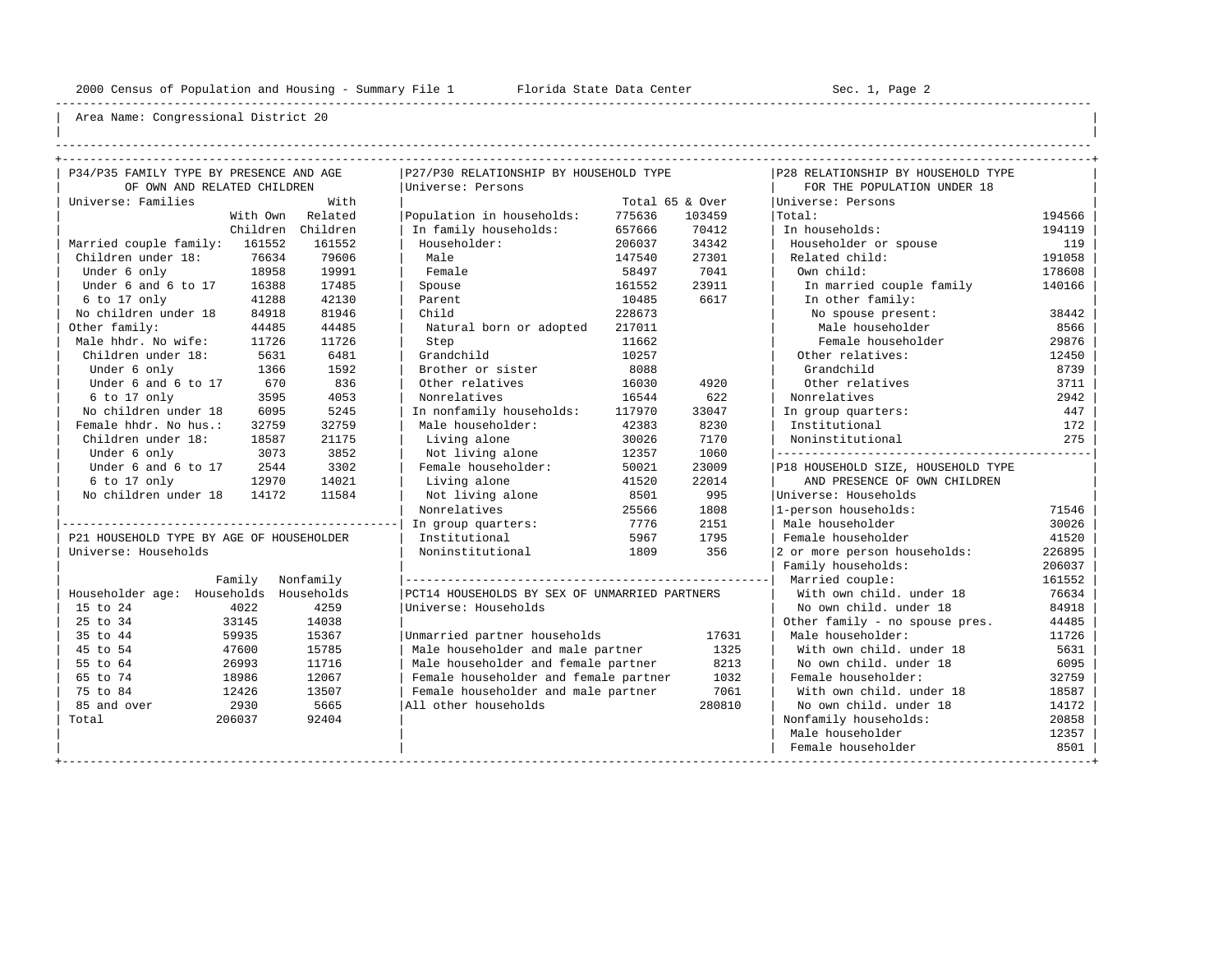Area Name: Congressional District 20

## P34/P35 FAMILY TYPE BY PRESENCE AND AGE OF OWN AND RELATED CHILDREN

Universe: Families

| | With Own Children | With Related Children |
|---|---|---|
| Married couple family: | 161552 | 161552 |
| Children under 18: | 76634 | 79606 |
| Under 6 only | 18958 | 19991 |
| Under 6 and 6 to 17 | 16388 | 17485 |
| 6 to 17 only | 41288 | 42130 |
| No children under 18 | 84918 | 81946 |
| Other family: | 44485 | 44485 |
| Male hhdr. No wife: | 11726 | 11726 |
| Children under 18: | 5631 | 6481 |
| Under 6 only | 1366 | 1592 |
| Under 6 and 6 to 17 | 670 | 836 |
| 6 to 17 only | 3595 | 4053 |
| No children under 18 | 6095 | 5245 |
| Female hhdr. No hus.: | 32759 | 32759 |
| Children under 18: | 18587 | 21175 |
| Under 6 only | 3073 | 3852 |
| Under 6 and 6 to 17 | 2544 | 3302 |
| 6 to 17 only | 12970 | 14021 |
| No children under 18 | 14172 | 11584 |

## P21 HOUSEHOLD TYPE BY AGE OF HOUSEHOLDER

Universe: Households

| Householder age: | Family Households | Nonfamily Households |
|---|---|---|
| 15 to 24 | 4022 | 4259 |
| 25 to 34 | 33145 | 14038 |
| 35 to 44 | 59935 | 15367 |
| 45 to 54 | 47600 | 15785 |
| 55 to 64 | 26993 | 11716 |
| 65 to 74 | 18986 | 12067 |
| 75 to 84 | 12426 | 13507 |
| 85 and over | 2930 | 5665 |
| Total | 206037 | 92404 |

## P27/P30 RELATIONSHIP BY HOUSEHOLD TYPE

Universe: Persons

| | Total | 65 & Over |
|---|---|---|
| Population in households: | 775636 | 103459 |
| In family households: | 657666 | 70412 |
| Householder: | 206037 | 34342 |
| Male | 147540 | 27301 |
| Female | 58497 | 7041 |
| Spouse | 161552 | 23911 |
| Parent | 10485 | 6617 |
| Child | 228673 | |
| Natural born or adopted | 217011 | |
| Step | 11662 | |
| Grandchild | 10257 | |
| Brother or sister | 8088 | |
| Other relatives | 16030 | 4920 |
| Nonrelatives | 16544 | 622 |
| In nonfamily households: | 117970 | 33047 |
| Male householder: | 42383 | 8230 |
| Living alone | 30026 | 7170 |
| Not living alone | 12357 | 1060 |
| Female householder: | 50021 | 23009 |
| Living alone | 41520 | 22014 |
| Not living alone | 8501 | 995 |
| Nonrelatives | 25566 | 1808 |
| In group quarters: | 7776 | 2151 |
| Institutional | 5967 | 1795 |
| Noninstitutional | 1809 | 356 |

## PCT14 HOUSEHOLDS BY SEX OF UNMARRIED PARTNERS

Universe: Households

| | |
|---|---|
| Unmarried partner households | 17631 |
| Male householder and male partner | 1325 |
| Male householder and female partner | 8213 |
| Female householder and female partner | 1032 |
| Female householder and male partner | 7061 |
| All other households | 280810 |

## P28 RELATIONSHIP BY HOUSEHOLD TYPE FOR THE POPULATION UNDER 18

Universe: Persons

| | |
|---|---|
| Total: | 194566 |
| In households: | 194119 |
| Householder or spouse | 119 |
| Related child: | 191058 |
| Own child: | 178608 |
| In married couple family | 140166 |
| In other family: | |
| No spouse present: | 38442 |
| Male householder | 8566 |
| Female householder | 29876 |
| Other relatives: | 12450 |
| Grandchild | 8739 |
| Other relatives | 3711 |
| Nonrelatives | 2942 |
| In group quarters: | 447 |
| Institutional | 172 |
| Noninstitutional | 275 |

## P18 HOUSEHOLD SIZE, HOUSEHOLD TYPE AND PRESENCE OF OWN CHILDREN

Universe: Households

| | |
|---|---|
| 1-person households: | 71546 |
| Male householder | 30026 |
| Female householder | 41520 |
| 2 or more person households: | 226895 |
| Family households: | 206037 |
| Married couple: | 161552 |
| With own child. under 18 | 76634 |
| No own child. under 18 | 84918 |
| Other family - no spouse pres. | 44485 |
| Male householder: | 11726 |
| With own child. under 18 | 5631 |
| No own child. under 18 | 6095 |
| Female householder: | 32759 |
| With own child. under 18 | 18587 |
| No own child. under 18 | 14172 |
| Nonfamily households: | 20858 |
| Male householder | 12357 |
| Female householder | 8501 |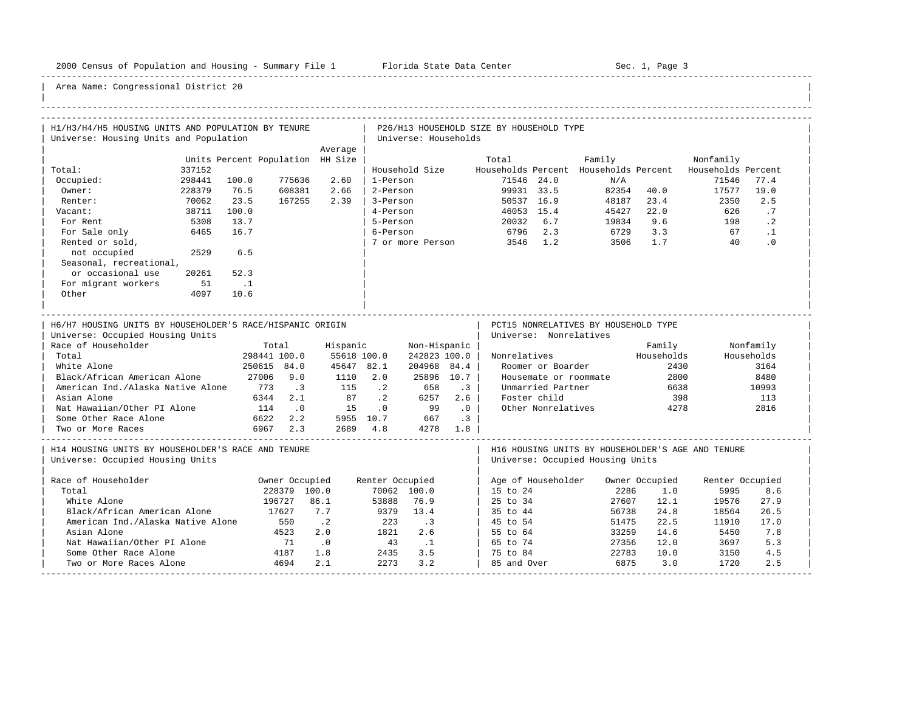Area Name: Congressional District 20

## H1/H3/H4/H5 HOUSING UNITS AND POPULATION BY TENURE

Universe: Housing Units and Population

| | Units | Percent | Population | Average HH Size |
|---|---|---|---|---|
| Total: | 337152 | | | |
| Occupied: | 298441 | 100.0 | 775636 | 2.60 |
| Owner: | 228379 | 76.5 | 608381 | 2.66 |
| Renter: | 70062 | 23.5 | 167255 | 2.39 |
| Vacant: | 38711 | 100.0 | | |
| For Rent | 5308 | 13.7 | | |
| For Sale only | 6465 | 16.7 | | |
| Rented or sold, not occupied | 2529 | 6.5 | | |
| Seasonal, recreational, or occasional use | 20261 | 52.3 | | |
| For migrant workers | 51 | .1 | | |
| Other | 4097 | 10.6 | | |

## P26/H13 HOUSEHOLD SIZE BY HOUSEHOLD TYPE

Universe: Households

| Household Size | Total Households | Percent | Family Households | Percent | Nonfamily Households | Percent |
|---|---|---|---|---|---|---|
| 1-Person | 71546 | 24.0 | N/A | | 71546 | 77.4 |
| 2-Person | 99931 | 33.5 | 82354 | 40.0 | 17577 | 19.0 |
| 3-Person | 50537 | 16.9 | 48187 | 23.4 | 2350 | 2.5 |
| 4-Person | 46053 | 15.4 | 45427 | 22.0 | 626 | .7 |
| 5-Person | 20032 | 6.7 | 19834 | 9.6 | 198 | .2 |
| 6-Person | 6796 | 2.3 | 6729 | 3.3 | 67 | .1 |
| 7 or more Person | 3546 | 1.2 | 3506 | 1.7 | 40 | .0 |

## H6/H7 HOUSING UNITS BY HOUSEHOLDER'S RACE/HISPANIC ORIGIN

Universe: Occupied Housing Units

| Race of Householder | Total | | Hispanic | | Non-Hispanic | |
|---|---|---|---|---|---|---|
| Total | 298441 | 100.0 | 55618 | 100.0 | 242823 | 100.0 |
| White Alone | 250615 | 84.0 | 45647 | 82.1 | 204968 | 84.4 |
| Black/African American Alone | 27006 | 9.0 | 1110 | 2.0 | 25896 | 10.7 |
| American Ind./Alaska Native Alone | 773 | .3 | 115 | .2 | 658 | .3 |
| Asian Alone | 6344 | 2.1 | 87 | .2 | 6257 | 2.6 |
| Nat Hawaiian/Other PI Alone | 114 | .0 | 15 | .0 | 99 | .0 |
| Some Other Race Alone | 6622 | 2.2 | 5955 | 10.7 | 667 | .3 |
| Two or More Races | 6967 | 2.3 | 2689 | 4.8 | 4278 | 1.8 |

## PCT15 NONRELATIVES BY HOUSEHOLD TYPE

Universe: Nonrelatives

| Nonrelatives | Family Households | Nonfamily Households |
|---|---|---|
| Roomer or Boarder | 2430 | 3164 |
| Housemate or roommate | 2800 | 8480 |
| Unmarried Partner | 6638 | 10993 |
| Foster child | 398 | 113 |
| Other Nonrelatives | 4278 | 2816 |

## H14 HOUSING UNITS BY HOUSEHOLDER'S RACE AND TENURE

Universe: Occupied Housing Units

| Race of Householder | Owner Occupied | | Renter Occupied | |
|---|---|---|---|---|
| Total | 228379 | 100.0 | 70062 | 100.0 |
| White Alone | 196727 | 86.1 | 53888 | 76.9 |
| Black/African American Alone | 17627 | 7.7 | 9379 | 13.4 |
| American Ind./Alaska Native Alone | 550 | .2 | 223 | .3 |
| Asian Alone | 4523 | 2.0 | 1821 | 2.6 |
| Nat Hawaiian/Other PI Alone | 71 | .0 | 43 | .1 |
| Some Other Race Alone | 4187 | 1.8 | 2435 | 3.5 |
| Two or More Races Alone | 4694 | 2.1 | 2273 | 3.2 |

## H16 HOUSING UNITS BY HOUSEHOLDER'S AGE AND TENURE

Universe: Occupied Housing Units

| Age of Householder | Owner Occupied | | Renter Occupied | |
|---|---|---|---|---|
| 15 to 24 | 2286 | 1.0 | 5995 | 8.6 |
| 25 to 34 | 27607 | 12.1 | 19576 | 27.9 |
| 35 to 44 | 56738 | 24.8 | 18564 | 26.5 |
| 45 to 54 | 51475 | 22.5 | 11910 | 17.0 |
| 55 to 64 | 33259 | 14.6 | 5450 | 7.8 |
| 65 to 74 | 27356 | 12.0 | 3697 | 5.3 |
| 75 to 84 | 22783 | 10.0 | 3150 | 4.5 |
| 85 and Over | 6875 | 3.0 | 1720 | 2.5 |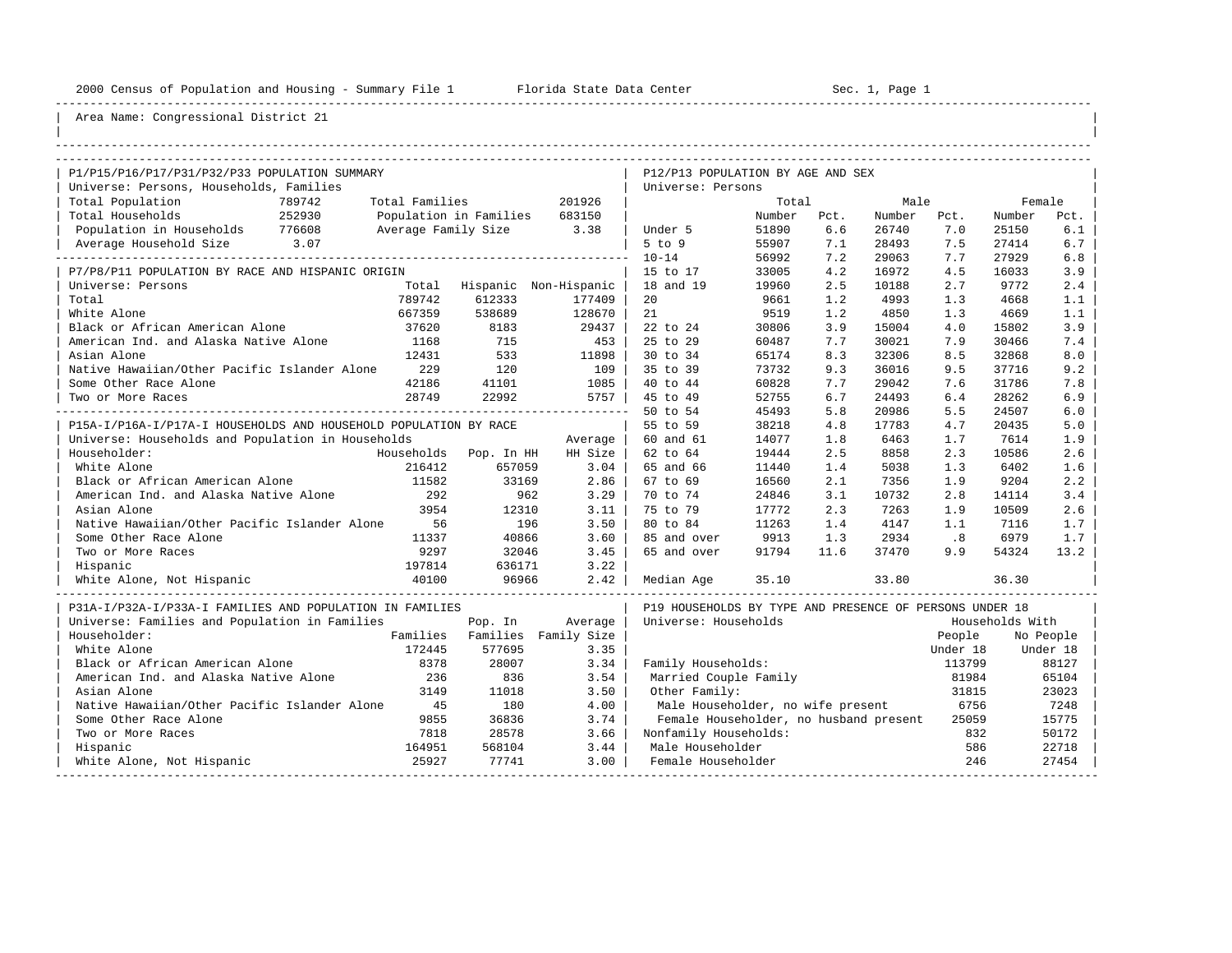2000 Census of Population and Housing - Summary File 1 Florida State Data Center Sec. 1, Page 1

Area Name: Congressional District 21

## P1/P15/P16/P17/P31/P32/P33 POPULATION SUMMARY

Universe: Persons, Households, Families

| | | | |
|---|---|---|---|
| Total Population | 789742 | Total Families | 201926 |
| Total Households | 252930 | Population in Families | 683150 |
| Population in Households | 776608 | Average Family Size | 3.38 |
| Average Household Size | 3.07 | | |

## P7/P8/P11 POPULATION BY RACE AND HISPANIC ORIGIN

Universe: Persons

| | Total | Hispanic | Non-Hispanic |
|---|---|---|---|
| Total | 789742 | 612333 | 177409 |
| White Alone | 667359 | 538689 | 128670 |
| Black or African American Alone | 37620 | 8183 | 29437 |
| American Ind. and Alaska Native Alone | 1168 | 715 | 453 |
| Asian Alone | 12431 | 533 | 11898 |
| Native Hawaiian/Other Pacific Islander Alone | 229 | 120 | 109 |
| Some Other Race Alone | 42186 | 41101 | 1085 |
| Two or More Races | 28749 | 22992 | 5757 |

## P15A-I/P16A-I/P17A-I HOUSEHOLDS AND HOUSEHOLD POPULATION BY RACE

Universe: Households and Population in Households

| Householder: | Households | Pop. In HH | Average HH Size |
|---|---|---|---|
| White Alone | 216412 | 657059 | 3.04 |
| Black or African American Alone | 11582 | 33169 | 2.86 |
| American Ind. and Alaska Native Alone | 292 | 962 | 3.29 |
| Asian Alone | 3954 | 12310 | 3.11 |
| Native Hawaiian/Other Pacific Islander Alone | 56 | 196 | 3.50 |
| Some Other Race Alone | 11337 | 40866 | 3.60 |
| Two or More Races | 9297 | 32046 | 3.45 |
| Hispanic | 197814 | 636171 | 3.22 |
| White Alone, Not Hispanic | 40100 | 96966 | 2.42 |

## P31A-I/P32A-I/P33A-I FAMILIES AND POPULATION IN FAMILIES

Universe: Families and Population in Families

| Householder: | Families | Pop. In Families | Average Family Size |
|---|---|---|---|
| White Alone | 172445 | 577695 | 3.35 |
| Black or African American Alone | 8378 | 28007 | 3.34 |
| American Ind. and Alaska Native Alone | 236 | 836 | 3.54 |
| Asian Alone | 3149 | 11018 | 3.50 |
| Native Hawaiian/Other Pacific Islander Alone | 45 | 180 | 4.00 |
| Some Other Race Alone | 9855 | 36836 | 3.74 |
| Two or More Races | 7818 | 28578 | 3.66 |
| Hispanic | 164951 | 568104 | 3.44 |
| White Alone, Not Hispanic | 25927 | 77741 | 3.00 |

## P12/P13 POPULATION BY AGE AND SEX

Universe: Persons

| | Total Number | Total Pct. | Male Number | Male Pct. | Female Number | Female Pct. |
|---|---|---|---|---|---|---|
| Under 5 | 51890 | 6.6 | 26740 | 7.0 | 25150 | 6.1 |
| 5 to 9 | 55907 | 7.1 | 28493 | 7.5 | 27414 | 6.7 |
| 10-14 | 56992 | 7.2 | 29063 | 7.7 | 27929 | 6.8 |
| 15 to 17 | 33005 | 4.2 | 16972 | 4.5 | 16033 | 3.9 |
| 18 and 19 | 19960 | 2.5 | 10188 | 2.7 | 9772 | 2.4 |
| 20 | 9661 | 1.2 | 4993 | 1.3 | 4668 | 1.1 |
| 21 | 9519 | 1.2 | 4850 | 1.3 | 4669 | 1.1 |
| 22 to 24 | 30806 | 3.9 | 15004 | 4.0 | 15802 | 3.9 |
| 25 to 29 | 60487 | 7.7 | 30021 | 7.9 | 30466 | 7.4 |
| 30 to 34 | 65174 | 8.3 | 32306 | 8.5 | 32868 | 8.0 |
| 35 to 39 | 73732 | 9.3 | 36016 | 9.5 | 37716 | 9.2 |
| 40 to 44 | 60828 | 7.7 | 29042 | 7.6 | 31786 | 7.8 |
| 45 to 49 | 52755 | 6.7 | 24493 | 6.4 | 28262 | 6.9 |
| 50 to 54 | 45493 | 5.8 | 20986 | 5.5 | 24507 | 6.0 |
| 55 to 59 | 38218 | 4.8 | 17783 | 4.7 | 20435 | 5.0 |
| 60 and 61 | 14077 | 1.8 | 6463 | 1.7 | 7614 | 1.9 |
| 62 to 64 | 19444 | 2.5 | 8858 | 2.3 | 10586 | 2.6 |
| 65 and 66 | 11440 | 1.4 | 5038 | 1.3 | 6402 | 1.6 |
| 67 to 69 | 16560 | 2.1 | 7356 | 1.9 | 9204 | 2.2 |
| 70 to 74 | 24846 | 3.1 | 10732 | 2.8 | 14114 | 3.4 |
| 75 to 79 | 17772 | 2.3 | 7263 | 1.9 | 10509 | 2.6 |
| 80 to 84 | 11263 | 1.4 | 4147 | 1.1 | 7116 | 1.7 |
| 85 and over | 9913 | 1.3 | 2934 | .8 | 6979 | 1.7 |
| 65 and over | 91794 | 11.6 | 37470 | 9.9 | 54324 | 13.2 |
| Median Age | 35.10 | | 33.80 | | 36.30 | |

## P19 HOUSEHOLDS BY TYPE AND PRESENCE OF PERSONS UNDER 18

Universe: Households

| | Households With People Under 18 | Households With No People Under 18 |
|---|---|---|
| Family Households: | 113799 | 88127 |
| Married Couple Family | 81984 | 65104 |
| Other Family: | 31815 | 23023 |
| Male Householder, no wife present | 6756 | 7248 |
| Female Householder, no husband present | 25059 | 15775 |
| Nonfamily Households: | 832 | 50172 |
| Male Householder | 586 | 22718 |
| Female Householder | 246 | 27454 |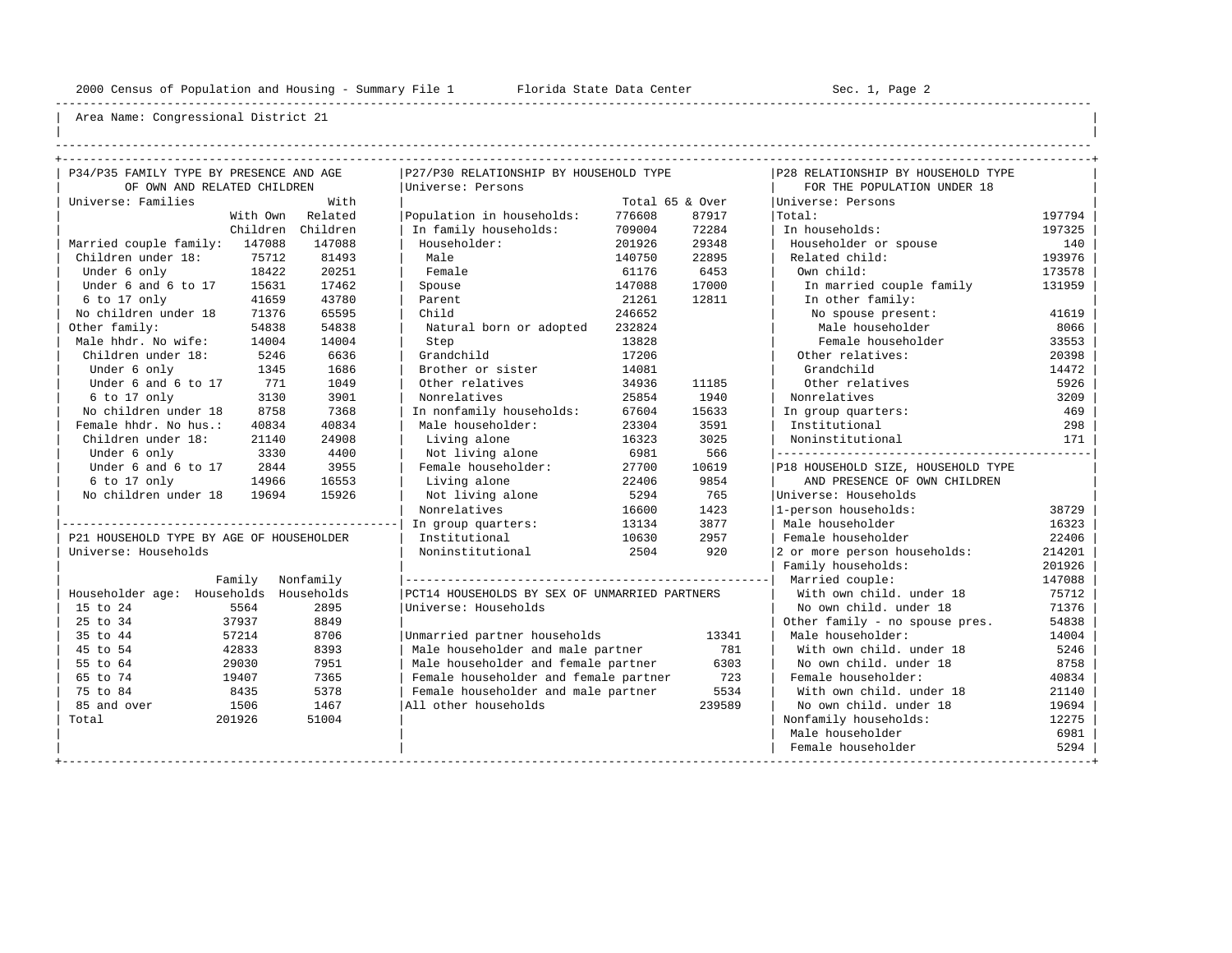Area Name: Congressional District 21

## P34/P35 FAMILY TYPE BY PRESENCE AND AGE OF OWN AND RELATED CHILDREN

Universe: Families

| | With Own Children | With Related Children |
|---|---|---|
| Married couple family: | 147088 | 147088 |
| Children under 18: | 75712 | 81493 |
| Under 6 only | 18422 | 20251 |
| Under 6 and 6 to 17 | 15631 | 17462 |
| 6 to 17 only | 41659 | 43780 |
| No children under 18 | 71376 | 65595 |
| Other family: | 54838 | 54838 |
| Male hhdr. No wife: | 14004 | 14004 |
| Children under 18: | 5246 | 6636 |
| Under 6 only | 1345 | 1686 |
| Under 6 and 6 to 17 | 771 | 1049 |
| 6 to 17 only | 3130 | 3901 |
| No children under 18 | 8758 | 7368 |
| Female hhdr. No hus.: | 40834 | 40834 |
| Children under 18: | 21140 | 24908 |
| Under 6 only | 3330 | 4400 |
| Under 6 and 6 to 17 | 2844 | 3955 |
| 6 to 17 only | 14966 | 16553 |
| No children under 18 | 19694 | 15926 |

## P21 HOUSEHOLD TYPE BY AGE OF HOUSEHOLDER

Universe: Households

| Householder age: | Family Households | Nonfamily Households |
|---|---|---|
| 15 to 24 | 5564 | 2895 |
| 25 to 34 | 37937 | 8849 |
| 35 to 44 | 57214 | 8706 |
| 45 to 54 | 42833 | 8393 |
| 55 to 64 | 29030 | 7951 |
| 65 to 74 | 19407 | 7365 |
| 75 to 84 | 8435 | 5378 |
| 85 and over | 1506 | 1467 |
| Total | 201926 | 51004 |

## P27/P30 RELATIONSHIP BY HOUSEHOLD TYPE

Universe: Persons

| | Total | 65 & Over |
|---|---|---|
| Population in households: | 776608 | 87917 |
| In family households: | 709004 | 72284 |
| Householder: | 201926 | 29348 |
| Male | 140750 | 22895 |
| Female | 61176 | 6453 |
| Spouse | 147088 | 17000 |
| Parent | 21261 | 12811 |
| Child | 246652 | |
| Natural born or adopted | 232824 | |
| Step | 13828 | |
| Grandchild | 17206 | |
| Brother or sister | 14081 | |
| Other relatives | 34936 | 11185 |
| Nonrelatives | 25854 | 1940 |
| In nonfamily households: | 67604 | 15633 |
| Male householder: | 23304 | 3591 |
| Living alone | 16323 | 3025 |
| Not living alone | 6981 | 566 |
| Female householder: | 27700 | 10619 |
| Living alone | 22406 | 9854 |
| Not living alone | 5294 | 765 |
| Nonrelatives | 16600 | 1423 |
| In group quarters: | 13134 | 3877 |
| Institutional | 10630 | 2957 |
| Noninstitutional | 2504 | 920 |

## PCT14 HOUSEHOLDS BY SEX OF UNMARRIED PARTNERS

Universe: Households

| | |
|---|---|
| Unmarried partner households | 13341 |
| Male householder and male partner | 781 |
| Male householder and female partner | 6303 |
| Female householder and female partner | 723 |
| Female householder and male partner | 5534 |
| All other households | 239589 |

## P28 RELATIONSHIP BY HOUSEHOLD TYPE FOR THE POPULATION UNDER 18

Universe: Persons

| | |
|---|---|
| Total: | 197794 |
| In households: | 197325 |
| Householder or spouse | 140 |
| Related child: | 193976 |
| Own child: | 173578 |
| In married couple family | 131959 |
| In other family: | |
| No spouse present: | 41619 |
| Male householder | 8066 |
| Female householder | 33553 |
| Other relatives: | 20398 |
| Grandchild | 14472 |
| Other relatives | 5926 |
| Nonrelatives | 3209 |
| In group quarters: | 469 |
| Institutional | 298 |
| Noninstitutional | 171 |

## P18 HOUSEHOLD SIZE, HOUSEHOLD TYPE AND PRESENCE OF OWN CHILDREN

Universe: Households

| | |
|---|---|
| 1-person households: | 38729 |
| Male householder | 16323 |
| Female householder | 22406 |
| 2 or more person households: | 214201 |
| Family households: | 201926 |
| Married couple: | 147088 |
| With own child. under 18 | 75712 |
| No own child. under 18 | 71376 |
| Other family - no spouse pres. | 54838 |
| Male householder: | 14004 |
| With own child. under 18 | 5246 |
| No own child. under 18 | 8758 |
| Female householder: | 40834 |
| With own child. under 18 | 21140 |
| No own child. under 18 | 19694 |
| Nonfamily households: | 12275 |
| Male householder | 6981 |
| Female householder | 5294 |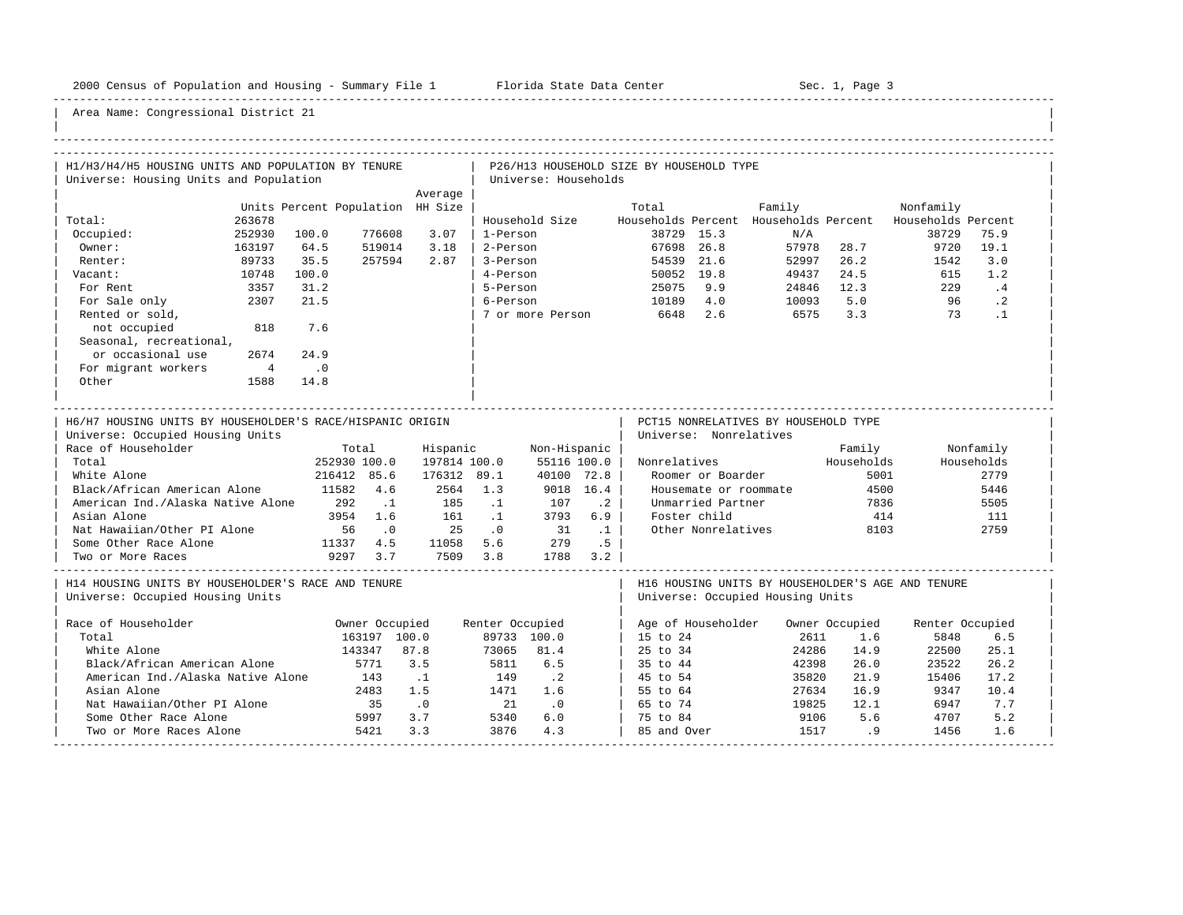Area Name: Congressional District 21

## H1/H3/H4/H5 HOUSING UNITS AND POPULATION BY TENURE

Universe: Housing Units and Population

| | Units | Percent | Population | Average HH Size |
|---|---|---|---|---|
| Total: | 263678 | | | |
| Occupied: | 252930 | 100.0 | 776608 | 3.07 |
| Owner: | 163197 | 64.5 | 519014 | 3.18 |
| Renter: | 89733 | 35.5 | 257594 | 2.87 |
| Vacant: | 10748 | 100.0 | | |
| For Rent | 3357 | 31.2 | | |
| For Sale only | 2307 | 21.5 | | |
| Rented or sold, not occupied | 818 | 7.6 | | |
| Seasonal, recreational, or occasional use | 2674 | 24.9 | | |
| For migrant workers | 4 | .0 | | |
| Other | 1588 | 14.8 | | |

## P26/H13 HOUSEHOLD SIZE BY HOUSEHOLD TYPE

Universe: Households

| Household Size | Total Households | Percent | Family Households | Percent | Nonfamily Households | Percent |
|---|---|---|---|---|---|---|
| 1-Person | 38729 | 15.3 | N/A | | 38729 | 75.9 |
| 2-Person | 67698 | 26.8 | 57978 | 28.7 | 9720 | 19.1 |
| 3-Person | 54539 | 21.6 | 52997 | 26.2 | 1542 | 3.0 |
| 4-Person | 50052 | 19.8 | 49437 | 24.5 | 615 | 1.2 |
| 5-Person | 25075 | 9.9 | 24846 | 12.3 | 229 | .4 |
| 6-Person | 10189 | 4.0 | 10093 | 5.0 | 96 | .2 |
| 7 or more Person | 6648 | 2.6 | 6575 | 3.3 | 73 | .1 |

## H6/H7 HOUSING UNITS BY HOUSEHOLDER'S RACE/HISPANIC ORIGIN

Universe: Occupied Housing Units

| Race of Householder | Total | | Hispanic | | Non-Hispanic | |
|---|---|---|---|---|---|---|
| Total | 252930 | 100.0 | 197814 | 100.0 | 55116 | 100.0 |
| White Alone | 216412 | 85.6 | 176312 | 89.1 | 40100 | 72.8 |
| Black/African American Alone | 11582 | 4.6 | 2564 | 1.3 | 9018 | 16.4 |
| American Ind./Alaska Native Alone | 292 | .1 | 185 | .1 | 107 | .2 |
| Asian Alone | 3954 | 1.6 | 161 | .1 | 3793 | 6.9 |
| Nat Hawaiian/Other PI Alone | 56 | .0 | 25 | .0 | 31 | .1 |
| Some Other Race Alone | 11337 | 4.5 | 11058 | 5.6 | 279 | .5 |
| Two or More Races | 9297 | 3.7 | 7509 | 3.8 | 1788 | 3.2 |

## PCT15 NONRELATIVES BY HOUSEHOLD TYPE

Universe: Nonrelatives

| Nonrelatives | Family Households | Nonfamily Households |
|---|---|---|
| Roomer or Boarder | 5001 | 2779 |
| Housemate or roommate | 4500 | 5446 |
| Unmarried Partner | 7836 | 5505 |
| Foster child | 414 | 111 |
| Other Nonrelatives | 8103 | 2759 |

## H14 HOUSING UNITS BY HOUSEHOLDER'S RACE AND TENURE

Universe: Occupied Housing Units

| Race of Householder | Owner Occupied | | Renter Occupied | |
|---|---|---|---|---|
| Total | 163197 | 100.0 | 89733 | 100.0 |
| White Alone | 143347 | 87.8 | 73065 | 81.4 |
| Black/African American Alone | 5771 | 3.5 | 5811 | 6.5 |
| American Ind./Alaska Native Alone | 143 | .1 | 149 | .2 |
| Asian Alone | 2483 | 1.5 | 1471 | 1.6 |
| Nat Hawaiian/Other PI Alone | 35 | .0 | 21 | .0 |
| Some Other Race Alone | 5997 | 3.7 | 5340 | 6.0 |
| Two or More Races Alone | 5421 | 3.3 | 3876 | 4.3 |

## H16 HOUSING UNITS BY HOUSEHOLDER'S AGE AND TENURE

Universe: Occupied Housing Units

| Age of Householder | Owner Occupied | | Renter Occupied | |
|---|---|---|---|---|
| 15 to 24 | 2611 | 1.6 | 5848 | 6.5 |
| 25 to 34 | 24286 | 14.9 | 22500 | 25.1 |
| 35 to 44 | 42398 | 26.0 | 23522 | 26.2 |
| 45 to 54 | 35820 | 21.9 | 15406 | 17.2 |
| 55 to 64 | 27634 | 16.9 | 9347 | 10.4 |
| 65 to 74 | 19825 | 12.1 | 6947 | 7.7 |
| 75 to 84 | 9106 | 5.6 | 4707 | 5.2 |
| 85 and Over | 1517 | .9 | 1456 | 1.6 |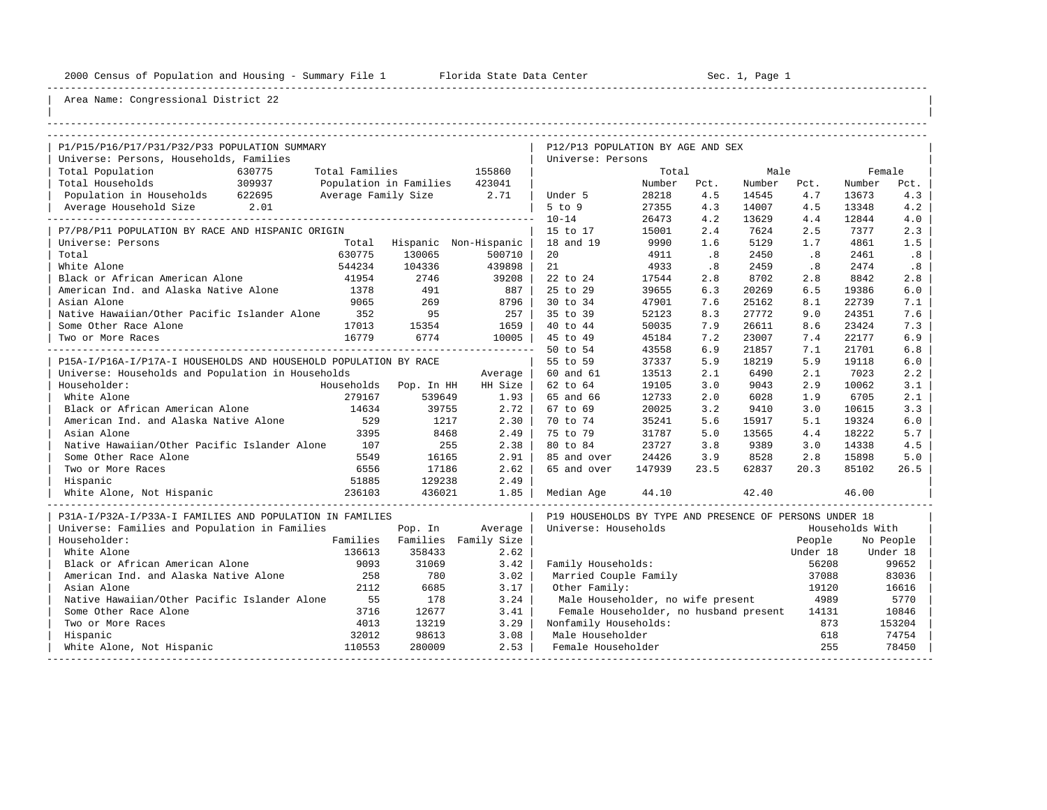2000 Census of Population and Housing - Summary File 1 Florida State Data Center Sec. 1, Page 1

Area Name: Congressional District 22

## P1/P15/P16/P17/P31/P32/P33 POPULATION SUMMARY

Universe: Persons, Households, Families

| | | | |
|---|---|---|---|
| Total Population | 630775 | Total Families | 155860 |
| Total Households | 309937 | Population in Families | 423041 |
| Population in Households | 622695 | Average Family Size | 2.71 |
| Average Household Size | 2.01 | | |

## P12/P13 POPULATION BY AGE AND SEX

Universe: Persons

| | Total Number | Total Pct. | Male Number | Male Pct. | Female Number | Female Pct. |
|---|---|---|---|---|---|---|
| Under 5 | 28218 | 4.5 | 14545 | 4.7 | 13673 | 4.3 |
| 5 to 9 | 27355 | 4.3 | 14007 | 4.5 | 13348 | 4.2 |
| 10-14 | 26473 | 4.2 | 13629 | 4.4 | 12844 | 4.0 |
| 15 to 17 | 15001 | 2.4 | 7624 | 2.5 | 7377 | 2.3 |
| 18 and 19 | 9990 | 1.6 | 5129 | 1.7 | 4861 | 1.5 |
| 20 | 4911 | .8 | 2450 | .8 | 2461 | .8 |
| 21 | 4933 | .8 | 2459 | .8 | 2474 | .8 |
| 22 to 24 | 17544 | 2.8 | 8702 | 2.8 | 8842 | 2.8 |
| 25 to 29 | 39655 | 6.3 | 20269 | 6.5 | 19386 | 6.0 |
| 30 to 34 | 47901 | 7.6 | 25162 | 8.1 | 22739 | 7.1 |
| 35 to 39 | 52123 | 8.3 | 27772 | 9.0 | 24351 | 7.6 |
| 40 to 44 | 50035 | 7.9 | 26611 | 8.6 | 23424 | 7.3 |
| 45 to 49 | 45184 | 7.2 | 23007 | 7.4 | 22177 | 6.9 |
| 50 to 54 | 43558 | 6.9 | 21857 | 7.1 | 21701 | 6.8 |
| 55 to 59 | 37337 | 5.9 | 18219 | 5.9 | 19118 | 6.0 |
| 60 and 61 | 13513 | 2.1 | 6490 | 2.1 | 7023 | 2.2 |
| 62 to 64 | 19105 | 3.0 | 9043 | 2.9 | 10062 | 3.1 |
| 65 and 66 | 12733 | 2.0 | 6028 | 1.9 | 6705 | 2.1 |
| 67 to 69 | 20025 | 3.2 | 9410 | 3.0 | 10615 | 3.3 |
| 70 to 74 | 35241 | 5.6 | 15917 | 5.1 | 19324 | 6.0 |
| 75 to 79 | 31787 | 5.0 | 13565 | 4.4 | 18222 | 5.7 |
| 80 to 84 | 23727 | 3.8 | 9389 | 3.0 | 14338 | 4.5 |
| 85 and over | 24426 | 3.9 | 8528 | 2.8 | 15898 | 5.0 |
| 65 and over | 147939 | 23.5 | 62837 | 20.3 | 85102 | 26.5 |
| Median Age | 44.10 | | 42.40 | | 46.00 | |

## P7/P8/P11 POPULATION BY RACE AND HISPANIC ORIGIN

Universe: Persons

| | Total | Hispanic | Non-Hispanic |
|---|---|---|---|
| Total | 630775 | 130065 | 500710 |
| White Alone | 544234 | 104336 | 439898 |
| Black or African American Alone | 41954 | 2746 | 39208 |
| American Ind. and Alaska Native Alone | 1378 | 491 | 887 |
| Asian Alone | 9065 | 269 | 8796 |
| Native Hawaiian/Other Pacific Islander Alone | 352 | 95 | 257 |
| Some Other Race Alone | 17013 | 15354 | 1659 |
| Two or More Races | 16779 | 6774 | 10005 |

## P15A-I/P16A-I/P17A-I HOUSEHOLDS AND HOUSEHOLD POPULATION BY RACE

Universe: Households and Population in Households

| Householder: | Households | Pop. In HH | Average HH Size |
|---|---|---|---|
| White Alone | 279167 | 539649 | 1.93 |
| Black or African American Alone | 14634 | 39755 | 2.72 |
| American Ind. and Alaska Native Alone | 529 | 1217 | 2.30 |
| Asian Alone | 3395 | 8468 | 2.49 |
| Native Hawaiian/Other Pacific Islander Alone | 107 | 255 | 2.38 |
| Some Other Race Alone | 5549 | 16165 | 2.91 |
| Two or More Races | 6556 | 17186 | 2.62 |
| Hispanic | 51885 | 129238 | 2.49 |
| White Alone, Not Hispanic | 236103 | 436021 | 1.85 |

## P31A-I/P32A-I/P33A-I FAMILIES AND POPULATION IN FAMILIES

Universe: Families and Population in Families

| Householder: | Families | Pop. In Families | Average Family Size |
|---|---|---|---|
| White Alone | 136613 | 358433 | 2.62 |
| Black or African American Alone | 9093 | 31069 | 3.42 |
| American Ind. and Alaska Native Alone | 258 | 780 | 3.02 |
| Asian Alone | 2112 | 6685 | 3.17 |
| Native Hawaiian/Other Pacific Islander Alone | 55 | 178 | 3.24 |
| Some Other Race Alone | 3716 | 12677 | 3.41 |
| Two or More Races | 4013 | 13219 | 3.29 |
| Hispanic | 32012 | 98613 | 3.08 |
| White Alone, Not Hispanic | 110553 | 280009 | 2.53 |

## P19 HOUSEHOLDS BY TYPE AND PRESENCE OF PERSONS UNDER 18

Universe: Households

| | Households With People Under 18 | Households With No People Under 18 |
|---|---|---|
| Family Households: | 56208 | 99652 |
| Married Couple Family | 37088 | 83036 |
| Other Family: | 19120 | 16616 |
| Male Householder, no wife present | 4989 | 5770 |
| Female Householder, no husband present | 14131 | 10846 |
| Nonfamily Households: | 873 | 153204 |
| Male Householder | 618 | 74754 |
| Female Householder | 255 | 78450 |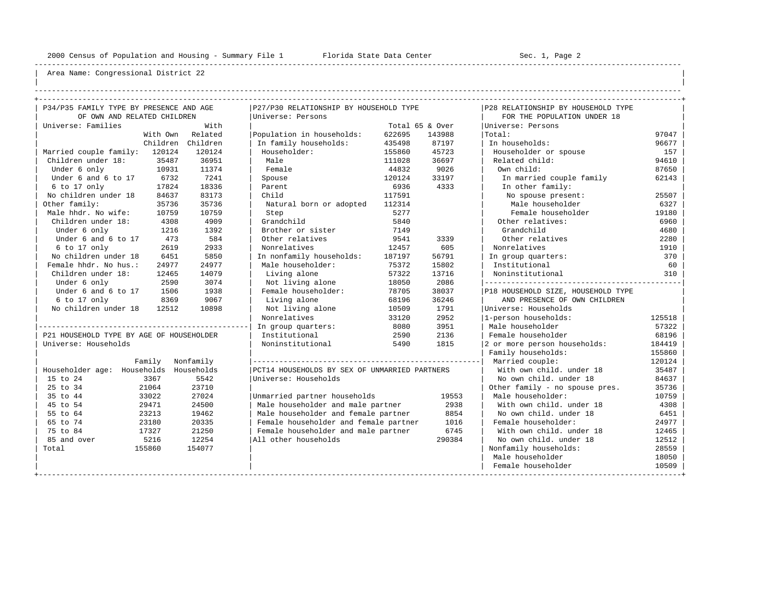Area Name: Congressional District 22

## P34/P35 FAMILY TYPE BY PRESENCE AND AGE OF OWN AND RELATED CHILDREN

Universe: Families

| | With Own Children | With Related Children |
|---|---|---|
| Married couple family: | 120124 | 120124 |
| Children under 18: | 35487 | 36951 |
| Under 6 only | 10931 | 11374 |
| Under 6 and 6 to 17 | 6732 | 7241 |
| 6 to 17 only | 17824 | 18336 |
| No children under 18 | 84637 | 83173 |
| Other family: | 35736 | 35736 |
| Male hhdr. No wife: | 10759 | 10759 |
| Children under 18: | 4308 | 4909 |
| Under 6 only | 1216 | 1392 |
| Under 6 and 6 to 17 | 473 | 584 |
| 6 to 17 only | 2619 | 2933 |
| No children under 18 | 6451 | 5850 |
| Female hhdr. No hus.: | 24977 | 24977 |
| Children under 18: | 12465 | 14079 |
| Under 6 only | 2590 | 3074 |
| Under 6 and 6 to 17 | 1506 | 1938 |
| 6 to 17 only | 8369 | 9067 |
| No children under 18 | 12512 | 10898 |

## P21 HOUSEHOLD TYPE BY AGE OF HOUSEHOLDER

Universe: Households

| Householder age: | Family Households | Nonfamily Households |
|---|---|---|
| 15 to 24 | 3367 | 5542 |
| 25 to 34 | 21064 | 23710 |
| 35 to 44 | 33022 | 27024 |
| 45 to 54 | 29471 | 24500 |
| 55 to 64 | 23213 | 19462 |
| 65 to 74 | 23180 | 20335 |
| 75 to 84 | 17327 | 21250 |
| 85 and over | 5216 | 12254 |
| Total | 155860 | 154077 |

## P27/P30 RELATIONSHIP BY HOUSEHOLD TYPE

Universe: Persons

| | Total | 65 & Over |
|---|---|---|
| Population in households: | 622695 | 143988 |
| In family households: | 435498 | 87197 |
| Householder: | 155860 | 45723 |
| Male | 111028 | 36697 |
| Female | 44832 | 9026 |
| Spouse | 120124 | 33197 |
| Parent | 6936 | 4333 |
| Child | 117591 | |
| Natural born or adopted | 112314 | |
| Step | 5277 | |
| Grandchild | 5840 | |
| Brother or sister | 7149 | |
| Other relatives | 9541 | 3339 |
| Nonrelatives | 12457 | 605 |
| In nonfamily households: | 187197 | 56791 |
| Male householder: | 75372 | 15802 |
| Living alone | 57322 | 13716 |
| Not living alone | 18050 | 2086 |
| Female householder: | 78705 | 38037 |
| Living alone | 68196 | 36246 |
| Not living alone | 10509 | 1791 |
| Nonrelatives | 33120 | 2952 |
| In group quarters: | 8080 | 3951 |
| Institutional | 2590 | 2136 |
| Noninstitutional | 5490 | 1815 |

## PCT14 HOUSEHOLDS BY SEX OF UNMARRIED PARTNERS

Universe: Households

| | |
|---|---|
| Unmarried partner households | 19553 |
| Male householder and male partner | 2938 |
| Male householder and female partner | 8854 |
| Female householder and female partner | 1016 |
| Female householder and male partner | 6745 |
| All other households | 290384 |

## P28 RELATIONSHIP BY HOUSEHOLD TYPE FOR THE POPULATION UNDER 18

Universe: Persons

| | |
|---|---|
| Total: | 97047 |
| In households: | 96677 |
| Householder or spouse | 157 |
| Related child: | 94610 |
| Own child: | 87650 |
| In married couple family | 62143 |
| In other family: | |
| No spouse present: | 25507 |
| Male householder | 6327 |
| Female householder | 19180 |
| Other relatives: | 6960 |
| Grandchild | 4680 |
| Other relatives | 2280 |
| Nonrelatives | 1910 |
| In group quarters: | 370 |
| Institutional | 60 |
| Noninstitutional | 310 |

## P18 HOUSEHOLD SIZE, HOUSEHOLD TYPE AND PRESENCE OF OWN CHILDREN

Universe: Households

| | |
|---|---|
| 1-person households: | 125518 |
| Male householder | 57322 |
| Female householder | 68196 |
| 2 or more person households: | 184419 |
| Family households: | 155860 |
| Married couple: | 120124 |
| With own child. under 18 | 35487 |
| No own child. under 18 | 84637 |
| Other family - no spouse pres. | 35736 |
| Male householder: | 10759 |
| With own child. under 18 | 4308 |
| No own child. under 18 | 6451 |
| Female householder: | 24977 |
| With own child. under 18 | 12465 |
| No own child. under 18 | 12512 |
| Nonfamily households: | 28559 |
| Male householder | 18050 |
| Female householder | 10509 |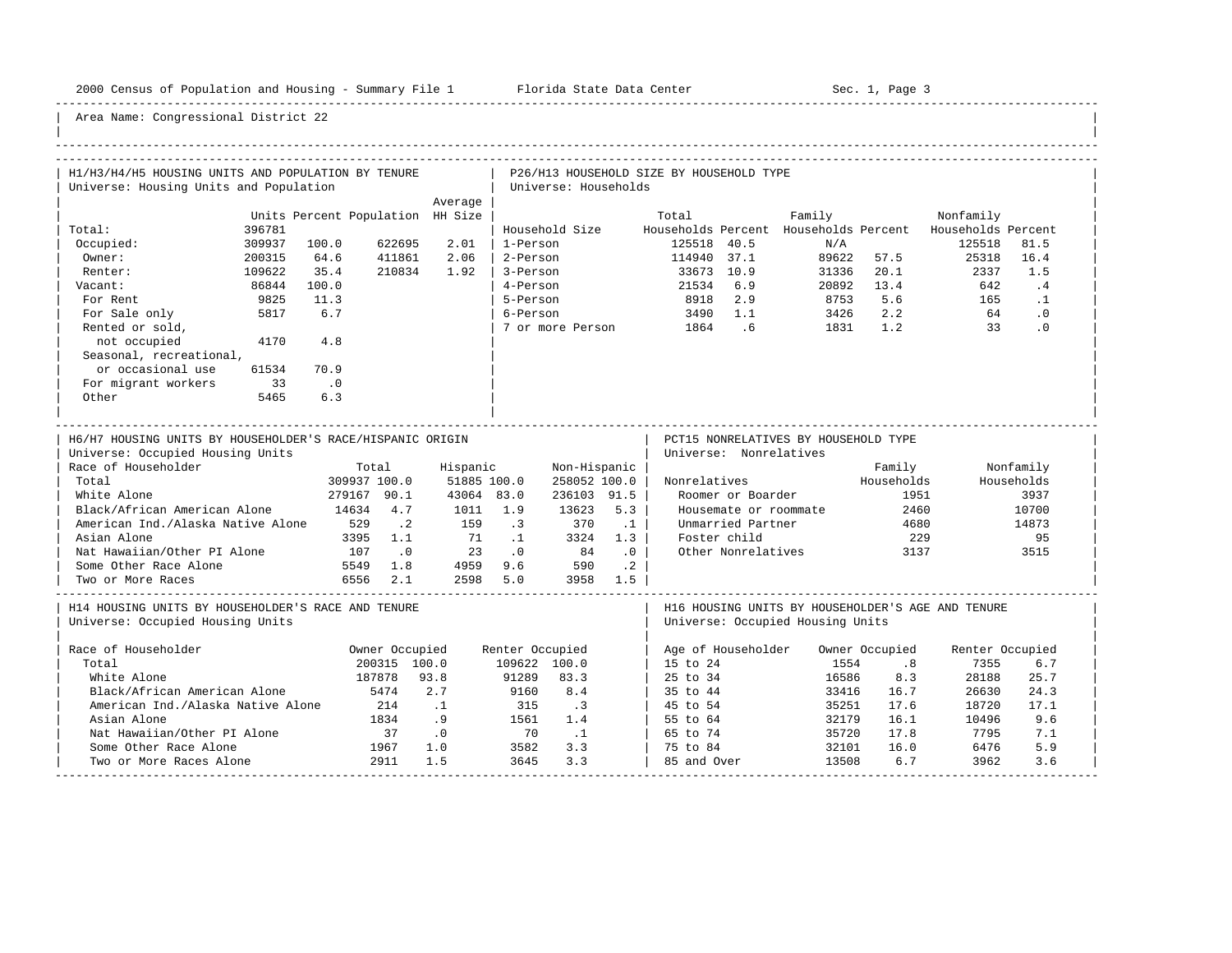Area Name: Congressional District 22

## H1/H3/H4/H5 HOUSING UNITS AND POPULATION BY TENURE
Universe: Housing Units and Population

| | Units | Percent | Population | Average HH Size |
|---|---|---|---|---|
| Total: | 396781 | | | |
| Occupied: | 309937 | 100.0 | 622695 | 2.01 |
| Owner: | 200315 | 64.6 | 411861 | 2.06 |
| Renter: | 109622 | 35.4 | 210834 | 1.92 |
| Vacant: | 86844 | 100.0 | | |
| For Rent | 9825 | 11.3 | | |
| For Sale only | 5817 | 6.7 | | |
| Rented or sold, not occupied | 4170 | 4.8 | | |
| Seasonal, recreational, or occasional use | 61534 | 70.9 | | |
| For migrant workers | 33 | .0 | | |
| Other | 5465 | 6.3 | | |

## P26/H13 HOUSEHOLD SIZE BY HOUSEHOLD TYPE
Universe: Households

| Household Size | Total Households | Percent | Family Households | Percent | Nonfamily Households | Percent |
|---|---|---|---|---|---|---|
| 1-Person | 125518 | 40.5 | N/A | | 125518 | 81.5 |
| 2-Person | 114940 | 37.1 | 89622 | 57.5 | 25318 | 16.4 |
| 3-Person | 33673 | 10.9 | 31336 | 20.1 | 2337 | 1.5 |
| 4-Person | 21534 | 6.9 | 20892 | 13.4 | 642 | .4 |
| 5-Person | 8918 | 2.9 | 8753 | 5.6 | 165 | .1 |
| 6-Person | 3490 | 1.1 | 3426 | 2.2 | 64 | .0 |
| 7 or more Person | 1864 | .6 | 1831 | 1.2 | 33 | .0 |

## H6/H7 HOUSING UNITS BY HOUSEHOLDER'S RACE/HISPANIC ORIGIN
Universe: Occupied Housing Units

| Race of Householder | Total | | Hispanic | | Non-Hispanic | |
|---|---|---|---|---|---|---|
| Total | 309937 | 100.0 | 51885 | 100.0 | 258052 | 100.0 |
| White Alone | 279167 | 90.1 | 43064 | 83.0 | 236103 | 91.5 |
| Black/African American Alone | 14634 | 4.7 | 1011 | 1.9 | 13623 | 5.3 |
| American Ind./Alaska Native Alone | 529 | .2 | 159 | .3 | 370 | .1 |
| Asian Alone | 3395 | 1.1 | 71 | .1 | 3324 | 1.3 |
| Nat Hawaiian/Other PI Alone | 107 | .0 | 23 | .0 | 84 | .0 |
| Some Other Race Alone | 5549 | 1.8 | 4959 | 9.6 | 590 | .2 |
| Two or More Races | 6556 | 2.1 | 2598 | 5.0 | 3958 | 1.5 |

## PCT15 NONRELATIVES BY HOUSEHOLD TYPE
Universe: Nonrelatives

| Nonrelatives | Family Households | Nonfamily Households |
|---|---|---|
| Roomer or Boarder | 1951 | 3937 |
| Housemate or roommate | 2460 | 10700 |
| Unmarried Partner | 4680 | 14873 |
| Foster child | 229 | 95 |
| Other Nonrelatives | 3137 | 3515 |

## H14 HOUSING UNITS BY HOUSEHOLDER'S RACE AND TENURE
Universe: Occupied Housing Units

| Race of Householder | Owner Occupied | | Renter Occupied | |
|---|---|---|---|---|
| Total | 200315 | 100.0 | 109622 | 100.0 |
| White Alone | 187878 | 93.8 | 91289 | 83.3 |
| Black/African American Alone | 5474 | 2.7 | 9160 | 8.4 |
| American Ind./Alaska Native Alone | 214 | .1 | 315 | .3 |
| Asian Alone | 1834 | .9 | 1561 | 1.4 |
| Nat Hawaiian/Other PI Alone | 37 | .0 | 70 | .1 |
| Some Other Race Alone | 1967 | 1.0 | 3582 | 3.3 |
| Two or More Races Alone | 2911 | 1.5 | 3645 | 3.3 |

## H16 HOUSING UNITS BY HOUSEHOLDER'S AGE AND TENURE
Universe: Occupied Housing Units

| Age of Householder | Owner Occupied | | Renter Occupied | |
|---|---|---|---|---|
| 15 to 24 | 1554 | .8 | 7355 | 6.7 |
| 25 to 34 | 16586 | 8.3 | 28188 | 25.7 |
| 35 to 44 | 33416 | 16.7 | 26630 | 24.3 |
| 45 to 54 | 35251 | 17.6 | 18720 | 17.1 |
| 55 to 64 | 32179 | 16.1 | 10496 | 9.6 |
| 65 to 74 | 35720 | 17.8 | 7795 | 7.1 |
| 75 to 84 | 32101 | 16.0 | 6476 | 5.9 |
| 85 and Over | 13508 | 6.7 | 3962 | 3.6 |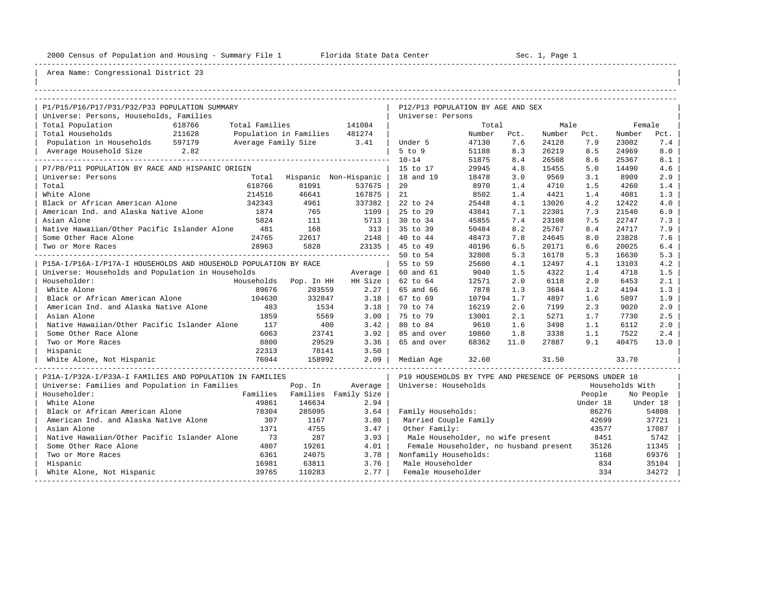2000 Census of Population and Housing - Summary File 1 Florida State Data Center Sec. 1, Page 1

Area Name: Congressional District 23

## P1/P15/P16/P17/P31/P32/P33 POPULATION SUMMARY

Universe: Persons, Households, Families

| | | | |
|---|---|---|---|
| Total Population | 618766 | Total Families | 141084 |
| Total Households | 211628 | Population in Families | 481274 |
| Population in Households | 597179 | Average Family Size | 3.41 |
| Average Household Size | 2.82 | | |

## P7/P8/P11 POPULATION BY RACE AND HISPANIC ORIGIN

Universe: Persons

| | Total | Hispanic | Non-Hispanic |
|---|---|---|---|
| Total | 618766 | 81091 | 537675 |
| White Alone | 214516 | 46641 | 167875 |
| Black or African American Alone | 342343 | 4961 | 337382 |
| American Ind. and Alaska Native Alone | 1874 | 765 | 1109 |
| Asian Alone | 5824 | 111 | 5713 |
| Native Hawaiian/Other Pacific Islander Alone | 481 | 168 | 313 |
| Some Other Race Alone | 24765 | 22617 | 2148 |
| Two or More Races | 28963 | 5828 | 23135 |

## P15A-I/P16A-I/P17A-I HOUSEHOLDS AND HOUSEHOLD POPULATION BY RACE

Universe: Households and Population in Households

| Householder: | Households | Pop. In HH | Average HH Size |
|---|---|---|---|
| White Alone | 89676 | 203559 | 2.27 |
| Black or African American Alone | 104630 | 332847 | 3.18 |
| American Ind. and Alaska Native Alone | 483 | 1534 | 3.18 |
| Asian Alone | 1859 | 5569 | 3.00 |
| Native Hawaiian/Other Pacific Islander Alone | 117 | 400 | 3.42 |
| Some Other Race Alone | 6063 | 23741 | 3.92 |
| Two or More Races | 8800 | 29529 | 3.36 |
| Hispanic | 22313 | 78141 | 3.50 |
| White Alone, Not Hispanic | 76044 | 158992 | 2.09 |

## P31A-I/P32A-I/P33A-I FAMILIES AND POPULATION IN FAMILIES

Universe: Families and Population in Families

| Householder: | Families | Pop. In Families | Average Family Size |
|---|---|---|---|
| White Alone | 49861 | 146634 | 2.94 |
| Black or African American Alone | 78304 | 285095 | 3.64 |
| American Ind. and Alaska Native Alone | 307 | 1167 | 3.80 |
| Asian Alone | 1371 | 4755 | 3.47 |
| Native Hawaiian/Other Pacific Islander Alone | 73 | 287 | 3.93 |
| Some Other Race Alone | 4807 | 19261 | 4.01 |
| Two or More Races | 6361 | 24075 | 3.78 |
| Hispanic | 16981 | 63811 | 3.76 |
| White Alone, Not Hispanic | 39765 | 110283 | 2.77 |

## P12/P13 POPULATION BY AGE AND SEX

Universe: Persons

| | Total Number | Total Pct. | Male Number | Male Pct. | Female Number | Female Pct. |
|---|---|---|---|---|---|---|
| Under 5 | 47130 | 7.6 | 24128 | 7.9 | 23002 | 7.4 |
| 5 to 9 | 51188 | 8.3 | 26219 | 8.5 | 24969 | 8.0 |
| 10-14 | 51875 | 8.4 | 26508 | 8.6 | 25367 | 8.1 |
| 15 to 17 | 29945 | 4.8 | 15455 | 5.0 | 14490 | 4.6 |
| 18 and 19 | 18478 | 3.0 | 9569 | 3.1 | 8909 | 2.9 |
| 20 | 8970 | 1.4 | 4710 | 1.5 | 4260 | 1.4 |
| 21 | 8502 | 1.4 | 4421 | 1.4 | 4081 | 1.3 |
| 22 to 24 | 25448 | 4.1 | 13026 | 4.2 | 12422 | 4.0 |
| 25 to 29 | 43841 | 7.1 | 22301 | 7.3 | 21540 | 6.9 |
| 30 to 34 | 45855 | 7.4 | 23108 | 7.5 | 22747 | 7.3 |
| 35 to 39 | 50484 | 8.2 | 25767 | 8.4 | 24717 | 7.9 |
| 40 to 44 | 48473 | 7.8 | 24645 | 8.0 | 23828 | 7.6 |
| 45 to 49 | 40196 | 6.5 | 20171 | 6.6 | 20025 | 6.4 |
| 50 to 54 | 32808 | 5.3 | 16178 | 5.3 | 16630 | 5.3 |
| 55 to 59 | 25600 | 4.1 | 12497 | 4.1 | 13103 | 4.2 |
| 60 and 61 | 9040 | 1.5 | 4322 | 1.4 | 4718 | 1.5 |
| 62 to 64 | 12571 | 2.0 | 6118 | 2.0 | 6453 | 2.1 |
| 65 and 66 | 7878 | 1.3 | 3684 | 1.2 | 4194 | 1.3 |
| 67 to 69 | 10794 | 1.7 | 4897 | 1.6 | 5897 | 1.9 |
| 70 to 74 | 16219 | 2.6 | 7199 | 2.3 | 9020 | 2.9 |
| 75 to 79 | 13001 | 2.1 | 5271 | 1.7 | 7730 | 2.5 |
| 80 to 84 | 9610 | 1.6 | 3498 | 1.1 | 6112 | 2.0 |
| 85 and over | 10860 | 1.8 | 3338 | 1.1 | 7522 | 2.4 |
| 65 and over | 68362 | 11.0 | 27887 | 9.1 | 40475 | 13.0 |
| Median Age | 32.60 | | 31.50 | | 33.70 | |

## P19 HOUSEHOLDS BY TYPE AND PRESENCE OF PERSONS UNDER 18

Universe: Households

| | Households With People Under 18 | Households With No People Under 18 |
|---|---|---|
| Family Households: | 86276 | 54808 |
| Married Couple Family | 42699 | 37721 |
| Other Family: | 43577 | 17087 |
| Male Householder, no wife present | 8451 | 5742 |
| Female Householder, no husband present | 35126 | 11345 |
| Nonfamily Households: | 1168 | 69376 |
| Male Householder | 834 | 35104 |
| Female Householder | 334 | 34272 |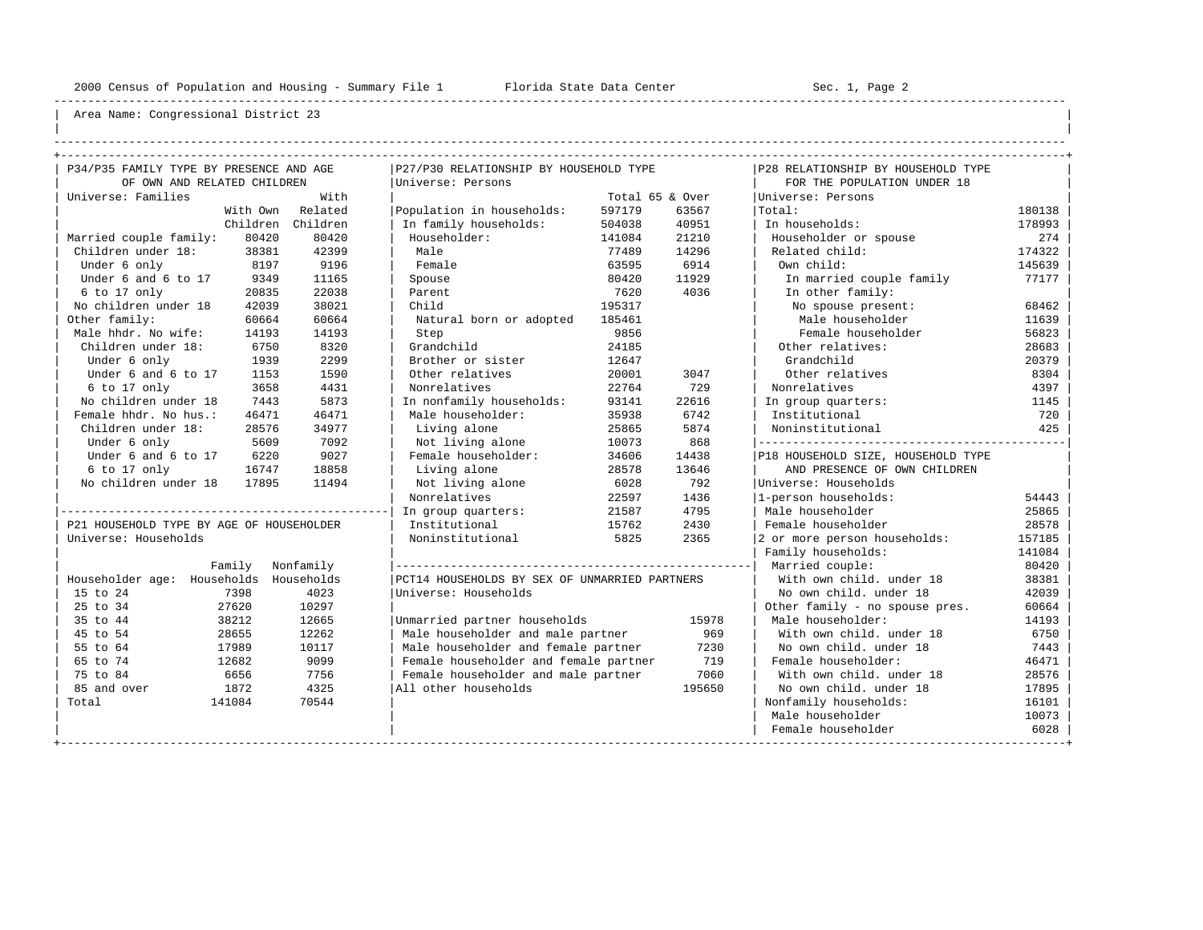Area Name: Congressional District 23

## P34/P35 FAMILY TYPE BY PRESENCE AND AGE OF OWN AND RELATED CHILDREN

Universe: Families

| | With Own Children | With Related Children |
|---|---|---|
| Married couple family: | 80420 | 80420 |
| Children under 18: | 38381 | 42399 |
| Under 6 only | 8197 | 9196 |
| Under 6 and 6 to 17 | 9349 | 11165 |
| 6 to 17 only | 20835 | 22038 |
| No children under 18 | 42039 | 38021 |
| Other family: | 60664 | 60664 |
| Male hhdr. No wife: | 14193 | 14193 |
| Children under 18: | 6750 | 8320 |
| Under 6 only | 1939 | 2299 |
| Under 6 and 6 to 17 | 1153 | 1590 |
| 6 to 17 only | 3658 | 4431 |
| No children under 18 | 7443 | 5873 |
| Female hhdr. No hus.: | 46471 | 46471 |
| Children under 18: | 28576 | 34977 |
| Under 6 only | 5609 | 7092 |
| Under 6 and 6 to 17 | 6220 | 9027 |
| 6 to 17 only | 16747 | 18858 |
| No children under 18 | 17895 | 11494 |

## P21 HOUSEHOLD TYPE BY AGE OF HOUSEHOLDER

Universe: Households

| Householder age: | Family Households | Nonfamily Households |
|---|---|---|
| 15 to 24 | 7398 | 4023 |
| 25 to 34 | 27620 | 10297 |
| 35 to 44 | 38212 | 12665 |
| 45 to 54 | 28655 | 12262 |
| 55 to 64 | 17989 | 10117 |
| 65 to 74 | 12682 | 9099 |
| 75 to 84 | 6656 | 7756 |
| 85 and over | 1872 | 4325 |
| Total | 141084 | 70544 |

## P27/P30 RELATIONSHIP BY HOUSEHOLD TYPE

Universe: Persons

| | Total | 65 & Over |
|---|---|---|
| Population in households: | 597179 | 63567 |
| In family households: | 504038 | 40951 |
| Householder: | 141084 | 21210 |
| Male | 77489 | 14296 |
| Female | 63595 | 6914 |
| Spouse | 80420 | 11929 |
| Parent | 7620 | 4036 |
| Child | 195317 | |
| Natural born or adopted | 185461 | |
| Step | 9856 | |
| Grandchild | 24185 | |
| Brother or sister | 12647 | |
| Other relatives | 20001 | 3047 |
| Nonrelatives | 22764 | 729 |
| In nonfamily households: | 93141 | 22616 |
| Male householder: | 35938 | 6742 |
| Living alone | 25865 | 5874 |
| Not living alone | 10073 | 868 |
| Female householder: | 34606 | 14438 |
| Living alone | 28578 | 13646 |
| Not living alone | 6028 | 792 |
| Nonrelatives | 22597 | 1436 |
| In group quarters: | 21587 | 4795 |
| Institutional | 15762 | 2430 |
| Noninstitutional | 5825 | 2365 |

## PCT14 HOUSEHOLDS BY SEX OF UNMARRIED PARTNERS

Universe: Households

| | |
|---|---|
| Unmarried partner households | 15978 |
| Male householder and male partner | 969 |
| Male householder and female partner | 7230 |
| Female householder and female partner | 719 |
| Female householder and male partner | 7060 |
| All other households | 195650 |

## P28 RELATIONSHIP BY HOUSEHOLD TYPE FOR THE POPULATION UNDER 18

Universe: Persons

| | |
|---|---|
| Total: | 180138 |
| In households: | 178993 |
| Householder or spouse | 274 |
| Related child: | 174322 |
| Own child: | 145639 |
| In married couple family | 77177 |
| In other family: | |
| No spouse present: | 68462 |
| Male householder | 11639 |
| Female householder | 56823 |
| Other relatives: | 28683 |
| Grandchild | 20379 |
| Other relatives | 8304 |
| Nonrelatives | 4397 |
| In group quarters: | 1145 |
| Institutional | 720 |
| Noninstitutional | 425 |

## P18 HOUSEHOLD SIZE, HOUSEHOLD TYPE AND PRESENCE OF OWN CHILDREN

Universe: Households

| | |
|---|---|
| 1-person households: | 54443 |
| Male householder | 25865 |
| Female householder | 28578 |
| 2 or more person households: | 157185 |
| Family households: | 141084 |
| Married couple: | 80420 |
| With own child. under 18 | 38381 |
| No own child. under 18 | 42039 |
| Other family - no spouse pres. | 60664 |
| Male householder: | 14193 |
| With own child. under 18 | 6750 |
| No own child. under 18 | 7443 |
| Female householder: | 46471 |
| With own child. under 18 | 28576 |
| No own child. under 18 | 17895 |
| Nonfamily households: | 16101 |
| Male householder | 10073 |
| Female householder | 6028 |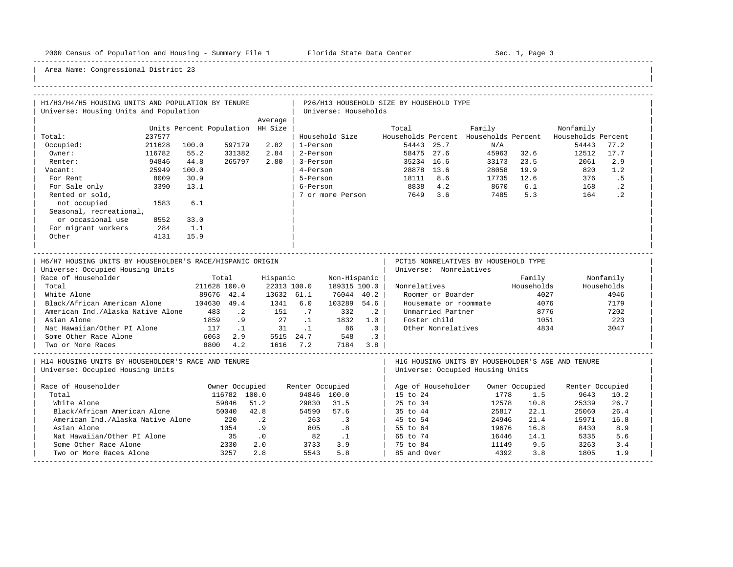Area Name: Congressional District 23

## H1/H3/H4/H5 HOUSING UNITS AND POPULATION BY TENURE
Universe: Housing Units and Population

| | Units | Percent | Population | Average HH Size |
|---|---|---|---|---|
| Total: | 237577 | | | |
| Occupied: | 211628 | 100.0 | 597179 | 2.82 |
| Owner: | 116782 | 55.2 | 331382 | 2.84 |
| Renter: | 94846 | 44.8 | 265797 | 2.80 |
| Vacant: | 25949 | 100.0 | | |
| For Rent | 8009 | 30.9 | | |
| For Sale only | 3390 | 13.1 | | |
| Rented or sold, not occupied | 1583 | 6.1 | | |
| Seasonal, recreational, or occasional use | 8552 | 33.0 | | |
| For migrant workers | 284 | 1.1 | | |
| Other | 4131 | 15.9 | | |

## P26/H13 HOUSEHOLD SIZE BY HOUSEHOLD TYPE
Universe: Households

| Household Size | Total Households | Percent | Family Households | Percent | Nonfamily Households | Percent |
|---|---|---|---|---|---|---|
| 1-Person | 54443 | 25.7 | N/A | | 54443 | 77.2 |
| 2-Person | 58475 | 27.6 | 45963 | 32.6 | 12512 | 17.7 |
| 3-Person | 35234 | 16.6 | 33173 | 23.5 | 2061 | 2.9 |
| 4-Person | 28878 | 13.6 | 28058 | 19.9 | 820 | 1.2 |
| 5-Person | 18111 | 8.6 | 17735 | 12.6 | 376 | .5 |
| 6-Person | 8838 | 4.2 | 8670 | 6.1 | 168 | .2 |
| 7 or more Person | 7649 | 3.6 | 7485 | 5.3 | 164 | .2 |

## H6/H7 HOUSING UNITS BY HOUSEHOLDER'S RACE/HISPANIC ORIGIN
Universe: Occupied Housing Units

| Race of Householder | Total | | Hispanic | | Non-Hispanic | |
|---|---|---|---|---|---|---|
| Total | 211628 | 100.0 | 22313 | 100.0 | 189315 | 100.0 |
| White Alone | 89676 | 42.4 | 13632 | 61.1 | 76044 | 40.2 |
| Black/African American Alone | 104630 | 49.4 | 1341 | 6.0 | 103289 | 54.6 |
| American Ind./Alaska Native Alone | 483 | .2 | 151 | .7 | 332 | .2 |
| Asian Alone | 1859 | .9 | 27 | .1 | 1832 | 1.0 |
| Nat Hawaiian/Other PI Alone | 117 | .1 | 31 | .1 | 86 | .0 |
| Some Other Race Alone | 6063 | 2.9 | 5515 | 24.7 | 548 | .3 |
| Two or More Races | 8800 | 4.2 | 1616 | 7.2 | 7184 | 3.8 |

## PCT15 NONRELATIVES BY HOUSEHOLD TYPE
Universe: Nonrelatives

| Nonrelatives | Family Households | Nonfamily Households |
|---|---|---|
| Roomer or Boarder | 4027 | 4946 |
| Housemate or roommate | 4076 | 7179 |
| Unmarried Partner | 8776 | 7202 |
| Foster child | 1051 | 223 |
| Other Nonrelatives | 4834 | 3047 |

## H14 HOUSING UNITS BY HOUSEHOLDER'S RACE AND TENURE
Universe: Occupied Housing Units

| Race of Householder | Owner Occupied | | Renter Occupied | |
|---|---|---|---|---|
| Total | 116782 | 100.0 | 94846 | 100.0 |
| White Alone | 59846 | 51.2 | 29830 | 31.5 |
| Black/African American Alone | 50040 | 42.8 | 54590 | 57.6 |
| American Ind./Alaska Native Alone | 220 | .2 | 263 | .3 |
| Asian Alone | 1054 | .9 | 805 | .8 |
| Nat Hawaiian/Other PI Alone | 35 | .0 | 82 | .1 |
| Some Other Race Alone | 2330 | 2.0 | 3733 | 3.9 |
| Two or More Races Alone | 3257 | 2.8 | 5543 | 5.8 |

## H16 HOUSING UNITS BY HOUSEHOLDER'S AGE AND TENURE
Universe: Occupied Housing Units

| Age of Householder | Owner Occupied | | Renter Occupied | |
|---|---|---|---|---|
| 15 to 24 | 1778 | 1.5 | 9643 | 10.2 |
| 25 to 34 | 12578 | 10.8 | 25339 | 26.7 |
| 35 to 44 | 25817 | 22.1 | 25060 | 26.4 |
| 45 to 54 | 24946 | 21.4 | 15971 | 16.8 |
| 55 to 64 | 19676 | 16.8 | 8430 | 8.9 |
| 65 to 74 | 16446 | 14.1 | 5335 | 5.6 |
| 75 to 84 | 11149 | 9.5 | 3263 | 3.4 |
| 85 and Over | 4392 | 3.8 | 1805 | 1.9 |